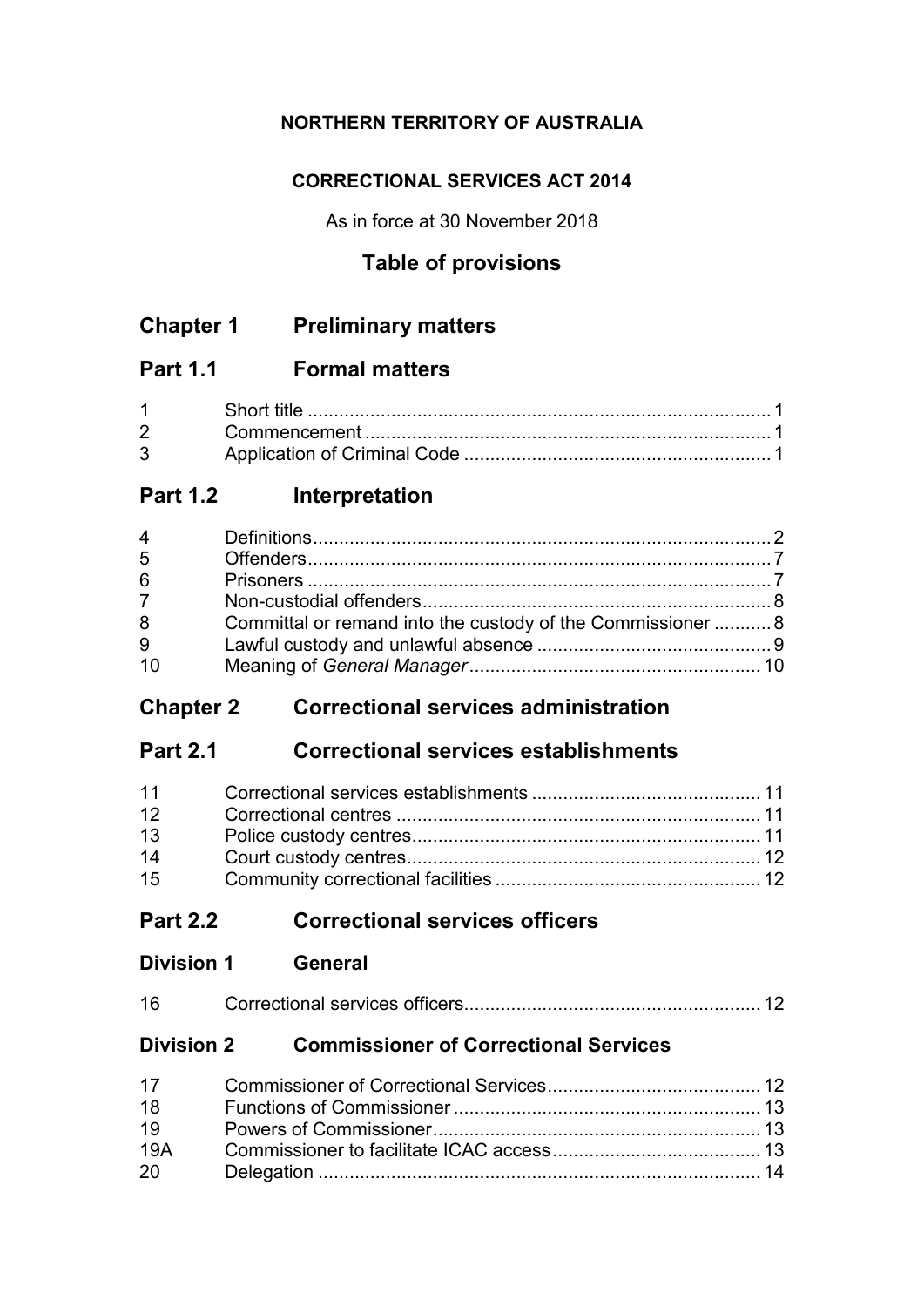**NORTHERN TERRITORY OF AUSTRALIA**

**CORRECTIONAL SERVICES ACT 2014**

As in force at 30 November 2018

## Table of provisions

## Chapter 1 Preliminary matters

### Part 1.1 Formal matters

| | | |
|---|---|---|
| 1 | Short title | 1 |
| 2 | Commencement | 1 |
| 3 | Application of Criminal Code | 1 |

### Part 1.2 Interpretation

| | | |
|---|---|---|
| 4 | Definitions | 2 |
| 5 | Offenders | 7 |
| 6 | Prisoners | 7 |
| 7 | Non-custodial offenders | 8 |
| 8 | Committal or remand into the custody of the Commissioner | 8 |
| 9 | Lawful custody and unlawful absence | 9 |
| 10 | Meaning of *General Manager* | 10 |

## Chapter 2 Correctional services administration

### Part 2.1 Correctional services establishments

| | | |
|---|---|---|
| 11 | Correctional services establishments | 11 |
| 12 | Correctional centres | 11 |
| 13 | Police custody centres | 11 |
| 14 | Court custody centres | 12 |
| 15 | Community correctional facilities | 12 |

### Part 2.2 Correctional services officers

#### Division 1 General

| | | |
|---|---|---|
| 16 | Correctional services officers | 12 |

#### Division 2 Commissioner of Correctional Services

| | | |
|---|---|---|
| 17 | Commissioner of Correctional Services | 12 |
| 18 | Functions of Commissioner | 13 |
| 19 | Powers of Commissioner | 13 |
| 19A | Commissioner to facilitate ICAC access | 13 |
| 20 | Delegation | 14 |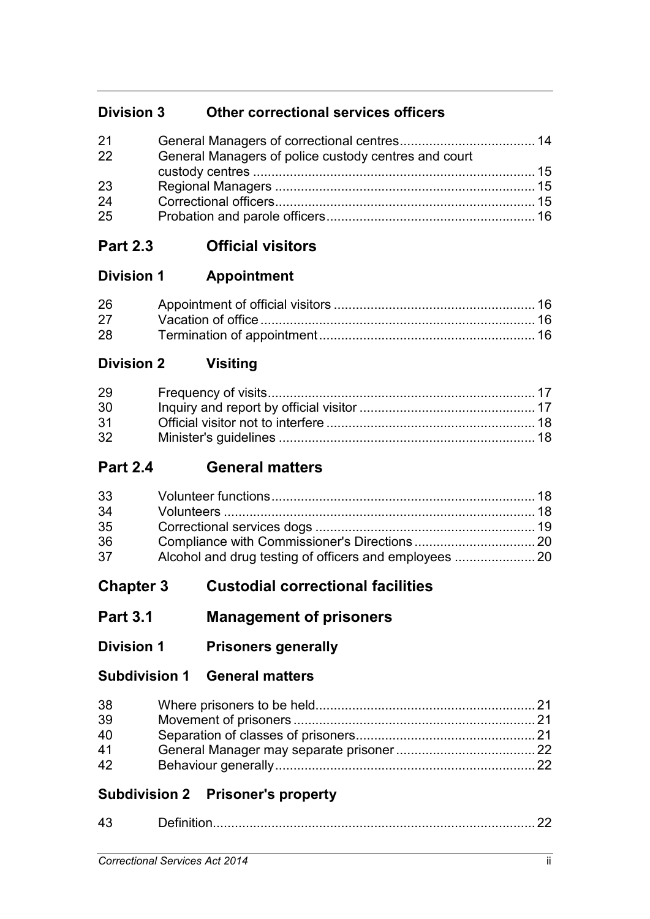## Division 3 Other correctional services officers

| | | |
|---|---|---|
| 21 | General Managers of correctional centres | 14 |
| 22 | General Managers of police custody centres and court custody centres | 15 |
| 23 | Regional Managers | 15 |
| 24 | Correctional officers | 15 |
| 25 | Probation and parole officers | 16 |

## Part 2.3 Official visitors

## Division 1 Appointment

| | | |
|---|---|---|
| 26 | Appointment of official visitors | 16 |
| 27 | Vacation of office | 16 |
| 28 | Termination of appointment | 16 |

## Division 2 Visiting

| | | |
|---|---|---|
| 29 | Frequency of visits | 17 |
| 30 | Inquiry and report by official visitor | 17 |
| 31 | Official visitor not to interfere | 18 |
| 32 | Minister's guidelines | 18 |

## Part 2.4 General matters

| | | |
|---|---|---|
| 33 | Volunteer functions | 18 |
| 34 | Volunteers | 18 |
| 35 | Correctional services dogs | 19 |
| 36 | Compliance with Commissioner's Directions | 20 |
| 37 | Alcohol and drug testing of officers and employees | 20 |

# Chapter 3 Custodial correctional facilities

## Part 3.1 Management of prisoners

## Division 1 Prisoners generally

### Subdivision 1 General matters

| | | |
|---|---|---|
| 38 | Where prisoners to be held | 21 |
| 39 | Movement of prisoners | 21 |
| 40 | Separation of classes of prisoners | 21 |
| 41 | General Manager may separate prisoner | 22 |
| 42 | Behaviour generally | 22 |

### Subdivision 2 Prisoner's property

| | | |
|---|---|---|
| 43 | Definition | 22 |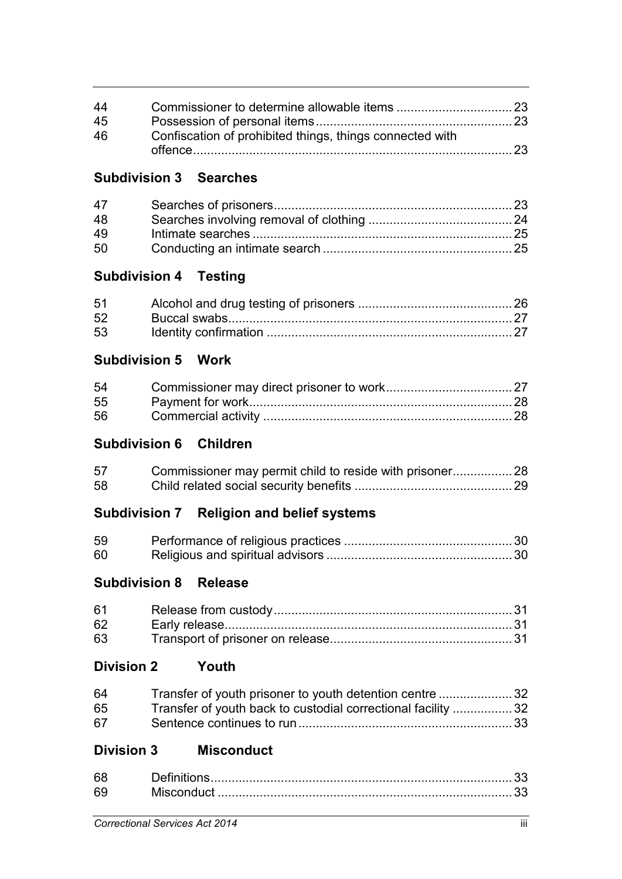| | | |
|---|---|---|
| 44 | Commissioner to determine allowable items | 23 |
| 45 | Possession of personal items | 23 |
| 46 | Confiscation of prohibited things, things connected with offence | 23 |

### Subdivision 3 Searches

| | | |
|---|---|---|
| 47 | Searches of prisoners | 23 |
| 48 | Searches involving removal of clothing | 24 |
| 49 | Intimate searches | 25 |
| 50 | Conducting an intimate search | 25 |

### Subdivision 4 Testing

| | | |
|---|---|---|
| 51 | Alcohol and drug testing of prisoners | 26 |
| 52 | Buccal swabs | 27 |
| 53 | Identity confirmation | 27 |

### Subdivision 5 Work

| | | |
|---|---|---|
| 54 | Commissioner may direct prisoner to work | 27 |
| 55 | Payment for work | 28 |
| 56 | Commercial activity | 28 |

### Subdivision 6 Children

| | | |
|---|---|---|
| 57 | Commissioner may permit child to reside with prisoner | 28 |
| 58 | Child related social security benefits | 29 |

### Subdivision 7 Religion and belief systems

| | | |
|---|---|---|
| 59 | Performance of religious practices | 30 |
| 60 | Religious and spiritual advisors | 30 |

### Subdivision 8 Release

| | | |
|---|---|---|
| 61 | Release from custody | 31 |
| 62 | Early release | 31 |
| 63 | Transport of prisoner on release | 31 |

## Division 2 Youth

| | | |
|---|---|---|
| 64 | Transfer of youth prisoner to youth detention centre | 32 |
| 65 | Transfer of youth back to custodial correctional facility | 32 |
| 67 | Sentence continues to run | 33 |

## Division 3 Misconduct

| | | |
|---|---|---|
| 68 | Definitions | 33 |
| 69 | Misconduct | 33 |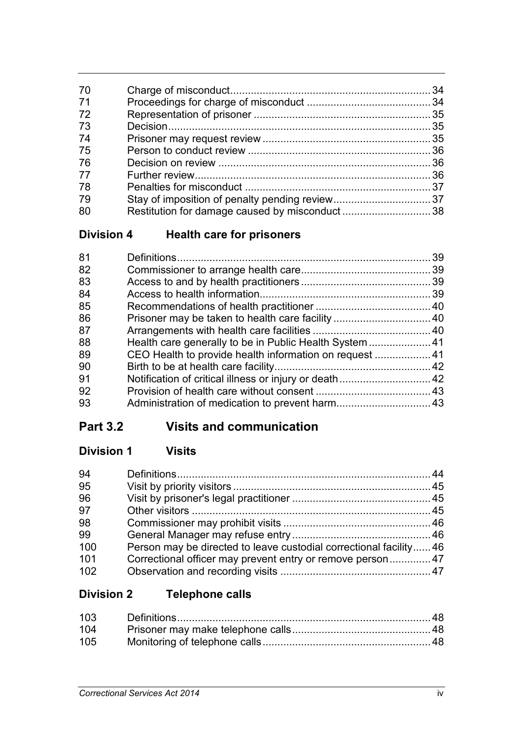| | | |
|---|---|---|
| 70 | Charge of misconduct | 34 |
| 71 | Proceedings for charge of misconduct | 34 |
| 72 | Representation of prisoner | 35 |
| 73 | Decision | 35 |
| 74 | Prisoner may request review | 35 |
| 75 | Person to conduct review | 36 |
| 76 | Decision on review | 36 |
| 77 | Further review | 36 |
| 78 | Penalties for misconduct | 37 |
| 79 | Stay of imposition of penalty pending review | 37 |
| 80 | Restitution for damage caused by misconduct | 38 |

### Division 4 Health care for prisoners

| | | |
|---|---|---|
| 81 | Definitions | 39 |
| 82 | Commissioner to arrange health care | 39 |
| 83 | Access to and by health practitioners | 39 |
| 84 | Access to health information | 39 |
| 85 | Recommendations of health practitioner | 40 |
| 86 | Prisoner may be taken to health care facility | 40 |
| 87 | Arrangements with health care facilities | 40 |
| 88 | Health care generally to be in Public Health System | 41 |
| 89 | CEO Health to provide health information on request | 41 |
| 90 | Birth to be at health care facility | 42 |
| 91 | Notification of critical illness or injury or death | 42 |
| 92 | Provision of health care without consent | 43 |
| 93 | Administration of medication to prevent harm | 43 |

## Part 3.2 Visits and communication

### Division 1 Visits

| | | |
|---|---|---|
| 94 | Definitions | 44 |
| 95 | Visit by priority visitors | 45 |
| 96 | Visit by prisoner's legal practitioner | 45 |
| 97 | Other visitors | 45 |
| 98 | Commissioner may prohibit visits | 46 |
| 99 | General Manager may refuse entry | 46 |
| 100 | Person may be directed to leave custodial correctional facility | 46 |
| 101 | Correctional officer may prevent entry or remove person | 47 |
| 102 | Observation and recording visits | 47 |

### Division 2 Telephone calls

| | | |
|---|---|---|
| 103 | Definitions | 48 |
| 104 | Prisoner may make telephone calls | 48 |
| 105 | Monitoring of telephone calls | 48 |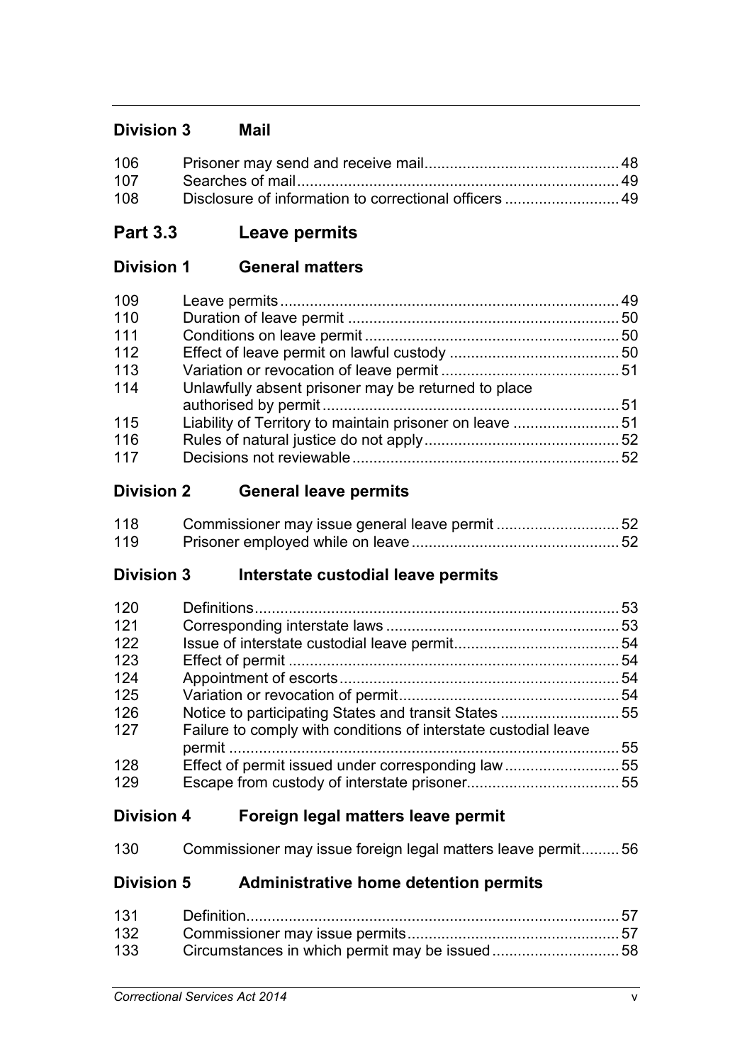## Division 3 Mail

| | | |
|---|---|---|
| 106 | Prisoner may send and receive mail | 48 |
| 107 | Searches of mail | 49 |
| 108 | Disclosure of information to correctional officers | 49 |

# Part 3.3 Leave permits

## Division 1 General matters

| | | |
|---|---|---|
| 109 | Leave permits | 49 |
| 110 | Duration of leave permit | 50 |
| 111 | Conditions on leave permit | 50 |
| 112 | Effect of leave permit on lawful custody | 50 |
| 113 | Variation or revocation of leave permit | 51 |
| 114 | Unlawfully absent prisoner may be returned to place authorised by permit | 51 |
| 115 | Liability of Territory to maintain prisoner on leave | 51 |
| 116 | Rules of natural justice do not apply | 52 |
| 117 | Decisions not reviewable | 52 |

## Division 2 General leave permits

| | | |
|---|---|---|
| 118 | Commissioner may issue general leave permit | 52 |
| 119 | Prisoner employed while on leave | 52 |

## Division 3 Interstate custodial leave permits

| | | |
|---|---|---|
| 120 | Definitions | 53 |
| 121 | Corresponding interstate laws | 53 |
| 122 | Issue of interstate custodial leave permit | 54 |
| 123 | Effect of permit | 54 |
| 124 | Appointment of escorts | 54 |
| 125 | Variation or revocation of permit | 54 |
| 126 | Notice to participating States and transit States | 55 |
| 127 | Failure to comply with conditions of interstate custodial leave permit | 55 |
| 128 | Effect of permit issued under corresponding law | 55 |
| 129 | Escape from custody of interstate prisoner | 55 |

## Division 4 Foreign legal matters leave permit

| | | |
|---|---|---|
| 130 | Commissioner may issue foreign legal matters leave permit | 56 |

## Division 5 Administrative home detention permits

| | | |
|---|---|---|
| 131 | Definition | 57 |
| 132 | Commissioner may issue permits | 57 |
| 133 | Circumstances in which permit may be issued | 58 |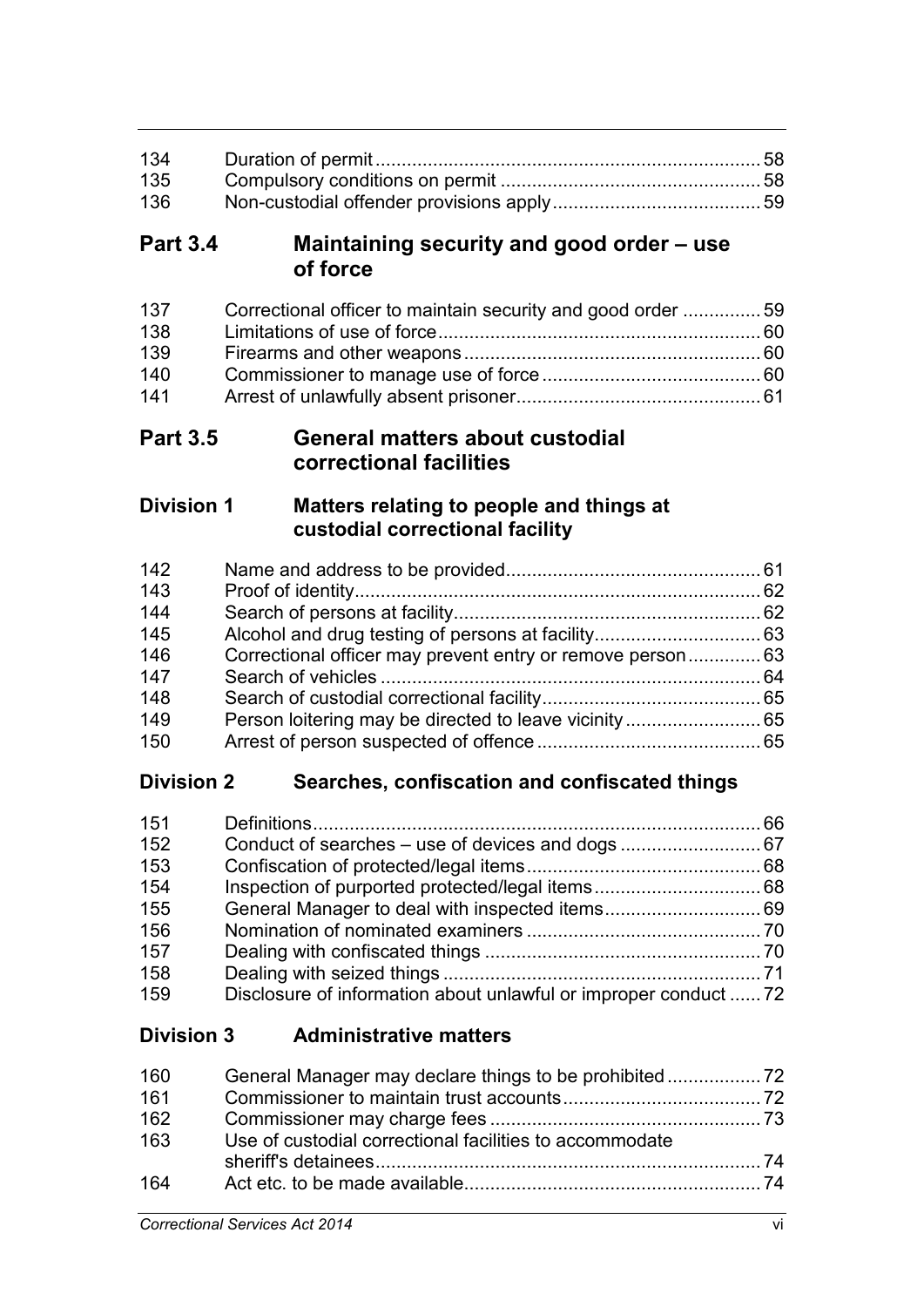| | | |
|---|---|---|
| 134 | Duration of permit | 58 |
| 135 | Compulsory conditions on permit | 58 |
| 136 | Non-custodial offender provisions apply | 59 |

## Part 3.4 Maintaining security and good order – use of force

| | | |
|---|---|---|
| 137 | Correctional officer to maintain security and good order | 59 |
| 138 | Limitations of use of force | 60 |
| 139 | Firearms and other weapons | 60 |
| 140 | Commissioner to manage use of force | 60 |
| 141 | Arrest of unlawfully absent prisoner | 61 |

## Part 3.5 General matters about custodial correctional facilities

### Division 1 Matters relating to people and things at custodial correctional facility

| | | |
|---|---|---|
| 142 | Name and address to be provided | 61 |
| 143 | Proof of identity | 62 |
| 144 | Search of persons at facility | 62 |
| 145 | Alcohol and drug testing of persons at facility | 63 |
| 146 | Correctional officer may prevent entry or remove person | 63 |
| 147 | Search of vehicles | 64 |
| 148 | Search of custodial correctional facility | 65 |
| 149 | Person loitering may be directed to leave vicinity | 65 |
| 150 | Arrest of person suspected of offence | 65 |

### Division 2 Searches, confiscation and confiscated things

| | | |
|---|---|---|
| 151 | Definitions | 66 |
| 152 | Conduct of searches – use of devices and dogs | 67 |
| 153 | Confiscation of protected/legal items | 68 |
| 154 | Inspection of purported protected/legal items | 68 |
| 155 | General Manager to deal with inspected items | 69 |
| 156 | Nomination of nominated examiners | 70 |
| 157 | Dealing with confiscated things | 70 |
| 158 | Dealing with seized things | 71 |
| 159 | Disclosure of information about unlawful or improper conduct | 72 |

### Division 3 Administrative matters

| | | |
|---|---|---|
| 160 | General Manager may declare things to be prohibited | 72 |
| 161 | Commissioner to maintain trust accounts | 72 |
| 162 | Commissioner may charge fees | 73 |
| 163 | Use of custodial correctional facilities to accommodate sheriff's detainees | 74 |
| 164 | Act etc. to be made available | 74 |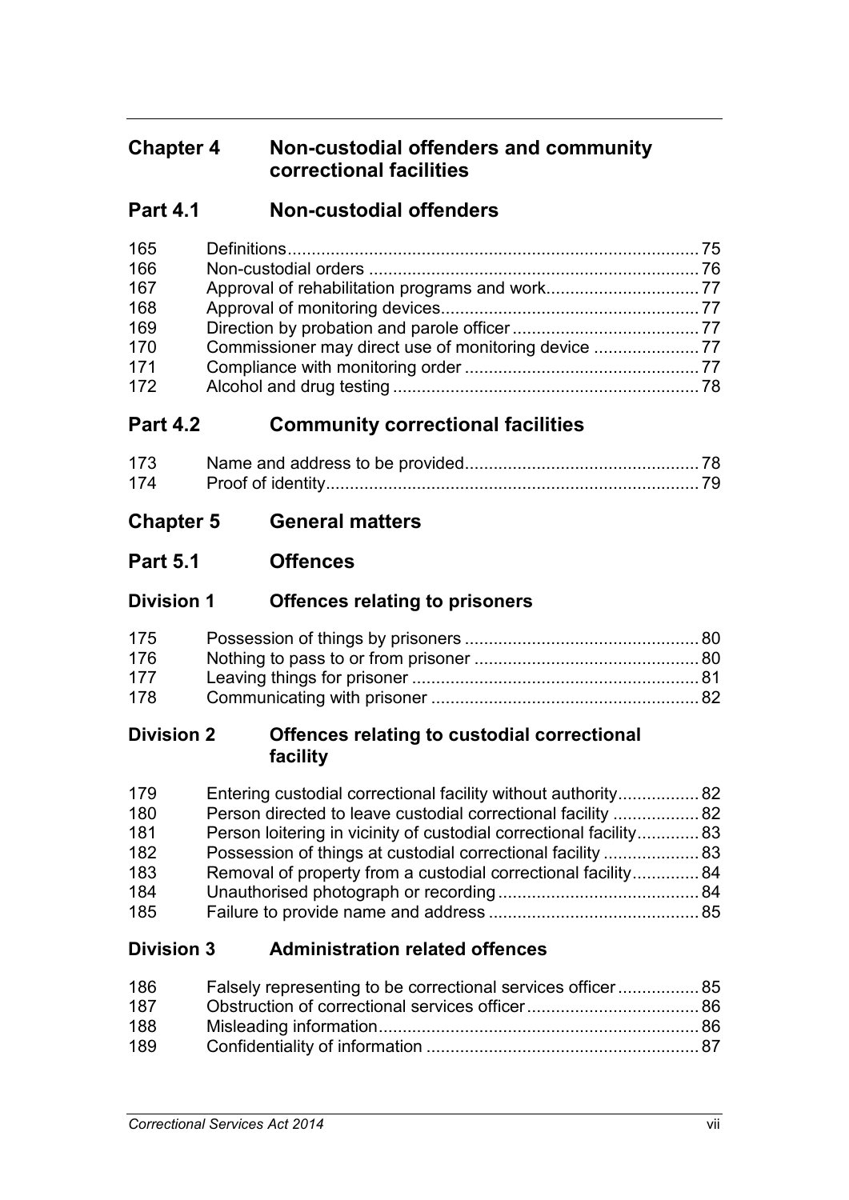## Chapter 4 Non-custodial offenders and community correctional facilities

### Part 4.1 Non-custodial offenders

| | | |
|---|---|---|
| 165 | Definitions | 75 |
| 166 | Non-custodial orders | 76 |
| 167 | Approval of rehabilitation programs and work | 77 |
| 168 | Approval of monitoring devices | 77 |
| 169 | Direction by probation and parole officer | 77 |
| 170 | Commissioner may direct use of monitoring device | 77 |
| 171 | Compliance with monitoring order | 77 |
| 172 | Alcohol and drug testing | 78 |

### Part 4.2 Community correctional facilities

| | | |
|---|---|---|
| 173 | Name and address to be provided | 78 |
| 174 | Proof of identity | 79 |

## Chapter 5 General matters

### Part 5.1 Offences

#### Division 1 Offences relating to prisoners

| | | |
|---|---|---|
| 175 | Possession of things by prisoners | 80 |
| 176 | Nothing to pass to or from prisoner | 80 |
| 177 | Leaving things for prisoner | 81 |
| 178 | Communicating with prisoner | 82 |

#### Division 2 Offences relating to custodial correctional facility

| | | |
|---|---|---|
| 179 | Entering custodial correctional facility without authority | 82 |
| 180 | Person directed to leave custodial correctional facility | 82 |
| 181 | Person loitering in vicinity of custodial correctional facility | 83 |
| 182 | Possession of things at custodial correctional facility | 83 |
| 183 | Removal of property from a custodial correctional facility | 84 |
| 184 | Unauthorised photograph or recording | 84 |
| 185 | Failure to provide name and address | 85 |

#### Division 3 Administration related offences

| | | |
|---|---|---|
| 186 | Falsely representing to be correctional services officer | 85 |
| 187 | Obstruction of correctional services officer | 86 |
| 188 | Misleading information | 86 |
| 189 | Confidentiality of information | 87 |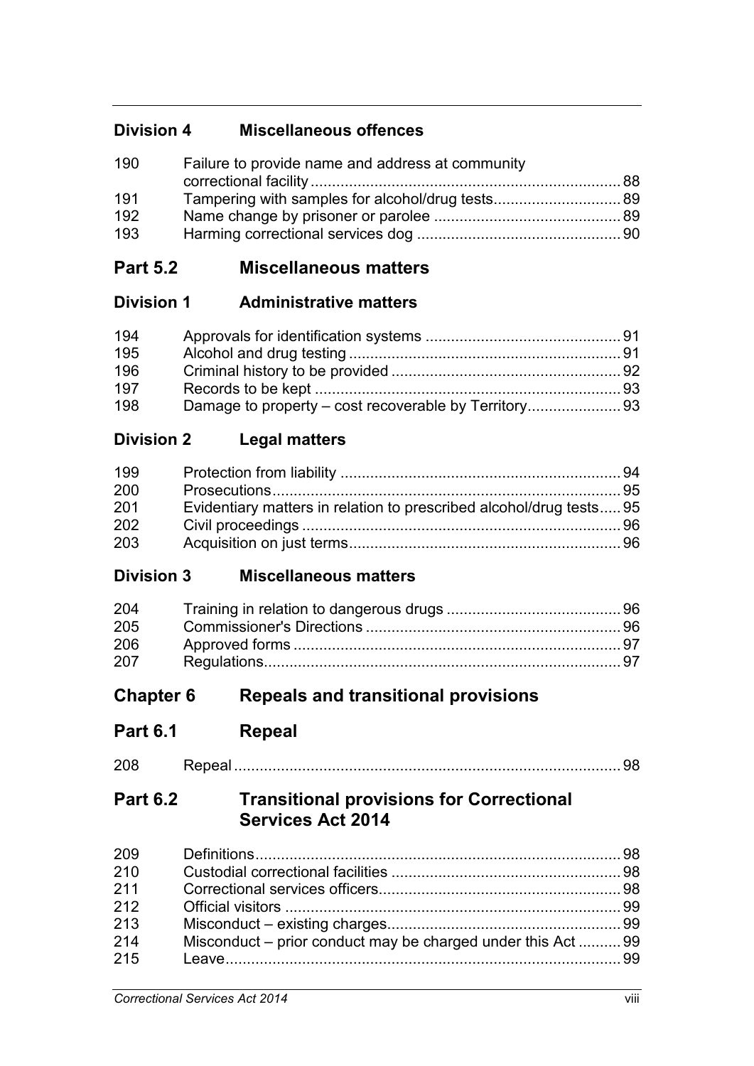## Division 4 Miscellaneous offences

| | | |
|---|---|---|
| 190 | Failure to provide name and address at community correctional facility | 88 |
| 191 | Tampering with samples for alcohol/drug tests | 89 |
| 192 | Name change by prisoner or parolee | 89 |
| 193 | Harming correctional services dog | 90 |

## Part 5.2 Miscellaneous matters

## Division 1 Administrative matters

| | | |
|---|---|---|
| 194 | Approvals for identification systems | 91 |
| 195 | Alcohol and drug testing | 91 |
| 196 | Criminal history to be provided | 92 |
| 197 | Records to be kept | 93 |
| 198 | Damage to property – cost recoverable by Territory | 93 |

## Division 2 Legal matters

| | | |
|---|---|---|
| 199 | Protection from liability | 94 |
| 200 | Prosecutions | 95 |
| 201 | Evidentiary matters in relation to prescribed alcohol/drug tests | 95 |
| 202 | Civil proceedings | 96 |
| 203 | Acquisition on just terms | 96 |

## Division 3 Miscellaneous matters

| | | |
|---|---|---|
| 204 | Training in relation to dangerous drugs | 96 |
| 205 | Commissioner's Directions | 96 |
| 206 | Approved forms | 97 |
| 207 | Regulations | 97 |

# Chapter 6 Repeals and transitional provisions

## Part 6.1 Repeal

| | | |
|---|---|---|
| 208 | Repeal | 98 |

## Part 6.2 Transitional provisions for Correctional Services Act 2014

| | | |
|---|---|---|
| 209 | Definitions | 98 |
| 210 | Custodial correctional facilities | 98 |
| 211 | Correctional services officers | 98 |
| 212 | Official visitors | 99 |
| 213 | Misconduct – existing charges | 99 |
| 214 | Misconduct – prior conduct may be charged under this Act | 99 |
| 215 | Leave | 99 |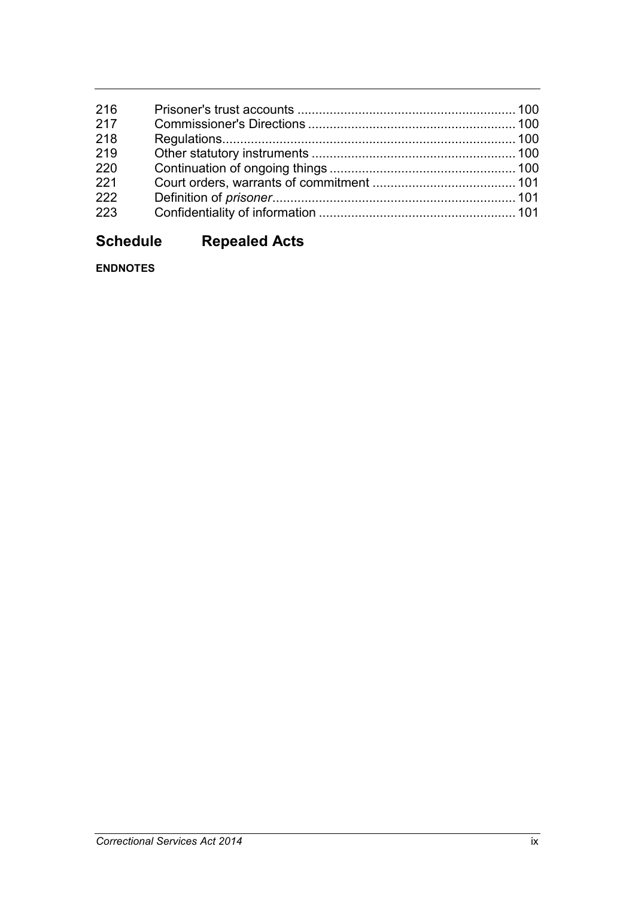| | | |
|---|---|---|
| 216 | Prisoner's trust accounts | 100 |
| 217 | Commissioner's Directions | 100 |
| 218 | Regulations | 100 |
| 219 | Other statutory instruments | 100 |
| 220 | Continuation of ongoing things | 100 |
| 221 | Court orders, warrants of commitment | 101 |
| 222 | Definition of *prisoner* | 101 |
| 223 | Confidentiality of information | 101 |

## Schedule Repealed Acts

**ENDNOTES**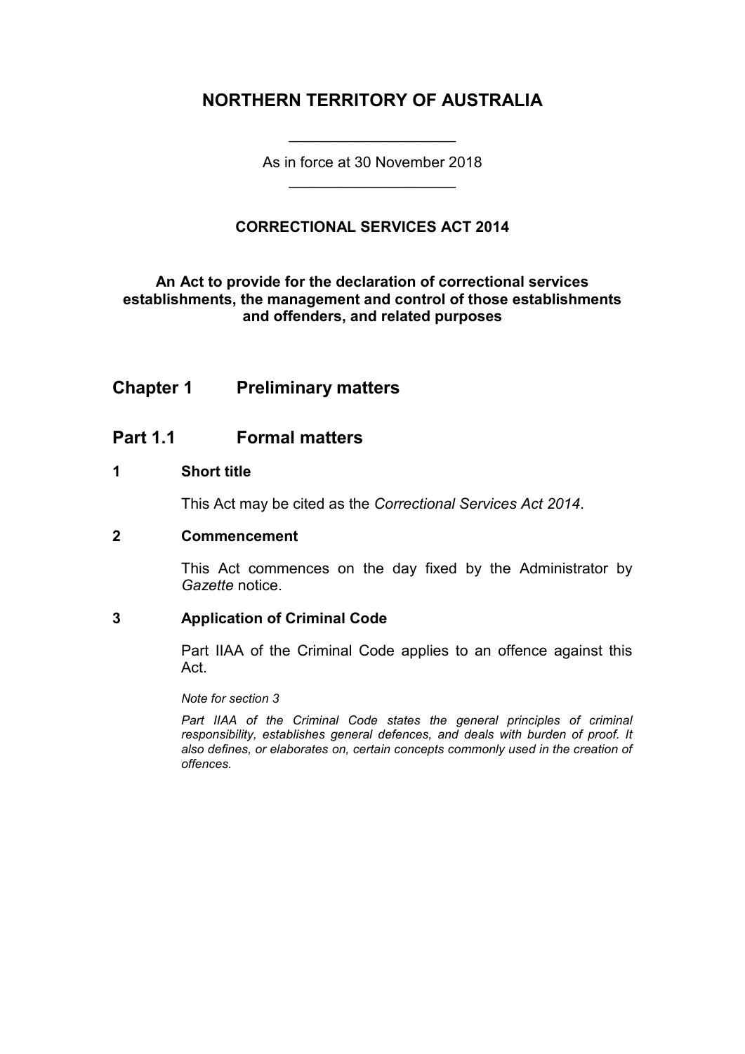# NORTHERN TERRITORY OF AUSTRALIA

As in force at 30 November 2018

### CORRECTIONAL SERVICES ACT 2014

**An Act to provide for the declaration of correctional services establishments, the management and control of those establishments and offenders, and related purposes**

## Chapter 1 Preliminary matters

## Part 1.1 Formal matters

### 1 Short title

This Act may be cited as the *Correctional Services Act 2014*.

### 2 Commencement

This Act commences on the day fixed by the Administrator by *Gazette* notice.

### 3 Application of Criminal Code

Part IIAA of the Criminal Code applies to an offence against this Act.

*Note for section 3*

*Part IIAA of the Criminal Code states the general principles of criminal responsibility, establishes general defences, and deals with burden of proof. It also defines, or elaborates on, certain concepts commonly used in the creation of offences.*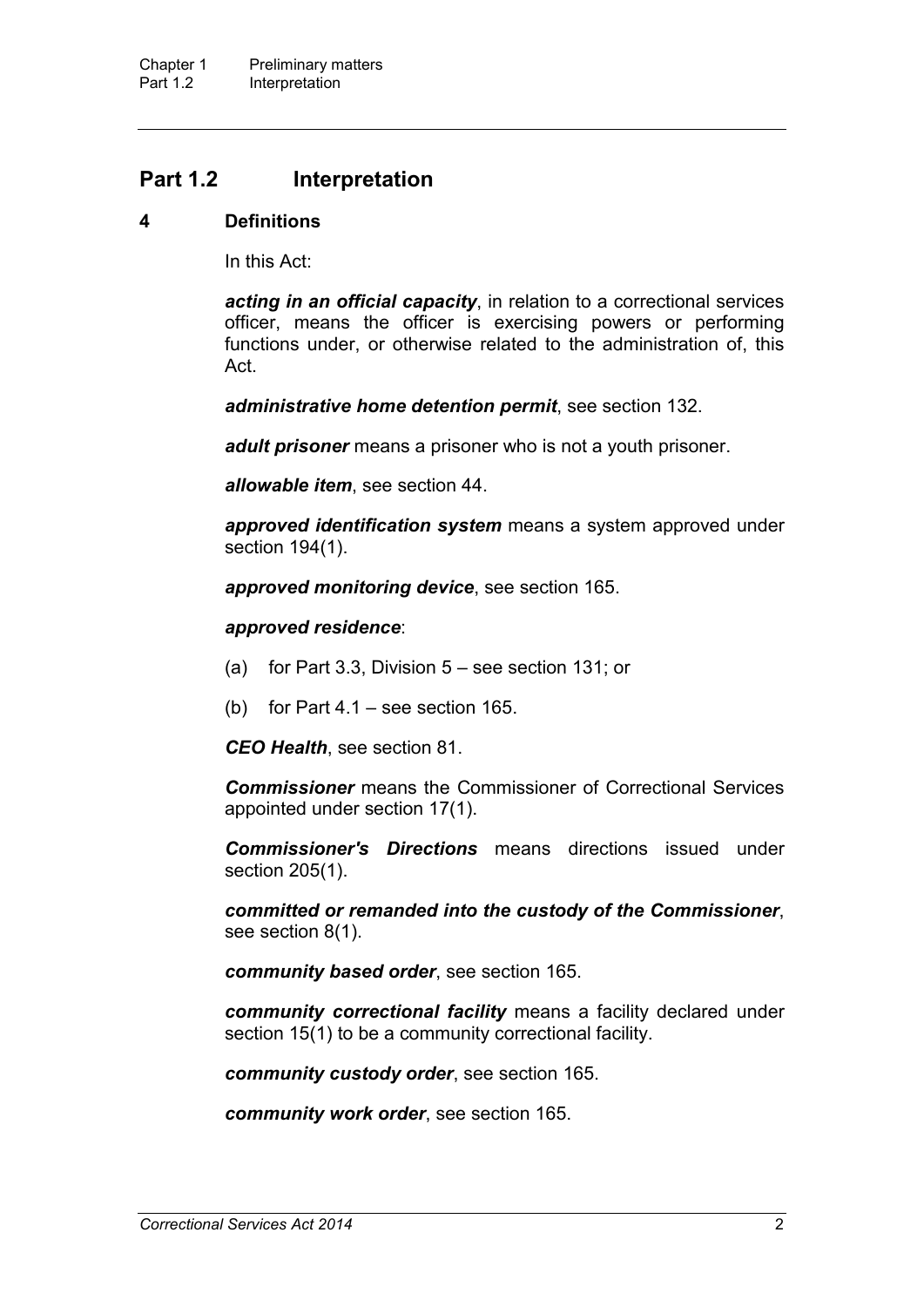## Part 1.2 Interpretation

### 4 Definitions

In this Act:

***acting in an official capacity***, in relation to a correctional services officer, means the officer is exercising powers or performing functions under, or otherwise related to the administration of, this Act.

***administrative home detention permit***, see section 132.

***adult prisoner*** means a prisoner who is not a youth prisoner.

***allowable item***, see section 44.

***approved identification system*** means a system approved under section 194(1).

***approved monitoring device***, see section 165.

***approved residence***:

(a) for Part 3.3, Division 5 – see section 131; or

(b) for Part 4.1 – see section 165.

***CEO Health***, see section 81.

***Commissioner*** means the Commissioner of Correctional Services appointed under section 17(1).

***Commissioner's Directions*** means directions issued under section 205(1).

***committed or remanded into the custody of the Commissioner***, see section 8(1).

***community based order***, see section 165.

***community correctional facility*** means a facility declared under section 15(1) to be a community correctional facility.

***community custody order***, see section 165.

***community work order***, see section 165.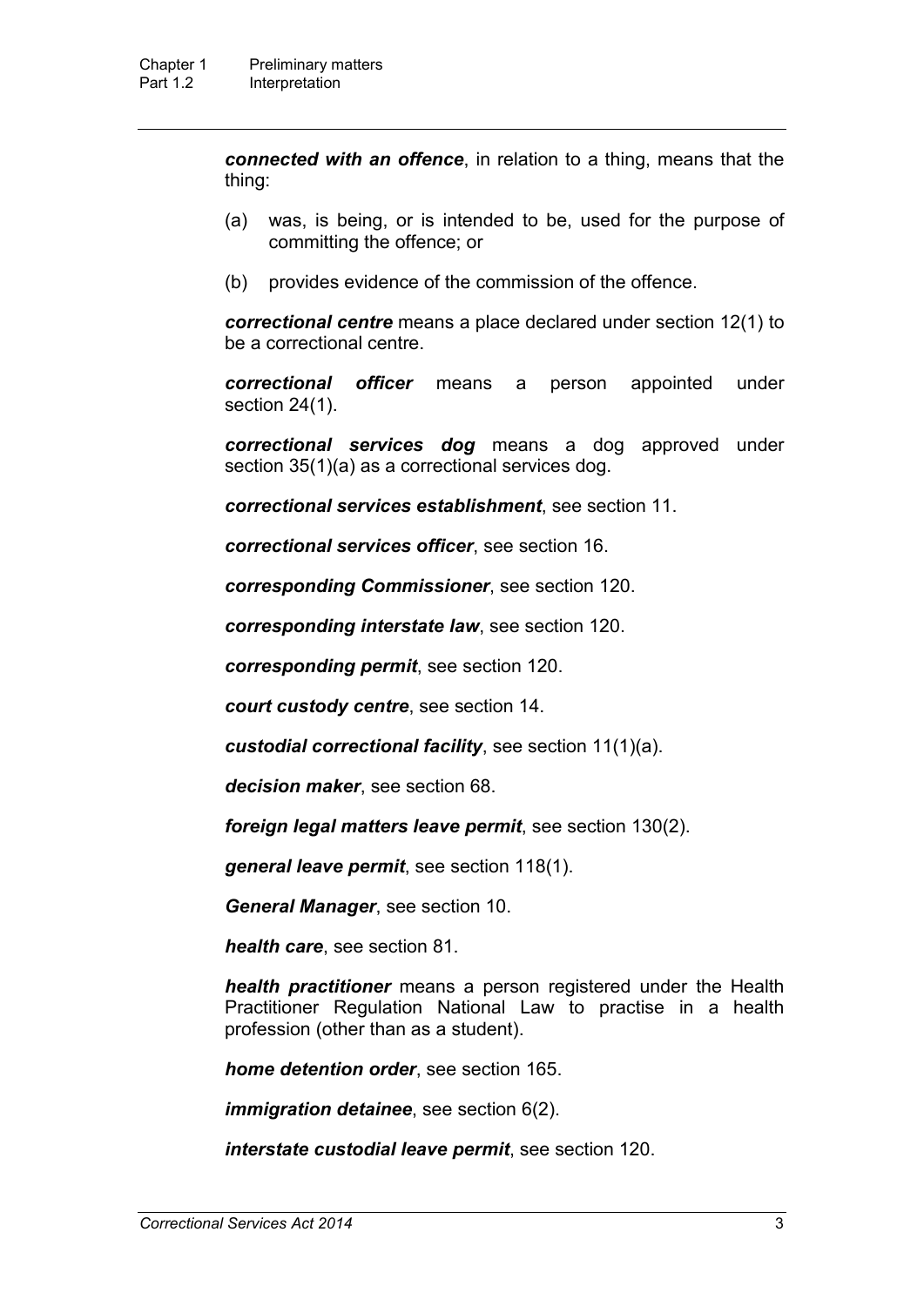***connected with an offence***, in relation to a thing, means that the thing:

(a) was, is being, or is intended to be, used for the purpose of committing the offence; or

(b) provides evidence of the commission of the offence.

***correctional centre*** means a place declared under section 12(1) to be a correctional centre.

***correctional officer*** means a person appointed under section 24(1).

***correctional services dog*** means a dog approved under section 35(1)(a) as a correctional services dog.

***correctional services establishment***, see section 11.

***correctional services officer***, see section 16.

***corresponding Commissioner***, see section 120.

***corresponding interstate law***, see section 120.

***corresponding permit***, see section 120.

***court custody centre***, see section 14.

***custodial correctional facility***, see section 11(1)(a).

***decision maker***, see section 68.

***foreign legal matters leave permit***, see section 130(2).

***general leave permit***, see section 118(1).

***General Manager***, see section 10.

***health care***, see section 81.

***health practitioner*** means a person registered under the Health Practitioner Regulation National Law to practise in a health profession (other than as a student).

***home detention order***, see section 165.

***immigration detainee***, see section 6(2).

***interstate custodial leave permit***, see section 120.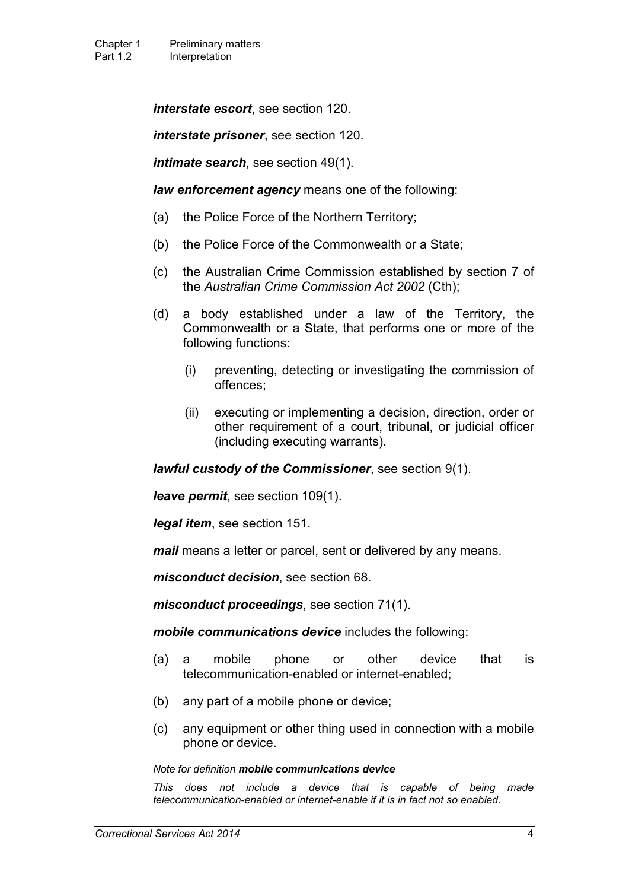***interstate escort***, see section 120.

***interstate prisoner***, see section 120.

***intimate search***, see section 49(1).

***law enforcement agency*** means one of the following:

(a) the Police Force of the Northern Territory;

(b) the Police Force of the Commonwealth or a State;

(c) the Australian Crime Commission established by section 7 of the *Australian Crime Commission Act 2002* (Cth);

(d) a body established under a law of the Territory, the Commonwealth or a State, that performs one or more of the following functions:

 (i) preventing, detecting or investigating the commission of offences;

 (ii) executing or implementing a decision, direction, order or other requirement of a court, tribunal, or judicial officer (including executing warrants).

***lawful custody of the Commissioner***, see section 9(1).

***leave permit***, see section 109(1).

***legal item***, see section 151.

***mail*** means a letter or parcel, sent or delivered by any means.

***misconduct decision***, see section 68.

***misconduct proceedings***, see section 71(1).

***mobile communications device*** includes the following:

(a) a mobile phone or other device that is telecommunication-enabled or internet-enabled;

(b) any part of a mobile phone or device;

(c) any equipment or other thing used in connection with a mobile phone or device.

*Note for definition **mobile communications device***

*This does not include a device that is capable of being made telecommunication-enabled or internet-enable if it is in fact not so enabled.*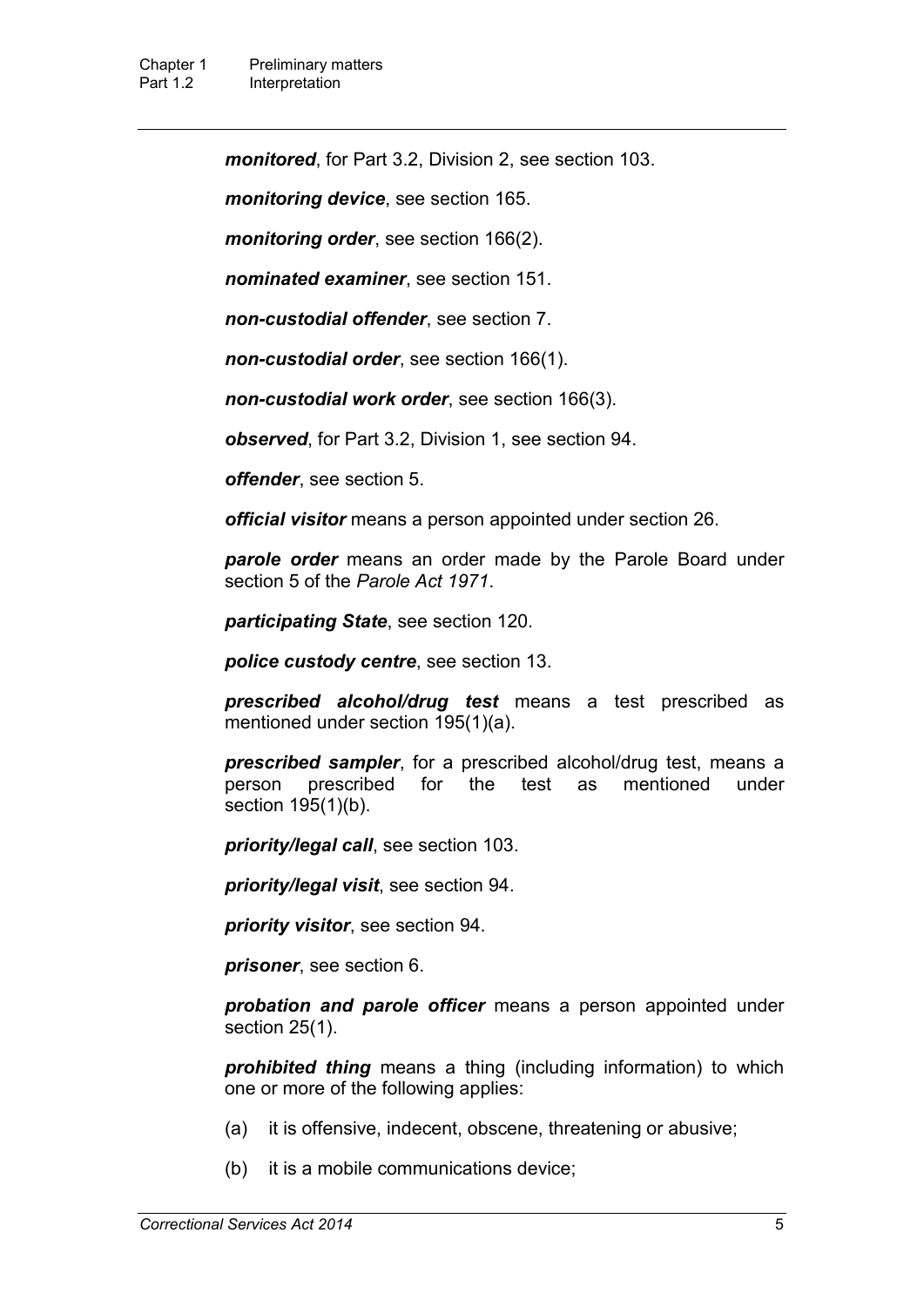***monitored***, for Part 3.2, Division 2, see section 103.

***monitoring device***, see section 165.

***monitoring order***, see section 166(2).

***nominated examiner***, see section 151.

***non-custodial offender***, see section 7.

***non-custodial order***, see section 166(1).

***non-custodial work order***, see section 166(3).

***observed***, for Part 3.2, Division 1, see section 94.

***offender***, see section 5.

***official visitor*** means a person appointed under section 26.

***parole order*** means an order made by the Parole Board under section 5 of the *Parole Act 1971*.

***participating State***, see section 120.

***police custody centre***, see section 13.

***prescribed alcohol/drug test*** means a test prescribed as mentioned under section 195(1)(a).

***prescribed sampler***, for a prescribed alcohol/drug test, means a person prescribed for the test as mentioned under section 195(1)(b).

***priority/legal call***, see section 103.

***priority/legal visit***, see section 94.

***priority visitor***, see section 94.

***prisoner***, see section 6.

***probation and parole officer*** means a person appointed under section 25(1).

***prohibited thing*** means a thing (including information) to which one or more of the following applies:

(a) it is offensive, indecent, obscene, threatening or abusive;

(b) it is a mobile communications device;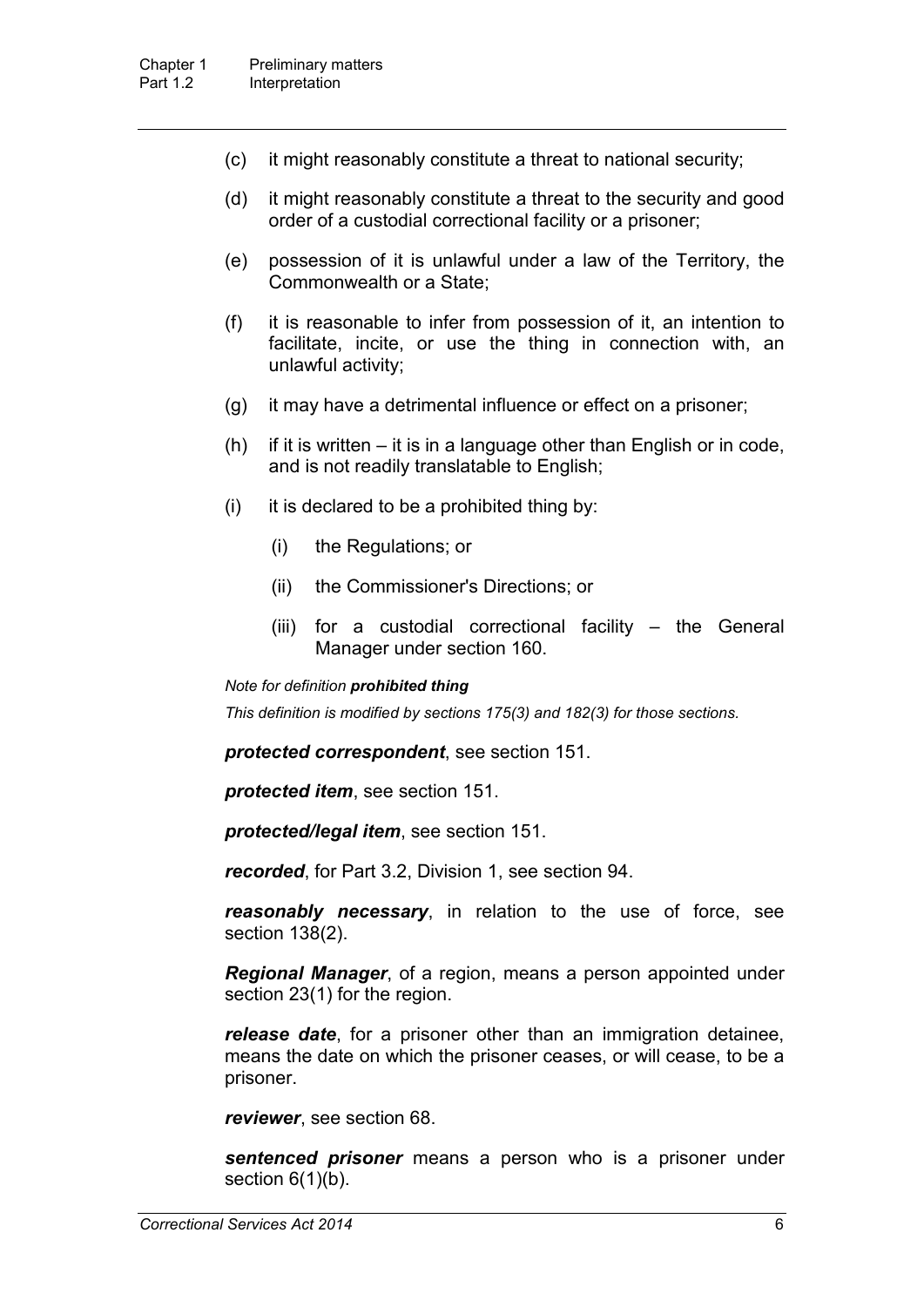(c) it might reasonably constitute a threat to national security;

(d) it might reasonably constitute a threat to the security and good order of a custodial correctional facility or a prisoner;

(e) possession of it is unlawful under a law of the Territory, the Commonwealth or a State;

(f) it is reasonable to infer from possession of it, an intention to facilitate, incite, or use the thing in connection with, an unlawful activity;

(g) it may have a detrimental influence or effect on a prisoner;

(h) if it is written – it is in a language other than English or in code, and is not readily translatable to English;

(i) it is declared to be a prohibited thing by:

(i) the Regulations; or

(ii) the Commissioner's Directions; or

(iii) for a custodial correctional facility – the General Manager under section 160.

*Note for definition **prohibited thing***

*This definition is modified by sections 175(3) and 182(3) for those sections.*

***protected correspondent***, see section 151.

***protected item***, see section 151.

***protected/legal item***, see section 151.

***recorded***, for Part 3.2, Division 1, see section 94.

***reasonably necessary***, in relation to the use of force, see section 138(2).

***Regional Manager***, of a region, means a person appointed under section 23(1) for the region.

***release date***, for a prisoner other than an immigration detainee, means the date on which the prisoner ceases, or will cease, to be a prisoner.

***reviewer***, see section 68.

***sentenced prisoner*** means a person who is a prisoner under section 6(1)(b).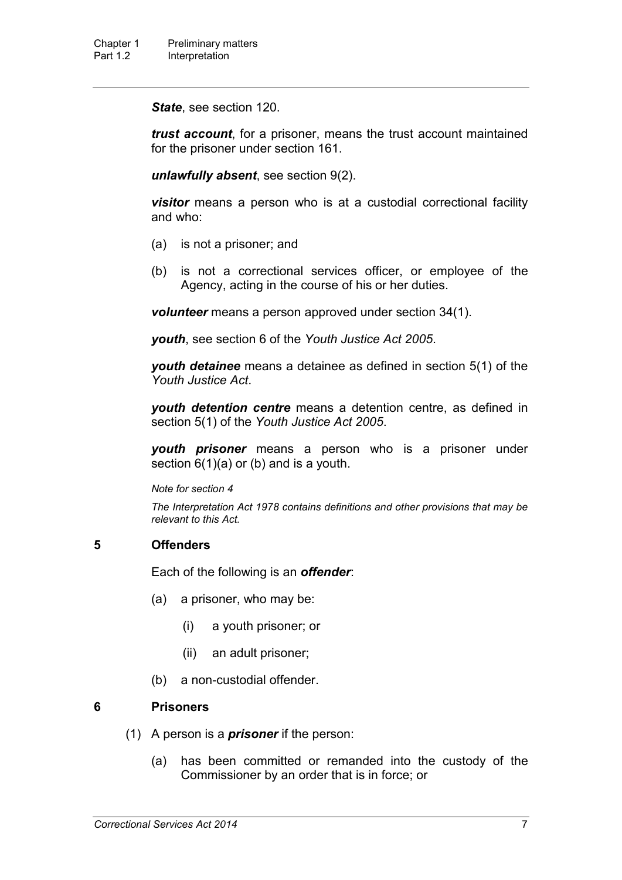***State***, see section 120.

***trust account***, for a prisoner, means the trust account maintained for the prisoner under section 161.

***unlawfully absent***, see section 9(2).

***visitor*** means a person who is at a custodial correctional facility and who:

- (a) is not a prisoner; and
- (b) is not a correctional services officer, or employee of the Agency, acting in the course of his or her duties.

***volunteer*** means a person approved under section 34(1).

***youth***, see section 6 of the *Youth Justice Act 2005*.

***youth detainee*** means a detainee as defined in section 5(1) of the *Youth Justice Act*.

***youth detention centre*** means a detention centre, as defined in section 5(1) of the *Youth Justice Act 2005*.

***youth prisoner*** means a person who is a prisoner under section 6(1)(a) or (b) and is a youth.

*Note for section 4*

*The Interpretation Act 1978 contains definitions and other provisions that may be relevant to this Act.*

## 5 Offenders

Each of the following is an ***offender***:

- (a) a prisoner, who may be:
  - (i) a youth prisoner; or
  - (ii) an adult prisoner;
- (b) a non-custodial offender.

## 6 Prisoners

(1) A person is a ***prisoner*** if the person:

- (a) has been committed or remanded into the custody of the Commissioner by an order that is in force; or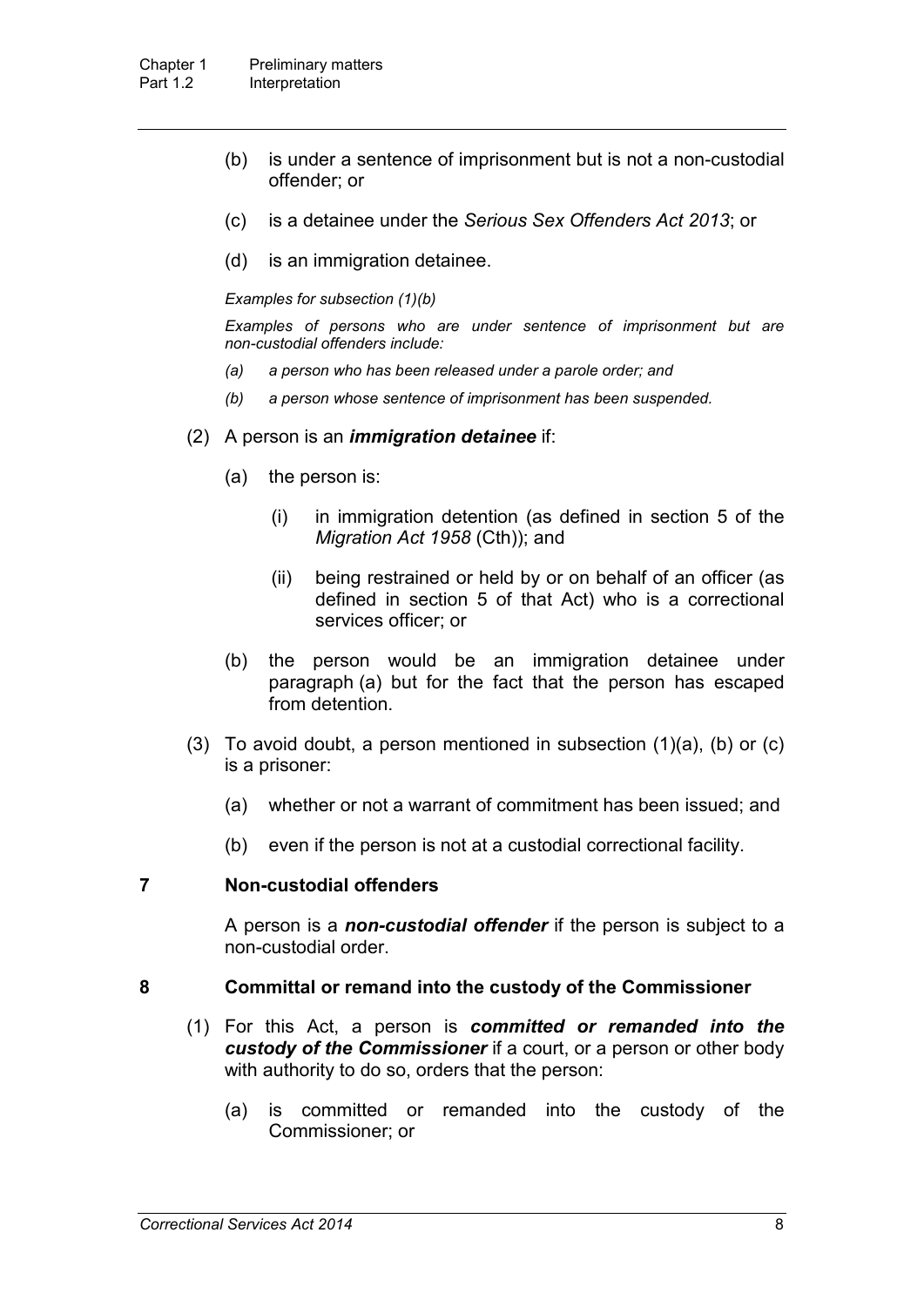(b) is under a sentence of imprisonment but is not a non-custodial offender; or

(c) is a detainee under the *Serious Sex Offenders Act 2013*; or

(d) is an immigration detainee.

*Examples for subsection (1)(b)*

*Examples of persons who are under sentence of imprisonment but are non-custodial offenders include:*

*(a) a person who has been released under a parole order; and*

*(b) a person whose sentence of imprisonment has been suspended.*

(2) A person is an ***immigration detainee*** if:

(a) the person is:

(i) in immigration detention (as defined in section 5 of the *Migration Act 1958* (Cth)); and

(ii) being restrained or held by or on behalf of an officer (as defined in section 5 of that Act) who is a correctional services officer; or

(b) the person would be an immigration detainee under paragraph (a) but for the fact that the person has escaped from detention.

(3) To avoid doubt, a person mentioned in subsection (1)(a), (b) or (c) is a prisoner:

(a) whether or not a warrant of commitment has been issued; and

(b) even if the person is not at a custodial correctional facility.

### 7 Non-custodial offenders

A person is a ***non-custodial offender*** if the person is subject to a non-custodial order.

### 8 Committal or remand into the custody of the Commissioner

(1) For this Act, a person is ***committed or remanded into the custody of the Commissioner*** if a court, or a person or other body with authority to do so, orders that the person:

(a) is committed or remanded into the custody of the Commissioner; or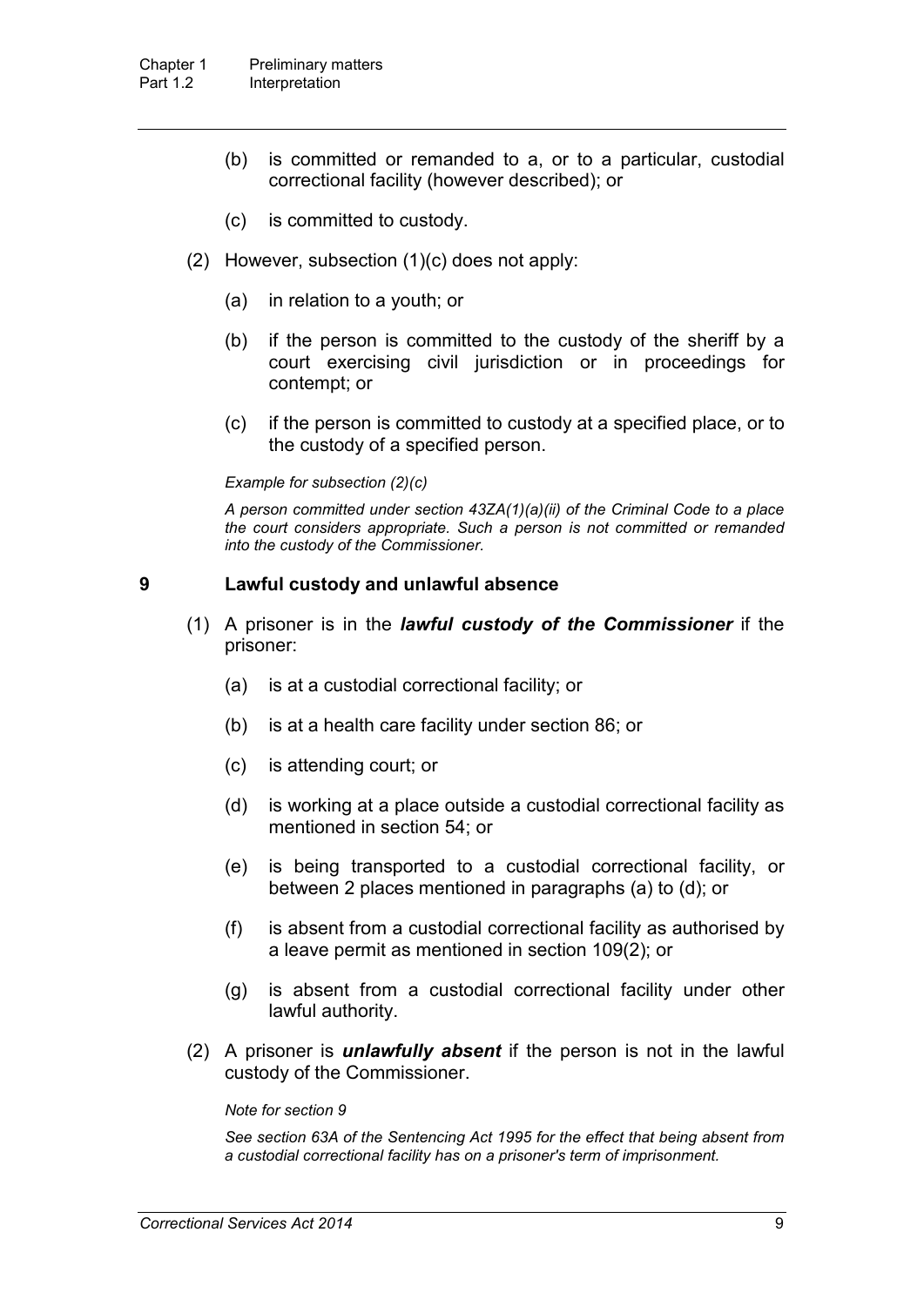(b) is committed or remanded to a, or to a particular, custodial correctional facility (however described); or

(c) is committed to custody.

(2) However, subsection (1)(c) does not apply:

(a) in relation to a youth; or

(b) if the person is committed to the custody of the sheriff by a court exercising civil jurisdiction or in proceedings for contempt; or

(c) if the person is committed to custody at a specified place, or to the custody of a specified person.

*Example for subsection (2)(c)*

*A person committed under section 43ZA(1)(a)(ii) of the Criminal Code to a place the court considers appropriate. Such a person is not committed or remanded into the custody of the Commissioner.*

## 9 Lawful custody and unlawful absence

(1) A prisoner is in the ***lawful custody of the Commissioner*** if the prisoner:

(a) is at a custodial correctional facility; or

(b) is at a health care facility under section 86; or

(c) is attending court; or

(d) is working at a place outside a custodial correctional facility as mentioned in section 54; or

(e) is being transported to a custodial correctional facility, or between 2 places mentioned in paragraphs (a) to (d); or

(f) is absent from a custodial correctional facility as authorised by a leave permit as mentioned in section 109(2); or

(g) is absent from a custodial correctional facility under other lawful authority.

(2) A prisoner is ***unlawfully absent*** if the person is not in the lawful custody of the Commissioner.

*Note for section 9*

*See section 63A of the Sentencing Act 1995 for the effect that being absent from a custodial correctional facility has on a prisoner's term of imprisonment.*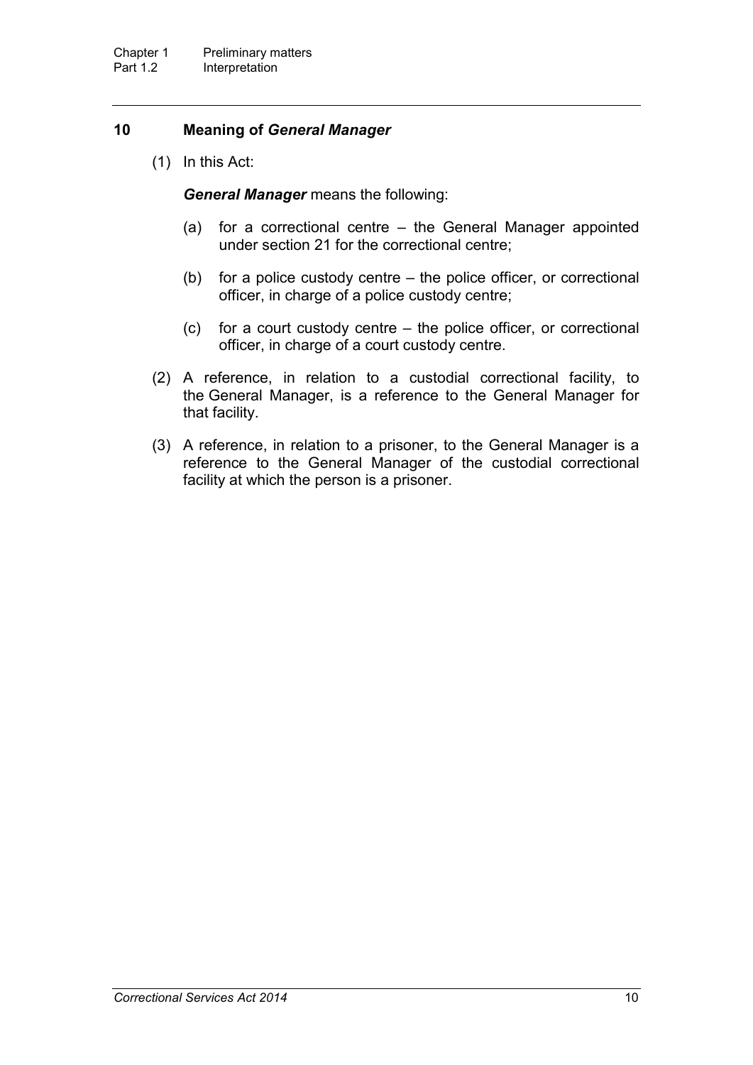## 10 Meaning of *General Manager*

(1) In this Act:

***General Manager*** means the following:

(a) for a correctional centre – the General Manager appointed under section 21 for the correctional centre;

(b) for a police custody centre – the police officer, or correctional officer, in charge of a police custody centre;

(c) for a court custody centre – the police officer, or correctional officer, in charge of a court custody centre.

(2) A reference, in relation to a custodial correctional facility, to the General Manager, is a reference to the General Manager for that facility.

(3) A reference, in relation to a prisoner, to the General Manager is a reference to the General Manager of the custodial correctional facility at which the person is a prisoner.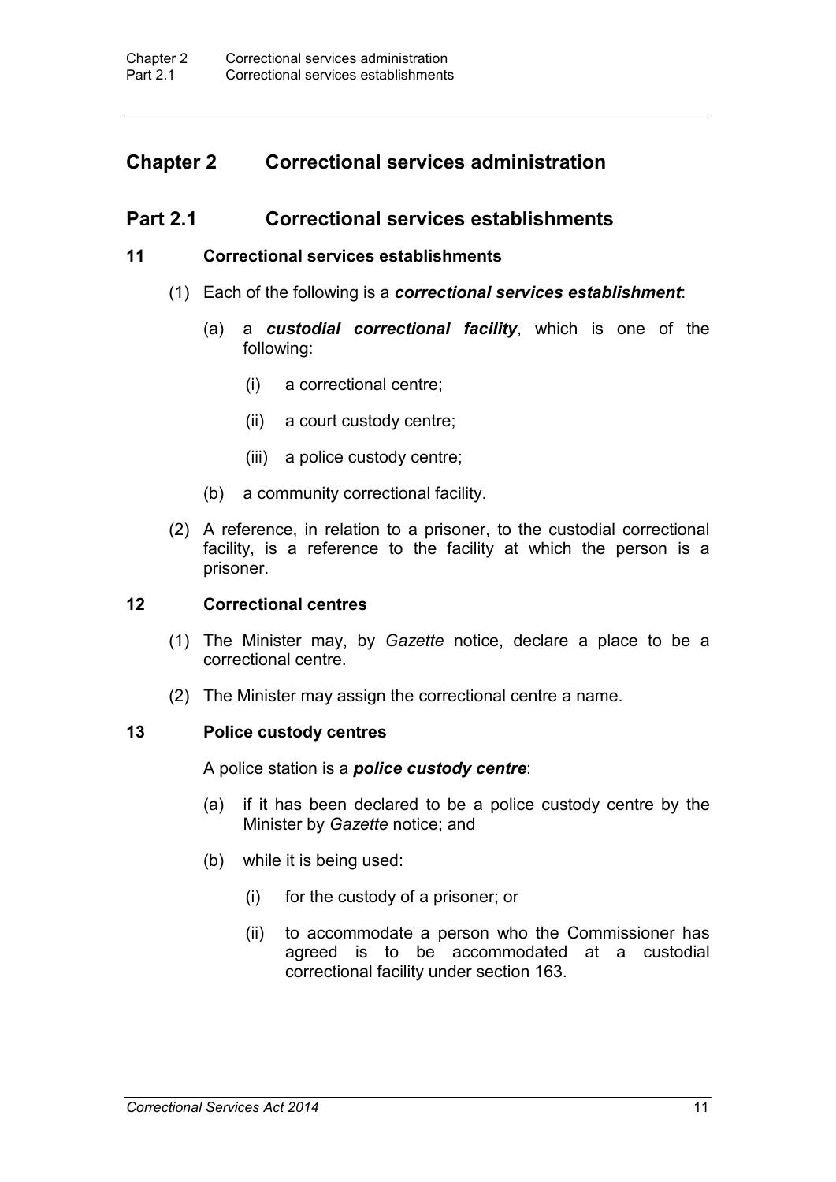# Chapter 2 Correctional services administration

## Part 2.1 Correctional services establishments

### 11 Correctional services establishments

(1) Each of the following is a ***correctional services establishment***:

(a) a ***custodial correctional facility***, which is one of the following:

(i) a correctional centre;

(ii) a court custody centre;

(iii) a police custody centre;

(b) a community correctional facility.

(2) A reference, in relation to a prisoner, to the custodial correctional facility, is a reference to the facility at which the person is a prisoner.

### 12 Correctional centres

(1) The Minister may, by *Gazette* notice, declare a place to be a correctional centre.

(2) The Minister may assign the correctional centre a name.

### 13 Police custody centres

A police station is a ***police custody centre***:

(a) if it has been declared to be a police custody centre by the Minister by *Gazette* notice; and

(b) while it is being used:

(i) for the custody of a prisoner; or

(ii) to accommodate a person who the Commissioner has agreed is to be accommodated at a custodial correctional facility under section 163.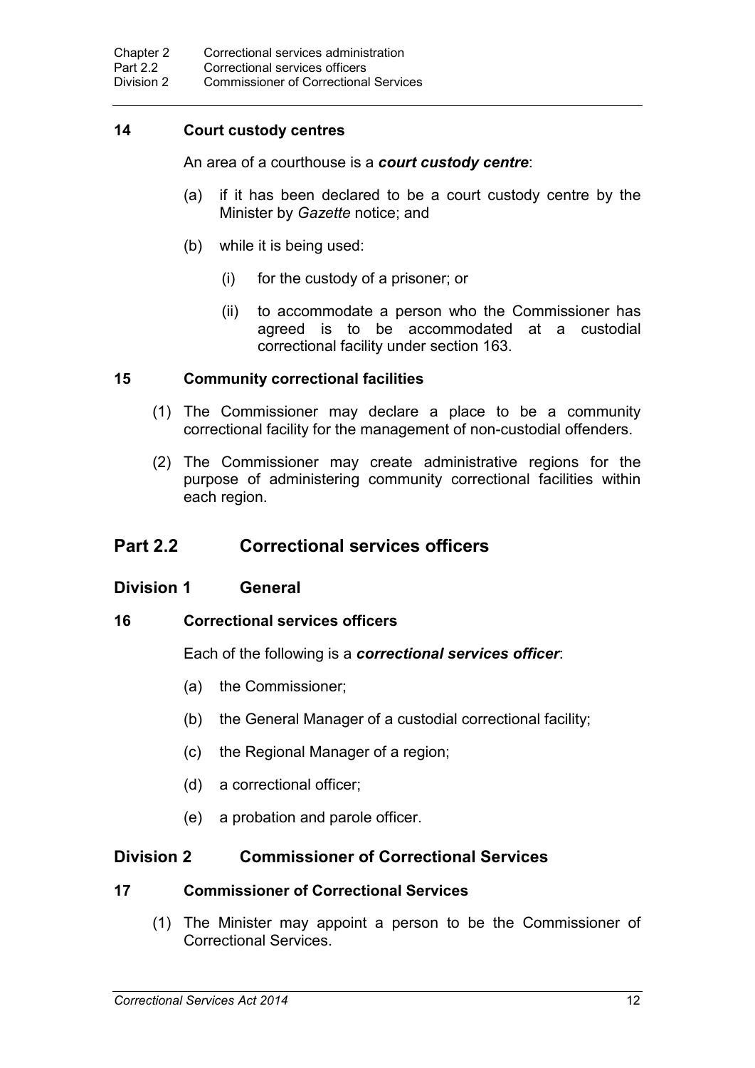### 14 Court custody centres

An area of a courthouse is a ***court custody centre***:

(a) if it has been declared to be a court custody centre by the Minister by *Gazette* notice; and

(b) while it is being used:

 (i) for the custody of a prisoner; or

 (ii) to accommodate a person who the Commissioner has agreed is to be accommodated at a custodial correctional facility under section 163.

### 15 Community correctional facilities

(1) The Commissioner may declare a place to be a community correctional facility for the management of non-custodial offenders.

(2) The Commissioner may create administrative regions for the purpose of administering community correctional facilities within each region.

## Part 2.2 Correctional services officers

## Division 1 General

### 16 Correctional services officers

Each of the following is a ***correctional services officer***:

(a) the Commissioner;

(b) the General Manager of a custodial correctional facility;

(c) the Regional Manager of a region;

(d) a correctional officer;

(e) a probation and parole officer.

## Division 2 Commissioner of Correctional Services

### 17 Commissioner of Correctional Services

(1) The Minister may appoint a person to be the Commissioner of Correctional Services.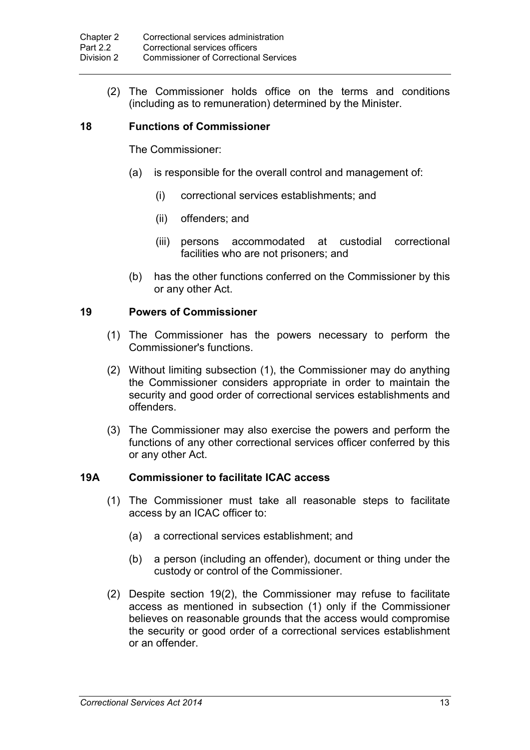(2) The Commissioner holds office on the terms and conditions (including as to remuneration) determined by the Minister.

### 18 Functions of Commissioner

The Commissioner:

(a) is responsible for the overall control and management of:

(i) correctional services establishments; and

(ii) offenders; and

(iii) persons accommodated at custodial correctional facilities who are not prisoners; and

(b) has the other functions conferred on the Commissioner by this or any other Act.

### 19 Powers of Commissioner

(1) The Commissioner has the powers necessary to perform the Commissioner's functions.

(2) Without limiting subsection (1), the Commissioner may do anything the Commissioner considers appropriate in order to maintain the security and good order of correctional services establishments and offenders.

(3) The Commissioner may also exercise the powers and perform the functions of any other correctional services officer conferred by this or any other Act.

### 19A Commissioner to facilitate ICAC access

(1) The Commissioner must take all reasonable steps to facilitate access by an ICAC officer to:

(a) a correctional services establishment; and

(b) a person (including an offender), document or thing under the custody or control of the Commissioner.

(2) Despite section 19(2), the Commissioner may refuse to facilitate access as mentioned in subsection (1) only if the Commissioner believes on reasonable grounds that the access would compromise the security or good order of a correctional services establishment or an offender.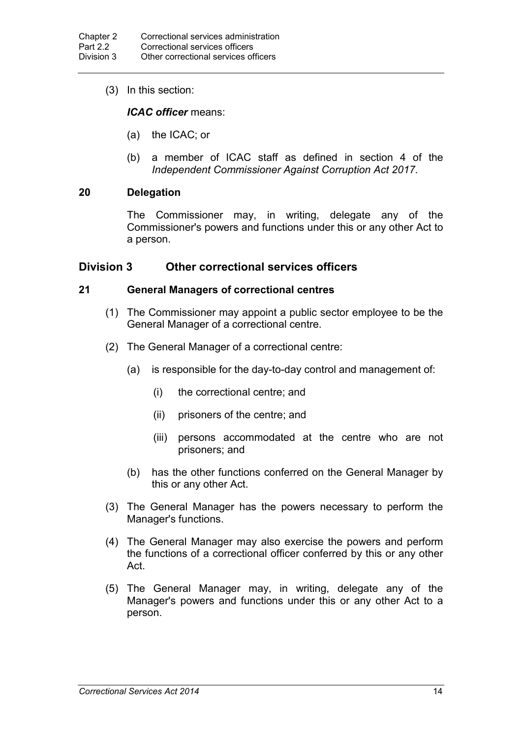(3) In this section:

***ICAC officer*** means:

(a) the ICAC; or

(b) a member of ICAC staff as defined in section 4 of the *Independent Commissioner Against Corruption Act 2017*.

### 20 Delegation

The Commissioner may, in writing, delegate any of the Commissioner's powers and functions under this or any other Act to a person.

## Division 3 Other correctional services officers

### 21 General Managers of correctional centres

(1) The Commissioner may appoint a public sector employee to be the General Manager of a correctional centre.

(2) The General Manager of a correctional centre:

(a) is responsible for the day-to-day control and management of:

(i) the correctional centre; and

(ii) prisoners of the centre; and

(iii) persons accommodated at the centre who are not prisoners; and

(b) has the other functions conferred on the General Manager by this or any other Act.

(3) The General Manager has the powers necessary to perform the Manager's functions.

(4) The General Manager may also exercise the powers and perform the functions of a correctional officer conferred by this or any other Act.

(5) The General Manager may, in writing, delegate any of the Manager's powers and functions under this or any other Act to a person.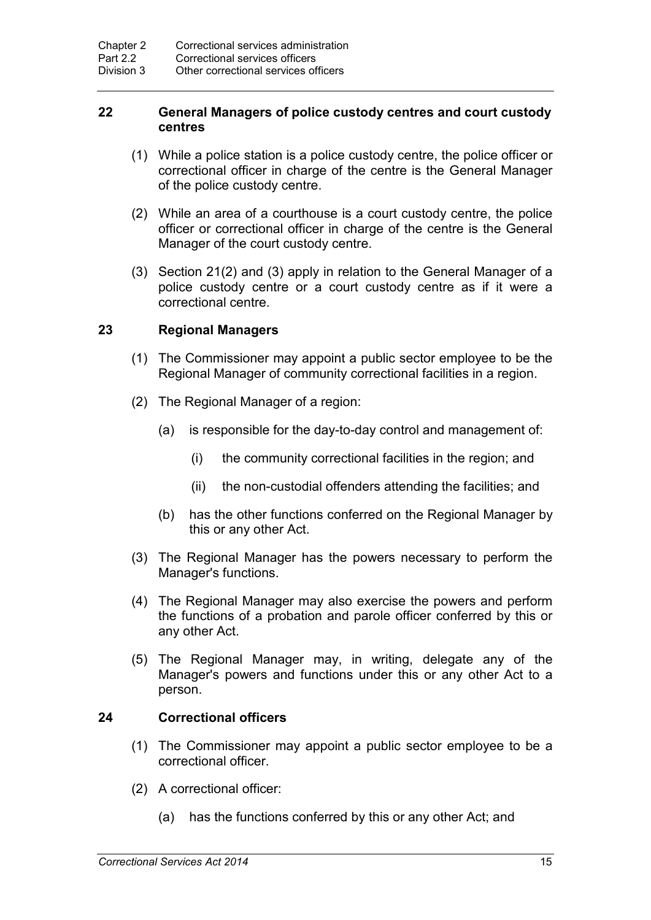### 22 General Managers of police custody centres and court custody centres

(1) While a police station is a police custody centre, the police officer or correctional officer in charge of the centre is the General Manager of the police custody centre.

(2) While an area of a courthouse is a court custody centre, the police officer or correctional officer in charge of the centre is the General Manager of the court custody centre.

(3) Section 21(2) and (3) apply in relation to the General Manager of a police custody centre or a court custody centre as if it were a correctional centre.

### 23 Regional Managers

(1) The Commissioner may appoint a public sector employee to be the Regional Manager of community correctional facilities in a region.

(2) The Regional Manager of a region:

- (a) is responsible for the day-to-day control and management of:
  - (i) the community correctional facilities in the region; and
  - (ii) the non-custodial offenders attending the facilities; and
- (b) has the other functions conferred on the Regional Manager by this or any other Act.

(3) The Regional Manager has the powers necessary to perform the Manager's functions.

(4) The Regional Manager may also exercise the powers and perform the functions of a probation and parole officer conferred by this or any other Act.

(5) The Regional Manager may, in writing, delegate any of the Manager's powers and functions under this or any other Act to a person.

### 24 Correctional officers

(1) The Commissioner may appoint a public sector employee to be a correctional officer.

(2) A correctional officer:

- (a) has the functions conferred by this or any other Act; and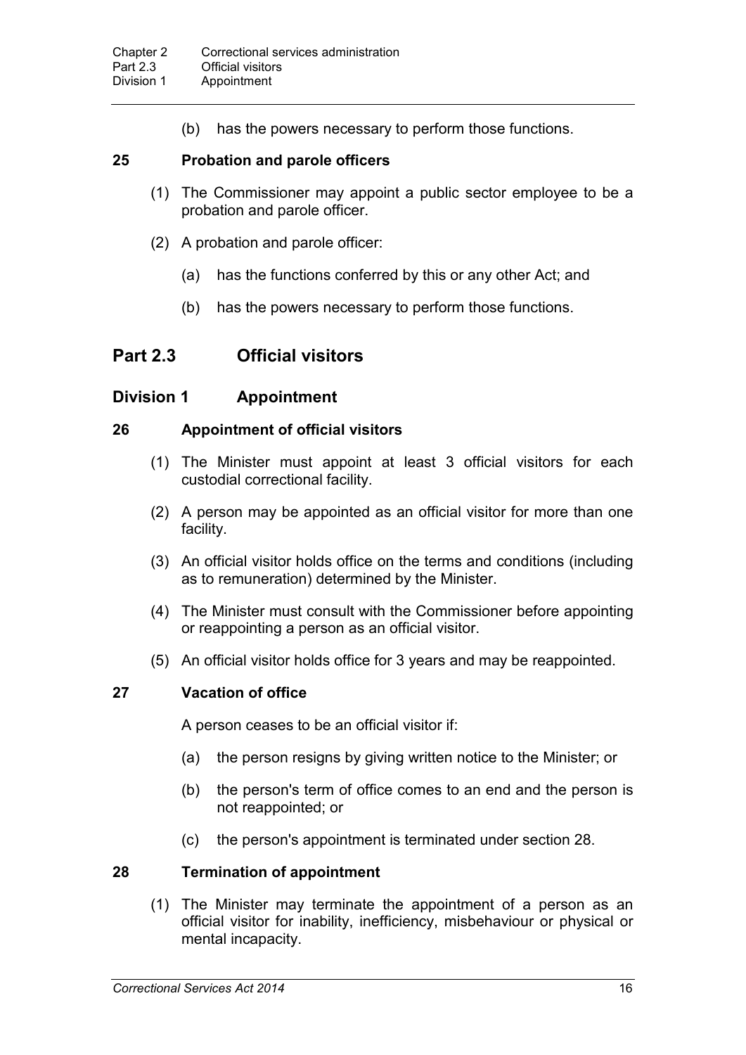(b) has the powers necessary to perform those functions.

### 25 Probation and parole officers

(1) The Commissioner may appoint a public sector employee to be a probation and parole officer.

(2) A probation and parole officer:

(a) has the functions conferred by this or any other Act; and

(b) has the powers necessary to perform those functions.

## Part 2.3 Official visitors

## Division 1 Appointment

### 26 Appointment of official visitors

(1) The Minister must appoint at least 3 official visitors for each custodial correctional facility.

(2) A person may be appointed as an official visitor for more than one facility.

(3) An official visitor holds office on the terms and conditions (including as to remuneration) determined by the Minister.

(4) The Minister must consult with the Commissioner before appointing or reappointing a person as an official visitor.

(5) An official visitor holds office for 3 years and may be reappointed.

### 27 Vacation of office

A person ceases to be an official visitor if:

(a) the person resigns by giving written notice to the Minister; or

(b) the person's term of office comes to an end and the person is not reappointed; or

(c) the person's appointment is terminated under section 28.

### 28 Termination of appointment

(1) The Minister may terminate the appointment of a person as an official visitor for inability, inefficiency, misbehaviour or physical or mental incapacity.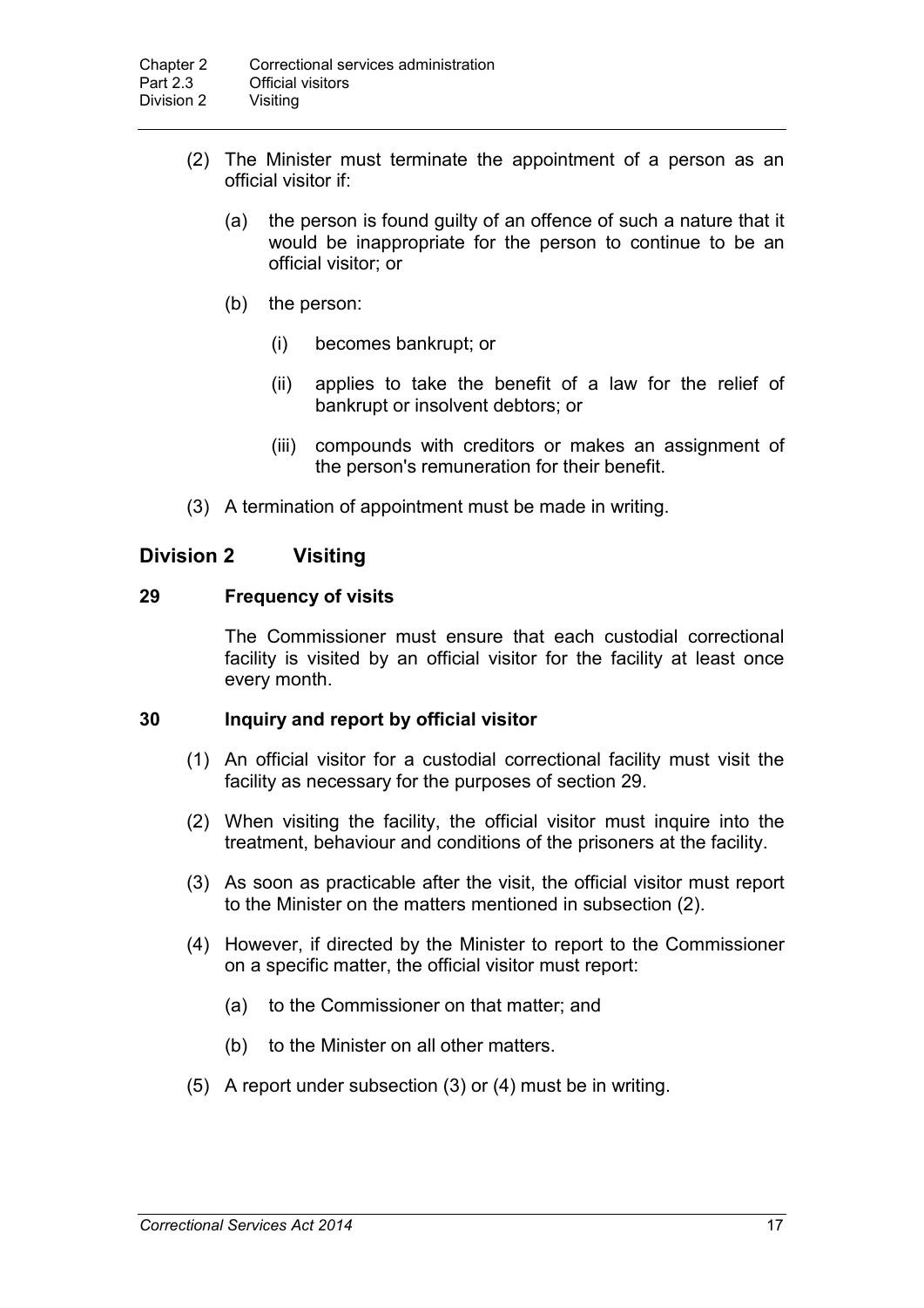(2) The Minister must terminate the appointment of a person as an official visitor if:

(a) the person is found guilty of an offence of such a nature that it would be inappropriate for the person to continue to be an official visitor; or

(b) the person:

(i) becomes bankrupt; or

(ii) applies to take the benefit of a law for the relief of bankrupt or insolvent debtors; or

(iii) compounds with creditors or makes an assignment of the person's remuneration for their benefit.

(3) A termination of appointment must be made in writing.

## Division 2 Visiting

### 29 Frequency of visits

The Commissioner must ensure that each custodial correctional facility is visited by an official visitor for the facility at least once every month.

### 30 Inquiry and report by official visitor

(1) An official visitor for a custodial correctional facility must visit the facility as necessary for the purposes of section 29.

(2) When visiting the facility, the official visitor must inquire into the treatment, behaviour and conditions of the prisoners at the facility.

(3) As soon as practicable after the visit, the official visitor must report to the Minister on the matters mentioned in subsection (2).

(4) However, if directed by the Minister to report to the Commissioner on a specific matter, the official visitor must report:

(a) to the Commissioner on that matter; and

(b) to the Minister on all other matters.

(5) A report under subsection (3) or (4) must be in writing.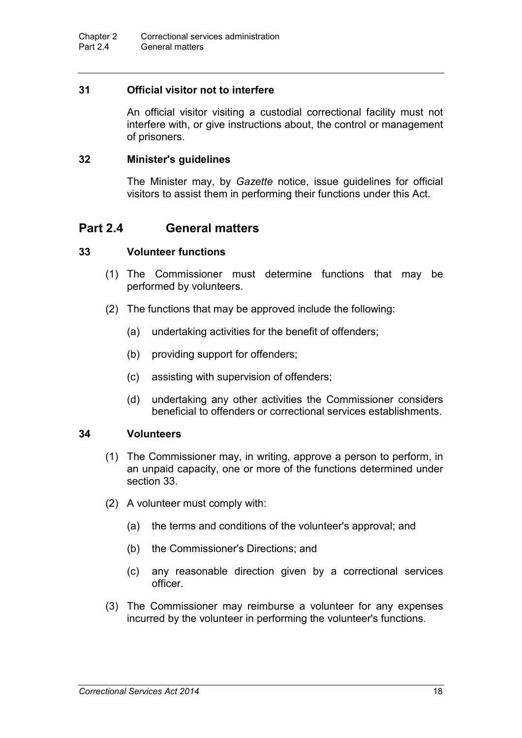### 31 Official visitor not to interfere

An official visitor visiting a custodial correctional facility must not interfere with, or give instructions about, the control or management of prisoners.

### 32 Minister's guidelines

The Minister may, by *Gazette* notice, issue guidelines for official visitors to assist them in performing their functions under this Act.

## Part 2.4 General matters

### 33 Volunteer functions

(1) The Commissioner must determine functions that may be performed by volunteers.

(2) The functions that may be approved include the following:

(a) undertaking activities for the benefit of offenders;

(b) providing support for offenders;

(c) assisting with supervision of offenders;

(d) undertaking any other activities the Commissioner considers beneficial to offenders or correctional services establishments.

### 34 Volunteers

(1) The Commissioner may, in writing, approve a person to perform, in an unpaid capacity, one or more of the functions determined under section 33.

(2) A volunteer must comply with:

(a) the terms and conditions of the volunteer's approval; and

(b) the Commissioner's Directions; and

(c) any reasonable direction given by a correctional services officer.

(3) The Commissioner may reimburse a volunteer for any expenses incurred by the volunteer in performing the volunteer's functions.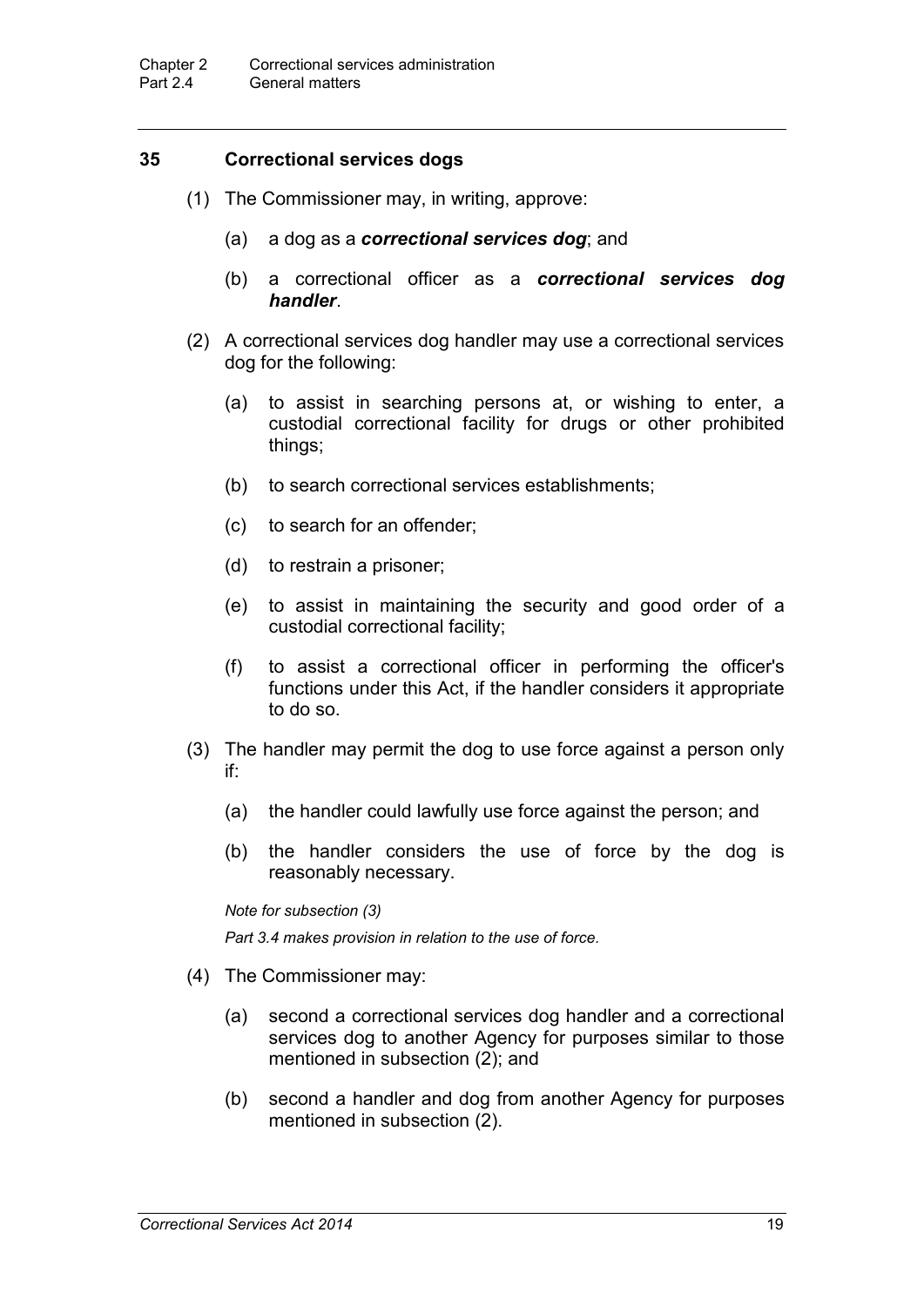### 35 Correctional services dogs

(1) The Commissioner may, in writing, approve:

(a) a dog as a ***correctional services dog***; and

(b) a correctional officer as a ***correctional services dog handler***.

(2) A correctional services dog handler may use a correctional services dog for the following:

(a) to assist in searching persons at, or wishing to enter, a custodial correctional facility for drugs or other prohibited things;

(b) to search correctional services establishments;

(c) to search for an offender;

(d) to restrain a prisoner;

(e) to assist in maintaining the security and good order of a custodial correctional facility;

(f) to assist a correctional officer in performing the officer's functions under this Act, if the handler considers it appropriate to do so.

(3) The handler may permit the dog to use force against a person only if:

(a) the handler could lawfully use force against the person; and

(b) the handler considers the use of force by the dog is reasonably necessary.

*Note for subsection (3)*

*Part 3.4 makes provision in relation to the use of force.*

(4) The Commissioner may:

(a) second a correctional services dog handler and a correctional services dog to another Agency for purposes similar to those mentioned in subsection (2); and

(b) second a handler and dog from another Agency for purposes mentioned in subsection (2).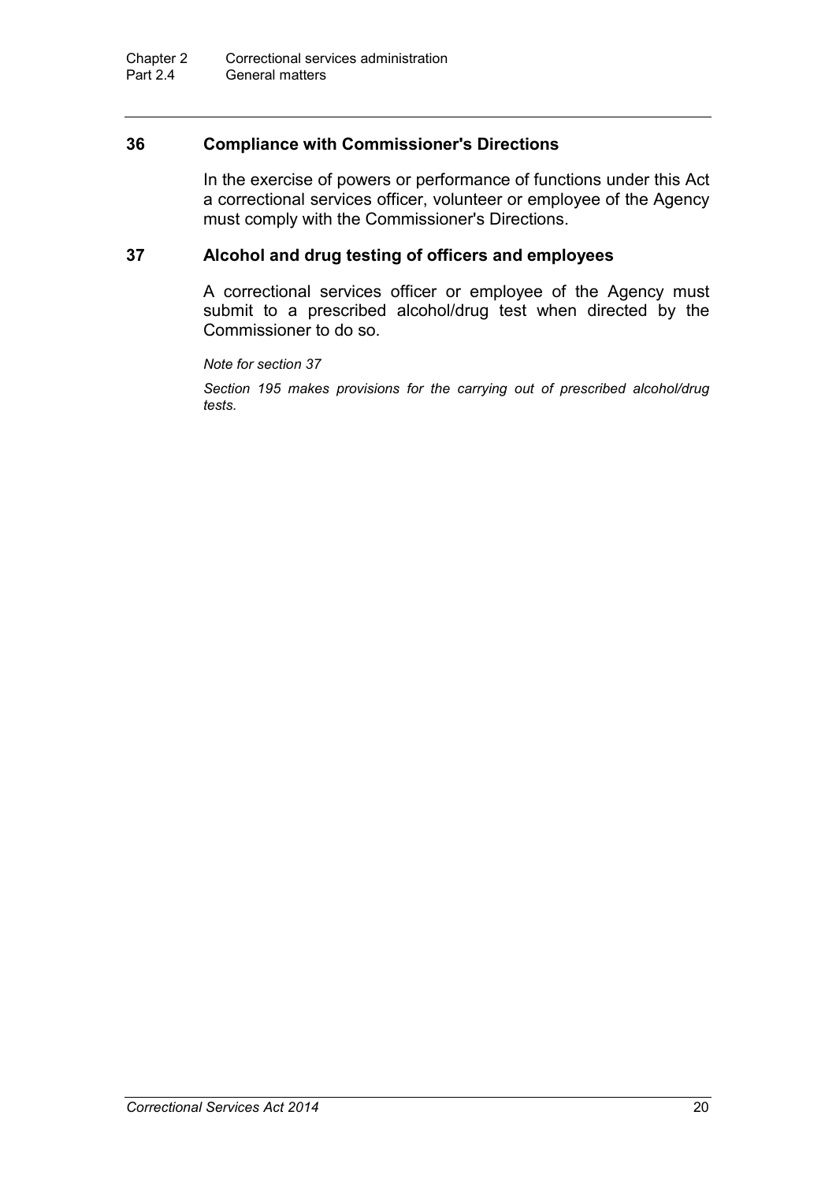## 36 Compliance with Commissioner's Directions

In the exercise of powers or performance of functions under this Act a correctional services officer, volunteer or employee of the Agency must comply with the Commissioner's Directions.

## 37 Alcohol and drug testing of officers and employees

A correctional services officer or employee of the Agency must submit to a prescribed alcohol/drug test when directed by the Commissioner to do so.

*Note for section 37*

*Section 195 makes provisions for the carrying out of prescribed alcohol/drug tests.*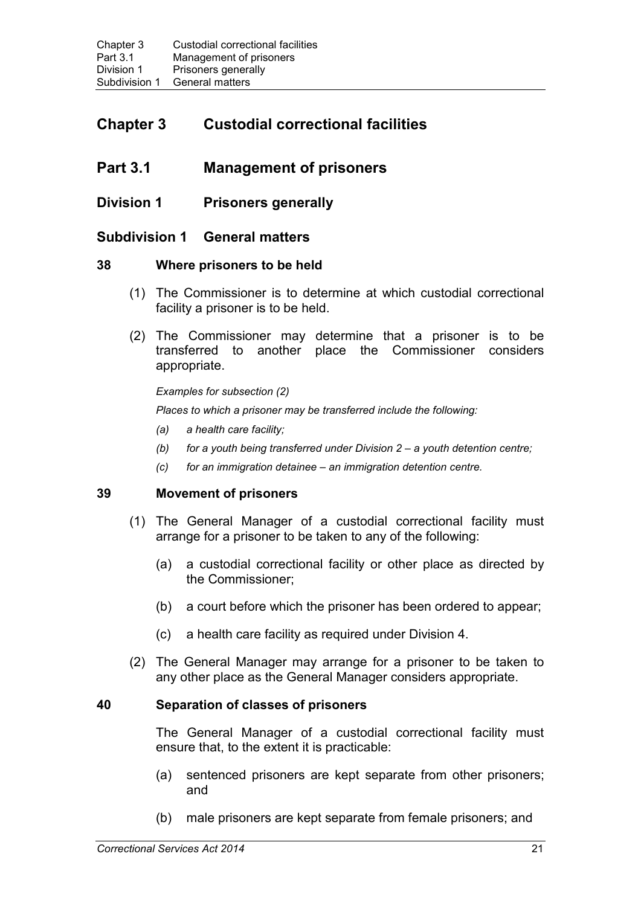# Chapter 3 Custodial correctional facilities

## Part 3.1 Management of prisoners

### Division 1 Prisoners generally

#### Subdivision 1 General matters

**38 Where prisoners to be held**

(1) The Commissioner is to determine at which custodial correctional facility a prisoner is to be held.

(2) The Commissioner may determine that a prisoner is to be transferred to another place the Commissioner considers appropriate.

*Examples for subsection (2)*

*Places to which a prisoner may be transferred include the following:*

*(a) a health care facility;*

*(b) for a youth being transferred under Division 2 – a youth detention centre;*

*(c) for an immigration detainee – an immigration detention centre.*

**39 Movement of prisoners**

(1) The General Manager of a custodial correctional facility must arrange for a prisoner to be taken to any of the following:

(a) a custodial correctional facility or other place as directed by the Commissioner;

(b) a court before which the prisoner has been ordered to appear;

(c) a health care facility as required under Division 4.

(2) The General Manager may arrange for a prisoner to be taken to any other place as the General Manager considers appropriate.

**40 Separation of classes of prisoners**

The General Manager of a custodial correctional facility must ensure that, to the extent it is practicable:

(a) sentenced prisoners are kept separate from other prisoners; and

(b) male prisoners are kept separate from female prisoners; and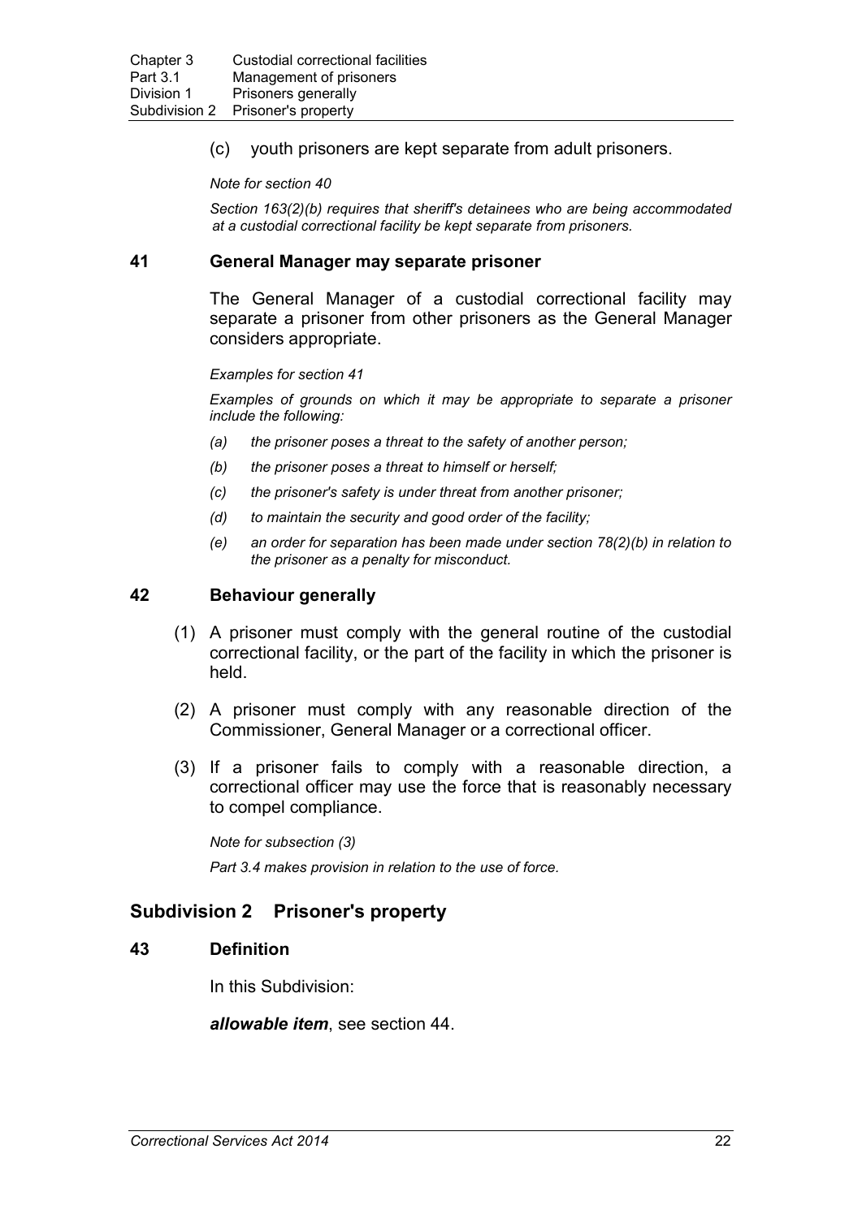(c) youth prisoners are kept separate from adult prisoners.

*Note for section 40*

*Section 163(2)(b) requires that sheriff's detainees who are being accommodated at a custodial correctional facility be kept separate from prisoners.*

### 41 General Manager may separate prisoner

The General Manager of a custodial correctional facility may separate a prisoner from other prisoners as the General Manager considers appropriate.

*Examples for section 41*

*Examples of grounds on which it may be appropriate to separate a prisoner include the following:*

*(a) the prisoner poses a threat to the safety of another person;*

*(b) the prisoner poses a threat to himself or herself;*

*(c) the prisoner's safety is under threat from another prisoner;*

*(d) to maintain the security and good order of the facility;*

*(e) an order for separation has been made under section 78(2)(b) in relation to the prisoner as a penalty for misconduct.*

### 42 Behaviour generally

(1) A prisoner must comply with the general routine of the custodial correctional facility, or the part of the facility in which the prisoner is held.

(2) A prisoner must comply with any reasonable direction of the Commissioner, General Manager or a correctional officer.

(3) If a prisoner fails to comply with a reasonable direction, a correctional officer may use the force that is reasonably necessary to compel compliance.

*Note for subsection (3)*

*Part 3.4 makes provision in relation to the use of force.*

## Subdivision 2 Prisoner's property

### 43 Definition

In this Subdivision:

***allowable item***, see section 44.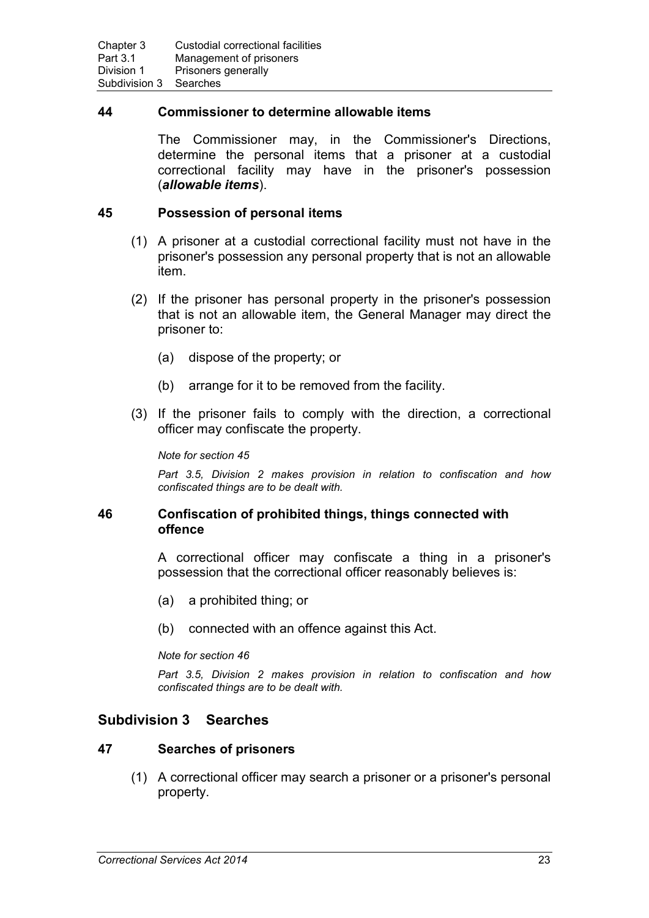### 44 Commissioner to determine allowable items

The Commissioner may, in the Commissioner's Directions, determine the personal items that a prisoner at a custodial correctional facility may have in the prisoner's possession (***allowable items***).

### 45 Possession of personal items

(1) A prisoner at a custodial correctional facility must not have in the prisoner's possession any personal property that is not an allowable item.

(2) If the prisoner has personal property in the prisoner's possession that is not an allowable item, the General Manager may direct the prisoner to:

(a) dispose of the property; or

(b) arrange for it to be removed from the facility.

(3) If the prisoner fails to comply with the direction, a correctional officer may confiscate the property.

*Note for section 45*

*Part 3.5, Division 2 makes provision in relation to confiscation and how confiscated things are to be dealt with.*

### 46 Confiscation of prohibited things, things connected with offence

A correctional officer may confiscate a thing in a prisoner's possession that the correctional officer reasonably believes is:

(a) a prohibited thing; or

(b) connected with an offence against this Act.

*Note for section 46*

*Part 3.5, Division 2 makes provision in relation to confiscation and how confiscated things are to be dealt with.*

## Subdivision 3 Searches

### 47 Searches of prisoners

(1) A correctional officer may search a prisoner or a prisoner's personal property.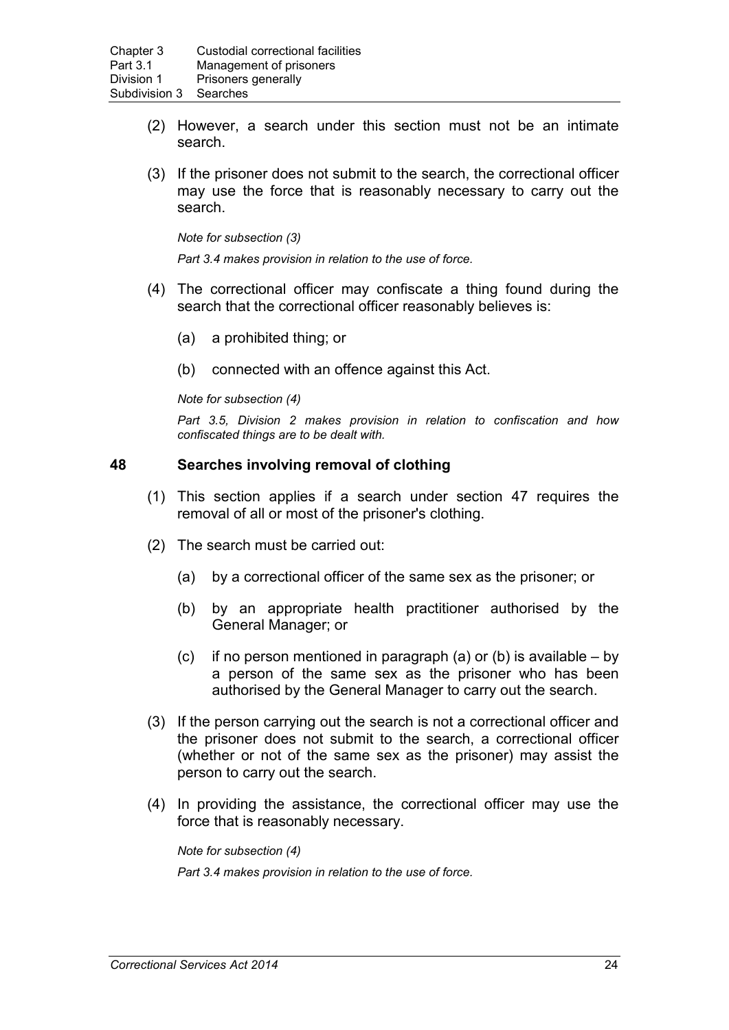(2) However, a search under this section must not be an intimate search.

(3) If the prisoner does not submit to the search, the correctional officer may use the force that is reasonably necessary to carry out the search.

*Note for subsection (3)*

*Part 3.4 makes provision in relation to the use of force.*

(4) The correctional officer may confiscate a thing found during the search that the correctional officer reasonably believes is:

(a) a prohibited thing; or

(b) connected with an offence against this Act.

*Note for subsection (4)*

*Part 3.5, Division 2 makes provision in relation to confiscation and how confiscated things are to be dealt with.*

### 48 Searches involving removal of clothing

(1) This section applies if a search under section 47 requires the removal of all or most of the prisoner's clothing.

(2) The search must be carried out:

(a) by a correctional officer of the same sex as the prisoner; or

(b) by an appropriate health practitioner authorised by the General Manager; or

(c) if no person mentioned in paragraph (a) or (b) is available – by a person of the same sex as the prisoner who has been authorised by the General Manager to carry out the search.

(3) If the person carrying out the search is not a correctional officer and the prisoner does not submit to the search, a correctional officer (whether or not of the same sex as the prisoner) may assist the person to carry out the search.

(4) In providing the assistance, the correctional officer may use the force that is reasonably necessary.

*Note for subsection (4)*

*Part 3.4 makes provision in relation to the use of force.*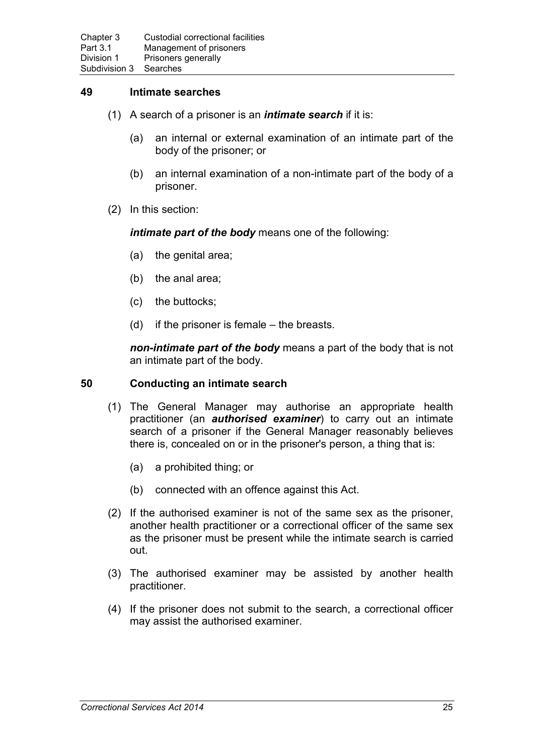## 49 Intimate searches

(1) A search of a prisoner is an ***intimate search*** if it is:

(a) an internal or external examination of an intimate part of the body of the prisoner; or

(b) an internal examination of a non-intimate part of the body of a prisoner.

(2) In this section:

***intimate part of the body*** means one of the following:

(a) the genital area;

(b) the anal area;

(c) the buttocks;

(d) if the prisoner is female – the breasts.

***non-intimate part of the body*** means a part of the body that is not an intimate part of the body.

## 50 Conducting an intimate search

(1) The General Manager may authorise an appropriate health practitioner (an ***authorised examiner***) to carry out an intimate search of a prisoner if the General Manager reasonably believes there is, concealed on or in the prisoner's person, a thing that is:

(a) a prohibited thing; or

(b) connected with an offence against this Act.

(2) If the authorised examiner is not of the same sex as the prisoner, another health practitioner or a correctional officer of the same sex as the prisoner must be present while the intimate search is carried out.

(3) The authorised examiner may be assisted by another health practitioner.

(4) If the prisoner does not submit to the search, a correctional officer may assist the authorised examiner.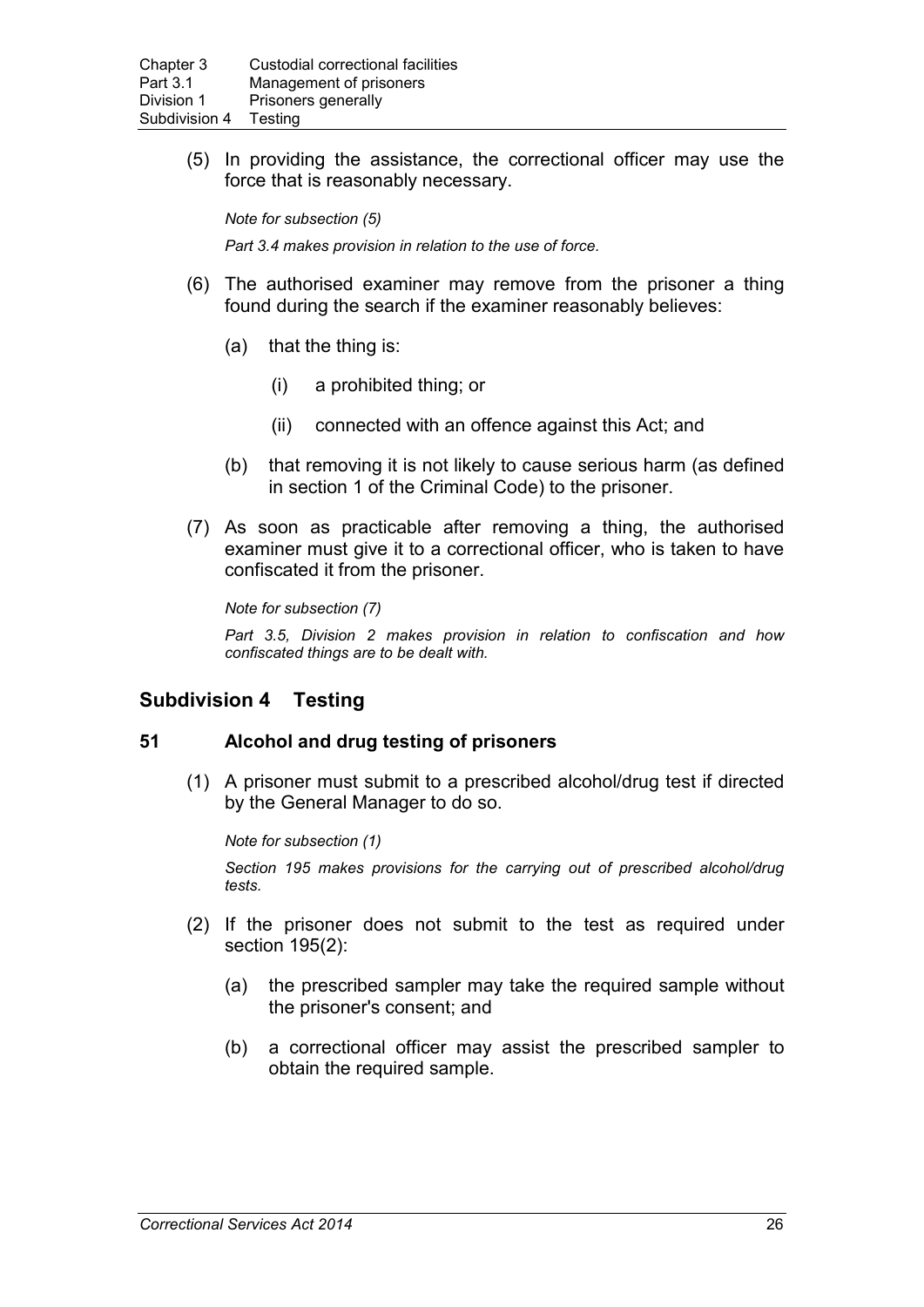(5) In providing the assistance, the correctional officer may use the force that is reasonably necessary.

*Note for subsection (5)*

*Part 3.4 makes provision in relation to the use of force.*

(6) The authorised examiner may remove from the prisoner a thing found during the search if the examiner reasonably believes:

(a) that the thing is:

(i) a prohibited thing; or

(ii) connected with an offence against this Act; and

(b) that removing it is not likely to cause serious harm (as defined in section 1 of the Criminal Code) to the prisoner.

(7) As soon as practicable after removing a thing, the authorised examiner must give it to a correctional officer, who is taken to have confiscated it from the prisoner.

*Note for subsection (7)*

*Part 3.5, Division 2 makes provision in relation to confiscation and how confiscated things are to be dealt with.*

## Subdivision 4 Testing

### 51 Alcohol and drug testing of prisoners

(1) A prisoner must submit to a prescribed alcohol/drug test if directed by the General Manager to do so.

*Note for subsection (1)*

*Section 195 makes provisions for the carrying out of prescribed alcohol/drug tests.*

(2) If the prisoner does not submit to the test as required under section 195(2):

(a) the prescribed sampler may take the required sample without the prisoner's consent; and

(b) a correctional officer may assist the prescribed sampler to obtain the required sample.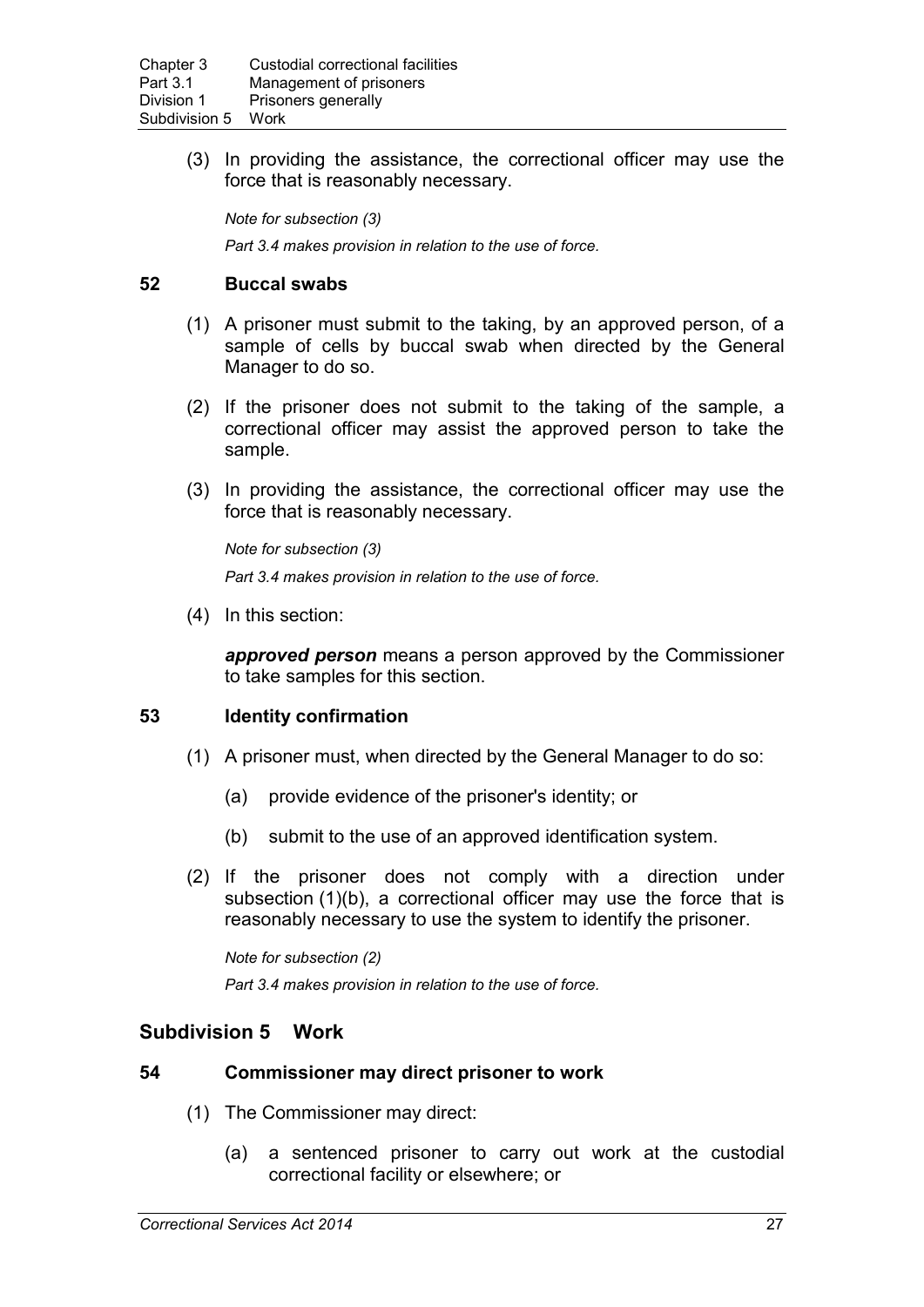(3) In providing the assistance, the correctional officer may use the force that is reasonably necessary.

*Note for subsection (3)*

*Part 3.4 makes provision in relation to the use of force.*

## 52 Buccal swabs

(1) A prisoner must submit to the taking, by an approved person, of a sample of cells by buccal swab when directed by the General Manager to do so.

(2) If the prisoner does not submit to the taking of the sample, a correctional officer may assist the approved person to take the sample.

(3) In providing the assistance, the correctional officer may use the force that is reasonably necessary.

*Note for subsection (3)*

*Part 3.4 makes provision in relation to the use of force.*

(4) In this section:

***approved person*** means a person approved by the Commissioner to take samples for this section.

## 53 Identity confirmation

(1) A prisoner must, when directed by the General Manager to do so:

(a) provide evidence of the prisoner's identity; or

(b) submit to the use of an approved identification system.

(2) If the prisoner does not comply with a direction under subsection (1)(b), a correctional officer may use the force that is reasonably necessary to use the system to identify the prisoner.

*Note for subsection (2)*

*Part 3.4 makes provision in relation to the use of force.*

# Subdivision 5 Work

## 54 Commissioner may direct prisoner to work

(1) The Commissioner may direct:

(a) a sentenced prisoner to carry out work at the custodial correctional facility or elsewhere; or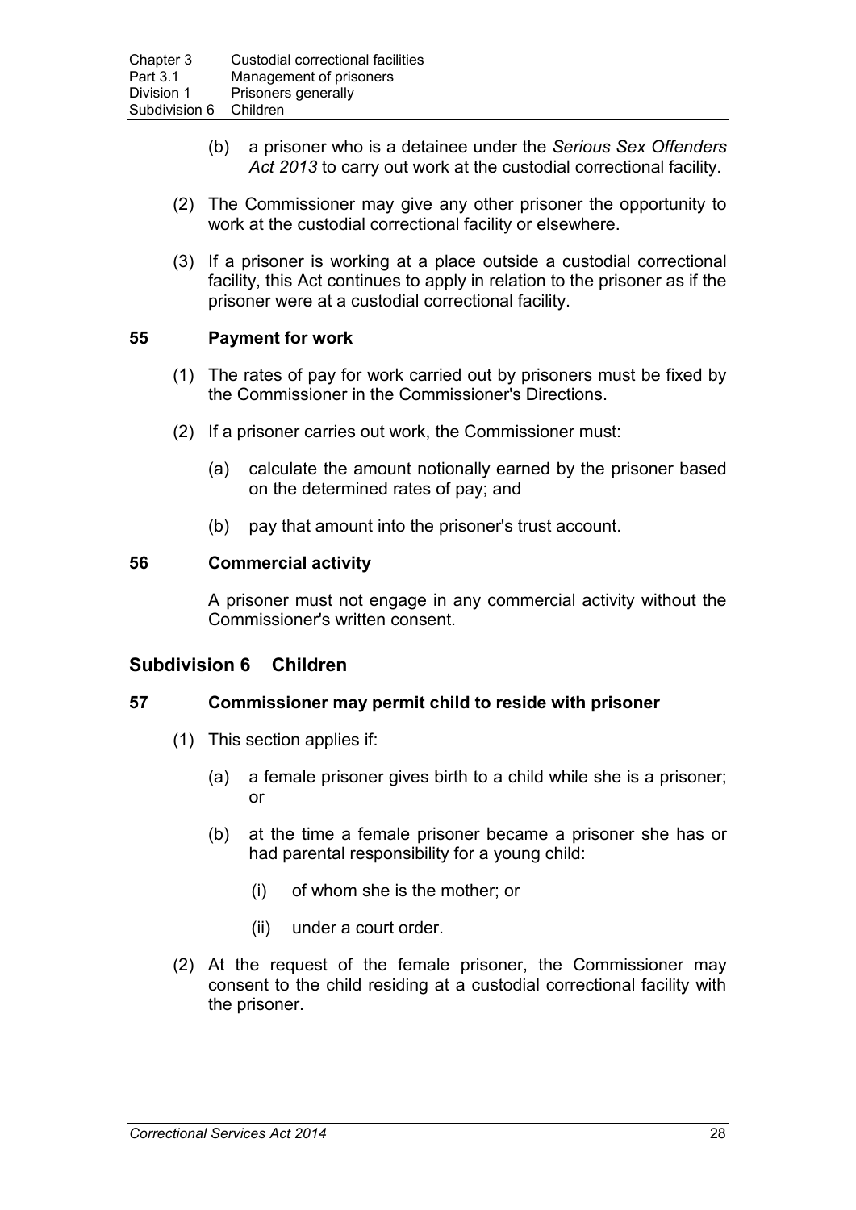(b) a prisoner who is a detainee under the *Serious Sex Offenders Act 2013* to carry out work at the custodial correctional facility.

(2) The Commissioner may give any other prisoner the opportunity to work at the custodial correctional facility or elsewhere.

(3) If a prisoner is working at a place outside a custodial correctional facility, this Act continues to apply in relation to the prisoner as if the prisoner were at a custodial correctional facility.

### 55 Payment for work

(1) The rates of pay for work carried out by prisoners must be fixed by the Commissioner in the Commissioner's Directions.

(2) If a prisoner carries out work, the Commissioner must:

(a) calculate the amount notionally earned by the prisoner based on the determined rates of pay; and

(b) pay that amount into the prisoner's trust account.

### 56 Commercial activity

A prisoner must not engage in any commercial activity without the Commissioner's written consent.

## Subdivision 6 Children

### 57 Commissioner may permit child to reside with prisoner

(1) This section applies if:

(a) a female prisoner gives birth to a child while she is a prisoner; or

(b) at the time a female prisoner became a prisoner she has or had parental responsibility for a young child:

(i) of whom she is the mother; or

(ii) under a court order.

(2) At the request of the female prisoner, the Commissioner may consent to the child residing at a custodial correctional facility with the prisoner.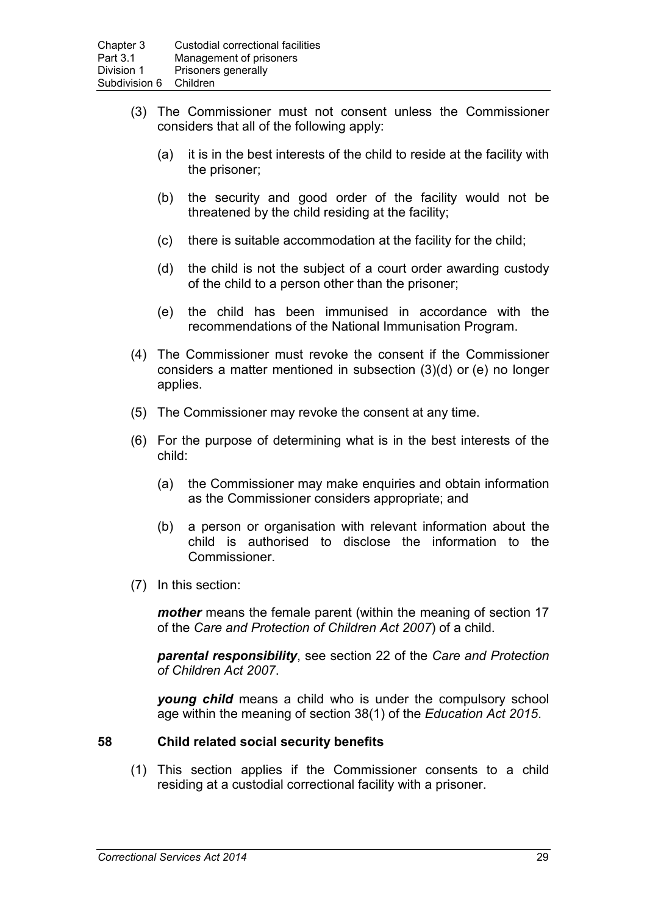(3) The Commissioner must not consent unless the Commissioner considers that all of the following apply:

(a) it is in the best interests of the child to reside at the facility with the prisoner;

(b) the security and good order of the facility would not be threatened by the child residing at the facility;

(c) there is suitable accommodation at the facility for the child;

(d) the child is not the subject of a court order awarding custody of the child to a person other than the prisoner;

(e) the child has been immunised in accordance with the recommendations of the National Immunisation Program.

(4) The Commissioner must revoke the consent if the Commissioner considers a matter mentioned in subsection (3)(d) or (e) no longer applies.

(5) The Commissioner may revoke the consent at any time.

(6) For the purpose of determining what is in the best interests of the child:

(a) the Commissioner may make enquiries and obtain information as the Commissioner considers appropriate; and

(b) a person or organisation with relevant information about the child is authorised to disclose the information to the Commissioner.

(7) In this section:

***mother*** means the female parent (within the meaning of section 17 of the *Care and Protection of Children Act 2007*) of a child.

***parental responsibility***, see section 22 of the *Care and Protection of Children Act 2007*.

***young child*** means a child who is under the compulsory school age within the meaning of section 38(1) of the *Education Act 2015*.

## 58 Child related social security benefits

(1) This section applies if the Commissioner consents to a child residing at a custodial correctional facility with a prisoner.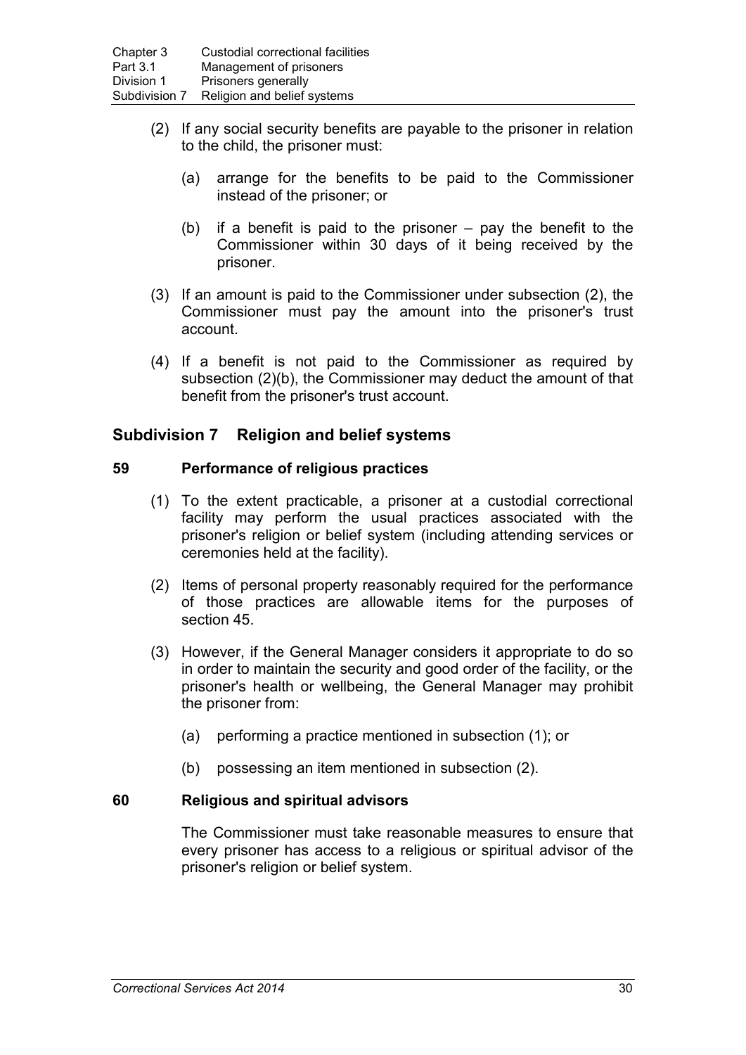(2) If any social security benefits are payable to the prisoner in relation to the child, the prisoner must:

(a) arrange for the benefits to be paid to the Commissioner instead of the prisoner; or

(b) if a benefit is paid to the prisoner – pay the benefit to the Commissioner within 30 days of it being received by the prisoner.

(3) If an amount is paid to the Commissioner under subsection (2), the Commissioner must pay the amount into the prisoner's trust account.

(4) If a benefit is not paid to the Commissioner as required by subsection (2)(b), the Commissioner may deduct the amount of that benefit from the prisoner's trust account.

## Subdivision 7 Religion and belief systems

### 59 Performance of religious practices

(1) To the extent practicable, a prisoner at a custodial correctional facility may perform the usual practices associated with the prisoner's religion or belief system (including attending services or ceremonies held at the facility).

(2) Items of personal property reasonably required for the performance of those practices are allowable items for the purposes of section 45.

(3) However, if the General Manager considers it appropriate to do so in order to maintain the security and good order of the facility, or the prisoner's health or wellbeing, the General Manager may prohibit the prisoner from:

(a) performing a practice mentioned in subsection (1); or

(b) possessing an item mentioned in subsection (2).

### 60 Religious and spiritual advisors

The Commissioner must take reasonable measures to ensure that every prisoner has access to a religious or spiritual advisor of the prisoner's religion or belief system.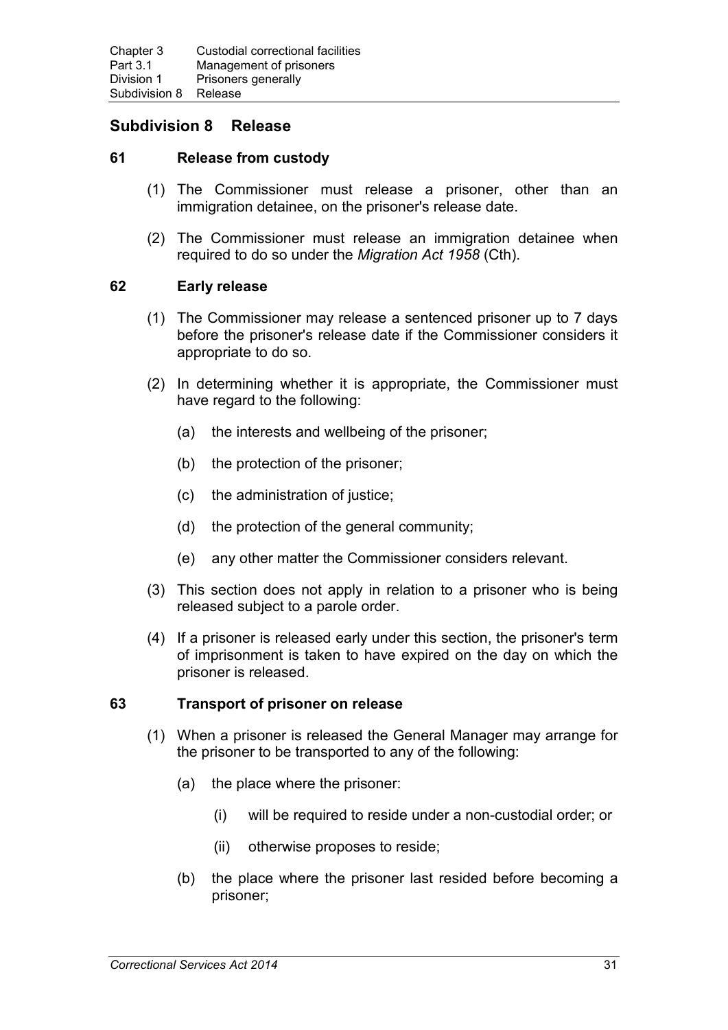## Subdivision 8 Release

### 61 Release from custody

(1) The Commissioner must release a prisoner, other than an immigration detainee, on the prisoner's release date.

(2) The Commissioner must release an immigration detainee when required to do so under the *Migration Act 1958* (Cth).

### 62 Early release

(1) The Commissioner may release a sentenced prisoner up to 7 days before the prisoner's release date if the Commissioner considers it appropriate to do so.

(2) In determining whether it is appropriate, the Commissioner must have regard to the following:

(a) the interests and wellbeing of the prisoner;

(b) the protection of the prisoner;

(c) the administration of justice;

(d) the protection of the general community;

(e) any other matter the Commissioner considers relevant.

(3) This section does not apply in relation to a prisoner who is being released subject to a parole order.

(4) If a prisoner is released early under this section, the prisoner's term of imprisonment is taken to have expired on the day on which the prisoner is released.

### 63 Transport of prisoner on release

(1) When a prisoner is released the General Manager may arrange for the prisoner to be transported to any of the following:

(a) the place where the prisoner:

(i) will be required to reside under a non-custodial order; or

(ii) otherwise proposes to reside;

(b) the place where the prisoner last resided before becoming a prisoner;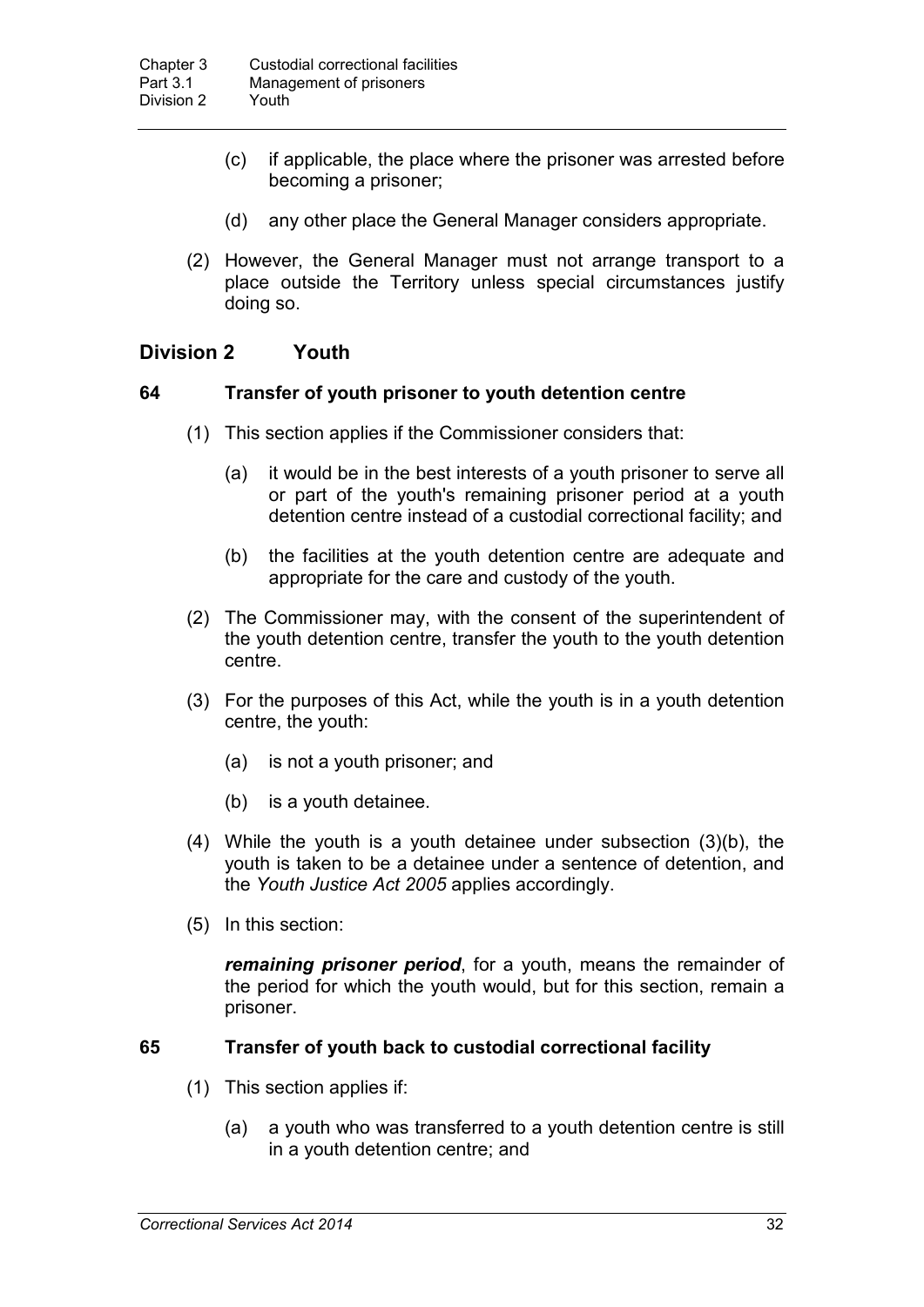(c) if applicable, the place where the prisoner was arrested before becoming a prisoner;

(d) any other place the General Manager considers appropriate.

(2) However, the General Manager must not arrange transport to a place outside the Territory unless special circumstances justify doing so.

## Division 2 Youth

### 64 Transfer of youth prisoner to youth detention centre

(1) This section applies if the Commissioner considers that:

(a) it would be in the best interests of a youth prisoner to serve all or part of the youth's remaining prisoner period at a youth detention centre instead of a custodial correctional facility; and

(b) the facilities at the youth detention centre are adequate and appropriate for the care and custody of the youth.

(2) The Commissioner may, with the consent of the superintendent of the youth detention centre, transfer the youth to the youth detention centre.

(3) For the purposes of this Act, while the youth is in a youth detention centre, the youth:

(a) is not a youth prisoner; and

(b) is a youth detainee.

(4) While the youth is a youth detainee under subsection (3)(b), the youth is taken to be a detainee under a sentence of detention, and the *Youth Justice Act 2005* applies accordingly.

(5) In this section:

***remaining prisoner period***, for a youth, means the remainder of the period for which the youth would, but for this section, remain a prisoner.

### 65 Transfer of youth back to custodial correctional facility

(1) This section applies if:

(a) a youth who was transferred to a youth detention centre is still in a youth detention centre; and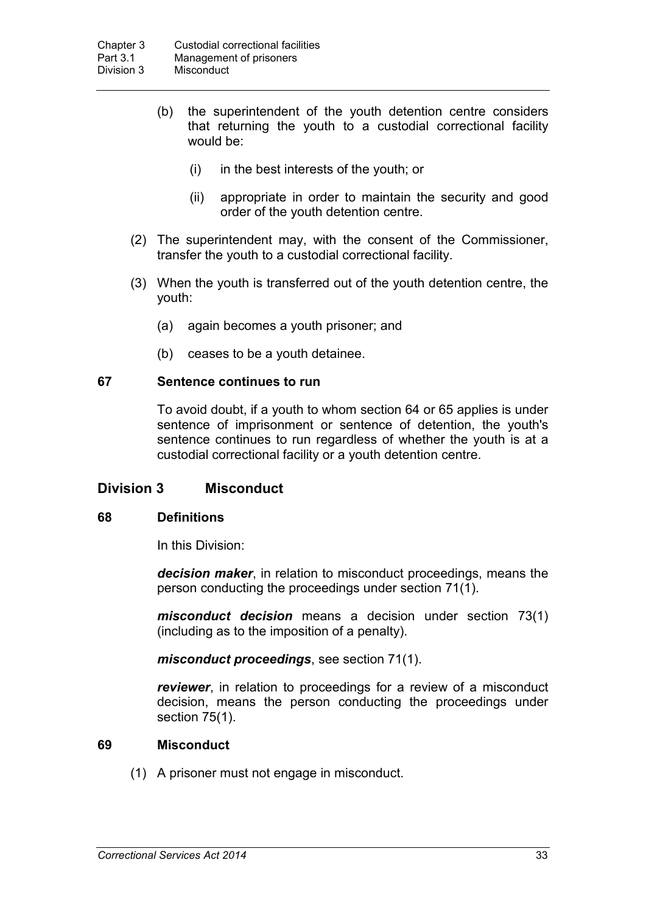(b) the superintendent of the youth detention centre considers that returning the youth to a custodial correctional facility would be:

(i) in the best interests of the youth; or

(ii) appropriate in order to maintain the security and good order of the youth detention centre.

(2) The superintendent may, with the consent of the Commissioner, transfer the youth to a custodial correctional facility.

(3) When the youth is transferred out of the youth detention centre, the youth:

(a) again becomes a youth prisoner; and

(b) ceases to be a youth detainee.

### 67 Sentence continues to run

To avoid doubt, if a youth to whom section 64 or 65 applies is under sentence of imprisonment or sentence of detention, the youth's sentence continues to run regardless of whether the youth is at a custodial correctional facility or a youth detention centre.

## Division 3 Misconduct

### 68 Definitions

In this Division:

***decision maker***, in relation to misconduct proceedings, means the person conducting the proceedings under section 71(1).

***misconduct decision*** means a decision under section 73(1) (including as to the imposition of a penalty).

***misconduct proceedings***, see section 71(1).

***reviewer***, in relation to proceedings for a review of a misconduct decision, means the person conducting the proceedings under section 75(1).

### 69 Misconduct

(1) A prisoner must not engage in misconduct.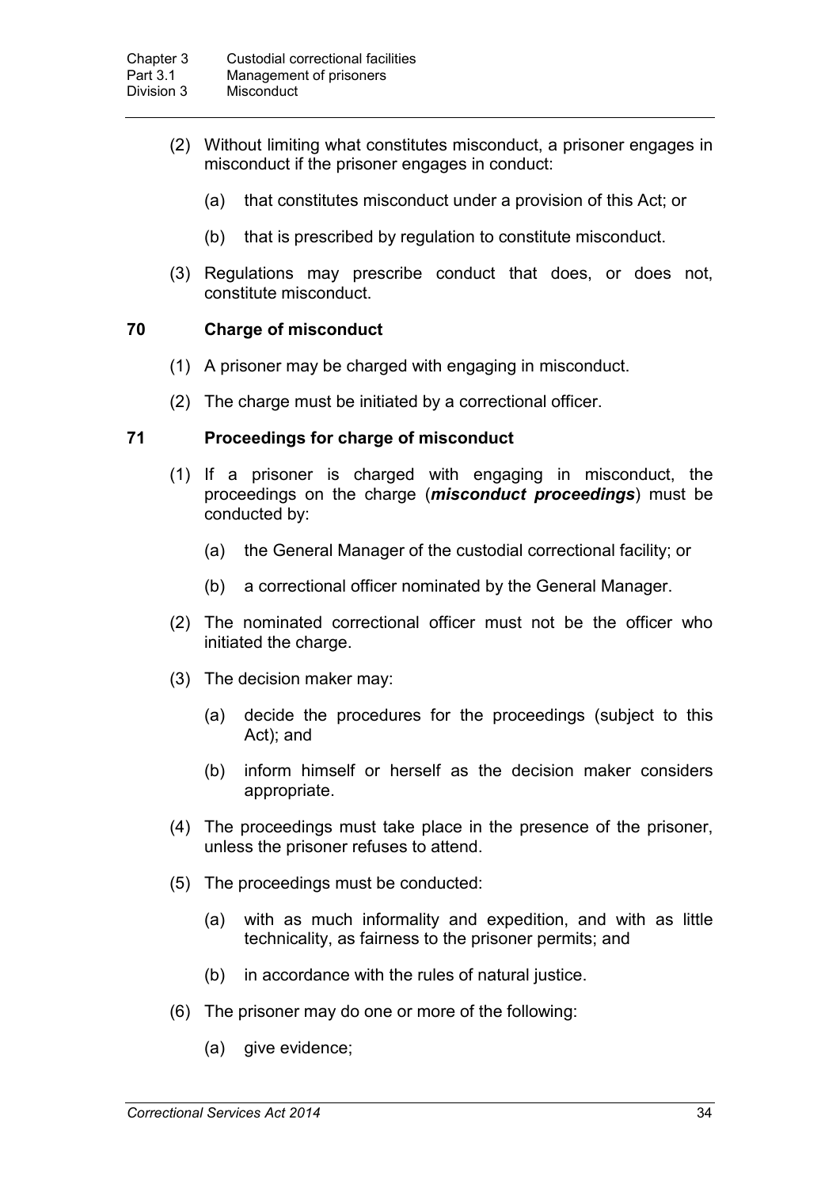(2) Without limiting what constitutes misconduct, a prisoner engages in misconduct if the prisoner engages in conduct:

(a) that constitutes misconduct under a provision of this Act; or

(b) that is prescribed by regulation to constitute misconduct.

(3) Regulations may prescribe conduct that does, or does not, constitute misconduct.

### 70 Charge of misconduct

(1) A prisoner may be charged with engaging in misconduct.

(2) The charge must be initiated by a correctional officer.

### 71 Proceedings for charge of misconduct

(1) If a prisoner is charged with engaging in misconduct, the proceedings on the charge (***misconduct proceedings***) must be conducted by:

(a) the General Manager of the custodial correctional facility; or

(b) a correctional officer nominated by the General Manager.

(2) The nominated correctional officer must not be the officer who initiated the charge.

(3) The decision maker may:

(a) decide the procedures for the proceedings (subject to this Act); and

(b) inform himself or herself as the decision maker considers appropriate.

(4) The proceedings must take place in the presence of the prisoner, unless the prisoner refuses to attend.

(5) The proceedings must be conducted:

(a) with as much informality and expedition, and with as little technicality, as fairness to the prisoner permits; and

(b) in accordance with the rules of natural justice.

(6) The prisoner may do one or more of the following:

(a) give evidence;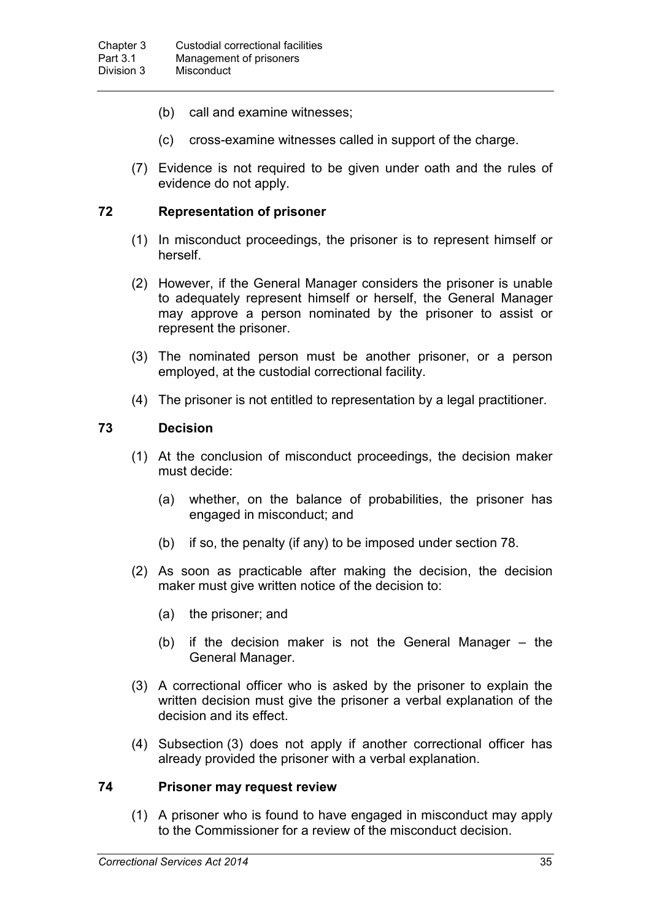(b) call and examine witnesses;

(c) cross-examine witnesses called in support of the charge.

(7) Evidence is not required to be given under oath and the rules of evidence do not apply.

### 72 Representation of prisoner

(1) In misconduct proceedings, the prisoner is to represent himself or herself.

(2) However, if the General Manager considers the prisoner is unable to adequately represent himself or herself, the General Manager may approve a person nominated by the prisoner to assist or represent the prisoner.

(3) The nominated person must be another prisoner, or a person employed, at the custodial correctional facility.

(4) The prisoner is not entitled to representation by a legal practitioner.

### 73 Decision

(1) At the conclusion of misconduct proceedings, the decision maker must decide:

(a) whether, on the balance of probabilities, the prisoner has engaged in misconduct; and

(b) if so, the penalty (if any) to be imposed under section 78.

(2) As soon as practicable after making the decision, the decision maker must give written notice of the decision to:

(a) the prisoner; and

(b) if the decision maker is not the General Manager – the General Manager.

(3) A correctional officer who is asked by the prisoner to explain the written decision must give the prisoner a verbal explanation of the decision and its effect.

(4) Subsection (3) does not apply if another correctional officer has already provided the prisoner with a verbal explanation.

### 74 Prisoner may request review

(1) A prisoner who is found to have engaged in misconduct may apply to the Commissioner for a review of the misconduct decision.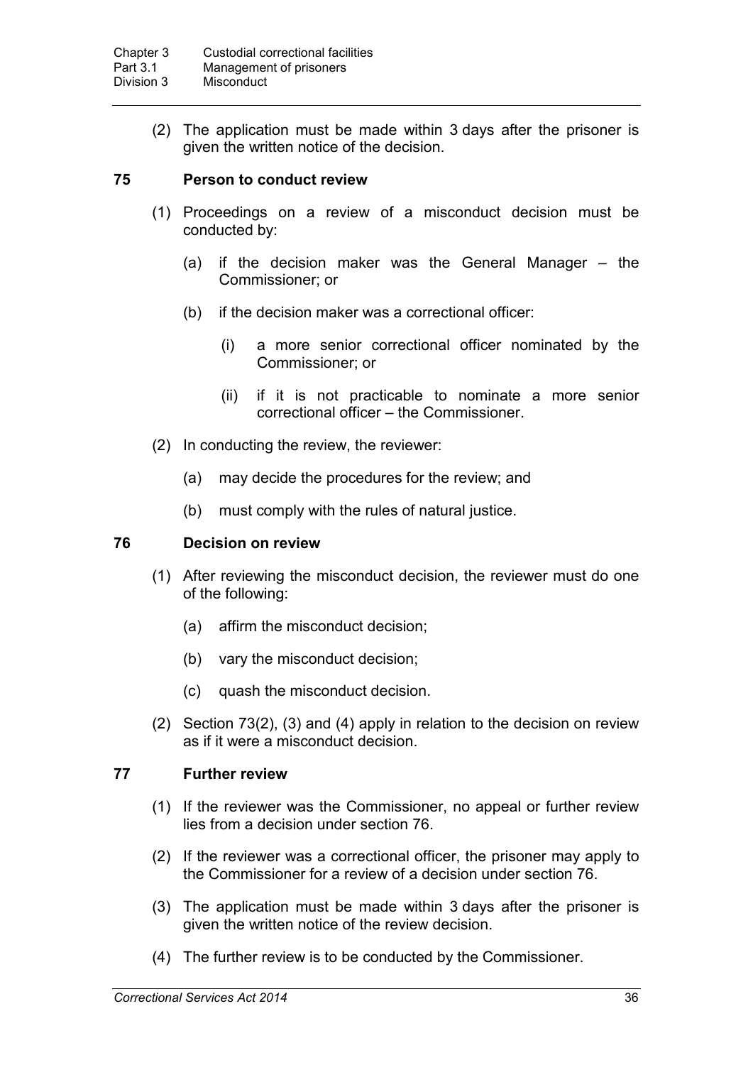(2) The application must be made within 3 days after the prisoner is given the written notice of the decision.

### 75 Person to conduct review

(1) Proceedings on a review of a misconduct decision must be conducted by:

- (a) if the decision maker was the General Manager – the Commissioner; or
- (b) if the decision maker was a correctional officer:
  - (i) a more senior correctional officer nominated by the Commissioner; or
  - (ii) if it is not practicable to nominate a more senior correctional officer – the Commissioner.

(2) In conducting the review, the reviewer:

- (a) may decide the procedures for the review; and
- (b) must comply with the rules of natural justice.

### 76 Decision on review

(1) After reviewing the misconduct decision, the reviewer must do one of the following:

- (a) affirm the misconduct decision;
- (b) vary the misconduct decision;
- (c) quash the misconduct decision.

(2) Section 73(2), (3) and (4) apply in relation to the decision on review as if it were a misconduct decision.

### 77 Further review

(1) If the reviewer was the Commissioner, no appeal or further review lies from a decision under section 76.

(2) If the reviewer was a correctional officer, the prisoner may apply to the Commissioner for a review of a decision under section 76.

(3) The application must be made within 3 days after the prisoner is given the written notice of the review decision.

(4) The further review is to be conducted by the Commissioner.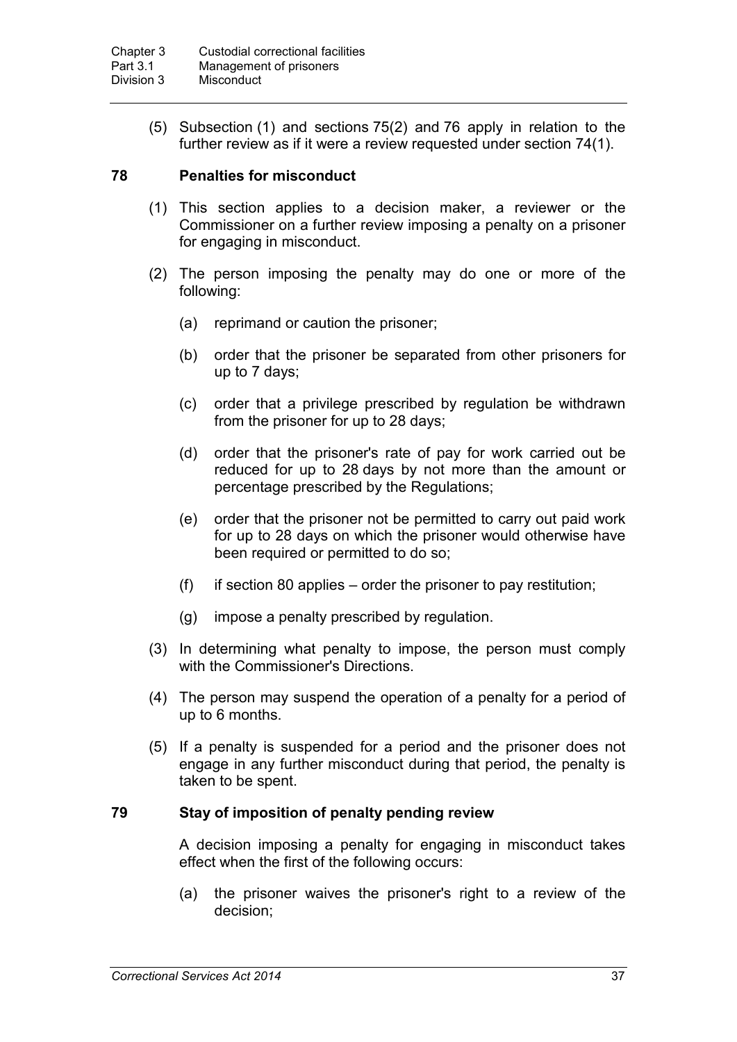(5) Subsection (1) and sections 75(2) and 76 apply in relation to the further review as if it were a review requested under section 74(1).

### 78 Penalties for misconduct

(1) This section applies to a decision maker, a reviewer or the Commissioner on a further review imposing a penalty on a prisoner for engaging in misconduct.

(2) The person imposing the penalty may do one or more of the following:

(a) reprimand or caution the prisoner;

(b) order that the prisoner be separated from other prisoners for up to 7 days;

(c) order that a privilege prescribed by regulation be withdrawn from the prisoner for up to 28 days;

(d) order that the prisoner's rate of pay for work carried out be reduced for up to 28 days by not more than the amount or percentage prescribed by the Regulations;

(e) order that the prisoner not be permitted to carry out paid work for up to 28 days on which the prisoner would otherwise have been required or permitted to do so;

(f) if section 80 applies – order the prisoner to pay restitution;

(g) impose a penalty prescribed by regulation.

(3) In determining what penalty to impose, the person must comply with the Commissioner's Directions.

(4) The person may suspend the operation of a penalty for a period of up to 6 months.

(5) If a penalty is suspended for a period and the prisoner does not engage in any further misconduct during that period, the penalty is taken to be spent.

### 79 Stay of imposition of penalty pending review

A decision imposing a penalty for engaging in misconduct takes effect when the first of the following occurs:

(a) the prisoner waives the prisoner's right to a review of the decision;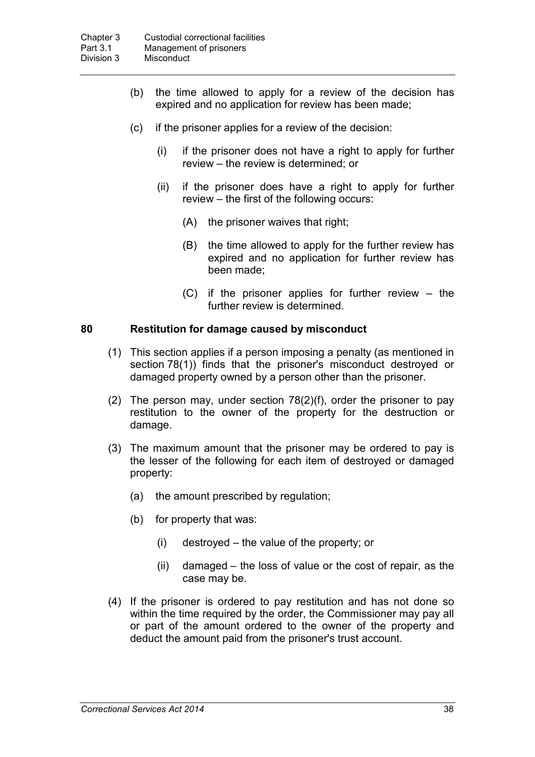(b) the time allowed to apply for a review of the decision has expired and no application for review has been made;

(c) if the prisoner applies for a review of the decision:

(i) if the prisoner does not have a right to apply for further review – the review is determined; or

(ii) if the prisoner does have a right to apply for further review – the first of the following occurs:

(A) the prisoner waives that right;

(B) the time allowed to apply for the further review has expired and no application for further review has been made;

(C) if the prisoner applies for further review – the further review is determined.

### 80 Restitution for damage caused by misconduct

(1) This section applies if a person imposing a penalty (as mentioned in section 78(1)) finds that the prisoner's misconduct destroyed or damaged property owned by a person other than the prisoner.

(2) The person may, under section 78(2)(f), order the prisoner to pay restitution to the owner of the property for the destruction or damage.

(3) The maximum amount that the prisoner may be ordered to pay is the lesser of the following for each item of destroyed or damaged property:

(a) the amount prescribed by regulation;

(b) for property that was:

(i) destroyed – the value of the property; or

(ii) damaged – the loss of value or the cost of repair, as the case may be.

(4) If the prisoner is ordered to pay restitution and has not done so within the time required by the order, the Commissioner may pay all or part of the amount ordered to the owner of the property and deduct the amount paid from the prisoner's trust account.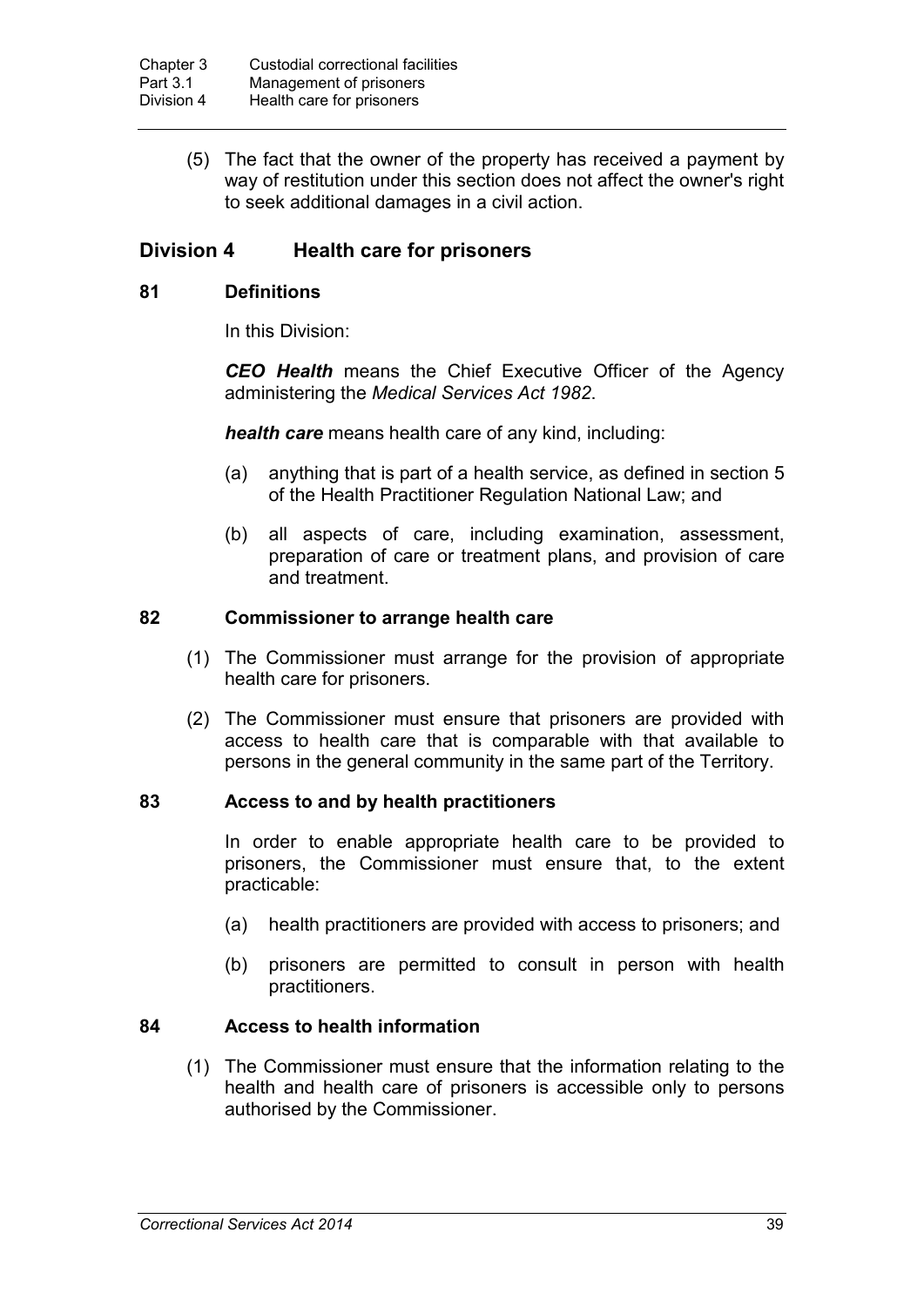(5) The fact that the owner of the property has received a payment by way of restitution under this section does not affect the owner's right to seek additional damages in a civil action.

## Division 4 Health care for prisoners

### 81 Definitions

In this Division:

***CEO Health*** means the Chief Executive Officer of the Agency administering the *Medical Services Act 1982*.

***health care*** means health care of any kind, including:

(a) anything that is part of a health service, as defined in section 5 of the Health Practitioner Regulation National Law; and

(b) all aspects of care, including examination, assessment, preparation of care or treatment plans, and provision of care and treatment.

### 82 Commissioner to arrange health care

(1) The Commissioner must arrange for the provision of appropriate health care for prisoners.

(2) The Commissioner must ensure that prisoners are provided with access to health care that is comparable with that available to persons in the general community in the same part of the Territory.

### 83 Access to and by health practitioners

In order to enable appropriate health care to be provided to prisoners, the Commissioner must ensure that, to the extent practicable:

(a) health practitioners are provided with access to prisoners; and

(b) prisoners are permitted to consult in person with health practitioners.

### 84 Access to health information

(1) The Commissioner must ensure that the information relating to the health and health care of prisoners is accessible only to persons authorised by the Commissioner.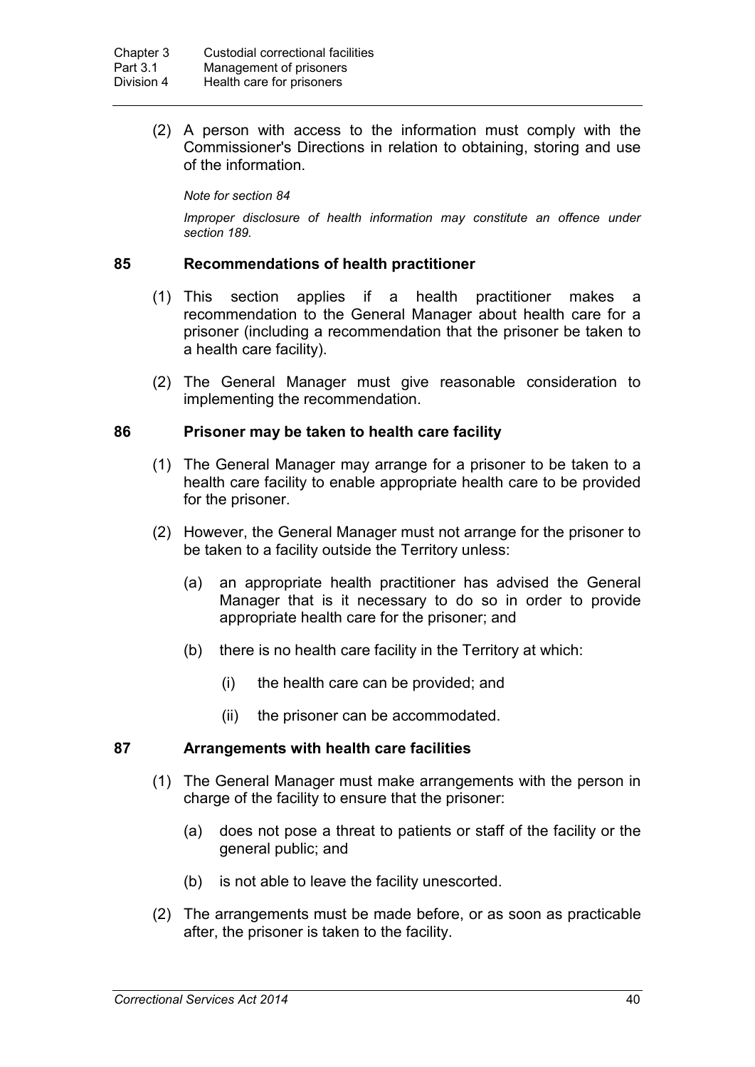(2) A person with access to the information must comply with the Commissioner's Directions in relation to obtaining, storing and use of the information.

*Note for section 84*

*Improper disclosure of health information may constitute an offence under section 189.*

### 85 Recommendations of health practitioner

(1) This section applies if a health practitioner makes a recommendation to the General Manager about health care for a prisoner (including a recommendation that the prisoner be taken to a health care facility).

(2) The General Manager must give reasonable consideration to implementing the recommendation.

### 86 Prisoner may be taken to health care facility

(1) The General Manager may arrange for a prisoner to be taken to a health care facility to enable appropriate health care to be provided for the prisoner.

(2) However, the General Manager must not arrange for the prisoner to be taken to a facility outside the Territory unless:

(a) an appropriate health practitioner has advised the General Manager that is it necessary to do so in order to provide appropriate health care for the prisoner; and

(b) there is no health care facility in the Territory at which:

(i) the health care can be provided; and

(ii) the prisoner can be accommodated.

### 87 Arrangements with health care facilities

(1) The General Manager must make arrangements with the person in charge of the facility to ensure that the prisoner:

(a) does not pose a threat to patients or staff of the facility or the general public; and

(b) is not able to leave the facility unescorted.

(2) The arrangements must be made before, or as soon as practicable after, the prisoner is taken to the facility.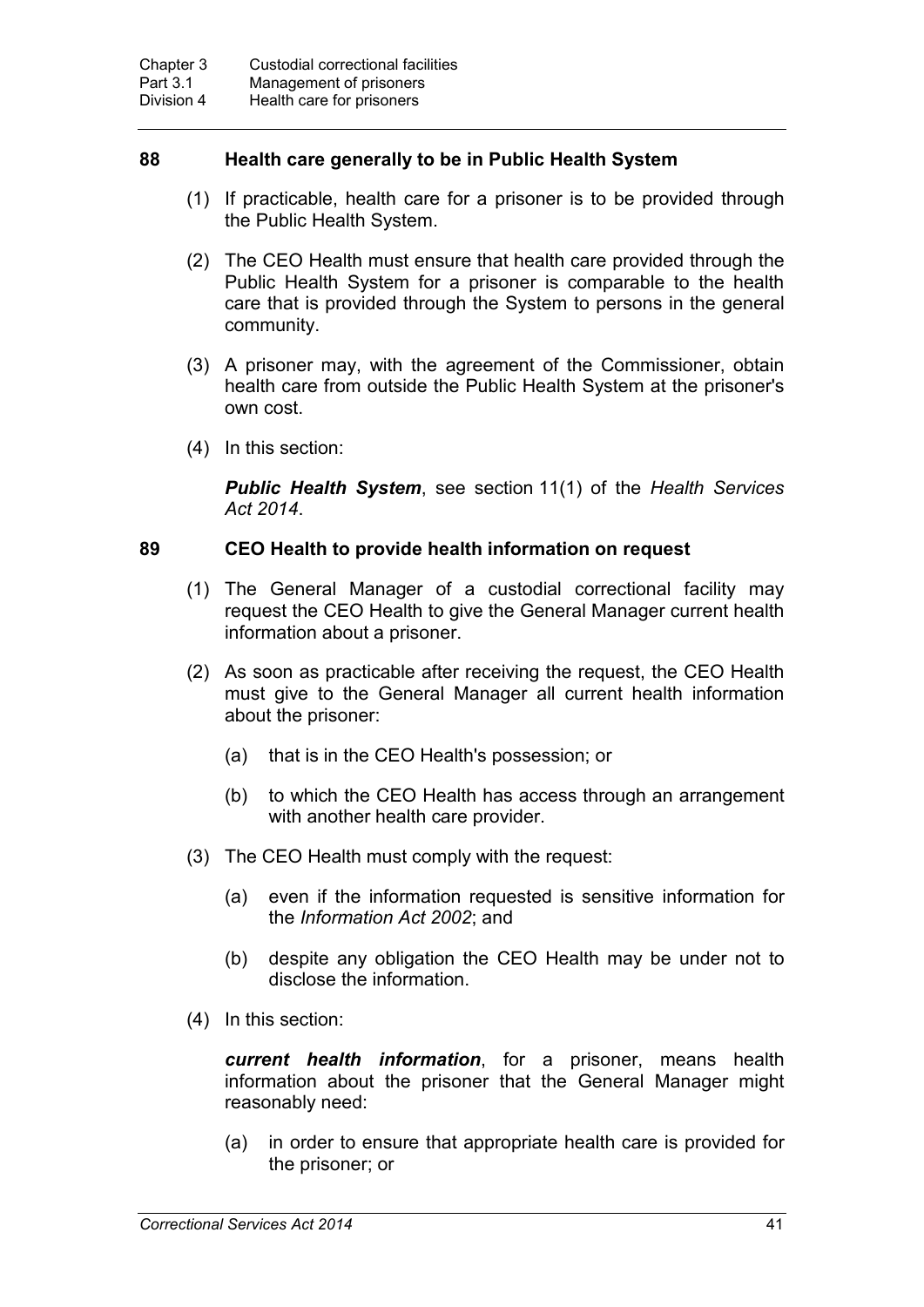### 88 Health care generally to be in Public Health System

(1) If practicable, health care for a prisoner is to be provided through the Public Health System.

(2) The CEO Health must ensure that health care provided through the Public Health System for a prisoner is comparable to the health care that is provided through the System to persons in the general community.

(3) A prisoner may, with the agreement of the Commissioner, obtain health care from outside the Public Health System at the prisoner's own cost.

(4) In this section:

***Public Health System***, see section 11(1) of the *Health Services Act 2014*.

### 89 CEO Health to provide health information on request

(1) The General Manager of a custodial correctional facility may request the CEO Health to give the General Manager current health information about a prisoner.

(2) As soon as practicable after receiving the request, the CEO Health must give to the General Manager all current health information about the prisoner:

(a) that is in the CEO Health's possession; or

(b) to which the CEO Health has access through an arrangement with another health care provider.

(3) The CEO Health must comply with the request:

(a) even if the information requested is sensitive information for the *Information Act 2002*; and

(b) despite any obligation the CEO Health may be under not to disclose the information.

(4) In this section:

***current health information***, for a prisoner, means health information about the prisoner that the General Manager might reasonably need:

(a) in order to ensure that appropriate health care is provided for the prisoner; or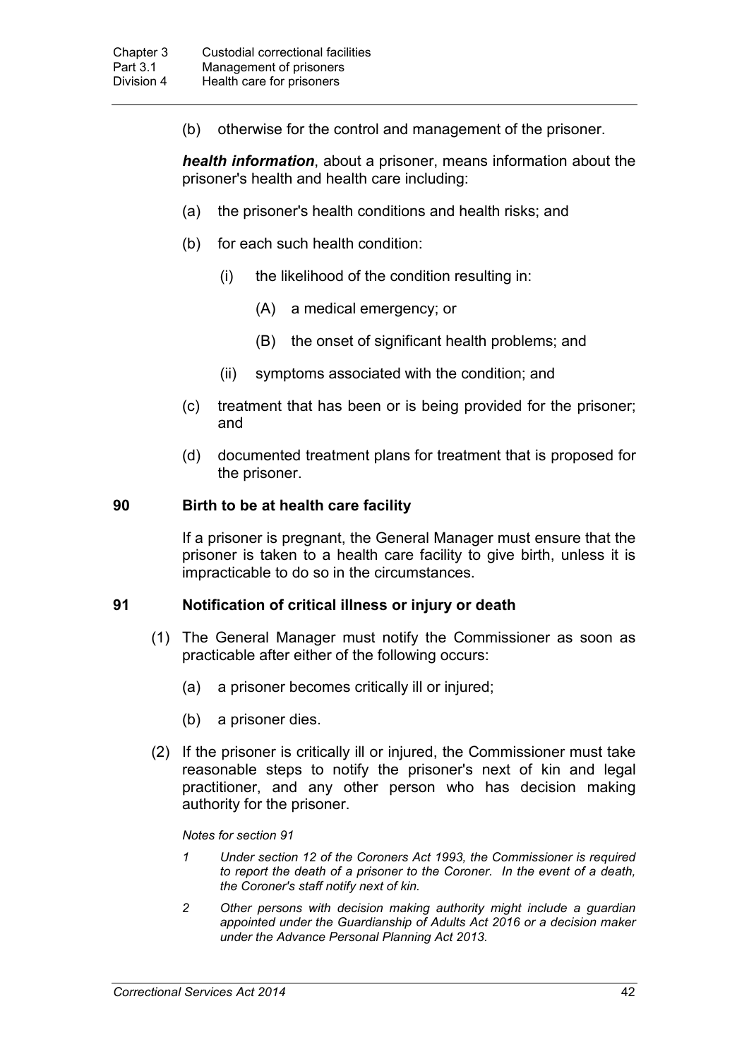(b) otherwise for the control and management of the prisoner.

***health information***, about a prisoner, means information about the prisoner's health and health care including:

(a) the prisoner's health conditions and health risks; and

(b) for each such health condition:

(i) the likelihood of the condition resulting in:

(A) a medical emergency; or

(B) the onset of significant health problems; and

(ii) symptoms associated with the condition; and

(c) treatment that has been or is being provided for the prisoner; and

(d) documented treatment plans for treatment that is proposed for the prisoner.

## 90 Birth to be at health care facility

If a prisoner is pregnant, the General Manager must ensure that the prisoner is taken to a health care facility to give birth, unless it is impracticable to do so in the circumstances.

## 91 Notification of critical illness or injury or death

(1) The General Manager must notify the Commissioner as soon as practicable after either of the following occurs:

(a) a prisoner becomes critically ill or injured;

(b) a prisoner dies.

(2) If the prisoner is critically ill or injured, the Commissioner must take reasonable steps to notify the prisoner's next of kin and legal practitioner, and any other person who has decision making authority for the prisoner.

*Notes for section 91*

*1 Under section 12 of the Coroners Act 1993, the Commissioner is required to report the death of a prisoner to the Coroner. In the event of a death, the Coroner's staff notify next of kin.*

*2 Other persons with decision making authority might include a guardian appointed under the Guardianship of Adults Act 2016 or a decision maker under the Advance Personal Planning Act 2013.*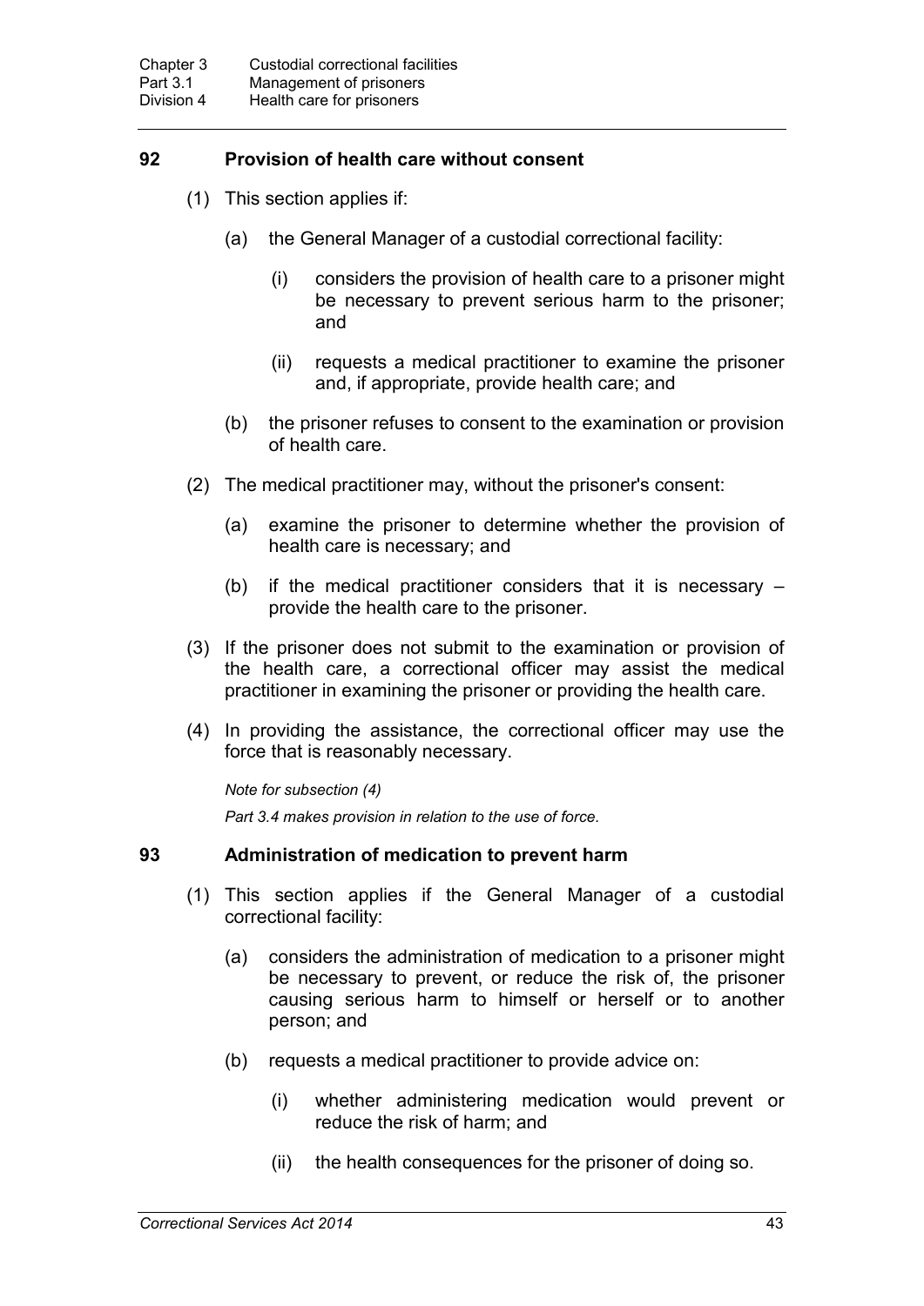### 92 Provision of health care without consent

(1) This section applies if:

(a) the General Manager of a custodial correctional facility:

(i) considers the provision of health care to a prisoner might be necessary to prevent serious harm to the prisoner; and

(ii) requests a medical practitioner to examine the prisoner and, if appropriate, provide health care; and

(b) the prisoner refuses to consent to the examination or provision of health care.

(2) The medical practitioner may, without the prisoner's consent:

(a) examine the prisoner to determine whether the provision of health care is necessary; and

(b) if the medical practitioner considers that it is necessary – provide the health care to the prisoner.

(3) If the prisoner does not submit to the examination or provision of the health care, a correctional officer may assist the medical practitioner in examining the prisoner or providing the health care.

(4) In providing the assistance, the correctional officer may use the force that is reasonably necessary.

*Note for subsection (4)*

*Part 3.4 makes provision in relation to the use of force.*

### 93 Administration of medication to prevent harm

(1) This section applies if the General Manager of a custodial correctional facility:

(a) considers the administration of medication to a prisoner might be necessary to prevent, or reduce the risk of, the prisoner causing serious harm to himself or herself or to another person; and

(b) requests a medical practitioner to provide advice on:

(i) whether administering medication would prevent or reduce the risk of harm; and

(ii) the health consequences for the prisoner of doing so.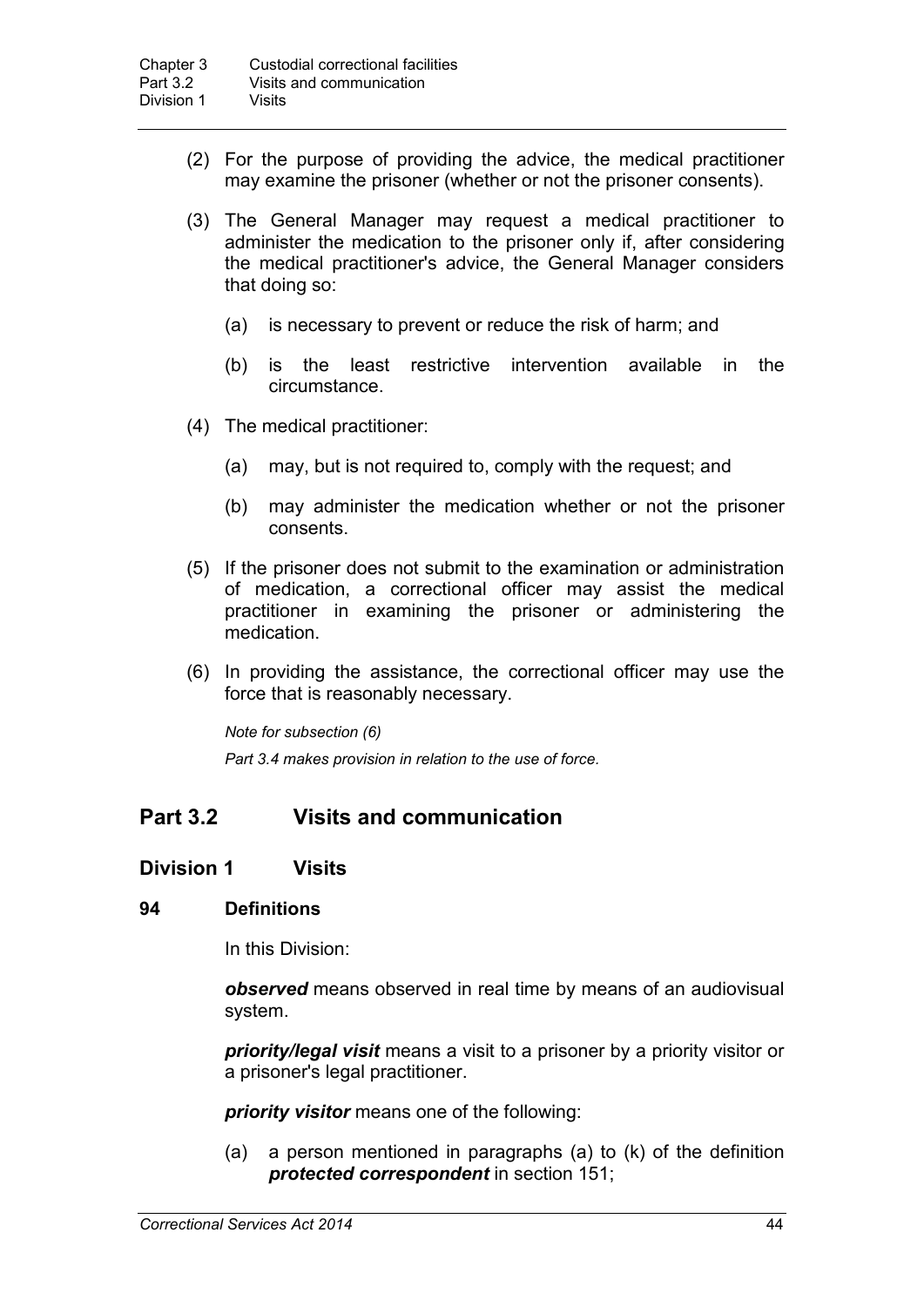(2) For the purpose of providing the advice, the medical practitioner may examine the prisoner (whether or not the prisoner consents).

(3) The General Manager may request a medical practitioner to administer the medication to the prisoner only if, after considering the medical practitioner's advice, the General Manager considers that doing so:

(a) is necessary to prevent or reduce the risk of harm; and

(b) is the least restrictive intervention available in the circumstance.

(4) The medical practitioner:

(a) may, but is not required to, comply with the request; and

(b) may administer the medication whether or not the prisoner consents.

(5) If the prisoner does not submit to the examination or administration of medication, a correctional officer may assist the medical practitioner in examining the prisoner or administering the medication.

(6) In providing the assistance, the correctional officer may use the force that is reasonably necessary.

*Note for subsection (6)*

*Part 3.4 makes provision in relation to the use of force.*

## Part 3.2 Visits and communication

### Division 1 Visits

#### 94 Definitions

In this Division:

***observed*** means observed in real time by means of an audiovisual system.

***priority/legal visit*** means a visit to a prisoner by a priority visitor or a prisoner's legal practitioner.

***priority visitor*** means one of the following:

(a) a person mentioned in paragraphs (a) to (k) of the definition ***protected correspondent*** in section 151;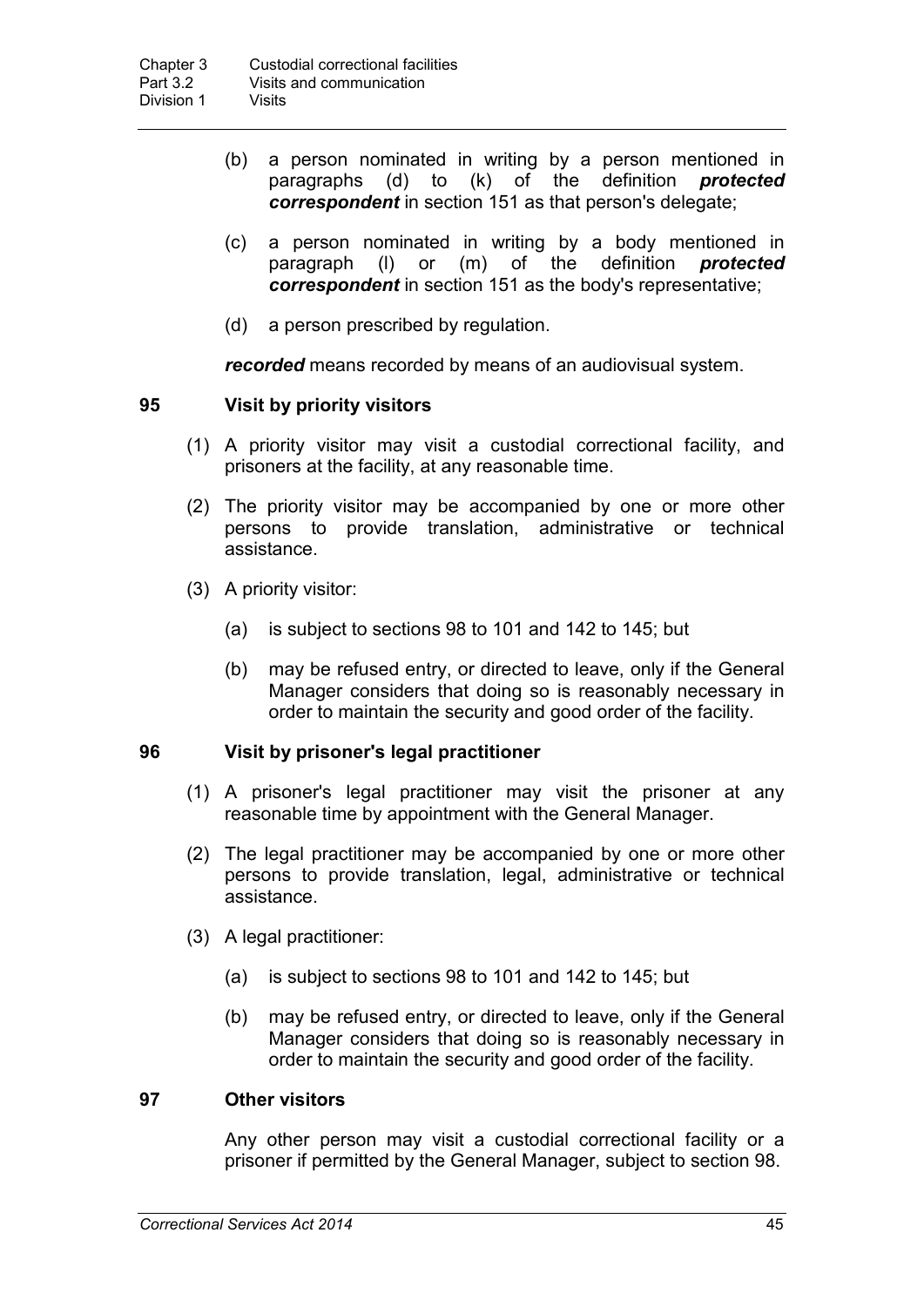(b) a person nominated in writing by a person mentioned in paragraphs (d) to (k) of the definition ***protected correspondent*** in section 151 as that person's delegate;

(c) a person nominated in writing by a body mentioned in paragraph (l) or (m) of the definition ***protected correspondent*** in section 151 as the body's representative;

(d) a person prescribed by regulation.

***recorded*** means recorded by means of an audiovisual system.

### 95 Visit by priority visitors

(1) A priority visitor may visit a custodial correctional facility, and prisoners at the facility, at any reasonable time.

(2) The priority visitor may be accompanied by one or more other persons to provide translation, administrative or technical assistance.

(3) A priority visitor:

(a) is subject to sections 98 to 101 and 142 to 145; but

(b) may be refused entry, or directed to leave, only if the General Manager considers that doing so is reasonably necessary in order to maintain the security and good order of the facility.

### 96 Visit by prisoner's legal practitioner

(1) A prisoner's legal practitioner may visit the prisoner at any reasonable time by appointment with the General Manager.

(2) The legal practitioner may be accompanied by one or more other persons to provide translation, legal, administrative or technical assistance.

(3) A legal practitioner:

(a) is subject to sections 98 to 101 and 142 to 145; but

(b) may be refused entry, or directed to leave, only if the General Manager considers that doing so is reasonably necessary in order to maintain the security and good order of the facility.

### 97 Other visitors

Any other person may visit a custodial correctional facility or a prisoner if permitted by the General Manager, subject to section 98.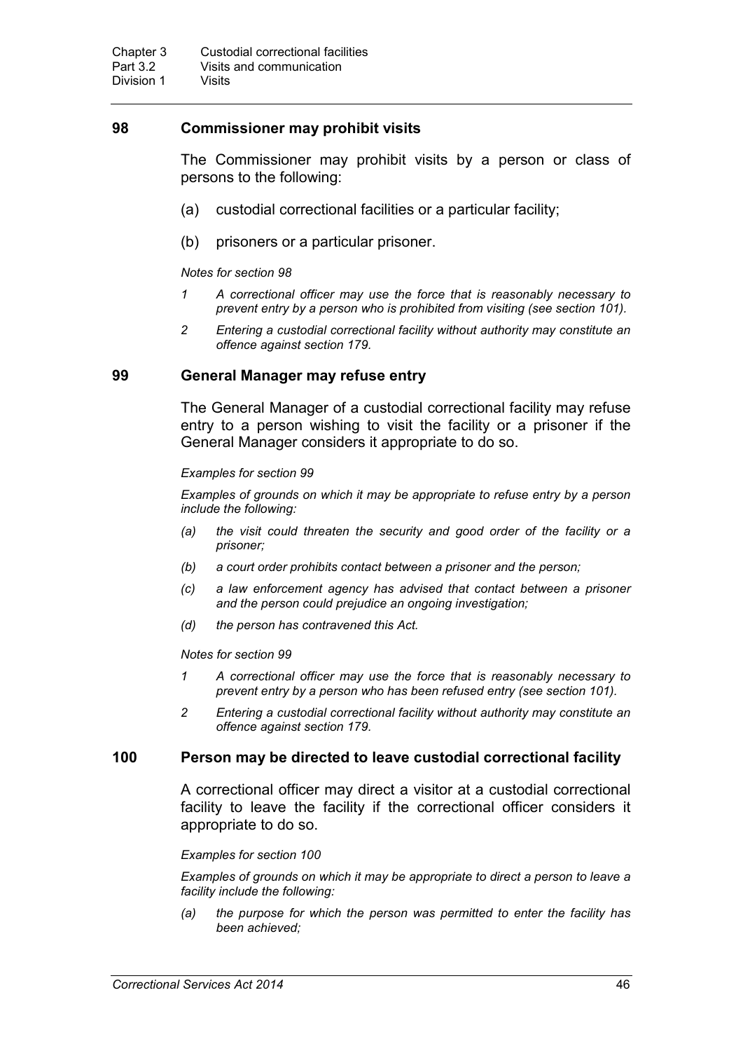## 98 Commissioner may prohibit visits

The Commissioner may prohibit visits by a person or class of persons to the following:

(a) custodial correctional facilities or a particular facility;

(b) prisoners or a particular prisoner.

*Notes for section 98*

*1 A correctional officer may use the force that is reasonably necessary to prevent entry by a person who is prohibited from visiting (see section 101).*

*2 Entering a custodial correctional facility without authority may constitute an offence against section 179.*

## 99 General Manager may refuse entry

The General Manager of a custodial correctional facility may refuse entry to a person wishing to visit the facility or a prisoner if the General Manager considers it appropriate to do so.

*Examples for section 99*

*Examples of grounds on which it may be appropriate to refuse entry by a person include the following:*

*(a) the visit could threaten the security and good order of the facility or a prisoner;*

*(b) a court order prohibits contact between a prisoner and the person;*

*(c) a law enforcement agency has advised that contact between a prisoner and the person could prejudice an ongoing investigation;*

*(d) the person has contravened this Act.*

*Notes for section 99*

*1 A correctional officer may use the force that is reasonably necessary to prevent entry by a person who has been refused entry (see section 101).*

*2 Entering a custodial correctional facility without authority may constitute an offence against section 179.*

## 100 Person may be directed to leave custodial correctional facility

A correctional officer may direct a visitor at a custodial correctional facility to leave the facility if the correctional officer considers it appropriate to do so.

*Examples for section 100*

*Examples of grounds on which it may be appropriate to direct a person to leave a facility include the following:*

*(a) the purpose for which the person was permitted to enter the facility has been achieved;*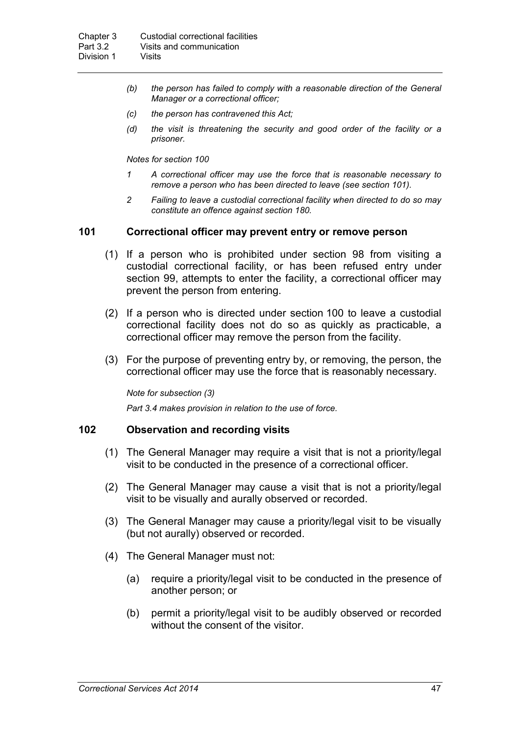*(b) the person has failed to comply with a reasonable direction of the General Manager or a correctional officer;*

*(c) the person has contravened this Act;*

*(d) the visit is threatening the security and good order of the facility or a prisoner.*

*Notes for section 100*

*1 A correctional officer may use the force that is reasonable necessary to remove a person who has been directed to leave (see section 101).*

*2 Failing to leave a custodial correctional facility when directed to do so may constitute an offence against section 180.*

### 101 Correctional officer may prevent entry or remove person

(1) If a person who is prohibited under section 98 from visiting a custodial correctional facility, or has been refused entry under section 99, attempts to enter the facility, a correctional officer may prevent the person from entering.

(2) If a person who is directed under section 100 to leave a custodial correctional facility does not do so as quickly as practicable, a correctional officer may remove the person from the facility.

(3) For the purpose of preventing entry by, or removing, the person, the correctional officer may use the force that is reasonably necessary.

*Note for subsection (3)*

*Part 3.4 makes provision in relation to the use of force.*

### 102 Observation and recording visits

(1) The General Manager may require a visit that is not a priority/legal visit to be conducted in the presence of a correctional officer.

(2) The General Manager may cause a visit that is not a priority/legal visit to be visually and aurally observed or recorded.

(3) The General Manager may cause a priority/legal visit to be visually (but not aurally) observed or recorded.

(4) The General Manager must not:

(a) require a priority/legal visit to be conducted in the presence of another person; or

(b) permit a priority/legal visit to be audibly observed or recorded without the consent of the visitor.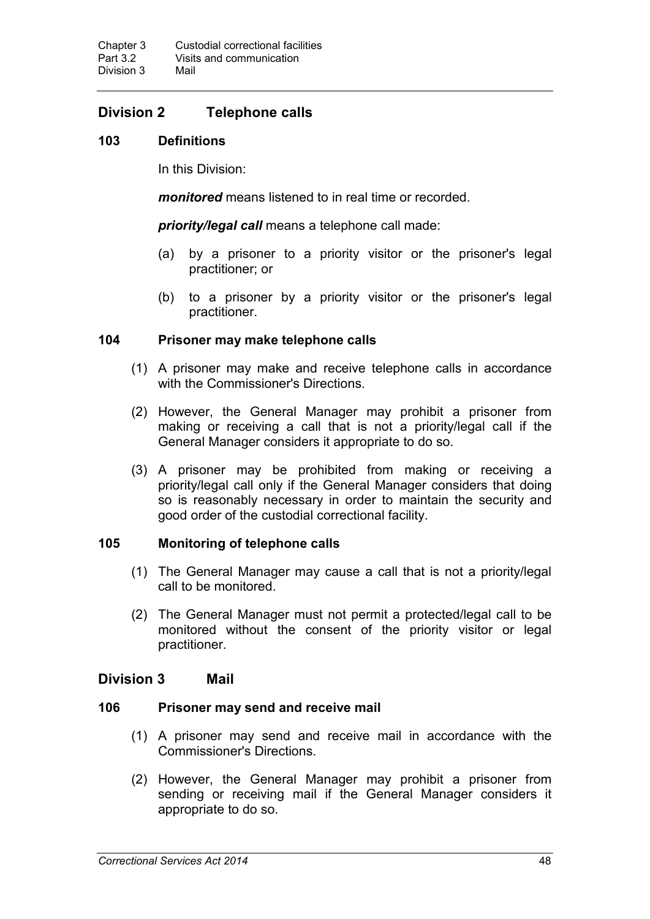## Division 2 Telephone calls

### 103 Definitions

In this Division:

***monitored*** means listened to in real time or recorded.

***priority/legal call*** means a telephone call made:

(a) by a prisoner to a priority visitor or the prisoner's legal practitioner; or

(b) to a prisoner by a priority visitor or the prisoner's legal practitioner.

### 104 Prisoner may make telephone calls

(1) A prisoner may make and receive telephone calls in accordance with the Commissioner's Directions.

(2) However, the General Manager may prohibit a prisoner from making or receiving a call that is not a priority/legal call if the General Manager considers it appropriate to do so.

(3) A prisoner may be prohibited from making or receiving a priority/legal call only if the General Manager considers that doing so is reasonably necessary in order to maintain the security and good order of the custodial correctional facility.

### 105 Monitoring of telephone calls

(1) The General Manager may cause a call that is not a priority/legal call to be monitored.

(2) The General Manager must not permit a protected/legal call to be monitored without the consent of the priority visitor or legal practitioner.

## Division 3 Mail

### 106 Prisoner may send and receive mail

(1) A prisoner may send and receive mail in accordance with the Commissioner's Directions.

(2) However, the General Manager may prohibit a prisoner from sending or receiving mail if the General Manager considers it appropriate to do so.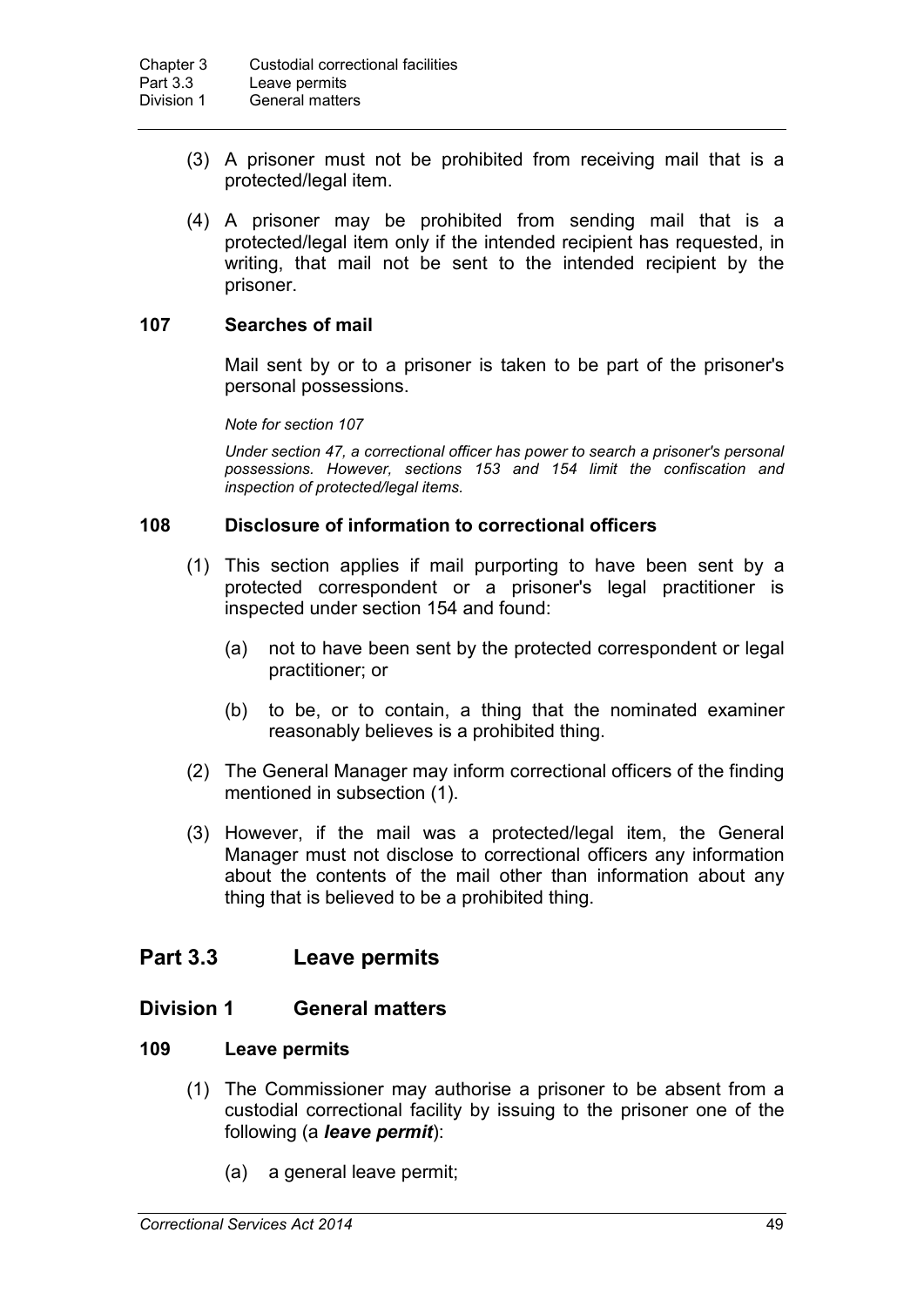(3) A prisoner must not be prohibited from receiving mail that is a protected/legal item.

(4) A prisoner may be prohibited from sending mail that is a protected/legal item only if the intended recipient has requested, in writing, that mail not be sent to the intended recipient by the prisoner.

### 107 Searches of mail

Mail sent by or to a prisoner is taken to be part of the prisoner's personal possessions.

*Note for section 107*

*Under section 47, a correctional officer has power to search a prisoner's personal possessions. However, sections 153 and 154 limit the confiscation and inspection of protected/legal items.*

### 108 Disclosure of information to correctional officers

(1) This section applies if mail purporting to have been sent by a protected correspondent or a prisoner's legal practitioner is inspected under section 154 and found:

(a) not to have been sent by the protected correspondent or legal practitioner; or

(b) to be, or to contain, a thing that the nominated examiner reasonably believes is a prohibited thing.

(2) The General Manager may inform correctional officers of the finding mentioned in subsection (1).

(3) However, if the mail was a protected/legal item, the General Manager must not disclose to correctional officers any information about the contents of the mail other than information about any thing that is believed to be a prohibited thing.

## Part 3.3 Leave permits

## Division 1 General matters

### 109 Leave permits

(1) The Commissioner may authorise a prisoner to be absent from a custodial correctional facility by issuing to the prisoner one of the following (a ***leave permit***):

(a) a general leave permit;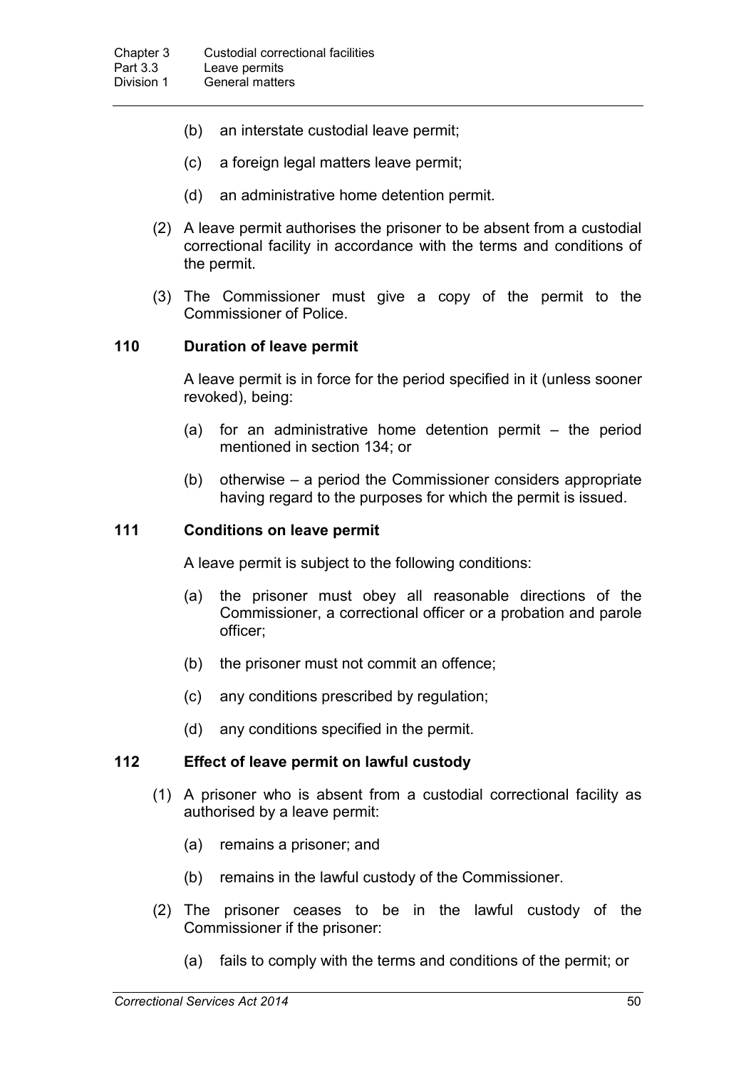(b) an interstate custodial leave permit;

(c) a foreign legal matters leave permit;

(d) an administrative home detention permit.

(2) A leave permit authorises the prisoner to be absent from a custodial correctional facility in accordance with the terms and conditions of the permit.

(3) The Commissioner must give a copy of the permit to the Commissioner of Police.

### 110 Duration of leave permit

A leave permit is in force for the period specified in it (unless sooner revoked), being:

(a) for an administrative home detention permit – the period mentioned in section 134; or

(b) otherwise – a period the Commissioner considers appropriate having regard to the purposes for which the permit is issued.

### 111 Conditions on leave permit

A leave permit is subject to the following conditions:

(a) the prisoner must obey all reasonable directions of the Commissioner, a correctional officer or a probation and parole officer;

(b) the prisoner must not commit an offence;

(c) any conditions prescribed by regulation;

(d) any conditions specified in the permit.

### 112 Effect of leave permit on lawful custody

(1) A prisoner who is absent from a custodial correctional facility as authorised by a leave permit:

(a) remains a prisoner; and

(b) remains in the lawful custody of the Commissioner.

(2) The prisoner ceases to be in the lawful custody of the Commissioner if the prisoner:

(a) fails to comply with the terms and conditions of the permit; or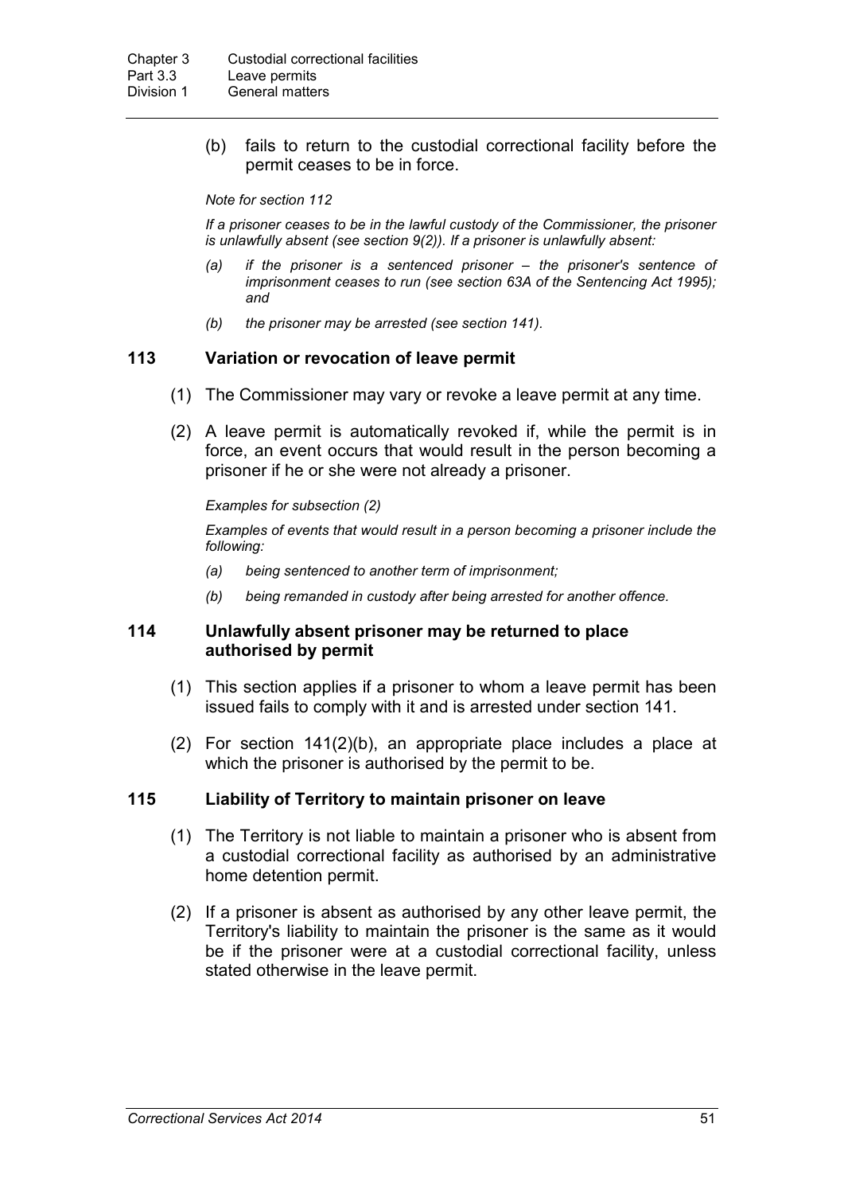(b) fails to return to the custodial correctional facility before the permit ceases to be in force.

*Note for section 112*

*If a prisoner ceases to be in the lawful custody of the Commissioner, the prisoner is unlawfully absent (see section 9(2)). If a prisoner is unlawfully absent:*

*(a) if the prisoner is a sentenced prisoner – the prisoner's sentence of imprisonment ceases to run (see section 63A of the Sentencing Act 1995); and*

*(b) the prisoner may be arrested (see section 141).*

### 113 Variation or revocation of leave permit

(1) The Commissioner may vary or revoke a leave permit at any time.

(2) A leave permit is automatically revoked if, while the permit is in force, an event occurs that would result in the person becoming a prisoner if he or she were not already a prisoner.

*Examples for subsection (2)*

*Examples of events that would result in a person becoming a prisoner include the following:*

*(a) being sentenced to another term of imprisonment;*

*(b) being remanded in custody after being arrested for another offence.*

### 114 Unlawfully absent prisoner may be returned to place authorised by permit

(1) This section applies if a prisoner to whom a leave permit has been issued fails to comply with it and is arrested under section 141.

(2) For section 141(2)(b), an appropriate place includes a place at which the prisoner is authorised by the permit to be.

### 115 Liability of Territory to maintain prisoner on leave

(1) The Territory is not liable to maintain a prisoner who is absent from a custodial correctional facility as authorised by an administrative home detention permit.

(2) If a prisoner is absent as authorised by any other leave permit, the Territory's liability to maintain the prisoner is the same as it would be if the prisoner were at a custodial correctional facility, unless stated otherwise in the leave permit.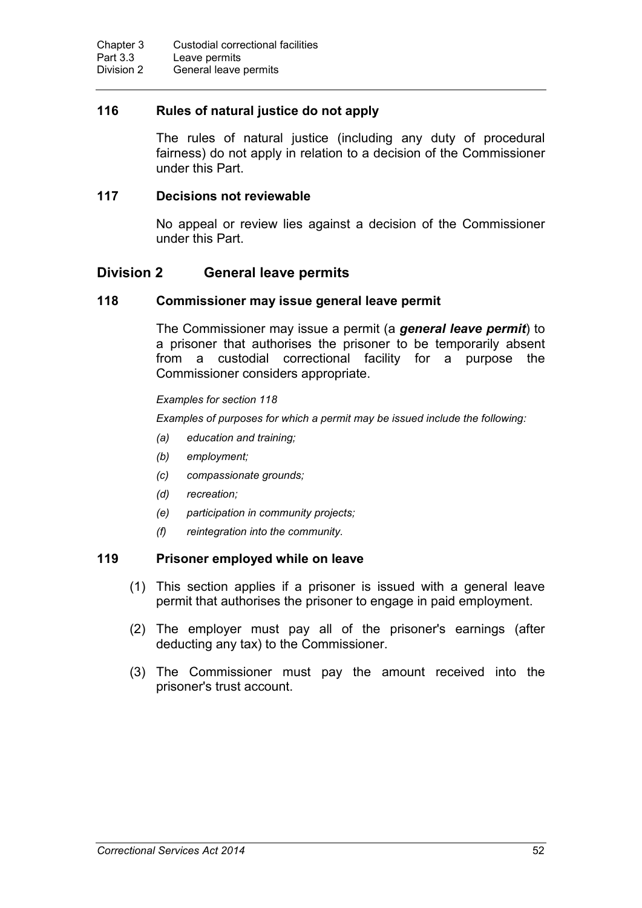### 116 Rules of natural justice do not apply

The rules of natural justice (including any duty of procedural fairness) do not apply in relation to a decision of the Commissioner under this Part.

### 117 Decisions not reviewable

No appeal or review lies against a decision of the Commissioner under this Part.

## Division 2 General leave permits

### 118 Commissioner may issue general leave permit

The Commissioner may issue a permit (a ***general leave permit***) to a prisoner that authorises the prisoner to be temporarily absent from a custodial correctional facility for a purpose the Commissioner considers appropriate.

*Examples for section 118*

*Examples of purposes for which a permit may be issued include the following:*

*(a) education and training;*

*(b) employment;*

*(c) compassionate grounds;*

*(d) recreation;*

*(e) participation in community projects;*

*(f) reintegration into the community.*

### 119 Prisoner employed while on leave

(1) This section applies if a prisoner is issued with a general leave permit that authorises the prisoner to engage in paid employment.

(2) The employer must pay all of the prisoner's earnings (after deducting any tax) to the Commissioner.

(3) The Commissioner must pay the amount received into the prisoner's trust account.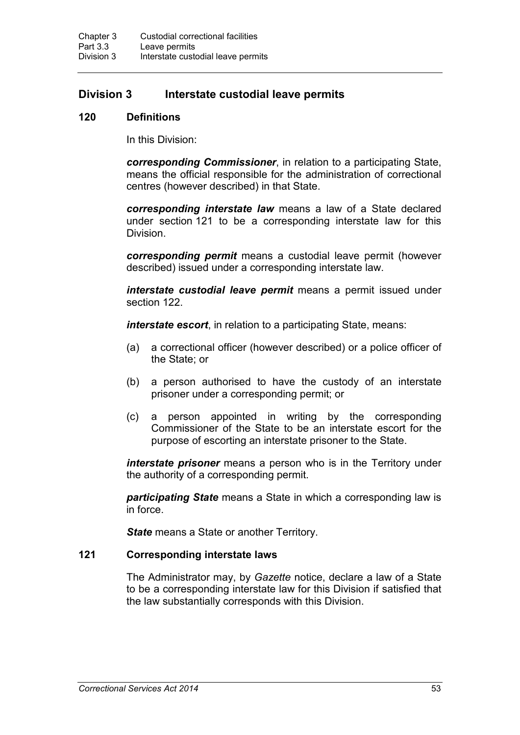## Division 3 Interstate custodial leave permits

### 120 Definitions

In this Division:

***corresponding Commissioner***, in relation to a participating State, means the official responsible for the administration of correctional centres (however described) in that State.

***corresponding interstate law*** means a law of a State declared under section 121 to be a corresponding interstate law for this Division.

***corresponding permit*** means a custodial leave permit (however described) issued under a corresponding interstate law.

***interstate custodial leave permit*** means a permit issued under section 122.

***interstate escort***, in relation to a participating State, means:

(a) a correctional officer (however described) or a police officer of the State; or

(b) a person authorised to have the custody of an interstate prisoner under a corresponding permit; or

(c) a person appointed in writing by the corresponding Commissioner of the State to be an interstate escort for the purpose of escorting an interstate prisoner to the State.

***interstate prisoner*** means a person who is in the Territory under the authority of a corresponding permit.

***participating State*** means a State in which a corresponding law is in force.

***State*** means a State or another Territory.

### 121 Corresponding interstate laws

The Administrator may, by *Gazette* notice, declare a law of a State to be a corresponding interstate law for this Division if satisfied that the law substantially corresponds with this Division.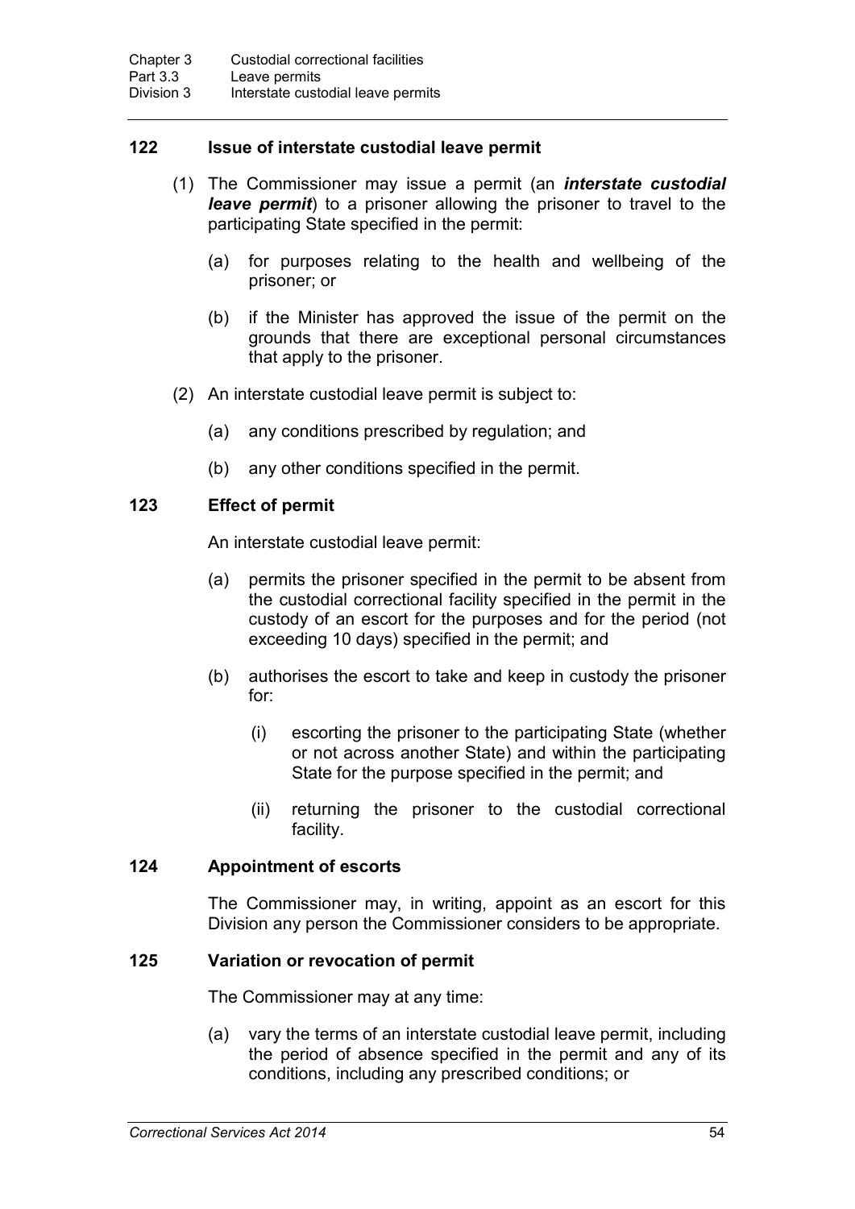### 122 Issue of interstate custodial leave permit

(1) The Commissioner may issue a permit (an ***interstate custodial leave permit***) to a prisoner allowing the prisoner to travel to the participating State specified in the permit:

(a) for purposes relating to the health and wellbeing of the prisoner; or

(b) if the Minister has approved the issue of the permit on the grounds that there are exceptional personal circumstances that apply to the prisoner.

(2) An interstate custodial leave permit is subject to:

(a) any conditions prescribed by regulation; and

(b) any other conditions specified in the permit.

### 123 Effect of permit

An interstate custodial leave permit:

(a) permits the prisoner specified in the permit to be absent from the custodial correctional facility specified in the permit in the custody of an escort for the purposes and for the period (not exceeding 10 days) specified in the permit; and

(b) authorises the escort to take and keep in custody the prisoner for:

(i) escorting the prisoner to the participating State (whether or not across another State) and within the participating State for the purpose specified in the permit; and

(ii) returning the prisoner to the custodial correctional facility.

### 124 Appointment of escorts

The Commissioner may, in writing, appoint as an escort for this Division any person the Commissioner considers to be appropriate.

### 125 Variation or revocation of permit

The Commissioner may at any time:

(a) vary the terms of an interstate custodial leave permit, including the period of absence specified in the permit and any of its conditions, including any prescribed conditions; or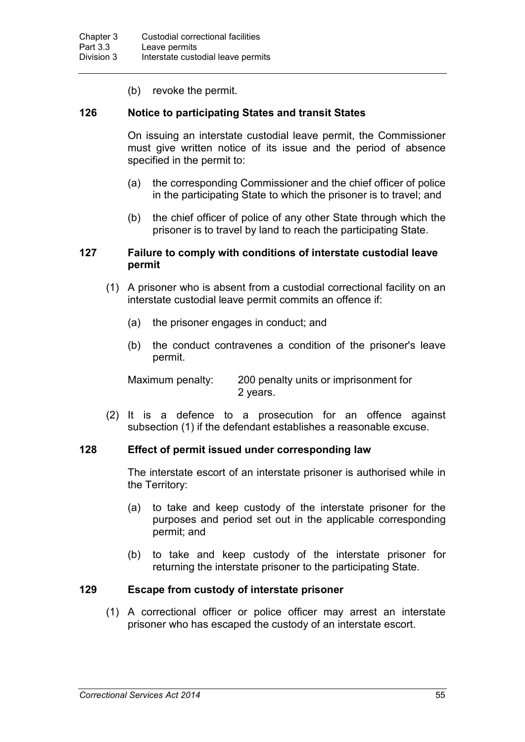(b) revoke the permit.

### 126 Notice to participating States and transit States

On issuing an interstate custodial leave permit, the Commissioner must give written notice of its issue and the period of absence specified in the permit to:

(a) the corresponding Commissioner and the chief officer of police in the participating State to which the prisoner is to travel; and

(b) the chief officer of police of any other State through which the prisoner is to travel by land to reach the participating State.

### 127 Failure to comply with conditions of interstate custodial leave permit

(1) A prisoner who is absent from a custodial correctional facility on an interstate custodial leave permit commits an offence if:

(a) the prisoner engages in conduct; and

(b) the conduct contravenes a condition of the prisoner's leave permit.

Maximum penalty: 200 penalty units or imprisonment for 2 years.

(2) It is a defence to a prosecution for an offence against subsection (1) if the defendant establishes a reasonable excuse.

### 128 Effect of permit issued under corresponding law

The interstate escort of an interstate prisoner is authorised while in the Territory:

(a) to take and keep custody of the interstate prisoner for the purposes and period set out in the applicable corresponding permit; and

(b) to take and keep custody of the interstate prisoner for returning the interstate prisoner to the participating State.

### 129 Escape from custody of interstate prisoner

(1) A correctional officer or police officer may arrest an interstate prisoner who has escaped the custody of an interstate escort.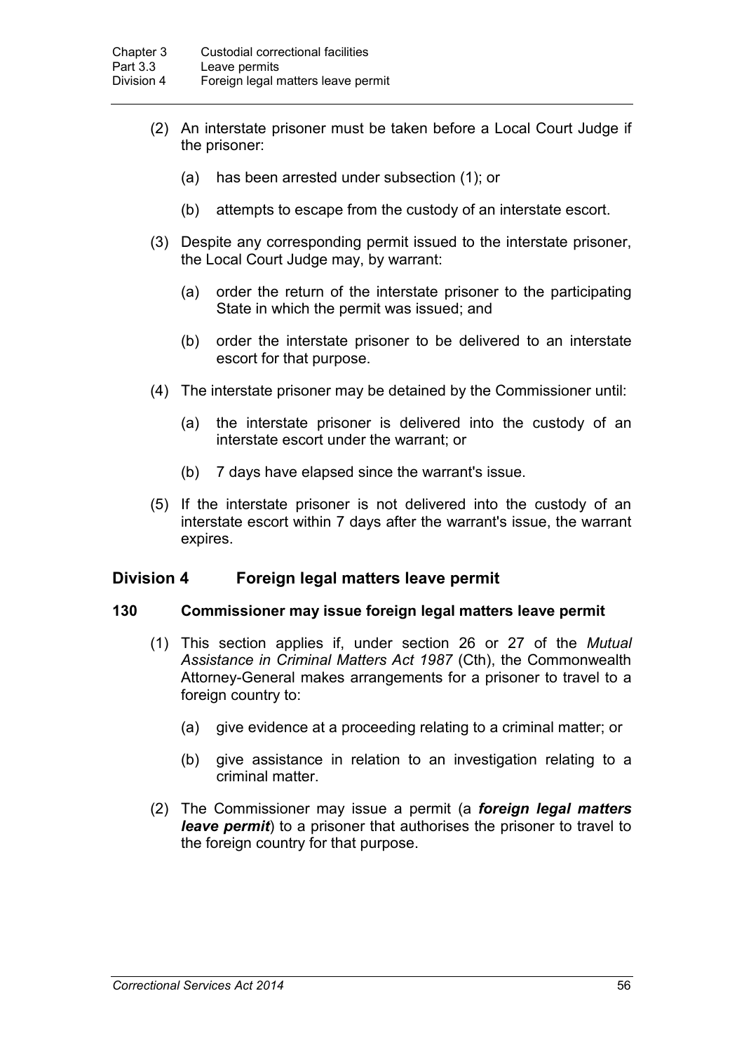(2) An interstate prisoner must be taken before a Local Court Judge if the prisoner:

(a) has been arrested under subsection (1); or

(b) attempts to escape from the custody of an interstate escort.

(3) Despite any corresponding permit issued to the interstate prisoner, the Local Court Judge may, by warrant:

(a) order the return of the interstate prisoner to the participating State in which the permit was issued; and

(b) order the interstate prisoner to be delivered to an interstate escort for that purpose.

(4) The interstate prisoner may be detained by the Commissioner until:

(a) the interstate prisoner is delivered into the custody of an interstate escort under the warrant; or

(b) 7 days have elapsed since the warrant's issue.

(5) If the interstate prisoner is not delivered into the custody of an interstate escort within 7 days after the warrant's issue, the warrant expires.

## Division 4 Foreign legal matters leave permit

### 130 Commissioner may issue foreign legal matters leave permit

(1) This section applies if, under section 26 or 27 of the *Mutual Assistance in Criminal Matters Act 1987* (Cth), the Commonwealth Attorney-General makes arrangements for a prisoner to travel to a foreign country to:

(a) give evidence at a proceeding relating to a criminal matter; or

(b) give assistance in relation to an investigation relating to a criminal matter.

(2) The Commissioner may issue a permit (a ***foreign legal matters leave permit***) to a prisoner that authorises the prisoner to travel to the foreign country for that purpose.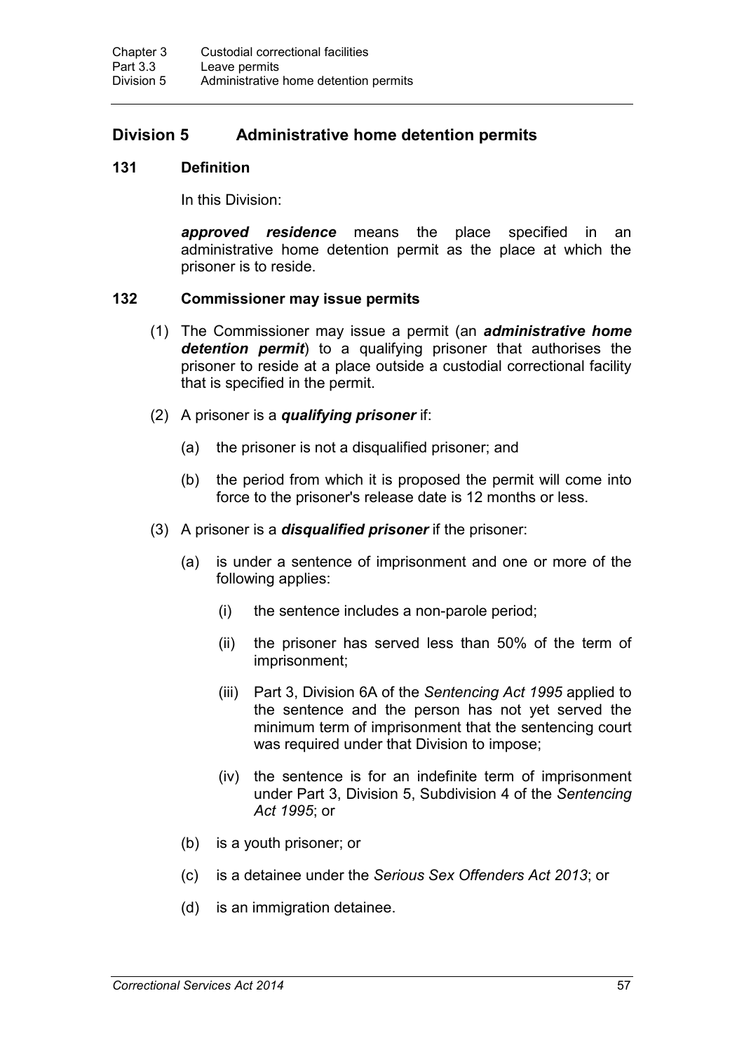## Division 5 Administrative home detention permits

### 131 Definition

In this Division:

***approved residence*** means the place specified in an administrative home detention permit as the place at which the prisoner is to reside.

### 132 Commissioner may issue permits

(1) The Commissioner may issue a permit (an ***administrative home detention permit***) to a qualifying prisoner that authorises the prisoner to reside at a place outside a custodial correctional facility that is specified in the permit.

(2) A prisoner is a ***qualifying prisoner*** if:

- (a) the prisoner is not a disqualified prisoner; and
- (b) the period from which it is proposed the permit will come into force to the prisoner's release date is 12 months or less.

(3) A prisoner is a ***disqualified prisoner*** if the prisoner:

- (a) is under a sentence of imprisonment and one or more of the following applies:
  - (i) the sentence includes a non-parole period;
  - (ii) the prisoner has served less than 50% of the term of imprisonment;
  - (iii) Part 3, Division 6A of the *Sentencing Act 1995* applied to the sentence and the person has not yet served the minimum term of imprisonment that the sentencing court was required under that Division to impose;
  - (iv) the sentence is for an indefinite term of imprisonment under Part 3, Division 5, Subdivision 4 of the *Sentencing Act 1995*; or
- (b) is a youth prisoner; or
- (c) is a detainee under the *Serious Sex Offenders Act 2013*; or
- (d) is an immigration detainee.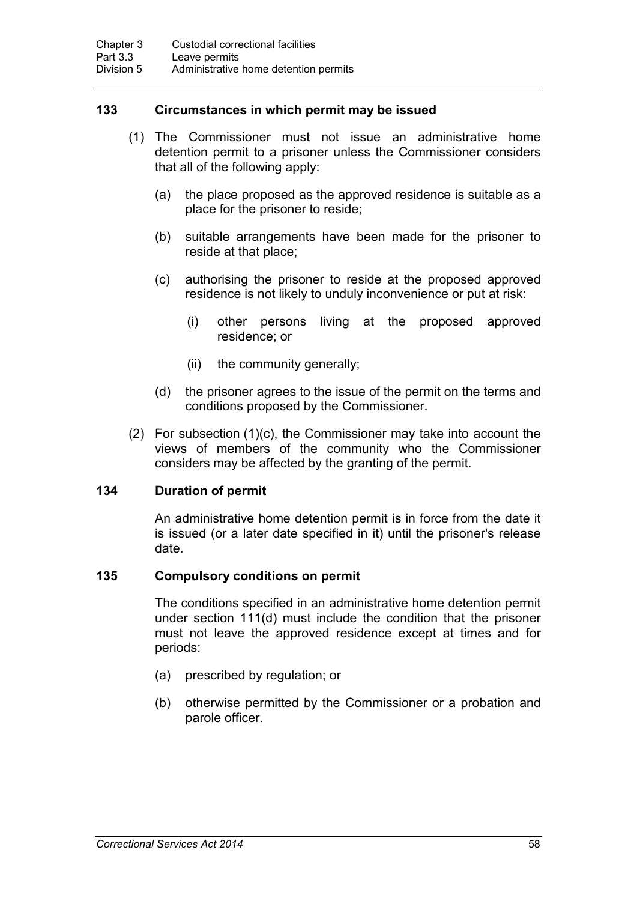### 133 Circumstances in which permit may be issued

(1) The Commissioner must not issue an administrative home detention permit to a prisoner unless the Commissioner considers that all of the following apply:

(a) the place proposed as the approved residence is suitable as a place for the prisoner to reside;

(b) suitable arrangements have been made for the prisoner to reside at that place;

(c) authorising the prisoner to reside at the proposed approved residence is not likely to unduly inconvenience or put at risk:

(i) other persons living at the proposed approved residence; or

(ii) the community generally;

(d) the prisoner agrees to the issue of the permit on the terms and conditions proposed by the Commissioner.

(2) For subsection (1)(c), the Commissioner may take into account the views of members of the community who the Commissioner considers may be affected by the granting of the permit.

### 134 Duration of permit

An administrative home detention permit is in force from the date it is issued (or a later date specified in it) until the prisoner's release date.

### 135 Compulsory conditions on permit

The conditions specified in an administrative home detention permit under section 111(d) must include the condition that the prisoner must not leave the approved residence except at times and for periods:

(a) prescribed by regulation; or

(b) otherwise permitted by the Commissioner or a probation and parole officer.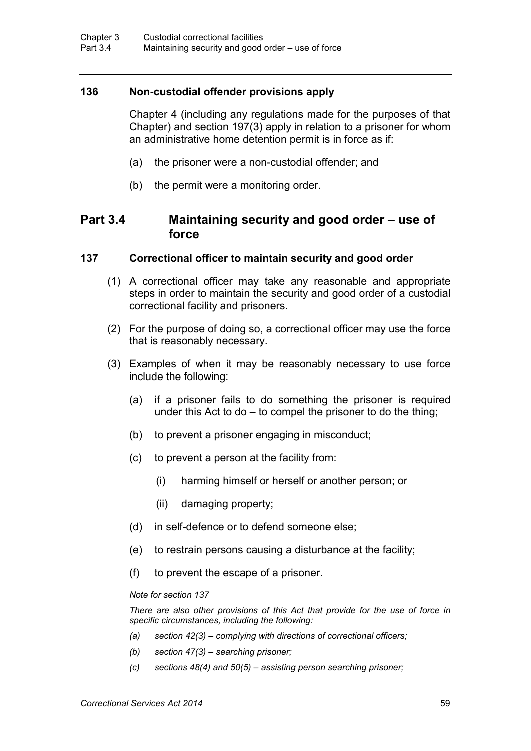### 136 Non-custodial offender provisions apply

Chapter 4 (including any regulations made for the purposes of that Chapter) and section 197(3) apply in relation to a prisoner for whom an administrative home detention permit is in force as if:

(a) the prisoner were a non-custodial offender; and

(b) the permit were a monitoring order.

## Part 3.4 Maintaining security and good order – use of force

### 137 Correctional officer to maintain security and good order

(1) A correctional officer may take any reasonable and appropriate steps in order to maintain the security and good order of a custodial correctional facility and prisoners.

(2) For the purpose of doing so, a correctional officer may use the force that is reasonably necessary.

(3) Examples of when it may be reasonably necessary to use force include the following:

(a) if a prisoner fails to do something the prisoner is required under this Act to do – to compel the prisoner to do the thing;

(b) to prevent a prisoner engaging in misconduct;

(c) to prevent a person at the facility from:

(i) harming himself or herself or another person; or

(ii) damaging property;

(d) in self-defence or to defend someone else;

(e) to restrain persons causing a disturbance at the facility;

(f) to prevent the escape of a prisoner.

*Note for section 137*

*There are also other provisions of this Act that provide for the use of force in specific circumstances, including the following:*

*(a) section 42(3) – complying with directions of correctional officers;*

*(b) section 47(3) – searching prisoner;*

*(c) sections 48(4) and 50(5) – assisting person searching prisoner;*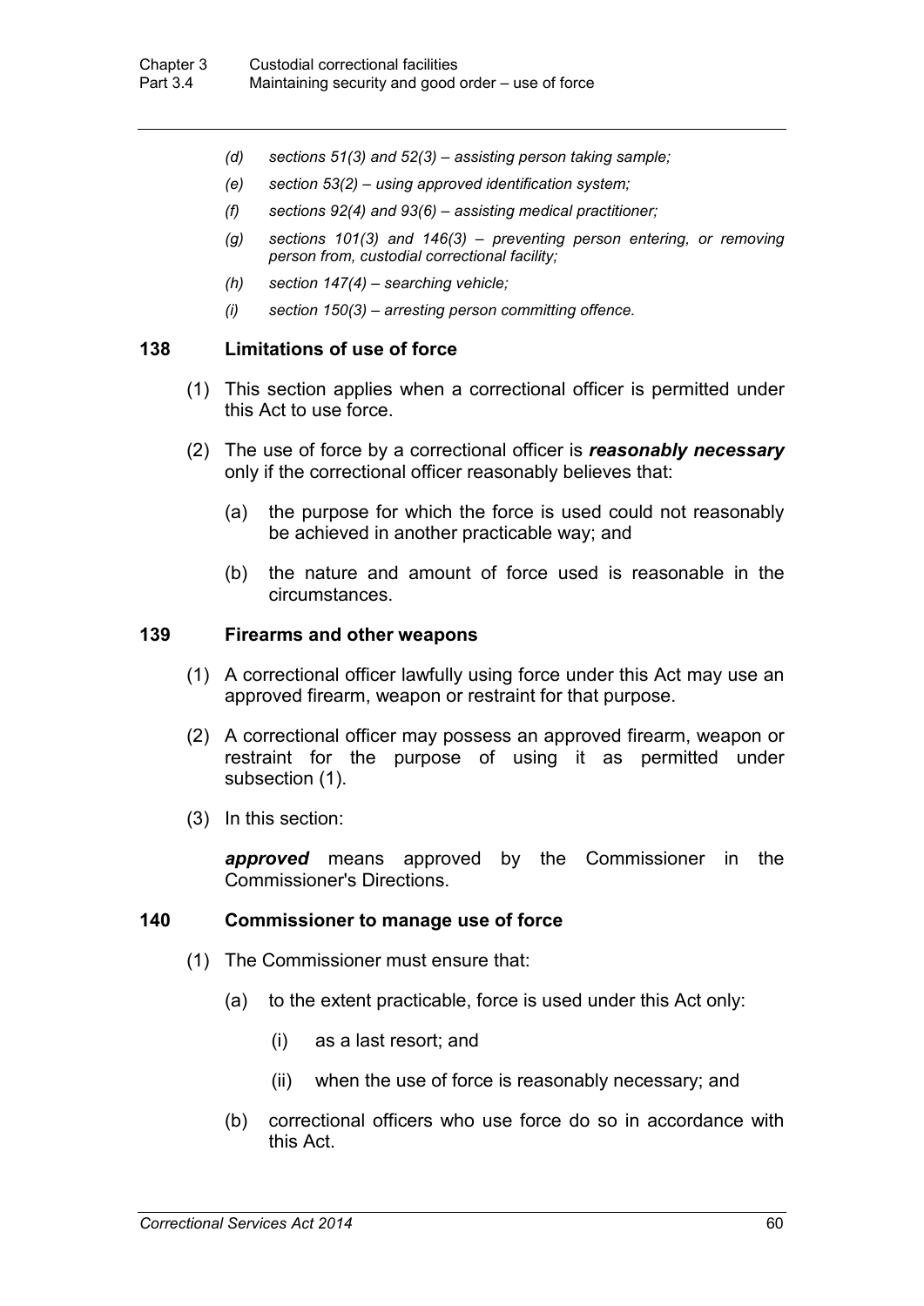*(d) sections 51(3) and 52(3) – assisting person taking sample;*

*(e) section 53(2) – using approved identification system;*

*(f) sections 92(4) and 93(6) – assisting medical practitioner;*

*(g) sections 101(3) and 146(3) – preventing person entering, or removing person from, custodial correctional facility;*

*(h) section 147(4) – searching vehicle;*

*(i) section 150(3) – arresting person committing offence.*

### 138 Limitations of use of force

(1) This section applies when a correctional officer is permitted under this Act to use force.

(2) The use of force by a correctional officer is ***reasonably necessary*** only if the correctional officer reasonably believes that:

(a) the purpose for which the force is used could not reasonably be achieved in another practicable way; and

(b) the nature and amount of force used is reasonable in the circumstances.

### 139 Firearms and other weapons

(1) A correctional officer lawfully using force under this Act may use an approved firearm, weapon or restraint for that purpose.

(2) A correctional officer may possess an approved firearm, weapon or restraint for the purpose of using it as permitted under subsection (1).

(3) In this section:

***approved*** means approved by the Commissioner in the Commissioner's Directions.

### 140 Commissioner to manage use of force

(1) The Commissioner must ensure that:

(a) to the extent practicable, force is used under this Act only:

(i) as a last resort; and

(ii) when the use of force is reasonably necessary; and

(b) correctional officers who use force do so in accordance with this Act.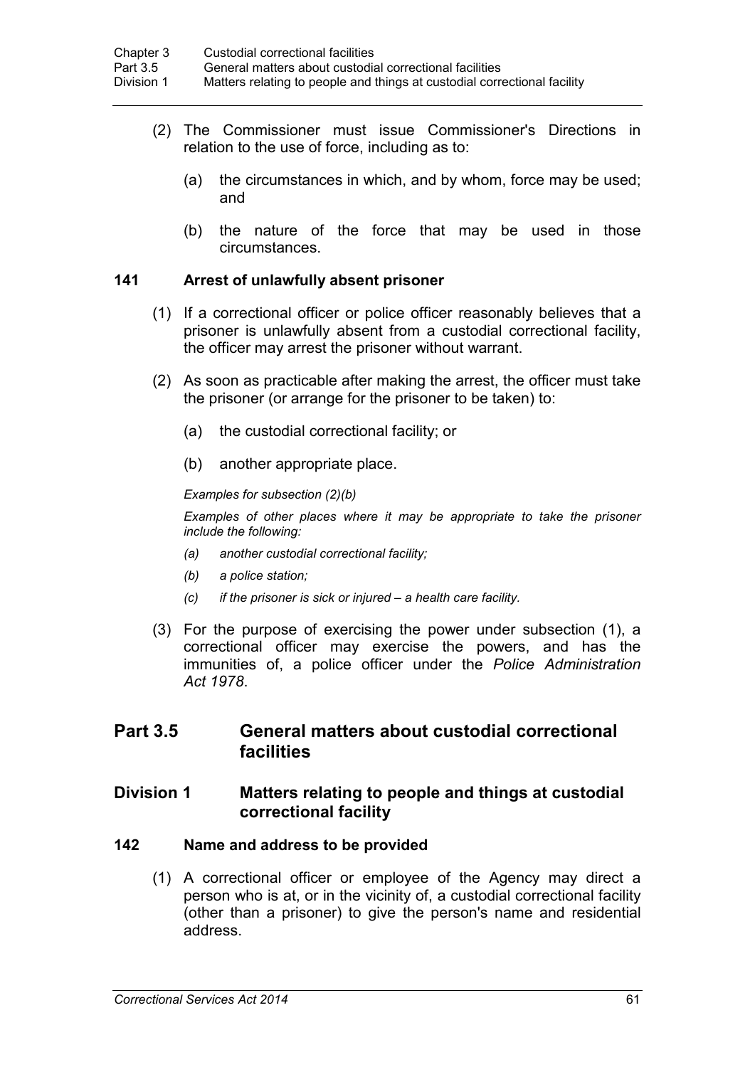(2) The Commissioner must issue Commissioner's Directions in relation to the use of force, including as to:

(a) the circumstances in which, and by whom, force may be used; and

(b) the nature of the force that may be used in those circumstances.

### 141 Arrest of unlawfully absent prisoner

(1) If a correctional officer or police officer reasonably believes that a prisoner is unlawfully absent from a custodial correctional facility, the officer may arrest the prisoner without warrant.

(2) As soon as practicable after making the arrest, the officer must take the prisoner (or arrange for the prisoner to be taken) to:

(a) the custodial correctional facility; or

(b) another appropriate place.

*Examples for subsection (2)(b)*

*Examples of other places where it may be appropriate to take the prisoner include the following:*

*(a) another custodial correctional facility;*

*(b) a police station;*

*(c) if the prisoner is sick or injured – a health care facility.*

(3) For the purpose of exercising the power under subsection (1), a correctional officer may exercise the powers, and has the immunities of, a police officer under the *Police Administration Act 1978*.

## Part 3.5 General matters about custodial correctional facilities

## Division 1 Matters relating to people and things at custodial correctional facility

### 142 Name and address to be provided

(1) A correctional officer or employee of the Agency may direct a person who is at, or in the vicinity of, a custodial correctional facility (other than a prisoner) to give the person's name and residential address.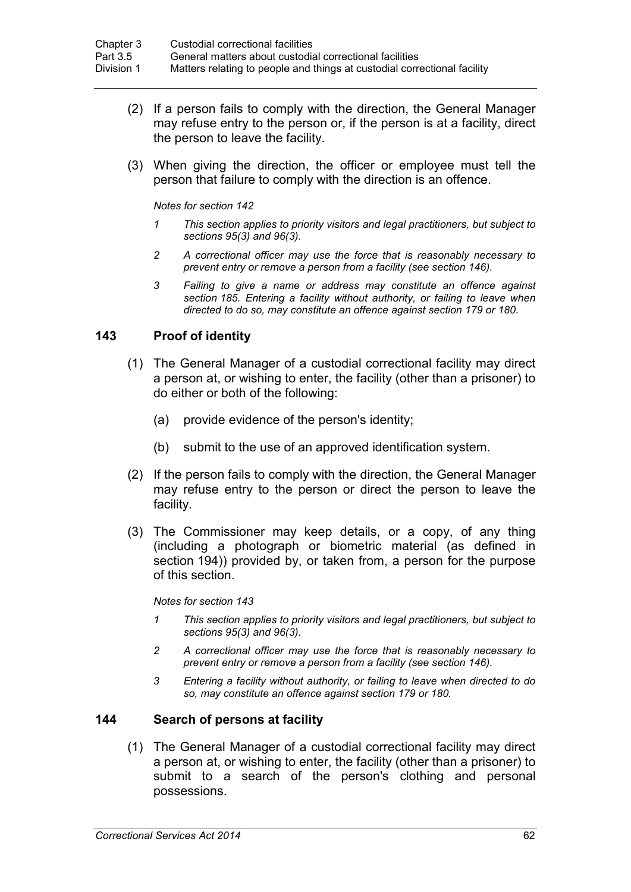(2) If a person fails to comply with the direction, the General Manager may refuse entry to the person or, if the person is at a facility, direct the person to leave the facility.

(3) When giving the direction, the officer or employee must tell the person that failure to comply with the direction is an offence.

*Notes for section 142*

*1 This section applies to priority visitors and legal practitioners, but subject to sections 95(3) and 96(3).*

*2 A correctional officer may use the force that is reasonably necessary to prevent entry or remove a person from a facility (see section 146).*

*3 Failing to give a name or address may constitute an offence against section 185. Entering a facility without authority, or failing to leave when directed to do so, may constitute an offence against section 179 or 180.*

## 143 Proof of identity

(1) The General Manager of a custodial correctional facility may direct a person at, or wishing to enter, the facility (other than a prisoner) to do either or both of the following:

(a) provide evidence of the person's identity;

(b) submit to the use of an approved identification system.

(2) If the person fails to comply with the direction, the General Manager may refuse entry to the person or direct the person to leave the facility.

(3) The Commissioner may keep details, or a copy, of any thing (including a photograph or biometric material (as defined in section 194)) provided by, or taken from, a person for the purpose of this section.

*Notes for section 143*

*1 This section applies to priority visitors and legal practitioners, but subject to sections 95(3) and 96(3).*

*2 A correctional officer may use the force that is reasonably necessary to prevent entry or remove a person from a facility (see section 146).*

*3 Entering a facility without authority, or failing to leave when directed to do so, may constitute an offence against section 179 or 180.*

## 144 Search of persons at facility

(1) The General Manager of a custodial correctional facility may direct a person at, or wishing to enter, the facility (other than a prisoner) to submit to a search of the person's clothing and personal possessions.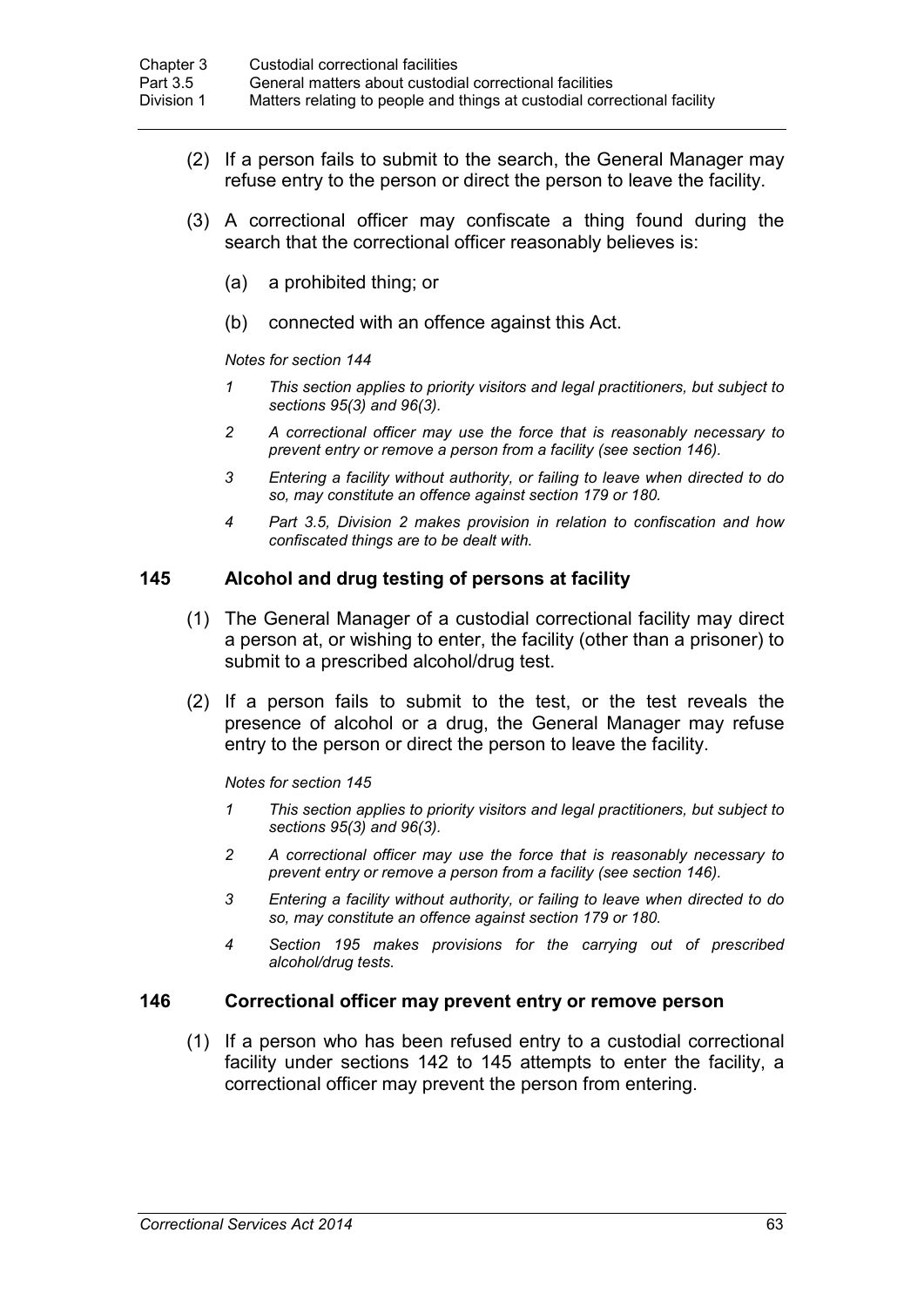(2) If a person fails to submit to the search, the General Manager may refuse entry to the person or direct the person to leave the facility.

(3) A correctional officer may confiscate a thing found during the search that the correctional officer reasonably believes is:

(a) a prohibited thing; or

(b) connected with an offence against this Act.

*Notes for section 144*

*1 This section applies to priority visitors and legal practitioners, but subject to sections 95(3) and 96(3).*

*2 A correctional officer may use the force that is reasonably necessary to prevent entry or remove a person from a facility (see section 146).*

*3 Entering a facility without authority, or failing to leave when directed to do so, may constitute an offence against section 179 or 180.*

*4 Part 3.5, Division 2 makes provision in relation to confiscation and how confiscated things are to be dealt with.*

### 145 Alcohol and drug testing of persons at facility

(1) The General Manager of a custodial correctional facility may direct a person at, or wishing to enter, the facility (other than a prisoner) to submit to a prescribed alcohol/drug test.

(2) If a person fails to submit to the test, or the test reveals the presence of alcohol or a drug, the General Manager may refuse entry to the person or direct the person to leave the facility.

*Notes for section 145*

*1 This section applies to priority visitors and legal practitioners, but subject to sections 95(3) and 96(3).*

*2 A correctional officer may use the force that is reasonably necessary to prevent entry or remove a person from a facility (see section 146).*

*3 Entering a facility without authority, or failing to leave when directed to do so, may constitute an offence against section 179 or 180.*

*4 Section 195 makes provisions for the carrying out of prescribed alcohol/drug tests.*

### 146 Correctional officer may prevent entry or remove person

(1) If a person who has been refused entry to a custodial correctional facility under sections 142 to 145 attempts to enter the facility, a correctional officer may prevent the person from entering.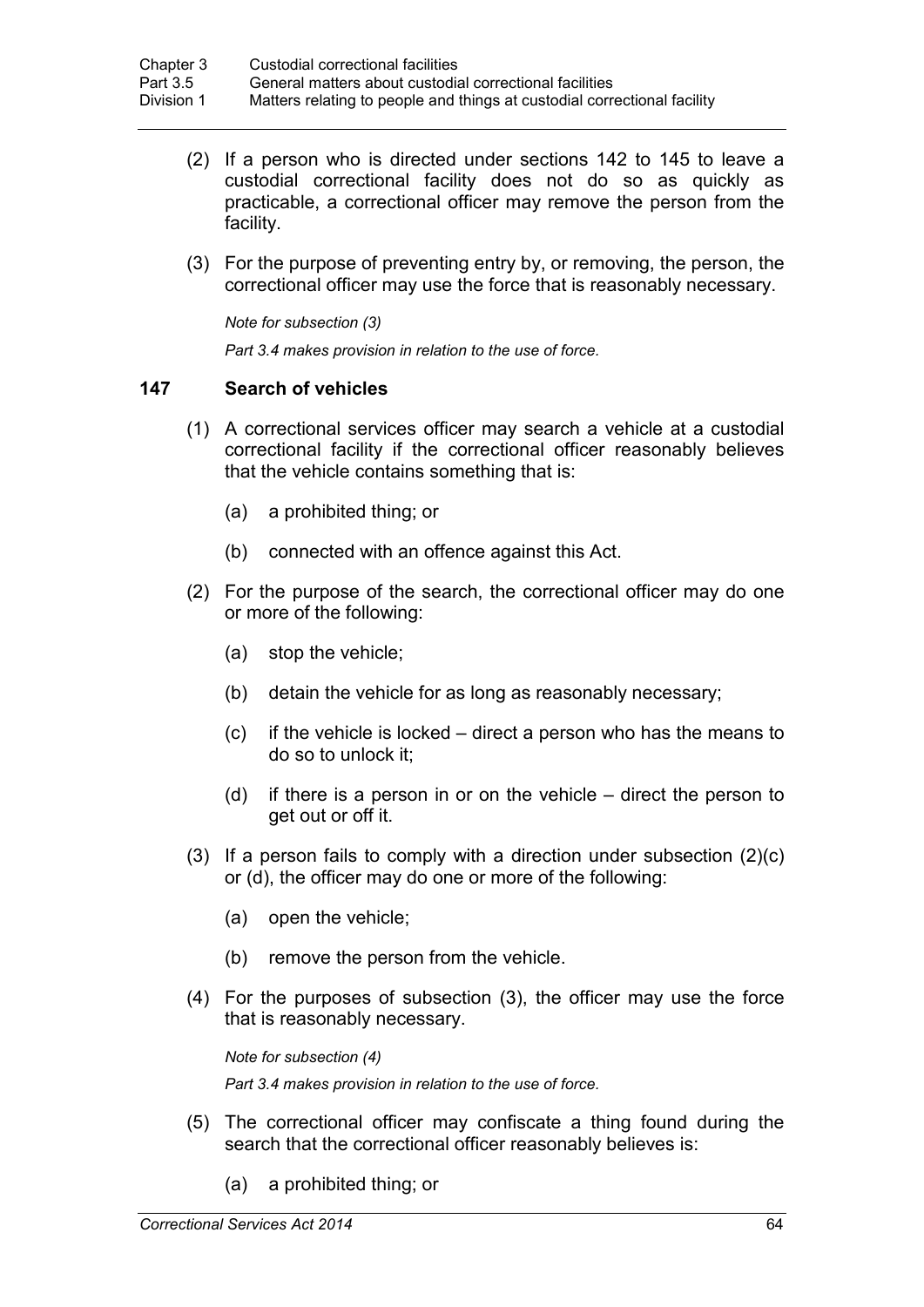(2) If a person who is directed under sections 142 to 145 to leave a custodial correctional facility does not do so as quickly as practicable, a correctional officer may remove the person from the facility.

(3) For the purpose of preventing entry by, or removing, the person, the correctional officer may use the force that is reasonably necessary.

*Note for subsection (3)*

*Part 3.4 makes provision in relation to the use of force.*

### 147 Search of vehicles

(1) A correctional services officer may search a vehicle at a custodial correctional facility if the correctional officer reasonably believes that the vehicle contains something that is:

(a) a prohibited thing; or

(b) connected with an offence against this Act.

(2) For the purpose of the search, the correctional officer may do one or more of the following:

(a) stop the vehicle;

(b) detain the vehicle for as long as reasonably necessary;

(c) if the vehicle is locked – direct a person who has the means to do so to unlock it;

(d) if there is a person in or on the vehicle – direct the person to get out or off it.

(3) If a person fails to comply with a direction under subsection (2)(c) or (d), the officer may do one or more of the following:

(a) open the vehicle;

(b) remove the person from the vehicle.

(4) For the purposes of subsection (3), the officer may use the force that is reasonably necessary.

*Note for subsection (4)*

*Part 3.4 makes provision in relation to the use of force.*

(5) The correctional officer may confiscate a thing found during the search that the correctional officer reasonably believes is:

(a) a prohibited thing; or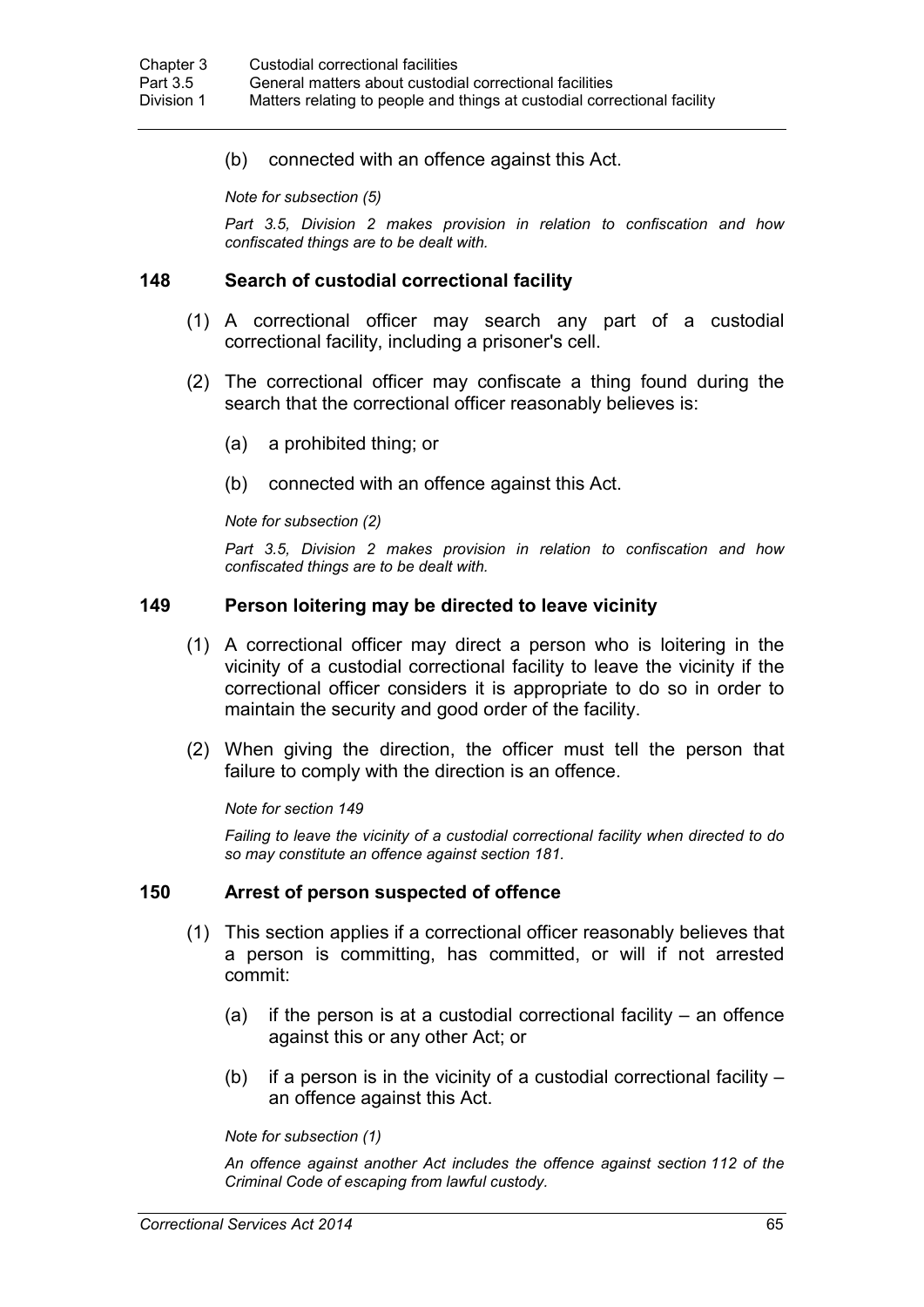(b) connected with an offence against this Act.

*Note for subsection (5)*

*Part 3.5, Division 2 makes provision in relation to confiscation and how confiscated things are to be dealt with.*

### 148 Search of custodial correctional facility

(1) A correctional officer may search any part of a custodial correctional facility, including a prisoner's cell.

(2) The correctional officer may confiscate a thing found during the search that the correctional officer reasonably believes is:

(a) a prohibited thing; or

(b) connected with an offence against this Act.

*Note for subsection (2)*

*Part 3.5, Division 2 makes provision in relation to confiscation and how confiscated things are to be dealt with.*

### 149 Person loitering may be directed to leave vicinity

(1) A correctional officer may direct a person who is loitering in the vicinity of a custodial correctional facility to leave the vicinity if the correctional officer considers it is appropriate to do so in order to maintain the security and good order of the facility.

(2) When giving the direction, the officer must tell the person that failure to comply with the direction is an offence.

*Note for section 149*

*Failing to leave the vicinity of a custodial correctional facility when directed to do so may constitute an offence against section 181.*

### 150 Arrest of person suspected of offence

(1) This section applies if a correctional officer reasonably believes that a person is committing, has committed, or will if not arrested commit:

(a) if the person is at a custodial correctional facility – an offence against this or any other Act; or

(b) if a person is in the vicinity of a custodial correctional facility – an offence against this Act.

*Note for subsection (1)*

*An offence against another Act includes the offence against section 112 of the Criminal Code of escaping from lawful custody.*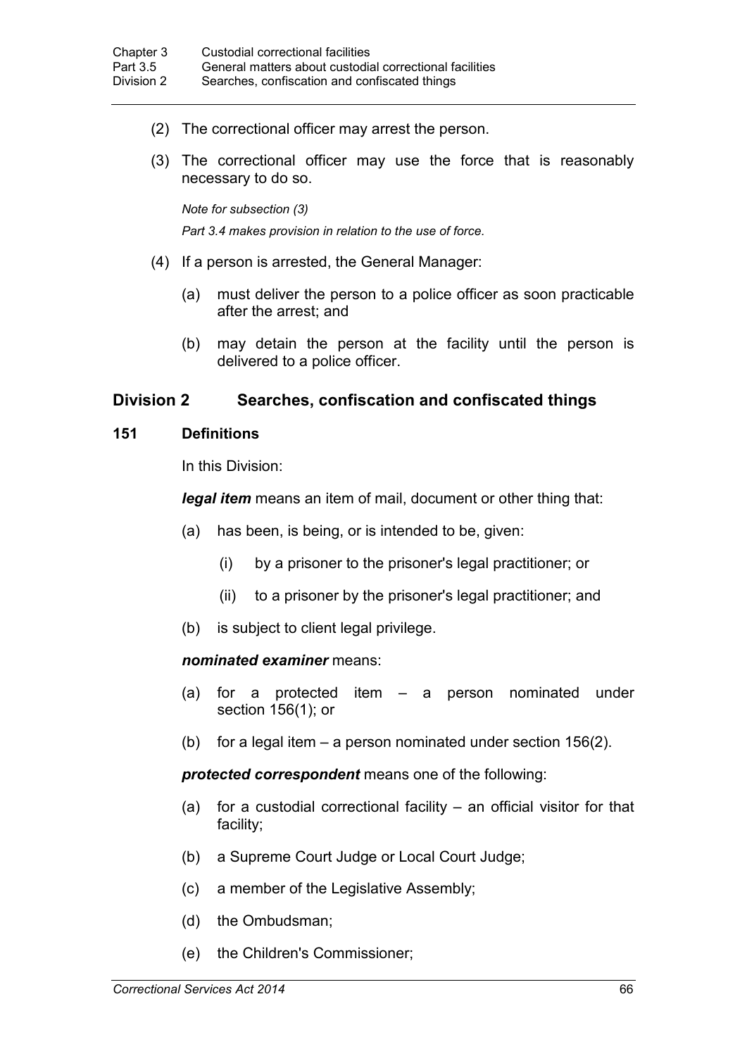(2) The correctional officer may arrest the person.

(3) The correctional officer may use the force that is reasonably necessary to do so.

*Note for subsection (3)*

*Part 3.4 makes provision in relation to the use of force.*

(4) If a person is arrested, the General Manager:

(a) must deliver the person to a police officer as soon practicable after the arrest; and

(b) may detain the person at the facility until the person is delivered to a police officer.

## Division 2 Searches, confiscation and confiscated things

### 151 Definitions

In this Division:

***legal item*** means an item of mail, document or other thing that:

(a) has been, is being, or is intended to be, given:

(i) by a prisoner to the prisoner's legal practitioner; or

(ii) to a prisoner by the prisoner's legal practitioner; and

(b) is subject to client legal privilege.

***nominated examiner*** means:

(a) for a protected item – a person nominated under section 156(1); or

(b) for a legal item – a person nominated under section 156(2).

***protected correspondent*** means one of the following:

(a) for a custodial correctional facility – an official visitor for that facility;

(b) a Supreme Court Judge or Local Court Judge;

(c) a member of the Legislative Assembly;

(d) the Ombudsman;

(e) the Children's Commissioner;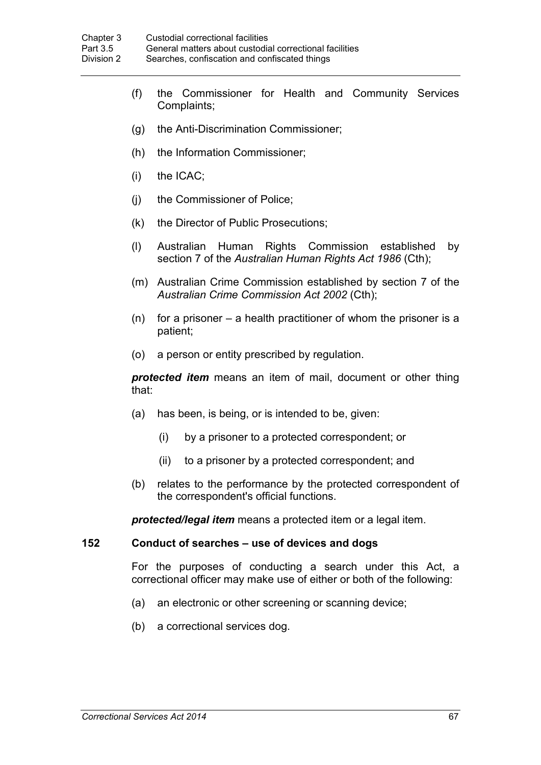(f) the Commissioner for Health and Community Services Complaints;

(g) the Anti-Discrimination Commissioner;

(h) the Information Commissioner;

(i) the ICAC;

(j) the Commissioner of Police;

(k) the Director of Public Prosecutions;

(l) Australian Human Rights Commission established by section 7 of the *Australian Human Rights Act 1986* (Cth);

(m) Australian Crime Commission established by section 7 of the *Australian Crime Commission Act 2002* (Cth);

(n) for a prisoner – a health practitioner of whom the prisoner is a patient;

(o) a person or entity prescribed by regulation.

***protected item*** means an item of mail, document or other thing that:

(a) has been, is being, or is intended to be, given:

  (i) by a prisoner to a protected correspondent; or

  (ii) to a prisoner by a protected correspondent; and

(b) relates to the performance by the protected correspondent of the correspondent's official functions.

***protected/legal item*** means a protected item or a legal item.

### 152 Conduct of searches – use of devices and dogs

For the purposes of conducting a search under this Act, a correctional officer may make use of either or both of the following:

(a) an electronic or other screening or scanning device;

(b) a correctional services dog.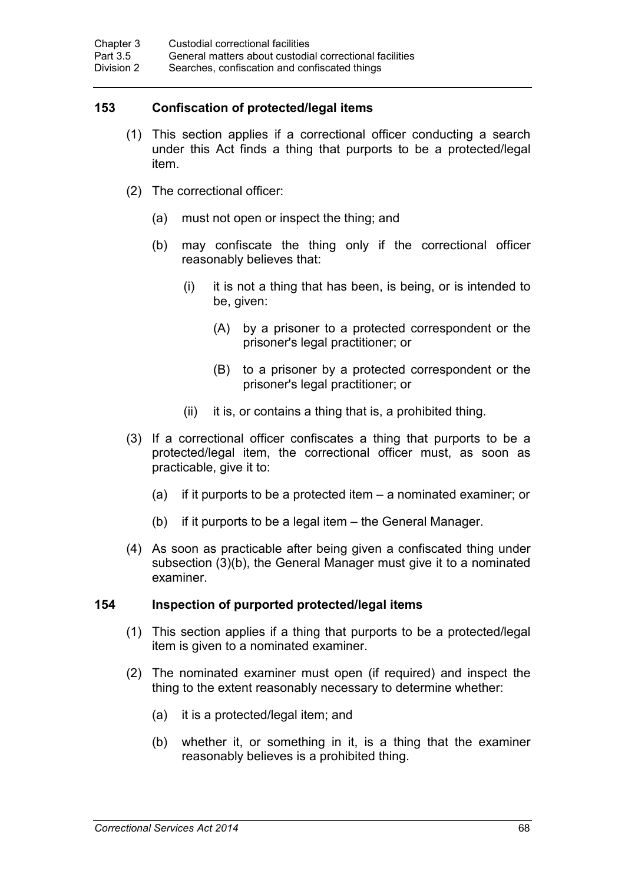### 153 Confiscation of protected/legal items

(1) This section applies if a correctional officer conducting a search under this Act finds a thing that purports to be a protected/legal item.

(2) The correctional officer:

(a) must not open or inspect the thing; and

(b) may confiscate the thing only if the correctional officer reasonably believes that:

(i) it is not a thing that has been, is being, or is intended to be, given:

(A) by a prisoner to a protected correspondent or the prisoner's legal practitioner; or

(B) to a prisoner by a protected correspondent or the prisoner's legal practitioner; or

(ii) it is, or contains a thing that is, a prohibited thing.

(3) If a correctional officer confiscates a thing that purports to be a protected/legal item, the correctional officer must, as soon as practicable, give it to:

(a) if it purports to be a protected item – a nominated examiner; or

(b) if it purports to be a legal item – the General Manager.

(4) As soon as practicable after being given a confiscated thing under subsection (3)(b), the General Manager must give it to a nominated examiner.

### 154 Inspection of purported protected/legal items

(1) This section applies if a thing that purports to be a protected/legal item is given to a nominated examiner.

(2) The nominated examiner must open (if required) and inspect the thing to the extent reasonably necessary to determine whether:

(a) it is a protected/legal item; and

(b) whether it, or something in it, is a thing that the examiner reasonably believes is a prohibited thing.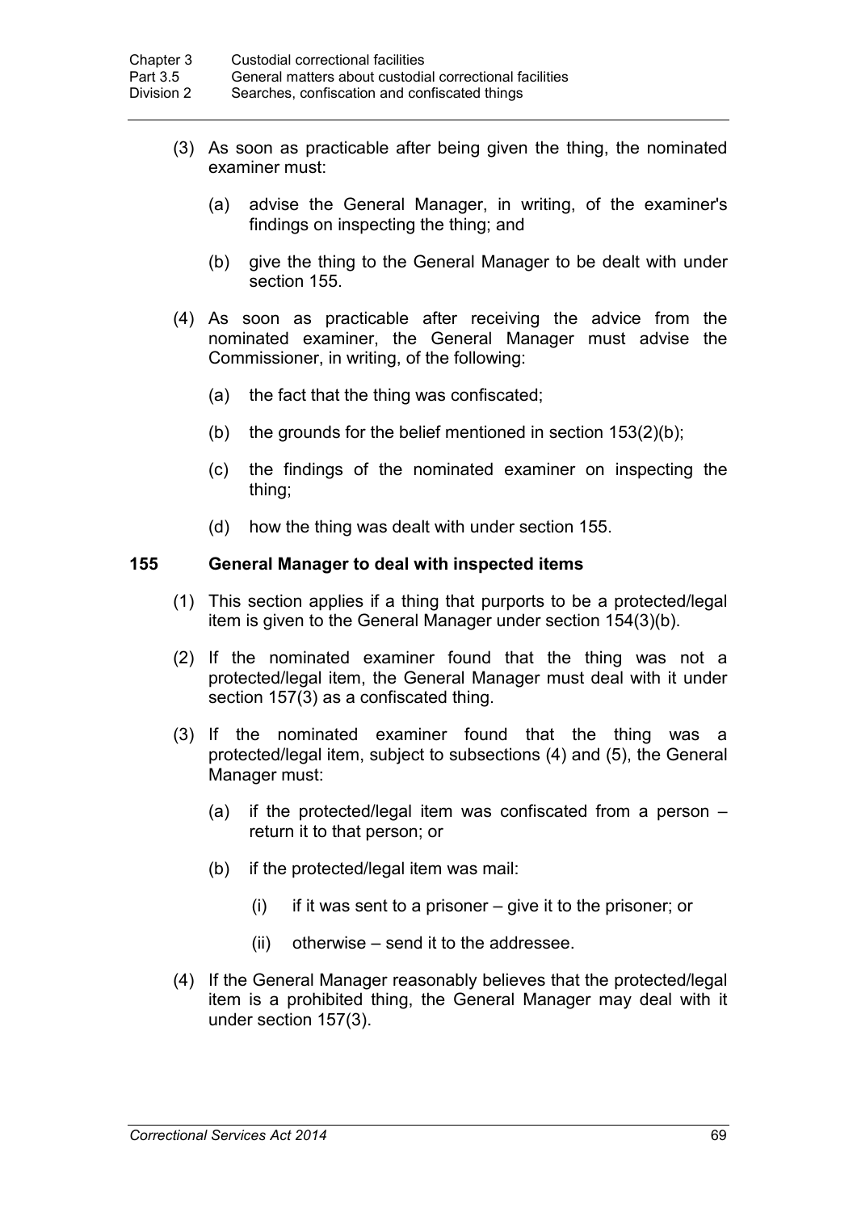(3) As soon as practicable after being given the thing, the nominated examiner must:

(a) advise the General Manager, in writing, of the examiner's findings on inspecting the thing; and

(b) give the thing to the General Manager to be dealt with under section 155.

(4) As soon as practicable after receiving the advice from the nominated examiner, the General Manager must advise the Commissioner, in writing, of the following:

(a) the fact that the thing was confiscated;

(b) the grounds for the belief mentioned in section 153(2)(b);

(c) the findings of the nominated examiner on inspecting the thing;

(d) how the thing was dealt with under section 155.

### 155 General Manager to deal with inspected items

(1) This section applies if a thing that purports to be a protected/legal item is given to the General Manager under section 154(3)(b).

(2) If the nominated examiner found that the thing was not a protected/legal item, the General Manager must deal with it under section 157(3) as a confiscated thing.

(3) If the nominated examiner found that the thing was a protected/legal item, subject to subsections (4) and (5), the General Manager must:

(a) if the protected/legal item was confiscated from a person – return it to that person; or

(b) if the protected/legal item was mail:

(i) if it was sent to a prisoner – give it to the prisoner; or

(ii) otherwise – send it to the addressee.

(4) If the General Manager reasonably believes that the protected/legal item is a prohibited thing, the General Manager may deal with it under section 157(3).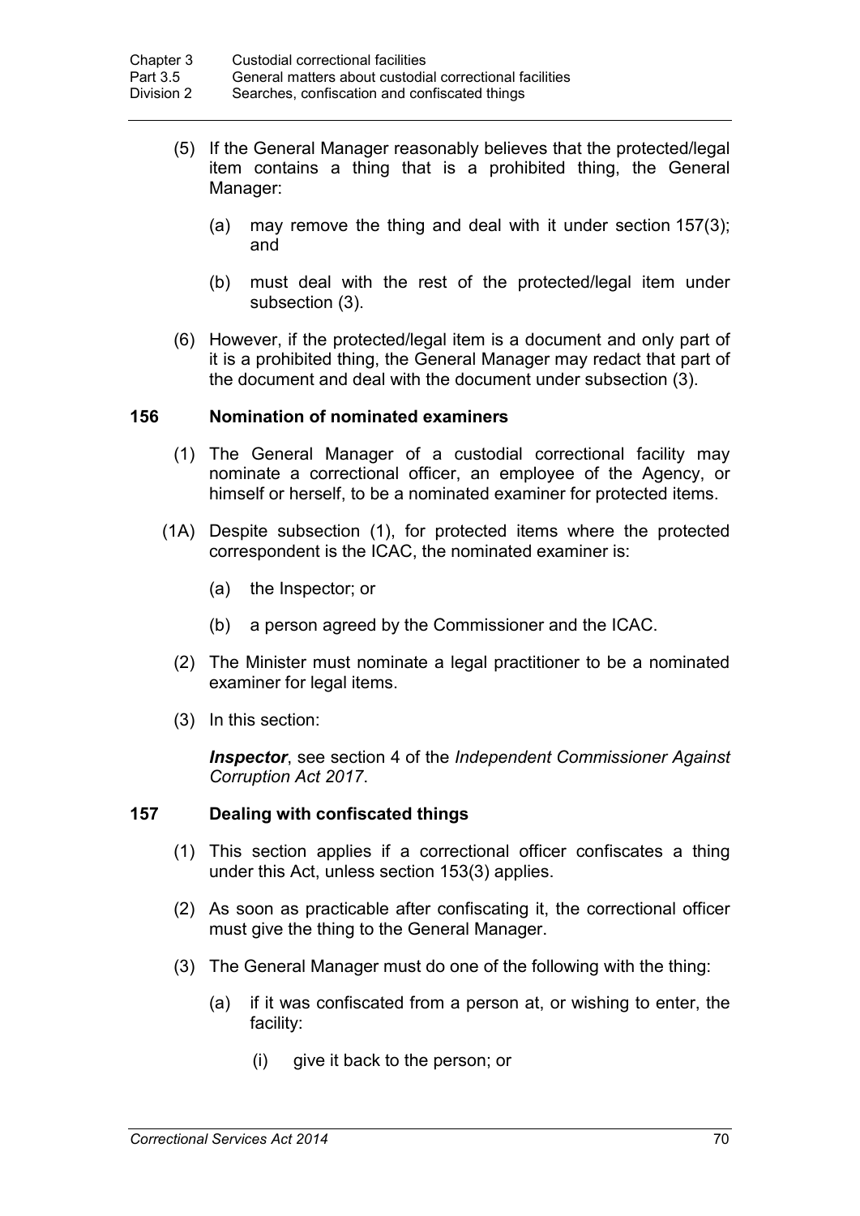(5) If the General Manager reasonably believes that the protected/legal item contains a thing that is a prohibited thing, the General Manager:

(a) may remove the thing and deal with it under section 157(3); and

(b) must deal with the rest of the protected/legal item under subsection (3).

(6) However, if the protected/legal item is a document and only part of it is a prohibited thing, the General Manager may redact that part of the document and deal with the document under subsection (3).

### 156 Nomination of nominated examiners

(1) The General Manager of a custodial correctional facility may nominate a correctional officer, an employee of the Agency, or himself or herself, to be a nominated examiner for protected items.

(1A) Despite subsection (1), for protected items where the protected correspondent is the ICAC, the nominated examiner is:

(a) the Inspector; or

(b) a person agreed by the Commissioner and the ICAC.

(2) The Minister must nominate a legal practitioner to be a nominated examiner for legal items.

(3) In this section:

***Inspector***, see section 4 of the *Independent Commissioner Against Corruption Act 2017*.

### 157 Dealing with confiscated things

(1) This section applies if a correctional officer confiscates a thing under this Act, unless section 153(3) applies.

(2) As soon as practicable after confiscating it, the correctional officer must give the thing to the General Manager.

(3) The General Manager must do one of the following with the thing:

(a) if it was confiscated from a person at, or wishing to enter, the facility:

(i) give it back to the person; or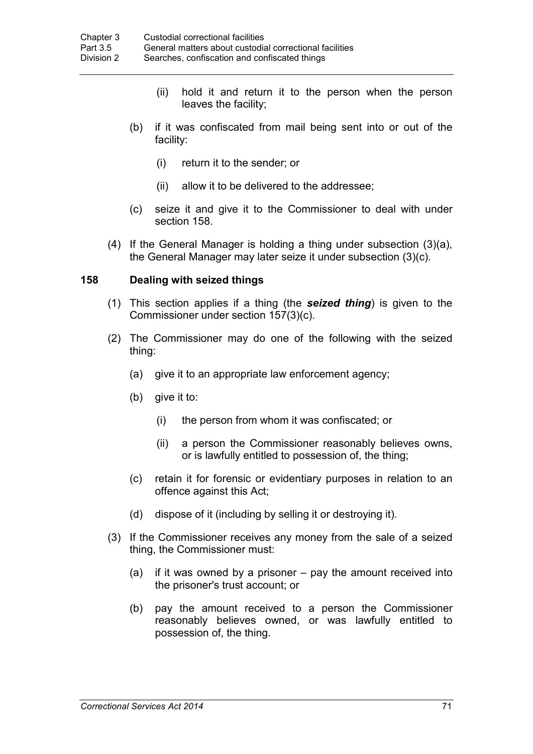(ii) hold it and return it to the person when the person leaves the facility;

(b) if it was confiscated from mail being sent into or out of the facility:

(i) return it to the sender; or

(ii) allow it to be delivered to the addressee;

(c) seize it and give it to the Commissioner to deal with under section 158.

(4) If the General Manager is holding a thing under subsection (3)(a), the General Manager may later seize it under subsection (3)(c).

### 158 Dealing with seized things

(1) This section applies if a thing (the ***seized thing***) is given to the Commissioner under section 157(3)(c).

(2) The Commissioner may do one of the following with the seized thing:

(a) give it to an appropriate law enforcement agency;

(b) give it to:

(i) the person from whom it was confiscated; or

(ii) a person the Commissioner reasonably believes owns, or is lawfully entitled to possession of, the thing;

(c) retain it for forensic or evidentiary purposes in relation to an offence against this Act;

(d) dispose of it (including by selling it or destroying it).

(3) If the Commissioner receives any money from the sale of a seized thing, the Commissioner must:

(a) if it was owned by a prisoner – pay the amount received into the prisoner's trust account; or

(b) pay the amount received to a person the Commissioner reasonably believes owned, or was lawfully entitled to possession of, the thing.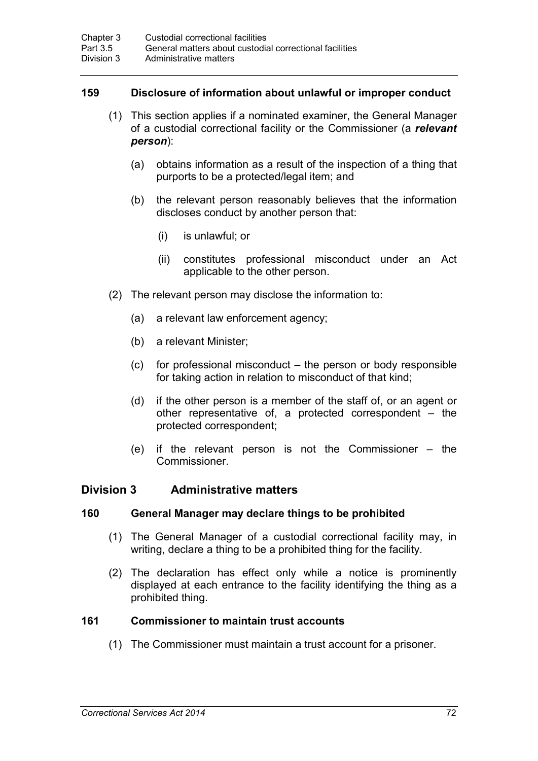### 159 Disclosure of information about unlawful or improper conduct

(1) This section applies if a nominated examiner, the General Manager of a custodial correctional facility or the Commissioner (a ***relevant person***):

(a) obtains information as a result of the inspection of a thing that purports to be a protected/legal item; and

(b) the relevant person reasonably believes that the information discloses conduct by another person that:

(i) is unlawful; or

(ii) constitutes professional misconduct under an Act applicable to the other person.

(2) The relevant person may disclose the information to:

(a) a relevant law enforcement agency;

(b) a relevant Minister;

(c) for professional misconduct – the person or body responsible for taking action in relation to misconduct of that kind;

(d) if the other person is a member of the staff of, or an agent or other representative of, a protected correspondent – the protected correspondent;

(e) if the relevant person is not the Commissioner – the Commissioner.

## Division 3 Administrative matters

### 160 General Manager may declare things to be prohibited

(1) The General Manager of a custodial correctional facility may, in writing, declare a thing to be a prohibited thing for the facility.

(2) The declaration has effect only while a notice is prominently displayed at each entrance to the facility identifying the thing as a prohibited thing.

### 161 Commissioner to maintain trust accounts

(1) The Commissioner must maintain a trust account for a prisoner.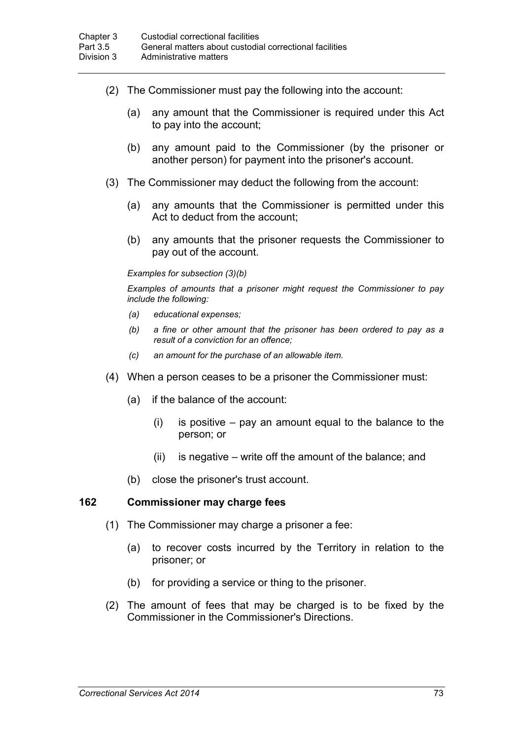(2) The Commissioner must pay the following into the account:

(a) any amount that the Commissioner is required under this Act to pay into the account;

(b) any amount paid to the Commissioner (by the prisoner or another person) for payment into the prisoner's account.

(3) The Commissioner may deduct the following from the account:

(a) any amounts that the Commissioner is permitted under this Act to deduct from the account;

(b) any amounts that the prisoner requests the Commissioner to pay out of the account.

*Examples for subsection (3)(b)*

*Examples of amounts that a prisoner might request the Commissioner to pay include the following:*

*(a) educational expenses;*

*(b) a fine or other amount that the prisoner has been ordered to pay as a result of a conviction for an offence;*

*(c) an amount for the purchase of an allowable item.*

(4) When a person ceases to be a prisoner the Commissioner must:

(a) if the balance of the account:

(i) is positive – pay an amount equal to the balance to the person; or

(ii) is negative – write off the amount of the balance; and

(b) close the prisoner's trust account.

### 162 Commissioner may charge fees

(1) The Commissioner may charge a prisoner a fee:

(a) to recover costs incurred by the Territory in relation to the prisoner; or

(b) for providing a service or thing to the prisoner.

(2) The amount of fees that may be charged is to be fixed by the Commissioner in the Commissioner's Directions.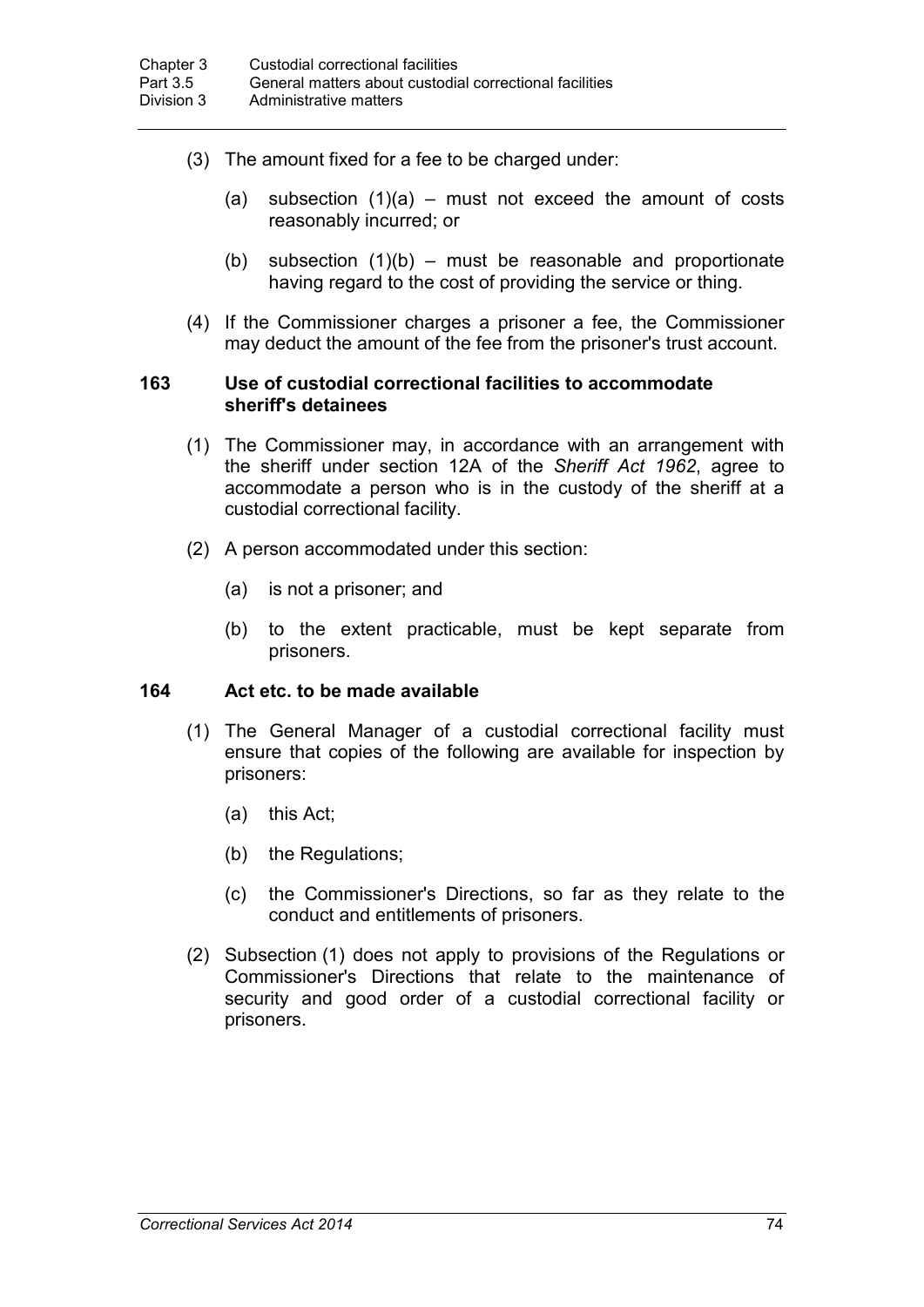(3) The amount fixed for a fee to be charged under:

(a) subsection (1)(a) – must not exceed the amount of costs reasonably incurred; or

(b) subsection (1)(b) – must be reasonable and proportionate having regard to the cost of providing the service or thing.

(4) If the Commissioner charges a prisoner a fee, the Commissioner may deduct the amount of the fee from the prisoner's trust account.

### 163 Use of custodial correctional facilities to accommodate sheriff's detainees

(1) The Commissioner may, in accordance with an arrangement with the sheriff under section 12A of the *Sheriff Act 1962*, agree to accommodate a person who is in the custody of the sheriff at a custodial correctional facility.

(2) A person accommodated under this section:

(a) is not a prisoner; and

(b) to the extent practicable, must be kept separate from prisoners.

### 164 Act etc. to be made available

(1) The General Manager of a custodial correctional facility must ensure that copies of the following are available for inspection by prisoners:

(a) this Act;

(b) the Regulations;

(c) the Commissioner's Directions, so far as they relate to the conduct and entitlements of prisoners.

(2) Subsection (1) does not apply to provisions of the Regulations or Commissioner's Directions that relate to the maintenance of security and good order of a custodial correctional facility or prisoners.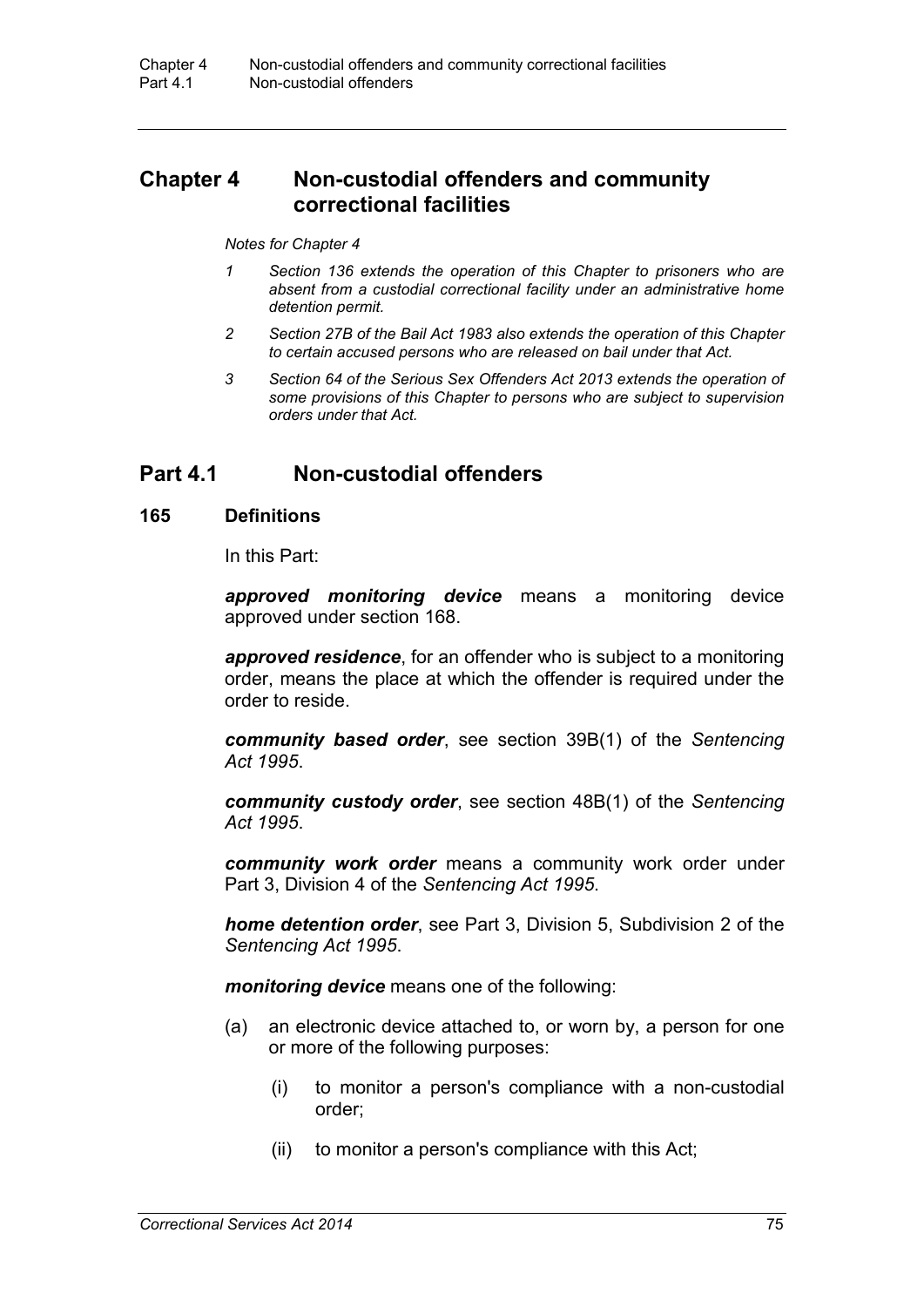# Chapter 4 Non-custodial offenders and community correctional facilities

*Notes for Chapter 4*

*1 Section 136 extends the operation of this Chapter to prisoners who are absent from a custodial correctional facility under an administrative home detention permit.*

*2 Section 27B of the Bail Act 1983 also extends the operation of this Chapter to certain accused persons who are released on bail under that Act.*

*3 Section 64 of the Serious Sex Offenders Act 2013 extends the operation of some provisions of this Chapter to persons who are subject to supervision orders under that Act.*

## Part 4.1 Non-custodial offenders

### 165 Definitions

In this Part:

***approved monitoring device*** means a monitoring device approved under section 168.

***approved residence***, for an offender who is subject to a monitoring order, means the place at which the offender is required under the order to reside.

***community based order***, see section 39B(1) of the *Sentencing Act 1995*.

***community custody order***, see section 48B(1) of the *Sentencing Act 1995*.

***community work order*** means a community work order under Part 3, Division 4 of the *Sentencing Act 1995*.

***home detention order***, see Part 3, Division 5, Subdivision 2 of the *Sentencing Act 1995*.

***monitoring device*** means one of the following:

(a) an electronic device attached to, or worn by, a person for one or more of the following purposes:

(i) to monitor a person's compliance with a non-custodial order;

(ii) to monitor a person's compliance with this Act;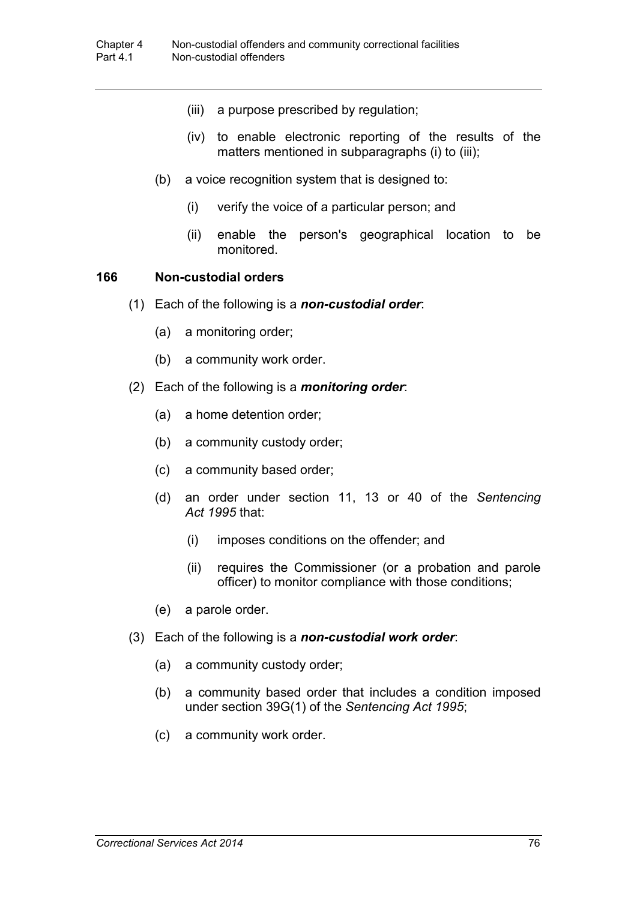(iii) a purpose prescribed by regulation;

(iv) to enable electronic reporting of the results of the matters mentioned in subparagraphs (i) to (iii);

(b) a voice recognition system that is designed to:

(i) verify the voice of a particular person; and

(ii) enable the person's geographical location to be monitored.

### 166 Non-custodial orders

(1) Each of the following is a ***non-custodial order***:

(a) a monitoring order;

(b) a community work order.

(2) Each of the following is a ***monitoring order***:

(a) a home detention order;

(b) a community custody order;

(c) a community based order;

(d) an order under section 11, 13 or 40 of the *Sentencing Act 1995* that:

(i) imposes conditions on the offender; and

(ii) requires the Commissioner (or a probation and parole officer) to monitor compliance with those conditions;

(e) a parole order.

(3) Each of the following is a ***non-custodial work order***:

(a) a community custody order;

(b) a community based order that includes a condition imposed under section 39G(1) of the *Sentencing Act 1995*;

(c) a community work order.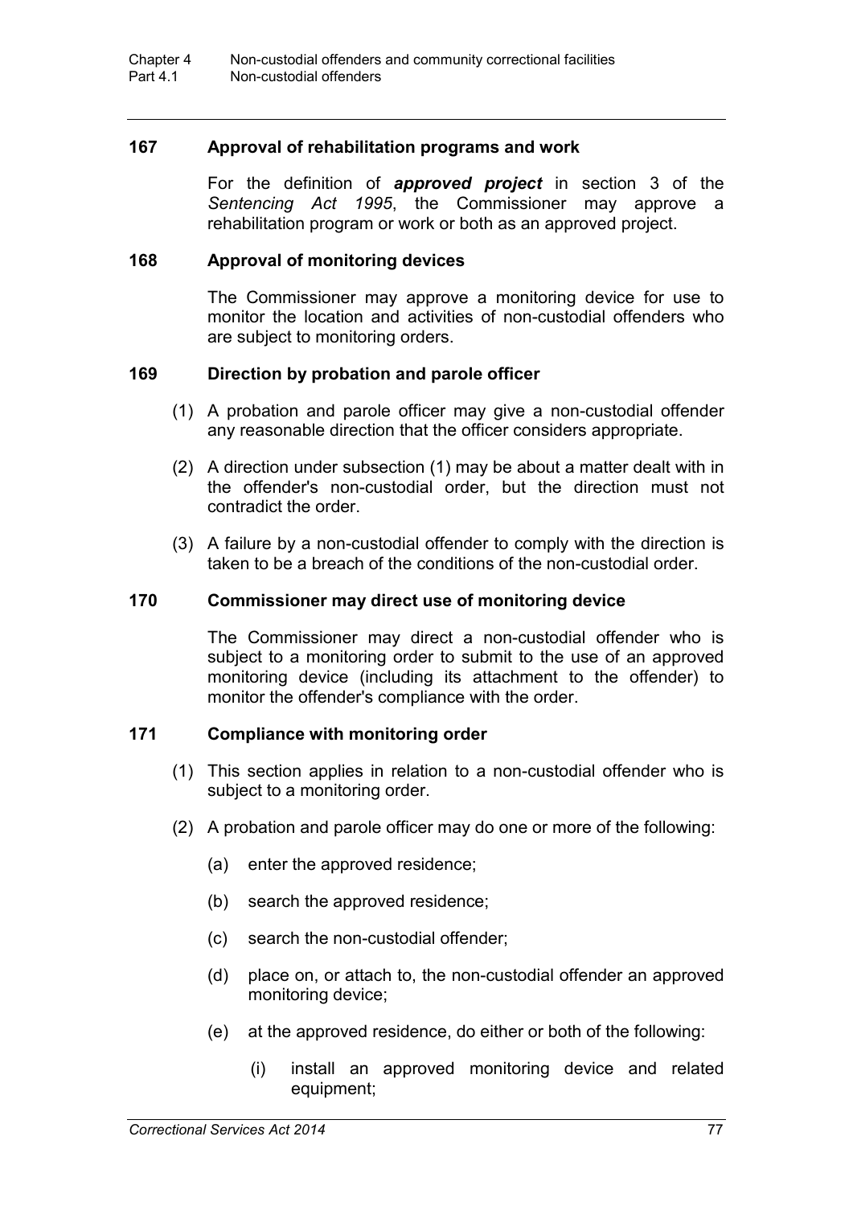### 167 Approval of rehabilitation programs and work

For the definition of ***approved project*** in section 3 of the *Sentencing Act 1995*, the Commissioner may approve a rehabilitation program or work or both as an approved project.

### 168 Approval of monitoring devices

The Commissioner may approve a monitoring device for use to monitor the location and activities of non-custodial offenders who are subject to monitoring orders.

### 169 Direction by probation and parole officer

(1) A probation and parole officer may give a non-custodial offender any reasonable direction that the officer considers appropriate.

(2) A direction under subsection (1) may be about a matter dealt with in the offender's non-custodial order, but the direction must not contradict the order.

(3) A failure by a non-custodial offender to comply with the direction is taken to be a breach of the conditions of the non-custodial order.

### 170 Commissioner may direct use of monitoring device

The Commissioner may direct a non-custodial offender who is subject to a monitoring order to submit to the use of an approved monitoring device (including its attachment to the offender) to monitor the offender's compliance with the order.

### 171 Compliance with monitoring order

(1) This section applies in relation to a non-custodial offender who is subject to a monitoring order.

(2) A probation and parole officer may do one or more of the following:

(a) enter the approved residence;

(b) search the approved residence;

(c) search the non-custodial offender;

(d) place on, or attach to, the non-custodial offender an approved monitoring device;

(e) at the approved residence, do either or both of the following:

(i) install an approved monitoring device and related equipment;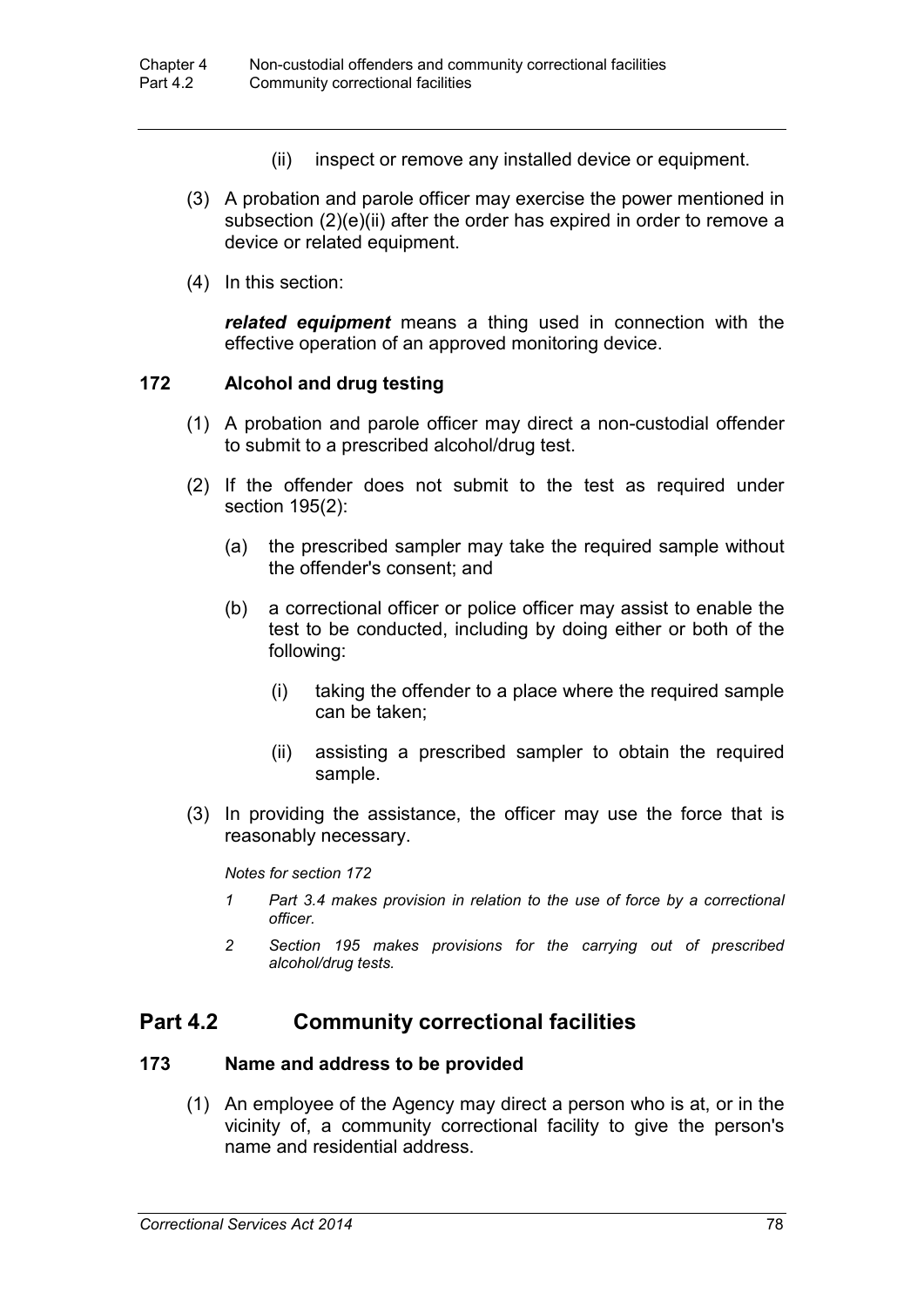(ii) inspect or remove any installed device or equipment.

(3) A probation and parole officer may exercise the power mentioned in subsection (2)(e)(ii) after the order has expired in order to remove a device or related equipment.

(4) In this section:

***related equipment*** means a thing used in connection with the effective operation of an approved monitoring device.

### 172 Alcohol and drug testing

(1) A probation and parole officer may direct a non-custodial offender to submit to a prescribed alcohol/drug test.

(2) If the offender does not submit to the test as required under section 195(2):

(a) the prescribed sampler may take the required sample without the offender's consent; and

(b) a correctional officer or police officer may assist to enable the test to be conducted, including by doing either or both of the following:

(i) taking the offender to a place where the required sample can be taken;

(ii) assisting a prescribed sampler to obtain the required sample.

(3) In providing the assistance, the officer may use the force that is reasonably necessary.

*Notes for section 172*

*1 Part 3.4 makes provision in relation to the use of force by a correctional officer.*

*2 Section 195 makes provisions for the carrying out of prescribed alcohol/drug tests.*

## Part 4.2 Community correctional facilities

### 173 Name and address to be provided

(1) An employee of the Agency may direct a person who is at, or in the vicinity of, a community correctional facility to give the person's name and residential address.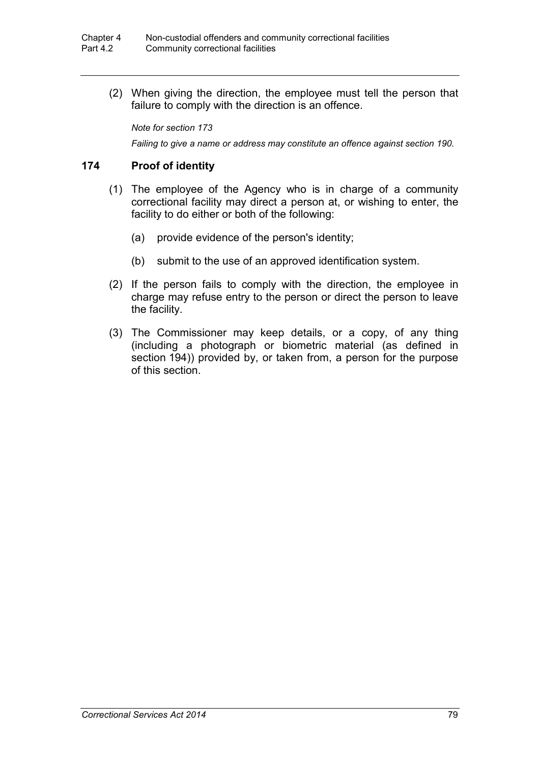(2) When giving the direction, the employee must tell the person that failure to comply with the direction is an offence.

*Note for section 173*

*Failing to give a name or address may constitute an offence against section 190.*

### 174 Proof of identity

(1) The employee of the Agency who is in charge of a community correctional facility may direct a person at, or wishing to enter, the facility to do either or both of the following:

(a) provide evidence of the person's identity;

(b) submit to the use of an approved identification system.

(2) If the person fails to comply with the direction, the employee in charge may refuse entry to the person or direct the person to leave the facility.

(3) The Commissioner may keep details, or a copy, of any thing (including a photograph or biometric material (as defined in section 194)) provided by, or taken from, a person for the purpose of this section.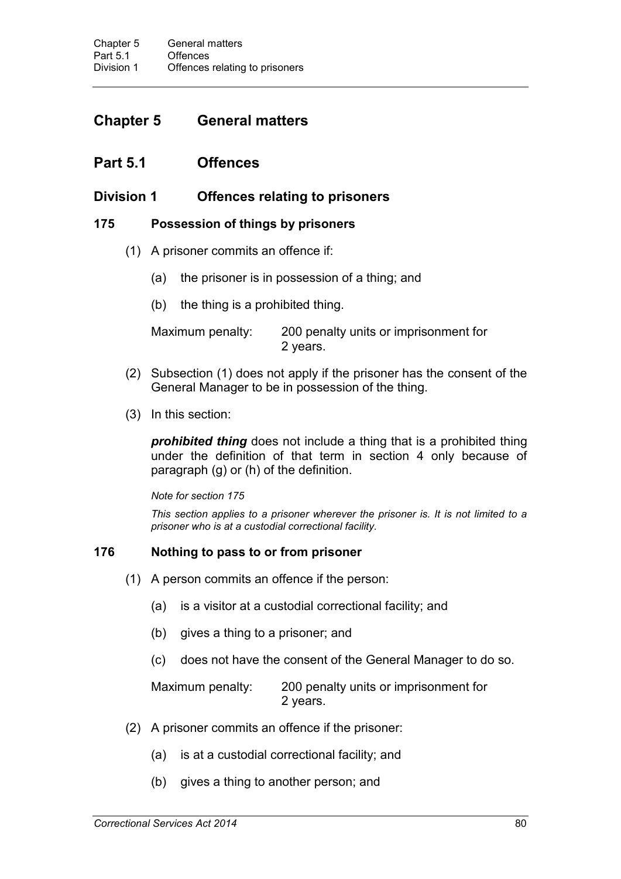# Chapter 5 General matters

## Part 5.1 Offences

### Division 1 Offences relating to prisoners

#### 175 Possession of things by prisoners

(1) A prisoner commits an offence if:

(a) the prisoner is in possession of a thing; and

(b) the thing is a prohibited thing.

Maximum penalty: 200 penalty units or imprisonment for 2 years.

(2) Subsection (1) does not apply if the prisoner has the consent of the General Manager to be in possession of the thing.

(3) In this section:

***prohibited thing*** does not include a thing that is a prohibited thing under the definition of that term in section 4 only because of paragraph (g) or (h) of the definition.

*Note for section 175*

*This section applies to a prisoner wherever the prisoner is. It is not limited to a prisoner who is at a custodial correctional facility.*

#### 176 Nothing to pass to or from prisoner

(1) A person commits an offence if the person:

(a) is a visitor at a custodial correctional facility; and

(b) gives a thing to a prisoner; and

(c) does not have the consent of the General Manager to do so.

Maximum penalty: 200 penalty units or imprisonment for 2 years.

(2) A prisoner commits an offence if the prisoner:

(a) is at a custodial correctional facility; and

(b) gives a thing to another person; and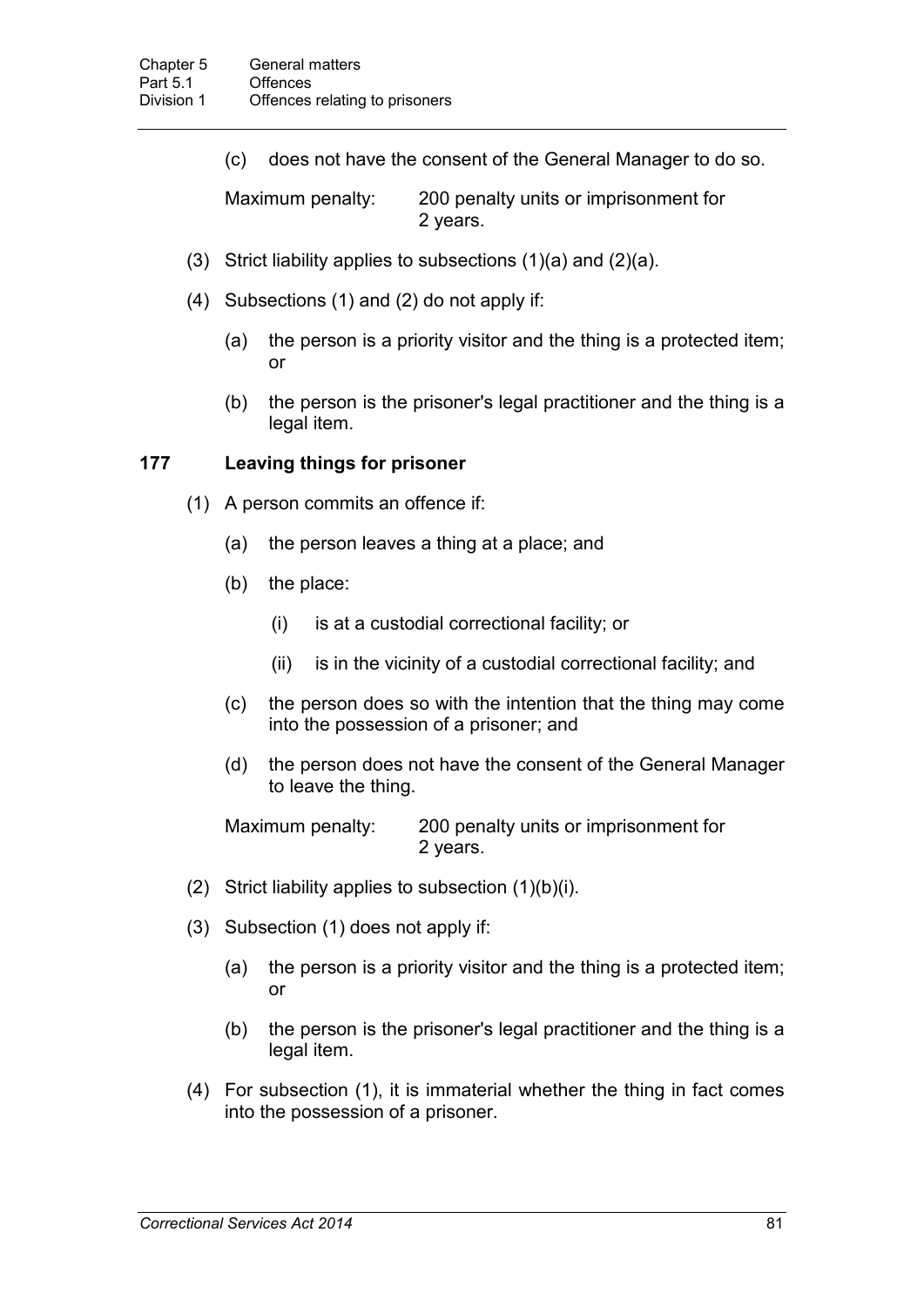(c) does not have the consent of the General Manager to do so.

Maximum penalty: 200 penalty units or imprisonment for 2 years.

(3) Strict liability applies to subsections (1)(a) and (2)(a).

(4) Subsections (1) and (2) do not apply if:

(a) the person is a priority visitor and the thing is a protected item; or

(b) the person is the prisoner's legal practitioner and the thing is a legal item.

### 177 Leaving things for prisoner

(1) A person commits an offence if:

(a) the person leaves a thing at a place; and

(b) the place:

(i) is at a custodial correctional facility; or

(ii) is in the vicinity of a custodial correctional facility; and

(c) the person does so with the intention that the thing may come into the possession of a prisoner; and

(d) the person does not have the consent of the General Manager to leave the thing.

Maximum penalty: 200 penalty units or imprisonment for 2 years.

(2) Strict liability applies to subsection (1)(b)(i).

(3) Subsection (1) does not apply if:

(a) the person is a priority visitor and the thing is a protected item; or

(b) the person is the prisoner's legal practitioner and the thing is a legal item.

(4) For subsection (1), it is immaterial whether the thing in fact comes into the possession of a prisoner.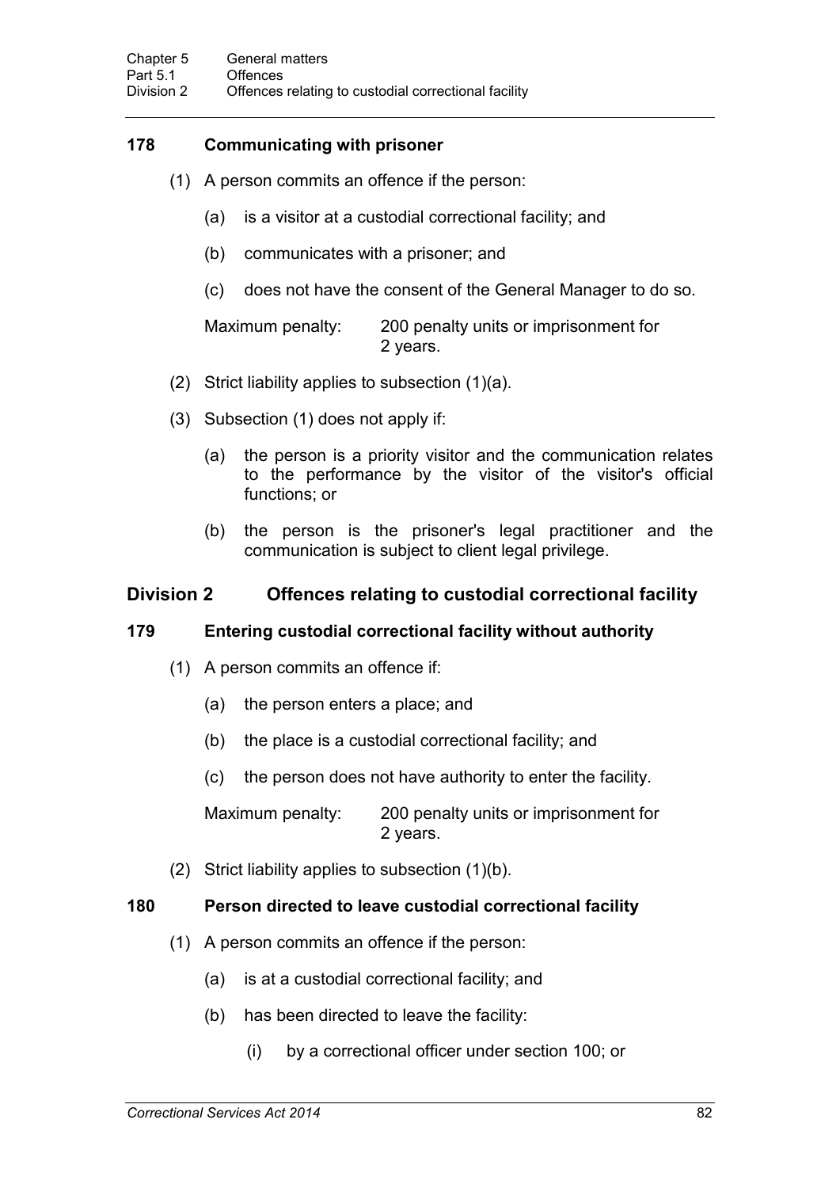### 178 Communicating with prisoner

(1) A person commits an offence if the person:

(a) is a visitor at a custodial correctional facility; and

(b) communicates with a prisoner; and

(c) does not have the consent of the General Manager to do so.

Maximum penalty: 200 penalty units or imprisonment for 2 years.

(2) Strict liability applies to subsection (1)(a).

(3) Subsection (1) does not apply if:

(a) the person is a priority visitor and the communication relates to the performance by the visitor of the visitor's official functions; or

(b) the person is the prisoner's legal practitioner and the communication is subject to client legal privilege.

## Division 2 Offences relating to custodial correctional facility

### 179 Entering custodial correctional facility without authority

(1) A person commits an offence if:

(a) the person enters a place; and

(b) the place is a custodial correctional facility; and

(c) the person does not have authority to enter the facility.

Maximum penalty: 200 penalty units or imprisonment for 2 years.

(2) Strict liability applies to subsection (1)(b).

### 180 Person directed to leave custodial correctional facility

(1) A person commits an offence if the person:

(a) is at a custodial correctional facility; and

(b) has been directed to leave the facility:

(i) by a correctional officer under section 100; or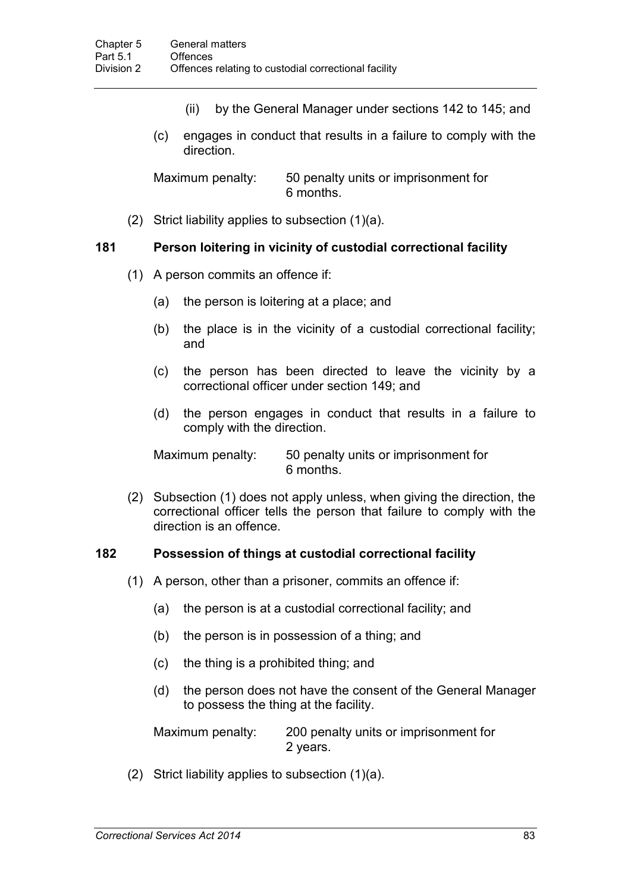(ii) by the General Manager under sections 142 to 145; and

(c) engages in conduct that results in a failure to comply with the direction.

Maximum penalty: 50 penalty units or imprisonment for 6 months.

(2) Strict liability applies to subsection (1)(a).

### 181 Person loitering in vicinity of custodial correctional facility

(1) A person commits an offence if:

(a) the person is loitering at a place; and

(b) the place is in the vicinity of a custodial correctional facility; and

(c) the person has been directed to leave the vicinity by a correctional officer under section 149; and

(d) the person engages in conduct that results in a failure to comply with the direction.

Maximum penalty: 50 penalty units or imprisonment for 6 months.

(2) Subsection (1) does not apply unless, when giving the direction, the correctional officer tells the person that failure to comply with the direction is an offence.

### 182 Possession of things at custodial correctional facility

(1) A person, other than a prisoner, commits an offence if:

(a) the person is at a custodial correctional facility; and

(b) the person is in possession of a thing; and

(c) the thing is a prohibited thing; and

(d) the person does not have the consent of the General Manager to possess the thing at the facility.

Maximum penalty: 200 penalty units or imprisonment for 2 years.

(2) Strict liability applies to subsection (1)(a).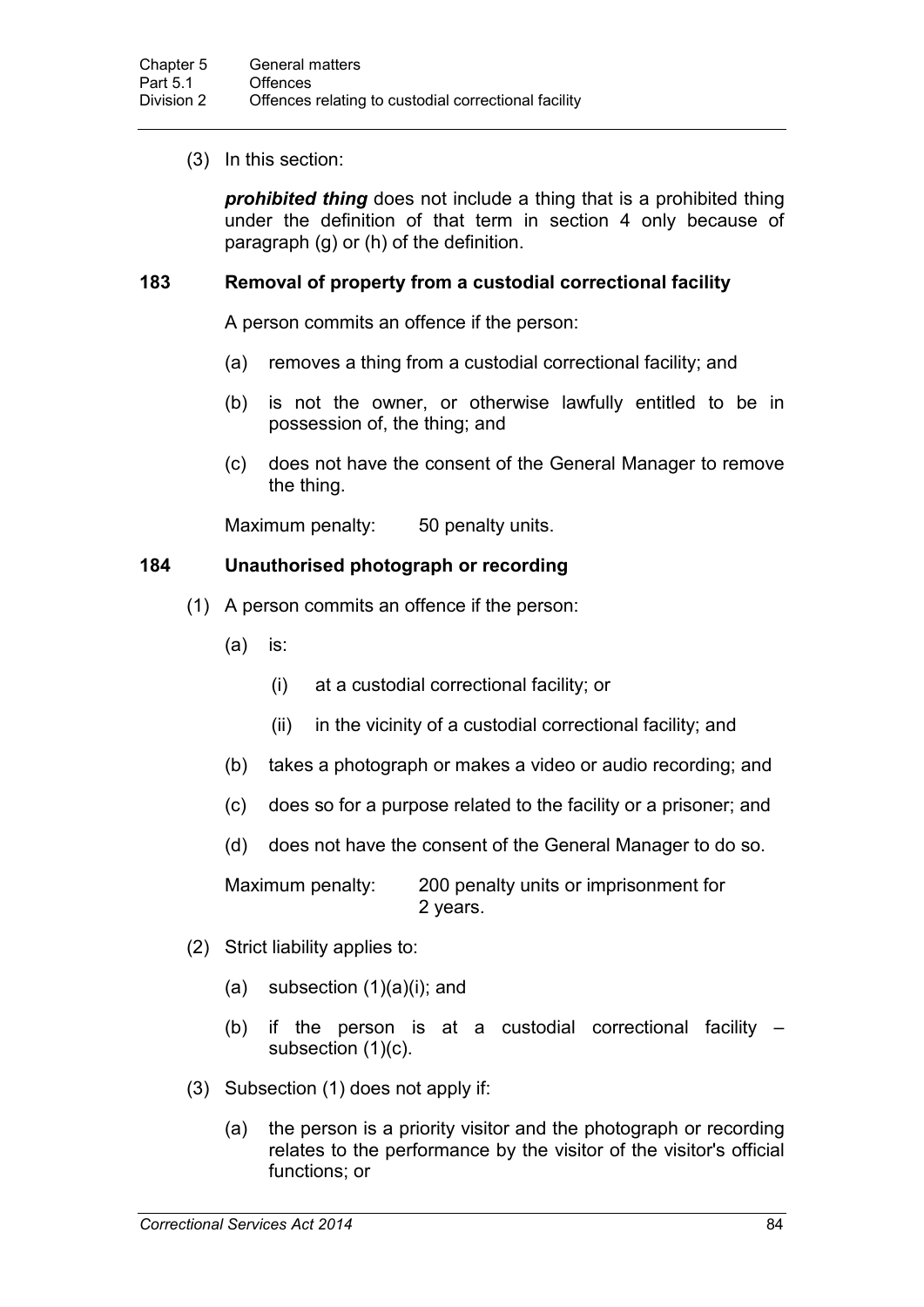(3) In this section:

***prohibited thing*** does not include a thing that is a prohibited thing under the definition of that term in section 4 only because of paragraph (g) or (h) of the definition.

### 183 Removal of property from a custodial correctional facility

A person commits an offence if the person:

(a) removes a thing from a custodial correctional facility; and

(b) is not the owner, or otherwise lawfully entitled to be in possession of, the thing; and

(c) does not have the consent of the General Manager to remove the thing.

Maximum penalty: 50 penalty units.

### 184 Unauthorised photograph or recording

(1) A person commits an offence if the person:

(a) is:

(i) at a custodial correctional facility; or

(ii) in the vicinity of a custodial correctional facility; and

(b) takes a photograph or makes a video or audio recording; and

(c) does so for a purpose related to the facility or a prisoner; and

(d) does not have the consent of the General Manager to do so.

Maximum penalty: 200 penalty units or imprisonment for 2 years.

(2) Strict liability applies to:

(a) subsection (1)(a)(i); and

(b) if the person is at a custodial correctional facility – subsection (1)(c).

(3) Subsection (1) does not apply if:

(a) the person is a priority visitor and the photograph or recording relates to the performance by the visitor of the visitor's official functions; or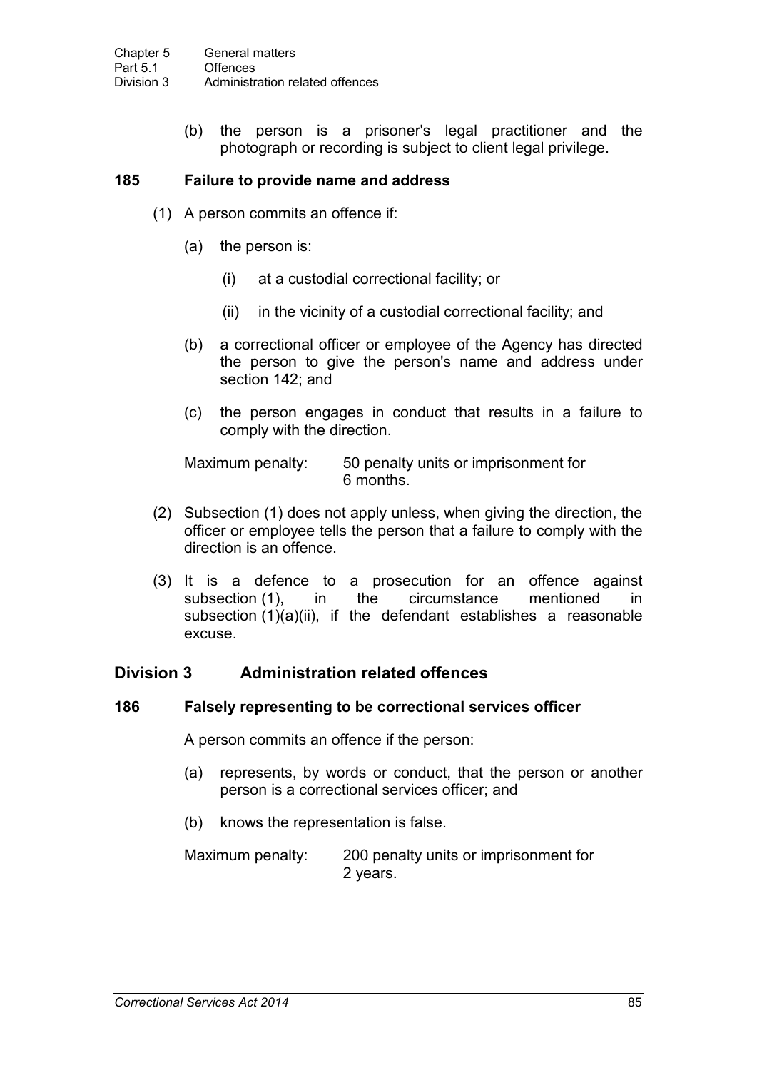(b) the person is a prisoner's legal practitioner and the photograph or recording is subject to client legal privilege.

**185 Failure to provide name and address**

(1) A person commits an offence if:

(a) the person is:

(i) at a custodial correctional facility; or

(ii) in the vicinity of a custodial correctional facility; and

(b) a correctional officer or employee of the Agency has directed the person to give the person's name and address under section 142; and

(c) the person engages in conduct that results in a failure to comply with the direction.

Maximum penalty: 50 penalty units or imprisonment for 6 months.

(2) Subsection (1) does not apply unless, when giving the direction, the officer or employee tells the person that a failure to comply with the direction is an offence.

(3) It is a defence to a prosecution for an offence against subsection (1), in the circumstance mentioned in subsection (1)(a)(ii), if the defendant establishes a reasonable excuse.

## Division 3 Administration related offences

**186 Falsely representing to be correctional services officer**

A person commits an offence if the person:

(a) represents, by words or conduct, that the person or another person is a correctional services officer; and

(b) knows the representation is false.

Maximum penalty: 200 penalty units or imprisonment for 2 years.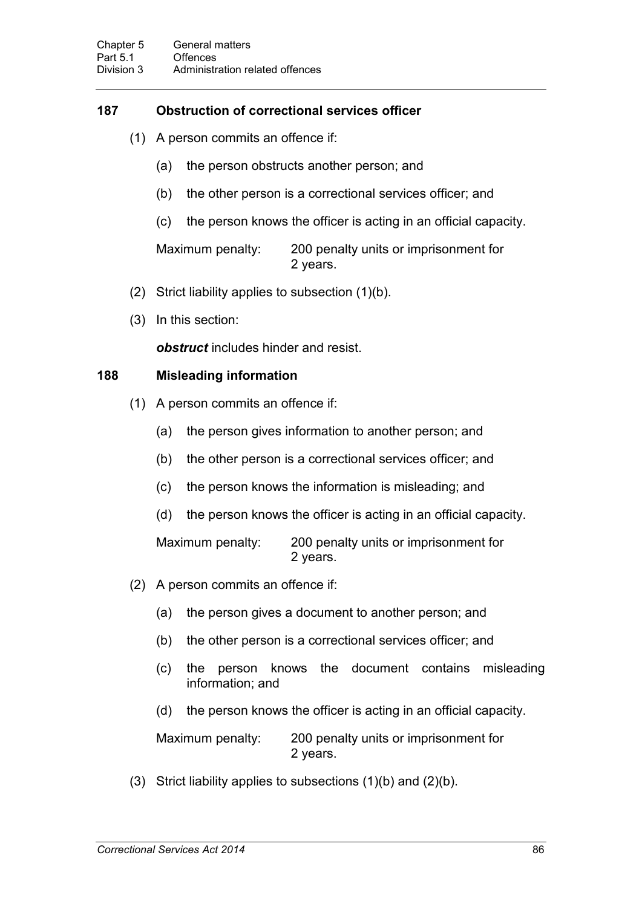### 187 Obstruction of correctional services officer

(1) A person commits an offence if:

(a) the person obstructs another person; and

(b) the other person is a correctional services officer; and

(c) the person knows the officer is acting in an official capacity.

Maximum penalty: 200 penalty units or imprisonment for 2 years.

(2) Strict liability applies to subsection (1)(b).

(3) In this section:

***obstruct*** includes hinder and resist.

### 188 Misleading information

(1) A person commits an offence if:

(a) the person gives information to another person; and

(b) the other person is a correctional services officer; and

(c) the person knows the information is misleading; and

(d) the person knows the officer is acting in an official capacity.

Maximum penalty: 200 penalty units or imprisonment for 2 years.

(2) A person commits an offence if:

(a) the person gives a document to another person; and

(b) the other person is a correctional services officer; and

(c) the person knows the document contains misleading information; and

(d) the person knows the officer is acting in an official capacity.

Maximum penalty: 200 penalty units or imprisonment for 2 years.

(3) Strict liability applies to subsections (1)(b) and (2)(b).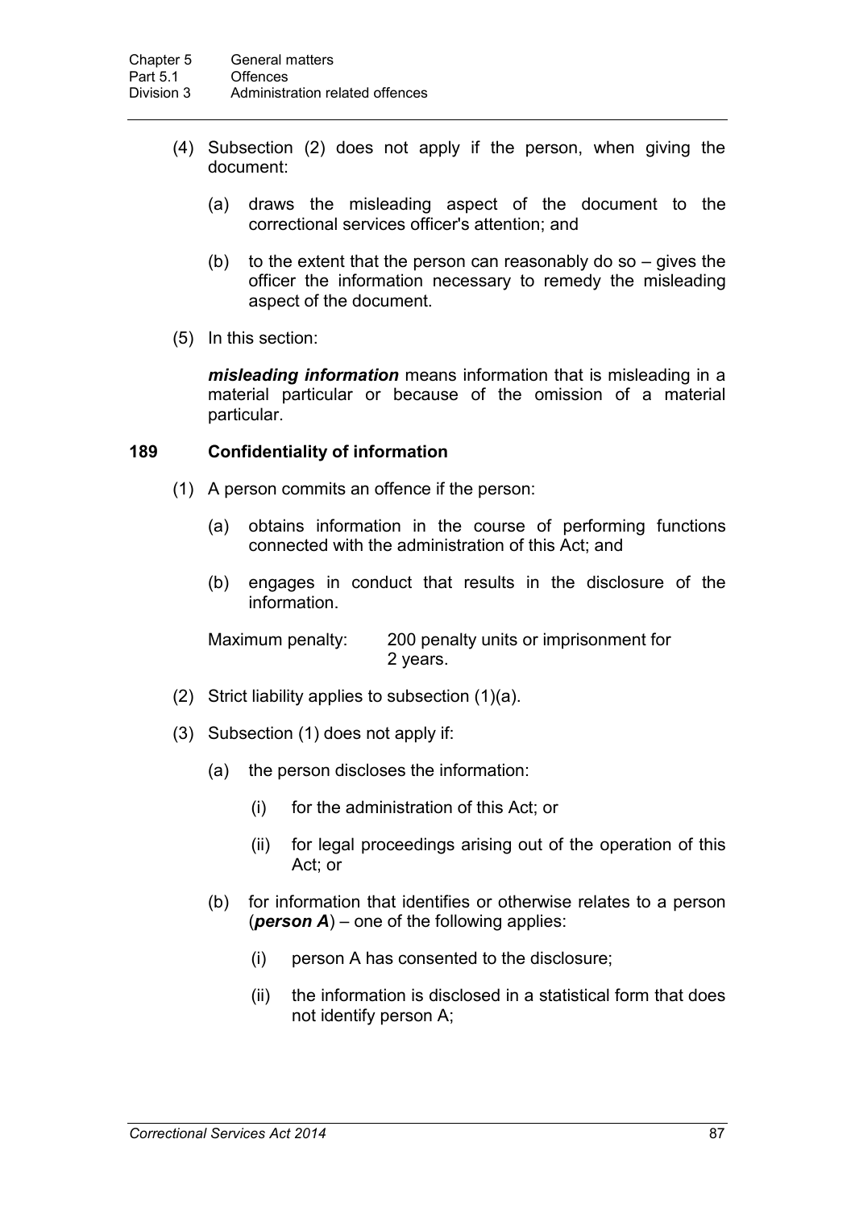(4) Subsection (2) does not apply if the person, when giving the document:

(a) draws the misleading aspect of the document to the correctional services officer's attention; and

(b) to the extent that the person can reasonably do so – gives the officer the information necessary to remedy the misleading aspect of the document.

(5) In this section:

***misleading information*** means information that is misleading in a material particular or because of the omission of a material particular.

### 189 Confidentiality of information

(1) A person commits an offence if the person:

(a) obtains information in the course of performing functions connected with the administration of this Act; and

(b) engages in conduct that results in the disclosure of the information.

Maximum penalty: 200 penalty units or imprisonment for 2 years.

(2) Strict liability applies to subsection (1)(a).

(3) Subsection (1) does not apply if:

(a) the person discloses the information:

(i) for the administration of this Act; or

(ii) for legal proceedings arising out of the operation of this Act; or

(b) for information that identifies or otherwise relates to a person (***person A***) – one of the following applies:

(i) person A has consented to the disclosure;

(ii) the information is disclosed in a statistical form that does not identify person A;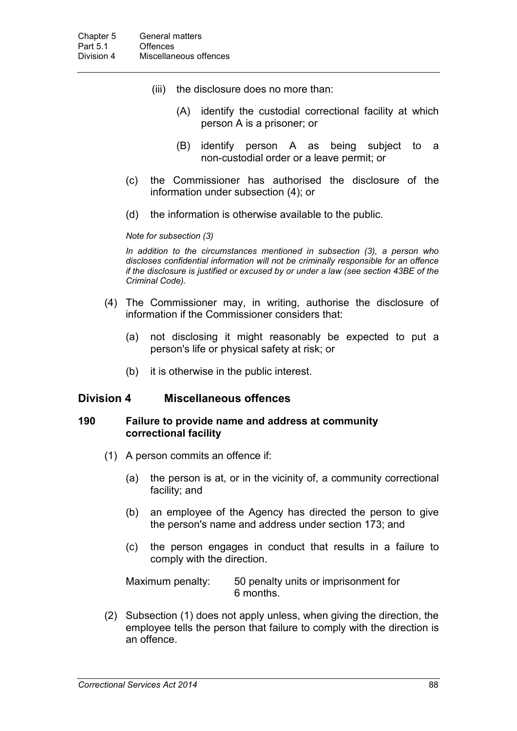(iii) the disclosure does no more than:

(A) identify the custodial correctional facility at which person A is a prisoner; or

(B) identify person A as being subject to a non-custodial order or a leave permit; or

(c) the Commissioner has authorised the disclosure of the information under subsection (4); or

(d) the information is otherwise available to the public.

*Note for subsection (3)*

*In addition to the circumstances mentioned in subsection (3), a person who discloses confidential information will not be criminally responsible for an offence if the disclosure is justified or excused by or under a law (see section 43BE of the Criminal Code).*

(4) The Commissioner may, in writing, authorise the disclosure of information if the Commissioner considers that:

(a) not disclosing it might reasonably be expected to put a person's life or physical safety at risk; or

(b) it is otherwise in the public interest.

## Division 4 Miscellaneous offences

### 190 Failure to provide name and address at community correctional facility

(1) A person commits an offence if:

(a) the person is at, or in the vicinity of, a community correctional facility; and

(b) an employee of the Agency has directed the person to give the person's name and address under section 173; and

(c) the person engages in conduct that results in a failure to comply with the direction.

Maximum penalty: 50 penalty units or imprisonment for 6 months.

(2) Subsection (1) does not apply unless, when giving the direction, the employee tells the person that failure to comply with the direction is an offence.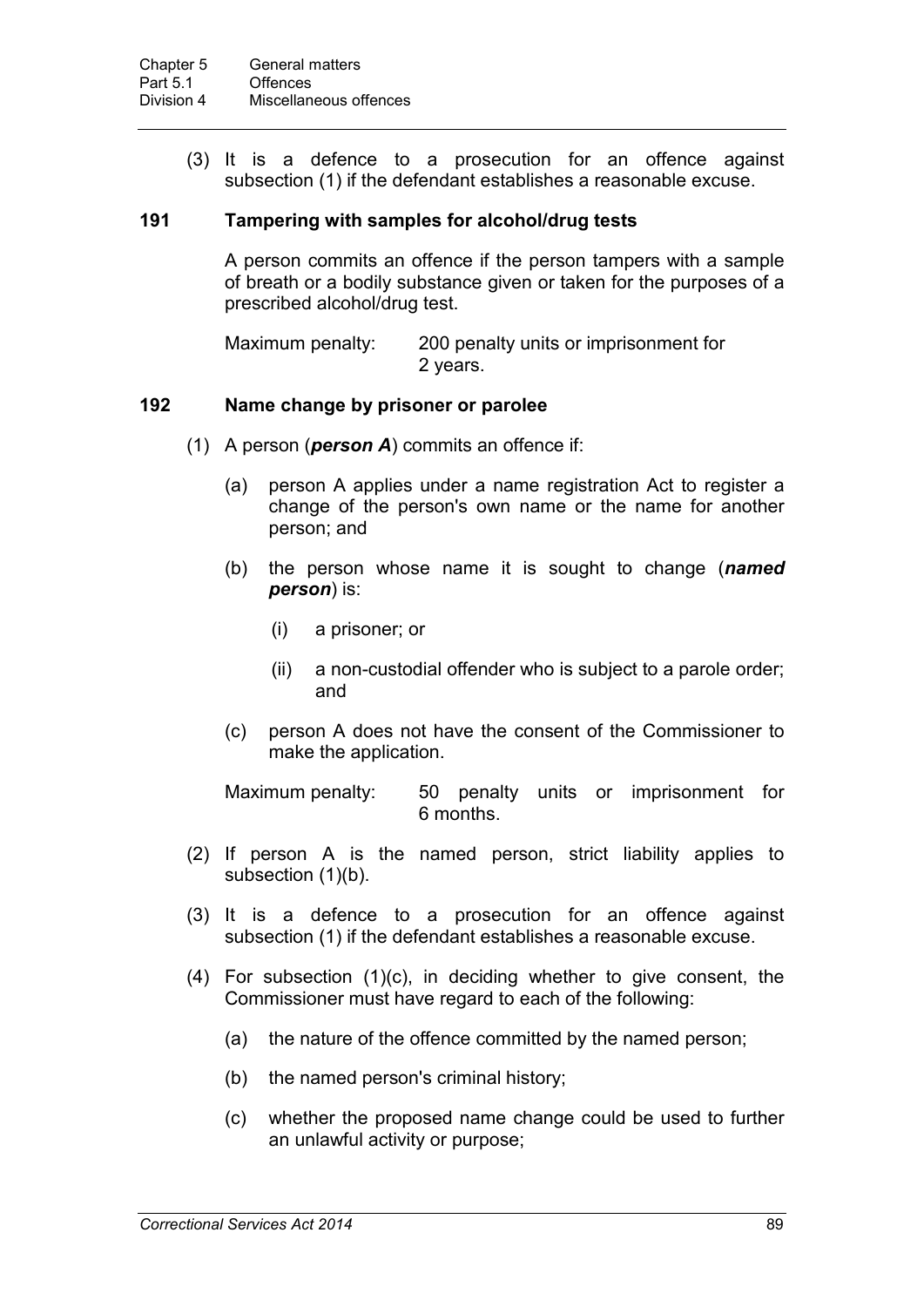(3) It is a defence to a prosecution for an offence against subsection (1) if the defendant establishes a reasonable excuse.

### 191 Tampering with samples for alcohol/drug tests

A person commits an offence if the person tampers with a sample of breath or a bodily substance given or taken for the purposes of a prescribed alcohol/drug test.

Maximum penalty: 200 penalty units or imprisonment for 2 years.

### 192 Name change by prisoner or parolee

(1) A person (***person A***) commits an offence if:

(a) person A applies under a name registration Act to register a change of the person's own name or the name for another person; and

(b) the person whose name it is sought to change (***named person***) is:

(i) a prisoner; or

(ii) a non-custodial offender who is subject to a parole order; and

(c) person A does not have the consent of the Commissioner to make the application.

Maximum penalty: 50 penalty units or imprisonment for 6 months.

(2) If person A is the named person, strict liability applies to subsection (1)(b).

(3) It is a defence to a prosecution for an offence against subsection (1) if the defendant establishes a reasonable excuse.

(4) For subsection (1)(c), in deciding whether to give consent, the Commissioner must have regard to each of the following:

(a) the nature of the offence committed by the named person;

(b) the named person's criminal history;

(c) whether the proposed name change could be used to further an unlawful activity or purpose;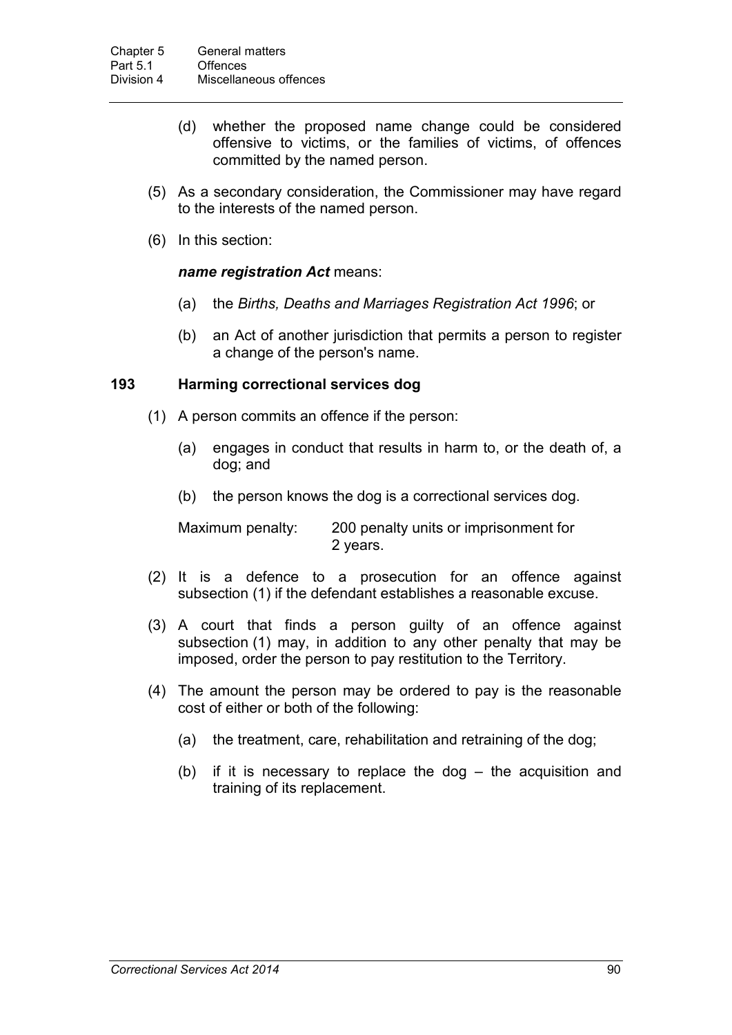(d) whether the proposed name change could be considered offensive to victims, or the families of victims, of offences committed by the named person.

(5) As a secondary consideration, the Commissioner may have regard to the interests of the named person.

(6) In this section:

***name registration Act*** means:

(a) the *Births, Deaths and Marriages Registration Act 1996*; or

(b) an Act of another jurisdiction that permits a person to register a change of the person's name.

### 193 Harming correctional services dog

(1) A person commits an offence if the person:

(a) engages in conduct that results in harm to, or the death of, a dog; and

(b) the person knows the dog is a correctional services dog.

Maximum penalty: 200 penalty units or imprisonment for 2 years.

(2) It is a defence to a prosecution for an offence against subsection (1) if the defendant establishes a reasonable excuse.

(3) A court that finds a person guilty of an offence against subsection (1) may, in addition to any other penalty that may be imposed, order the person to pay restitution to the Territory.

(4) The amount the person may be ordered to pay is the reasonable cost of either or both of the following:

(a) the treatment, care, rehabilitation and retraining of the dog;

(b) if it is necessary to replace the dog – the acquisition and training of its replacement.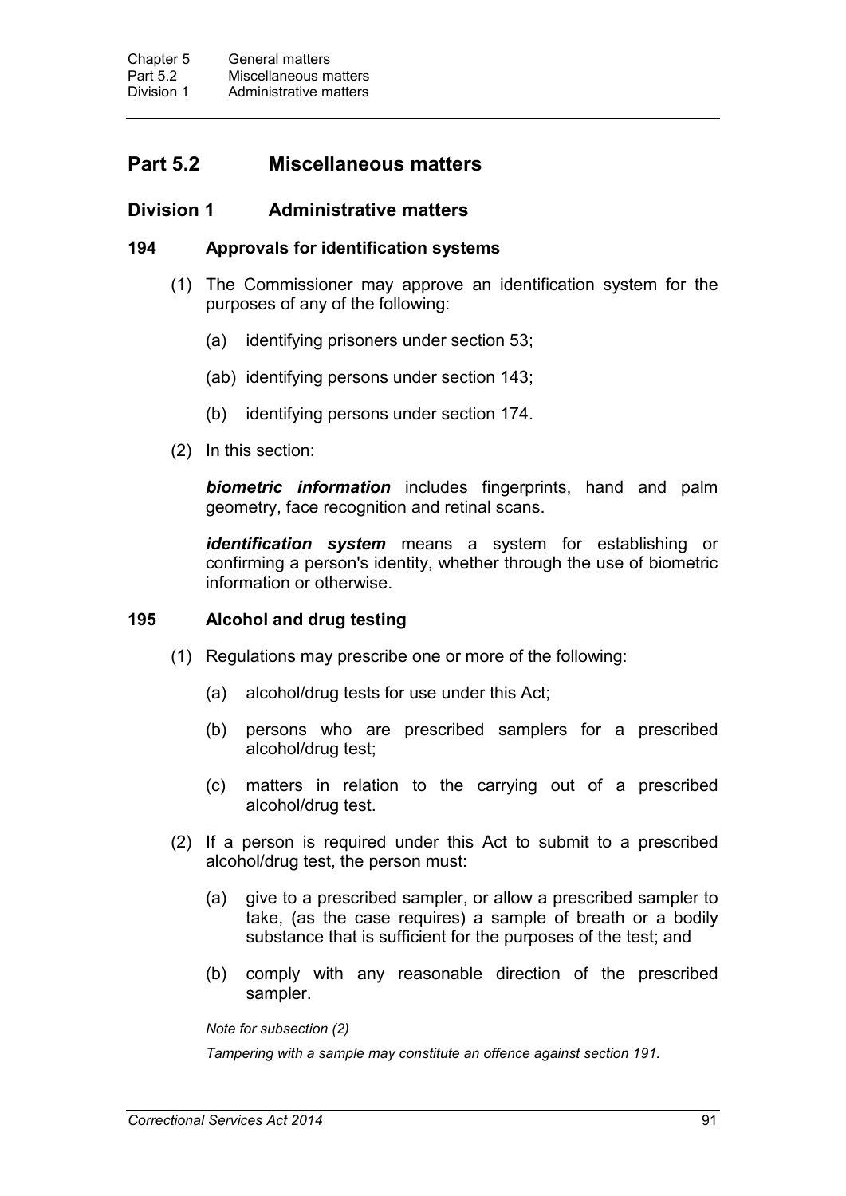## Part 5.2 Miscellaneous matters

### Division 1 Administrative matters

#### 194 Approvals for identification systems

(1) The Commissioner may approve an identification system for the purposes of any of the following:

(a) identifying prisoners under section 53;

(ab) identifying persons under section 143;

(b) identifying persons under section 174.

(2) In this section:

***biometric information*** includes fingerprints, hand and palm geometry, face recognition and retinal scans.

***identification system*** means a system for establishing or confirming a person's identity, whether through the use of biometric information or otherwise.

#### 195 Alcohol and drug testing

(1) Regulations may prescribe one or more of the following:

(a) alcohol/drug tests for use under this Act;

(b) persons who are prescribed samplers for a prescribed alcohol/drug test;

(c) matters in relation to the carrying out of a prescribed alcohol/drug test.

(2) If a person is required under this Act to submit to a prescribed alcohol/drug test, the person must:

(a) give to a prescribed sampler, or allow a prescribed sampler to take, (as the case requires) a sample of breath or a bodily substance that is sufficient for the purposes of the test; and

(b) comply with any reasonable direction of the prescribed sampler.

*Note for subsection (2)*

*Tampering with a sample may constitute an offence against section 191.*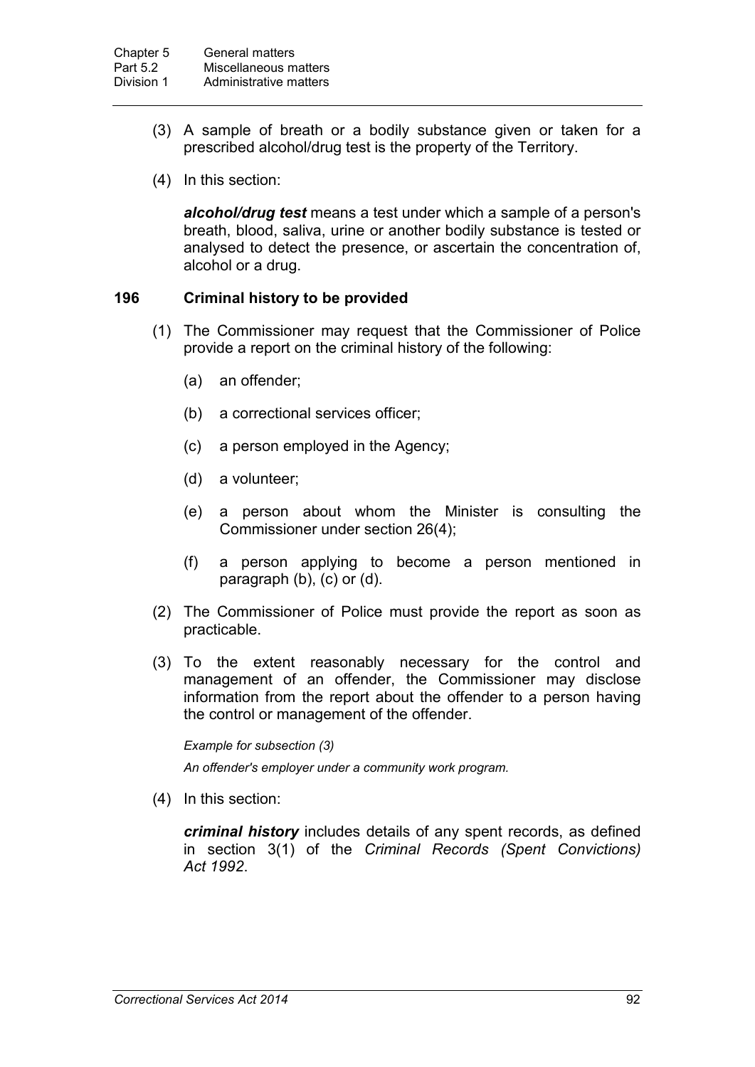(3) A sample of breath or a bodily substance given or taken for a prescribed alcohol/drug test is the property of the Territory.

(4) In this section:

***alcohol/drug test*** means a test under which a sample of a person's breath, blood, saliva, urine or another bodily substance is tested or analysed to detect the presence, or ascertain the concentration of, alcohol or a drug.

### 196 Criminal history to be provided

(1) The Commissioner may request that the Commissioner of Police provide a report on the criminal history of the following:

(a) an offender;

(b) a correctional services officer;

(c) a person employed in the Agency;

(d) a volunteer;

(e) a person about whom the Minister is consulting the Commissioner under section 26(4);

(f) a person applying to become a person mentioned in paragraph (b), (c) or (d).

(2) The Commissioner of Police must provide the report as soon as practicable.

(3) To the extent reasonably necessary for the control and management of an offender, the Commissioner may disclose information from the report about the offender to a person having the control or management of the offender.

*Example for subsection (3)*

*An offender's employer under a community work program.*

(4) In this section:

***criminal history*** includes details of any spent records, as defined in section 3(1) of the *Criminal Records (Spent Convictions) Act 1992*.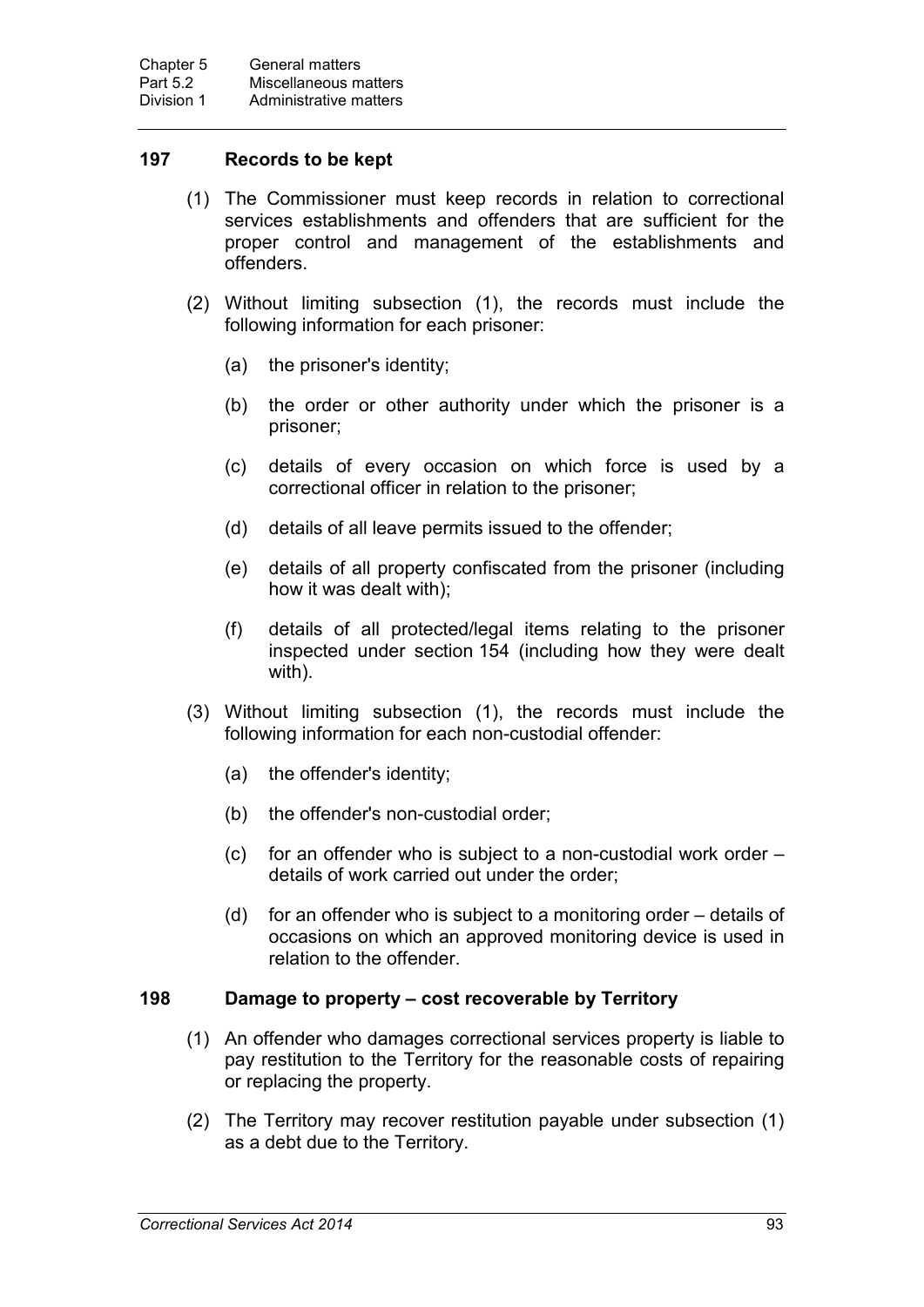### 197 Records to be kept

(1) The Commissioner must keep records in relation to correctional services establishments and offenders that are sufficient for the proper control and management of the establishments and offenders.

(2) Without limiting subsection (1), the records must include the following information for each prisoner:

(a) the prisoner's identity;

(b) the order or other authority under which the prisoner is a prisoner;

(c) details of every occasion on which force is used by a correctional officer in relation to the prisoner;

(d) details of all leave permits issued to the offender;

(e) details of all property confiscated from the prisoner (including how it was dealt with);

(f) details of all protected/legal items relating to the prisoner inspected under section 154 (including how they were dealt with).

(3) Without limiting subsection (1), the records must include the following information for each non-custodial offender:

(a) the offender's identity;

(b) the offender's non-custodial order;

(c) for an offender who is subject to a non-custodial work order – details of work carried out under the order;

(d) for an offender who is subject to a monitoring order – details of occasions on which an approved monitoring device is used in relation to the offender.

### 198 Damage to property – cost recoverable by Territory

(1) An offender who damages correctional services property is liable to pay restitution to the Territory for the reasonable costs of repairing or replacing the property.

(2) The Territory may recover restitution payable under subsection (1) as a debt due to the Territory.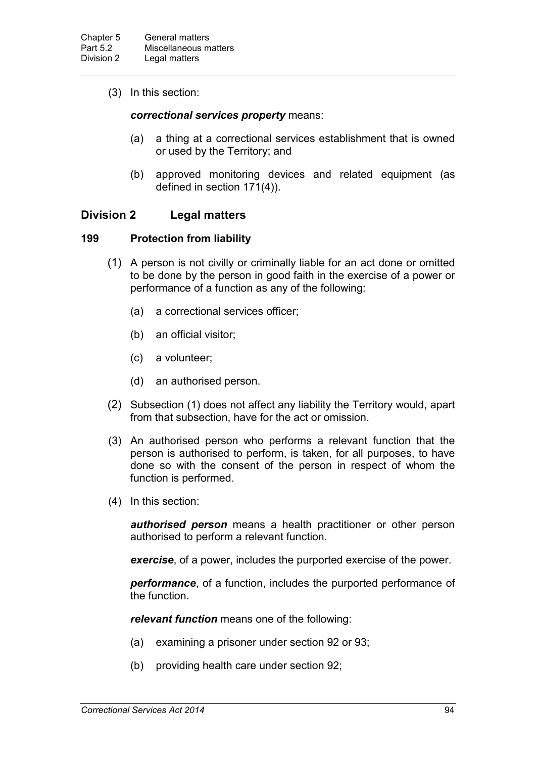(3) In this section:

***correctional services property*** means:

(a) a thing at a correctional services establishment that is owned or used by the Territory; and

(b) approved monitoring devices and related equipment (as defined in section 171(4)).

## Division 2 Legal matters

### 199 Protection from liability

(1) A person is not civilly or criminally liable for an act done or omitted to be done by the person in good faith in the exercise of a power or performance of a function as any of the following:

(a) a correctional services officer;

(b) an official visitor;

(c) a volunteer;

(d) an authorised person.

(2) Subsection (1) does not affect any liability the Territory would, apart from that subsection, have for the act or omission.

(3) An authorised person who performs a relevant function that the person is authorised to perform, is taken, for all purposes, to have done so with the consent of the person in respect of whom the function is performed.

(4) In this section:

***authorised person*** means a health practitioner or other person authorised to perform a relevant function.

***exercise***, of a power, includes the purported exercise of the power.

***performance***, of a function, includes the purported performance of the function.

***relevant function*** means one of the following:

(a) examining a prisoner under section 92 or 93;

(b) providing health care under section 92;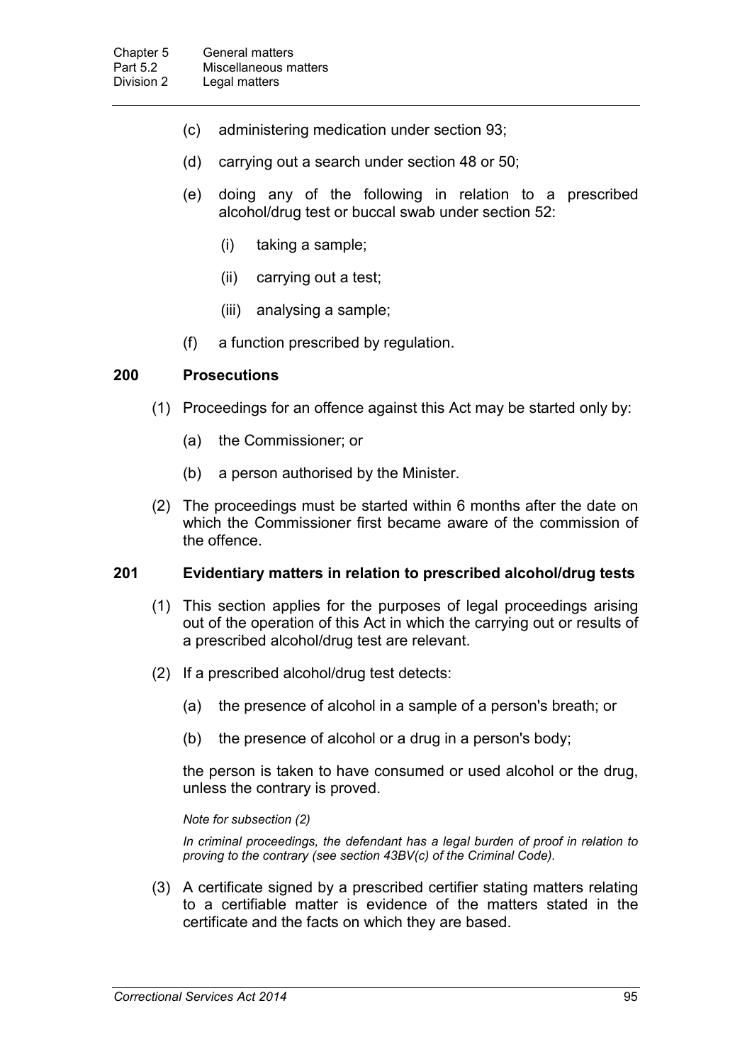(c) administering medication under section 93;

(d) carrying out a search under section 48 or 50;

(e) doing any of the following in relation to a prescribed alcohol/drug test or buccal swab under section 52:

    (i) taking a sample;

    (ii) carrying out a test;

    (iii) analysing a sample;

(f) a function prescribed by regulation.

### 200 Prosecutions

(1) Proceedings for an offence against this Act may be started only by:

    (a) the Commissioner; or

    (b) a person authorised by the Minister.

(2) The proceedings must be started within 6 months after the date on which the Commissioner first became aware of the commission of the offence.

### 201 Evidentiary matters in relation to prescribed alcohol/drug tests

(1) This section applies for the purposes of legal proceedings arising out of the operation of this Act in which the carrying out or results of a prescribed alcohol/drug test are relevant.

(2) If a prescribed alcohol/drug test detects:

    (a) the presence of alcohol in a sample of a person's breath; or

    (b) the presence of alcohol or a drug in a person's body;

    the person is taken to have consumed or used alcohol or the drug, unless the contrary is proved.

*Note for subsection (2)*

*In criminal proceedings, the defendant has a legal burden of proof in relation to proving to the contrary (see section 43BV(c) of the Criminal Code).*

(3) A certificate signed by a prescribed certifier stating matters relating to a certifiable matter is evidence of the matters stated in the certificate and the facts on which they are based.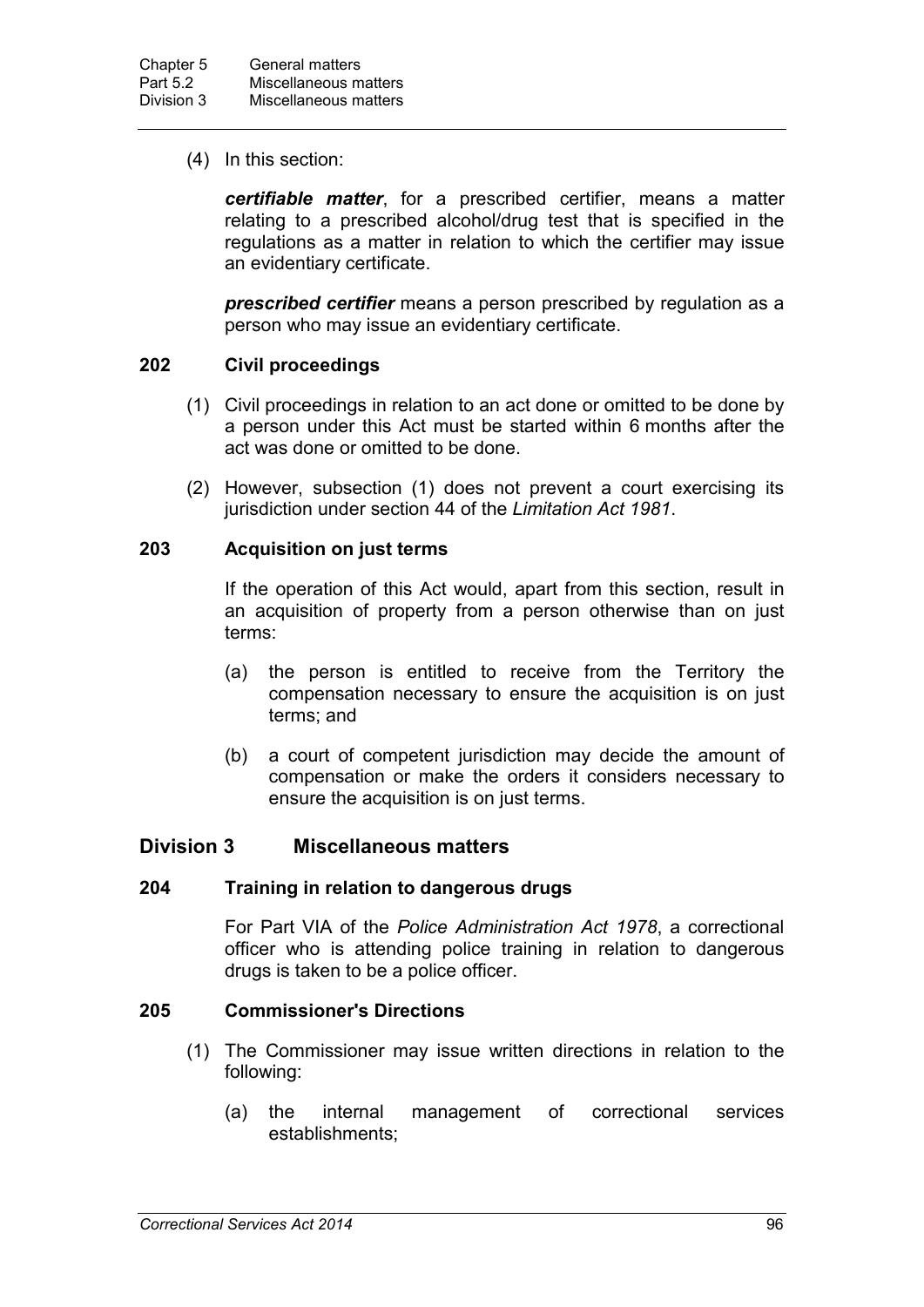(4) In this section:

***certifiable matter***, for a prescribed certifier, means a matter relating to a prescribed alcohol/drug test that is specified in the regulations as a matter in relation to which the certifier may issue an evidentiary certificate.

***prescribed certifier*** means a person prescribed by regulation as a person who may issue an evidentiary certificate.

### 202 Civil proceedings

(1) Civil proceedings in relation to an act done or omitted to be done by a person under this Act must be started within 6 months after the act was done or omitted to be done.

(2) However, subsection (1) does not prevent a court exercising its jurisdiction under section 44 of the *Limitation Act 1981*.

### 203 Acquisition on just terms

If the operation of this Act would, apart from this section, result in an acquisition of property from a person otherwise than on just terms:

(a) the person is entitled to receive from the Territory the compensation necessary to ensure the acquisition is on just terms; and

(b) a court of competent jurisdiction may decide the amount of compensation or make the orders it considers necessary to ensure the acquisition is on just terms.

## Division 3 Miscellaneous matters

### 204 Training in relation to dangerous drugs

For Part VIA of the *Police Administration Act 1978*, a correctional officer who is attending police training in relation to dangerous drugs is taken to be a police officer.

### 205 Commissioner's Directions

(1) The Commissioner may issue written directions in relation to the following:

(a) the internal management of correctional services establishments;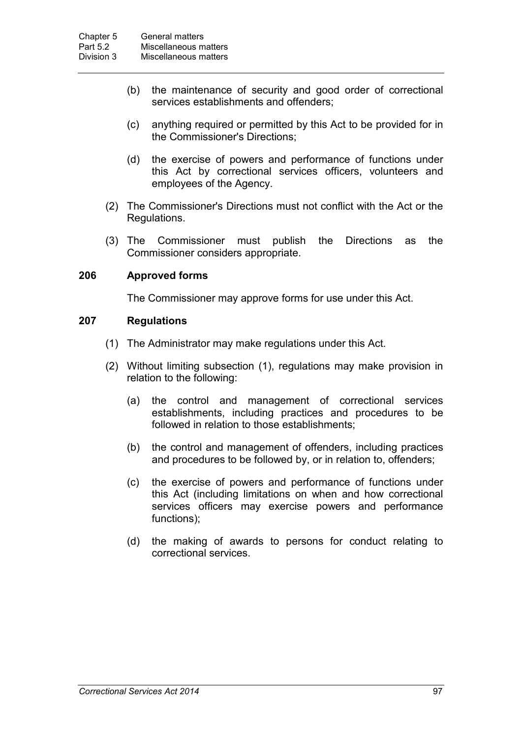(b) the maintenance of security and good order of correctional services establishments and offenders;

(c) anything required or permitted by this Act to be provided for in the Commissioner's Directions;

(d) the exercise of powers and performance of functions under this Act by correctional services officers, volunteers and employees of the Agency.

(2) The Commissioner's Directions must not conflict with the Act or the Regulations.

(3) The Commissioner must publish the Directions as the Commissioner considers appropriate.

### 206 Approved forms

The Commissioner may approve forms for use under this Act.

### 207 Regulations

(1) The Administrator may make regulations under this Act.

(2) Without limiting subsection (1), regulations may make provision in relation to the following:

(a) the control and management of correctional services establishments, including practices and procedures to be followed in relation to those establishments;

(b) the control and management of offenders, including practices and procedures to be followed by, or in relation to, offenders;

(c) the exercise of powers and performance of functions under this Act (including limitations on when and how correctional services officers may exercise powers and performance functions);

(d) the making of awards to persons for conduct relating to correctional services.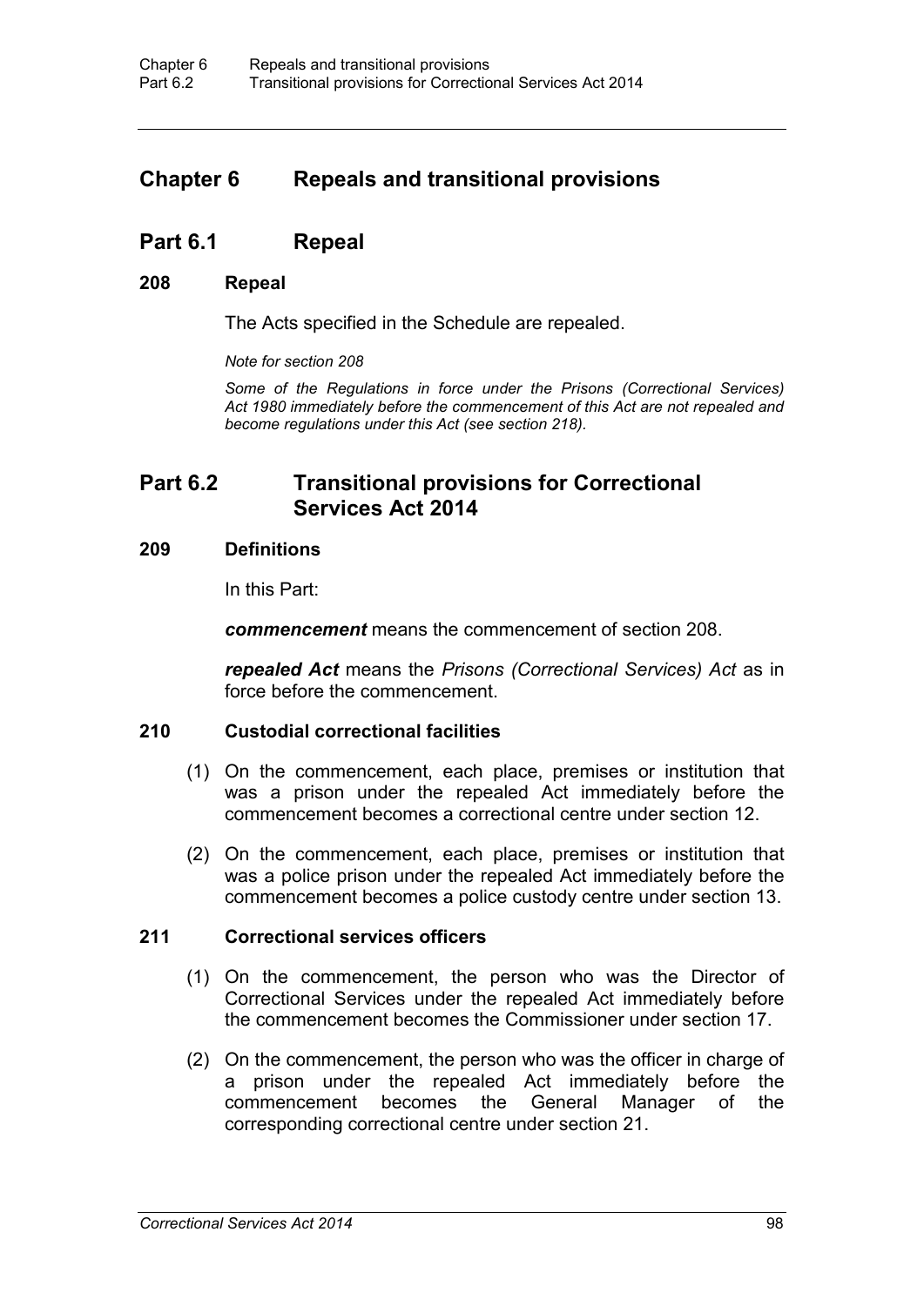# Chapter 6 Repeals and transitional provisions

## Part 6.1 Repeal

### 208 Repeal

The Acts specified in the Schedule are repealed.

*Note for section 208*

*Some of the Regulations in force under the Prisons (Correctional Services) Act 1980 immediately before the commencement of this Act are not repealed and become regulations under this Act (see section 218).*

## Part 6.2 Transitional provisions for Correctional Services Act 2014

### 209 Definitions

In this Part:

***commencement*** means the commencement of section 208.

***repealed Act*** means the *Prisons (Correctional Services) Act* as in force before the commencement.

### 210 Custodial correctional facilities

(1) On the commencement, each place, premises or institution that was a prison under the repealed Act immediately before the commencement becomes a correctional centre under section 12.

(2) On the commencement, each place, premises or institution that was a police prison under the repealed Act immediately before the commencement becomes a police custody centre under section 13.

### 211 Correctional services officers

(1) On the commencement, the person who was the Director of Correctional Services under the repealed Act immediately before the commencement becomes the Commissioner under section 17.

(2) On the commencement, the person who was the officer in charge of a prison under the repealed Act immediately before the commencement becomes the General Manager of the corresponding correctional centre under section 21.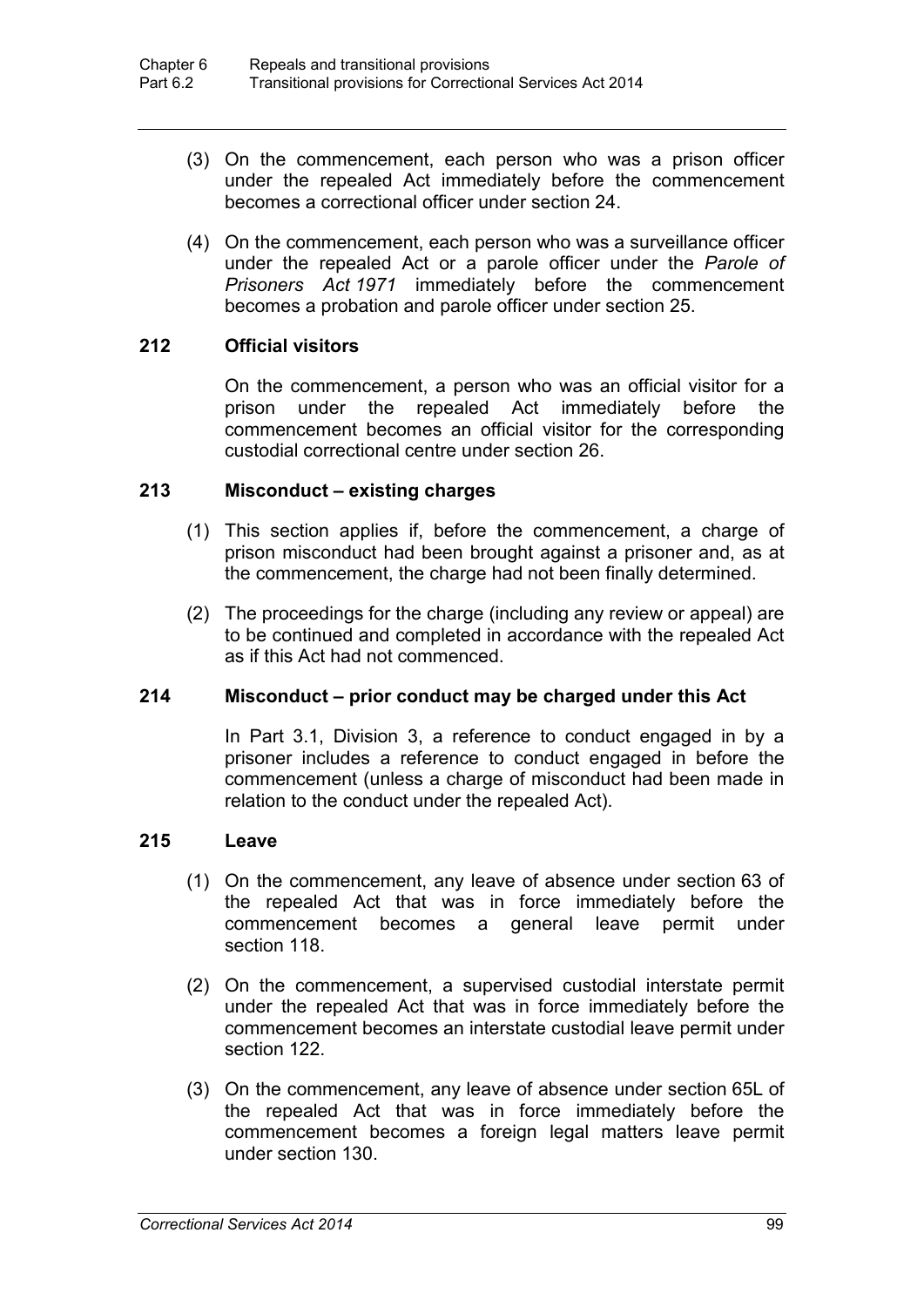(3) On the commencement, each person who was a prison officer under the repealed Act immediately before the commencement becomes a correctional officer under section 24.

(4) On the commencement, each person who was a surveillance officer under the repealed Act or a parole officer under the *Parole of Prisoners Act 1971* immediately before the commencement becomes a probation and parole officer under section 25.

### 212 Official visitors

On the commencement, a person who was an official visitor for a prison under the repealed Act immediately before the commencement becomes an official visitor for the corresponding custodial correctional centre under section 26.

### 213 Misconduct – existing charges

(1) This section applies if, before the commencement, a charge of prison misconduct had been brought against a prisoner and, as at the commencement, the charge had not been finally determined.

(2) The proceedings for the charge (including any review or appeal) are to be continued and completed in accordance with the repealed Act as if this Act had not commenced.

### 214 Misconduct – prior conduct may be charged under this Act

In Part 3.1, Division 3, a reference to conduct engaged in by a prisoner includes a reference to conduct engaged in before the commencement (unless a charge of misconduct had been made in relation to the conduct under the repealed Act).

### 215 Leave

(1) On the commencement, any leave of absence under section 63 of the repealed Act that was in force immediately before the commencement becomes a general leave permit under section 118.

(2) On the commencement, a supervised custodial interstate permit under the repealed Act that was in force immediately before the commencement becomes an interstate custodial leave permit under section 122.

(3) On the commencement, any leave of absence under section 65L of the repealed Act that was in force immediately before the commencement becomes a foreign legal matters leave permit under section 130.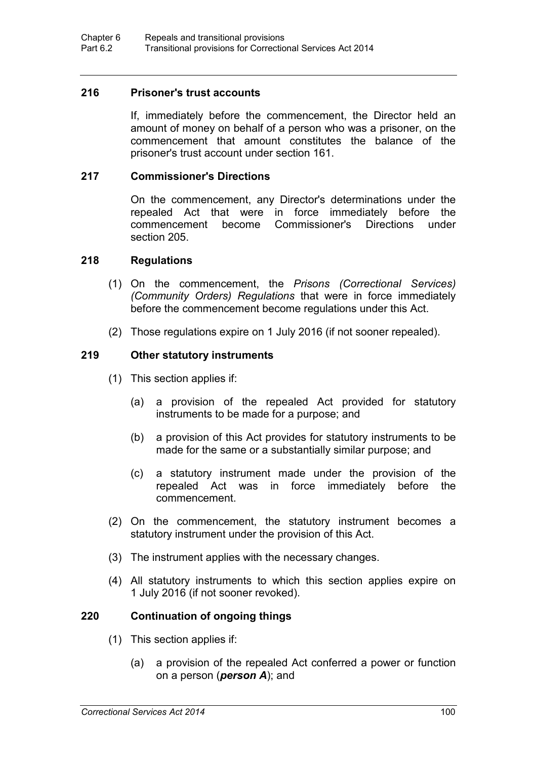### 216 Prisoner's trust accounts

If, immediately before the commencement, the Director held an amount of money on behalf of a person who was a prisoner, on the commencement that amount constitutes the balance of the prisoner's trust account under section 161.

### 217 Commissioner's Directions

On the commencement, any Director's determinations under the repealed Act that were in force immediately before the commencement become Commissioner's Directions under section 205.

### 218 Regulations

(1) On the commencement, the *Prisons (Correctional Services) (Community Orders) Regulations* that were in force immediately before the commencement become regulations under this Act.

(2) Those regulations expire on 1 July 2016 (if not sooner repealed).

### 219 Other statutory instruments

(1) This section applies if:

(a) a provision of the repealed Act provided for statutory instruments to be made for a purpose; and

(b) a provision of this Act provides for statutory instruments to be made for the same or a substantially similar purpose; and

(c) a statutory instrument made under the provision of the repealed Act was in force immediately before the commencement.

(2) On the commencement, the statutory instrument becomes a statutory instrument under the provision of this Act.

(3) The instrument applies with the necessary changes.

(4) All statutory instruments to which this section applies expire on 1 July 2016 (if not sooner revoked).

### 220 Continuation of ongoing things

(1) This section applies if:

(a) a provision of the repealed Act conferred a power or function on a person (***person A***); and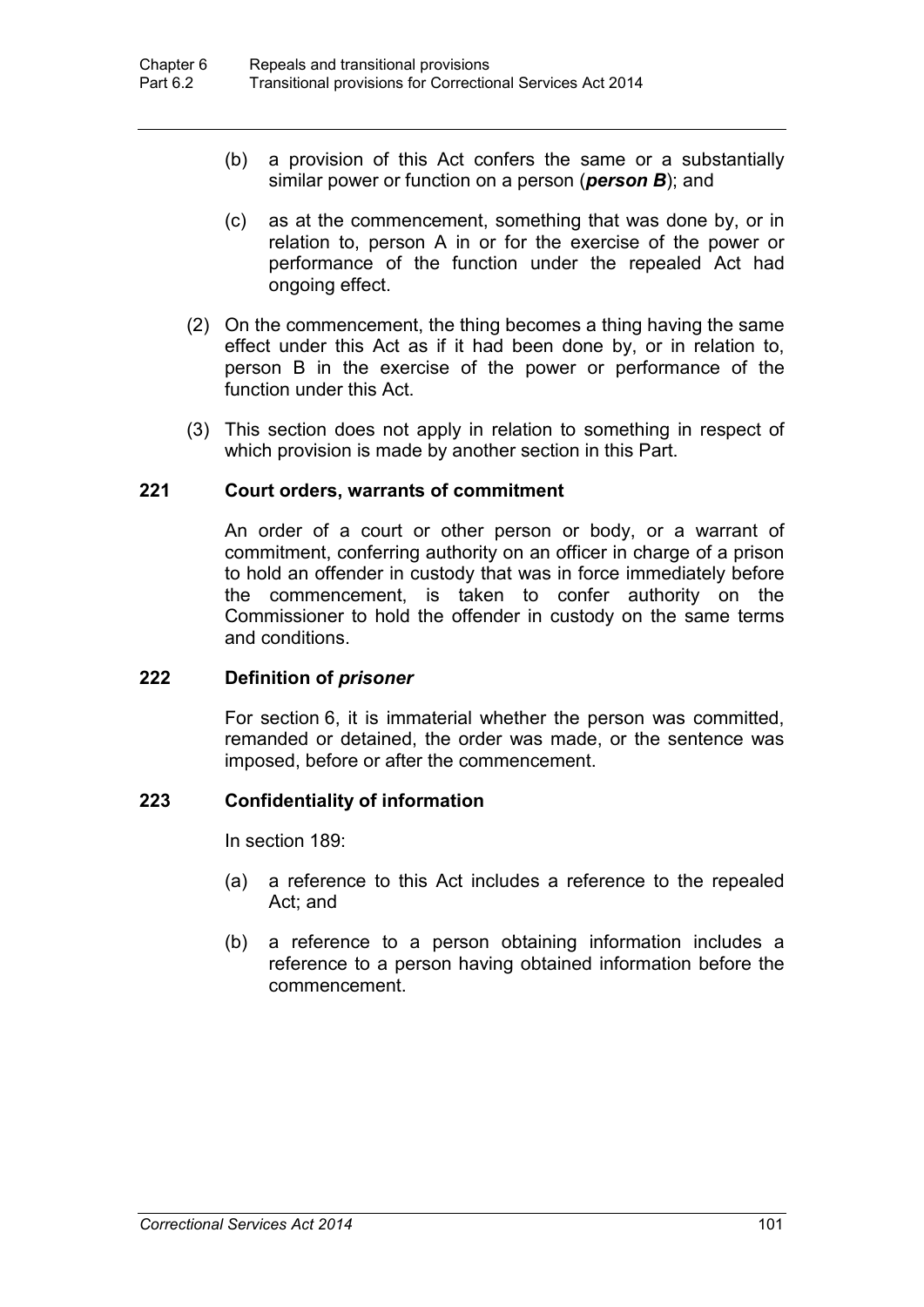(b) a provision of this Act confers the same or a substantially similar power or function on a person (***person B***); and

(c) as at the commencement, something that was done by, or in relation to, person A in or for the exercise of the power or performance of the function under the repealed Act had ongoing effect.

(2) On the commencement, the thing becomes a thing having the same effect under this Act as if it had been done by, or in relation to, person B in the exercise of the power or performance of the function under this Act.

(3) This section does not apply in relation to something in respect of which provision is made by another section in this Part.

### 221 Court orders, warrants of commitment

An order of a court or other person or body, or a warrant of commitment, conferring authority on an officer in charge of a prison to hold an offender in custody that was in force immediately before the commencement, is taken to confer authority on the Commissioner to hold the offender in custody on the same terms and conditions.

### 222 Definition of *prisoner*

For section 6, it is immaterial whether the person was committed, remanded or detained, the order was made, or the sentence was imposed, before or after the commencement.

### 223 Confidentiality of information

In section 189:

(a) a reference to this Act includes a reference to the repealed Act; and

(b) a reference to a person obtaining information includes a reference to a person having obtained information before the commencement.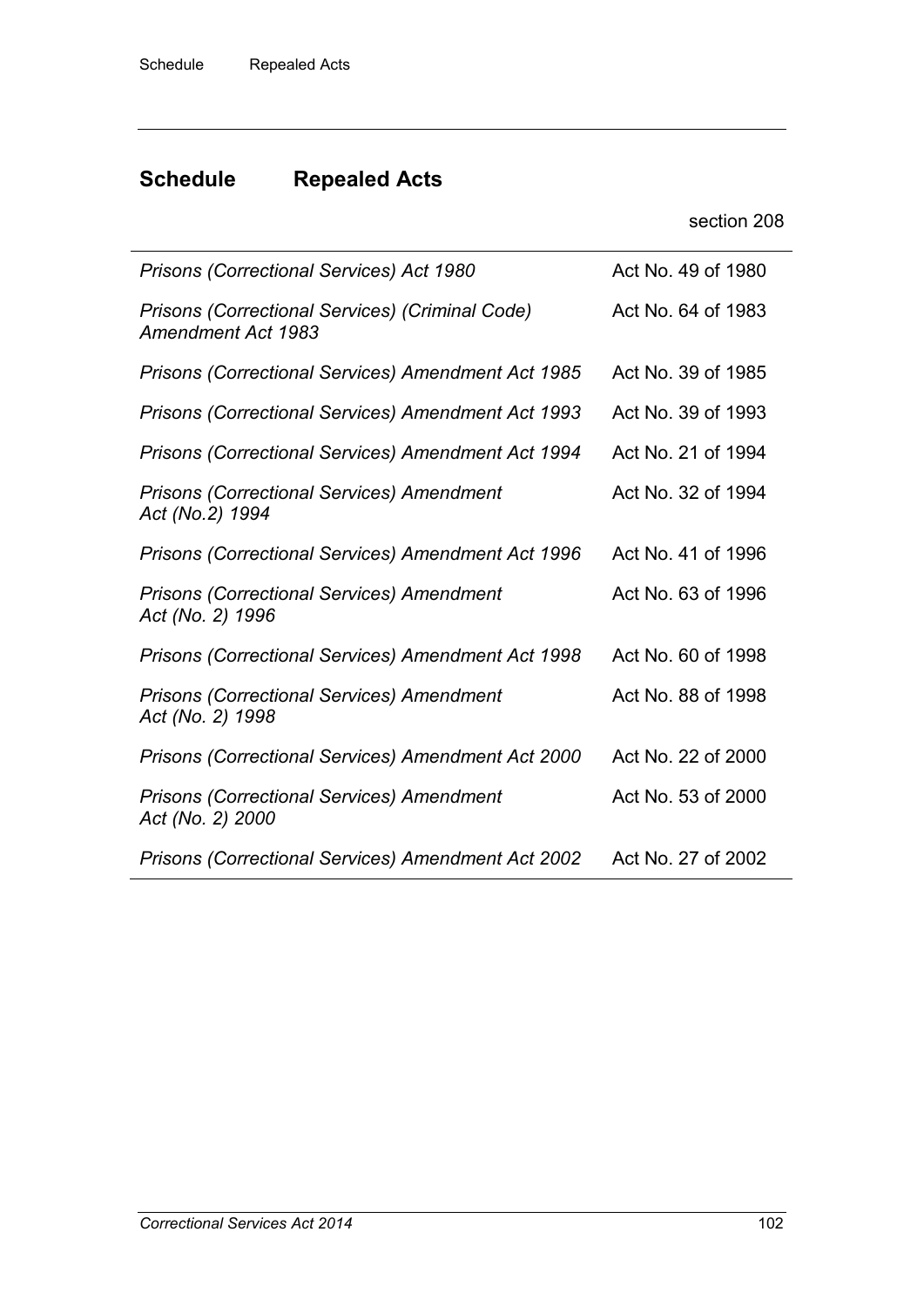## Schedule Repealed Acts

section 208

| | |
|---|---|
| *Prisons (Correctional Services) Act 1980* | Act No. 49 of 1980 |
| *Prisons (Correctional Services) (Criminal Code) Amendment Act 1983* | Act No. 64 of 1983 |
| *Prisons (Correctional Services) Amendment Act 1985* | Act No. 39 of 1985 |
| *Prisons (Correctional Services) Amendment Act 1993* | Act No. 39 of 1993 |
| *Prisons (Correctional Services) Amendment Act 1994* | Act No. 21 of 1994 |
| *Prisons (Correctional Services) Amendment Act (No.2) 1994* | Act No. 32 of 1994 |
| *Prisons (Correctional Services) Amendment Act 1996* | Act No. 41 of 1996 |
| *Prisons (Correctional Services) Amendment Act (No. 2) 1996* | Act No. 63 of 1996 |
| *Prisons (Correctional Services) Amendment Act 1998* | Act No. 60 of 1998 |
| *Prisons (Correctional Services) Amendment Act (No. 2) 1998* | Act No. 88 of 1998 |
| *Prisons (Correctional Services) Amendment Act 2000* | Act No. 22 of 2000 |
| *Prisons (Correctional Services) Amendment Act (No. 2) 2000* | Act No. 53 of 2000 |
| *Prisons (Correctional Services) Amendment Act 2002* | Act No. 27 of 2002 |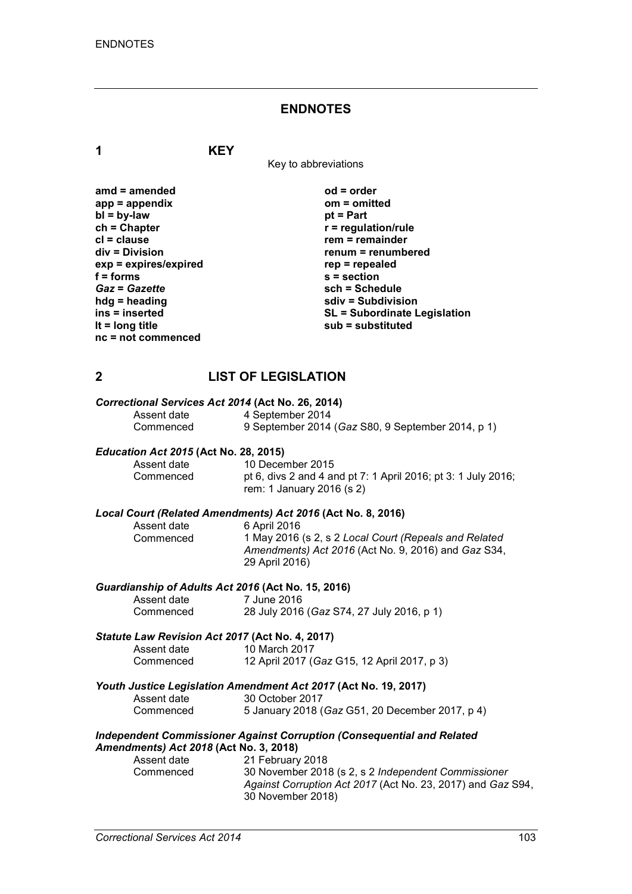# ENDNOTES

## 1 KEY

Key to abbreviations

| | |
|---|---|
| **amd = amended** | **od = order** |
| **app = appendix** | **om = omitted** |
| **bl = by-law** | **pt = Part** |
| **ch = Chapter** | **r = regulation/rule** |
| **cl = clause** | **rem = remainder** |
| **div = Division** | **renum = renumbered** |
| **exp = expires/expired** | **rep = repealed** |
| **f = forms** | **s = section** |
| ***Gaz* = *Gazette*** | **sch = Schedule** |
| **hdg = heading** | **sdiv = Subdivision** |
| **ins = inserted** | **SL = Subordinate Legislation** |
| **lt = long title** | **sub = substituted** |
| **nc = not commenced** | |

## 2 LIST OF LEGISLATION

***Correctional Services Act 2014* (Act No. 26, 2014)**

| | |
|---|---|
| Assent date | 4 September 2014 |
| Commenced | 9 September 2014 (*Gaz* S80, 9 September 2014, p 1) |

***Education Act 2015* (Act No. 28, 2015)**

| | |
|---|---|
| Assent date | 10 December 2015 |
| Commenced | pt 6, divs 2 and 4 and pt 7: 1 April 2016; pt 3: 1 July 2016; rem: 1 January 2016 (s 2) |

***Local Court (Related Amendments) Act 2016* (Act No. 8, 2016)**

| | |
|---|---|
| Assent date | 6 April 2016 |
| Commenced | 1 May 2016 (s 2, s 2 *Local Court (Repeals and Related Amendments) Act 2016* (Act No. 9, 2016) and *Gaz* S34, 29 April 2016) |

***Guardianship of Adults Act 2016* (Act No. 15, 2016)**

| | |
|---|---|
| Assent date | 7 June 2016 |
| Commenced | 28 July 2016 (*Gaz* S74, 27 July 2016, p 1) |

***Statute Law Revision Act 2017* (Act No. 4, 2017)**

| | |
|---|---|
| Assent date | 10 March 2017 |
| Commenced | 12 April 2017 (*Gaz* G15, 12 April 2017, p 3) |

***Youth Justice Legislation Amendment Act 2017* (Act No. 19, 2017)**

| | |
|---|---|
| Assent date | 30 October 2017 |
| Commenced | 5 January 2018 (*Gaz* G51, 20 December 2017, p 4) |

***Independent Commissioner Against Corruption (Consequential and Related Amendments) Act 2018* (Act No. 3, 2018)**

| | |
|---|---|
| Assent date | 21 February 2018 |
| Commenced | 30 November 2018 (s 2, s 2 *Independent Commissioner Against Corruption Act 2017* (Act No. 23, 2017) and *Gaz* S94, 30 November 2018) |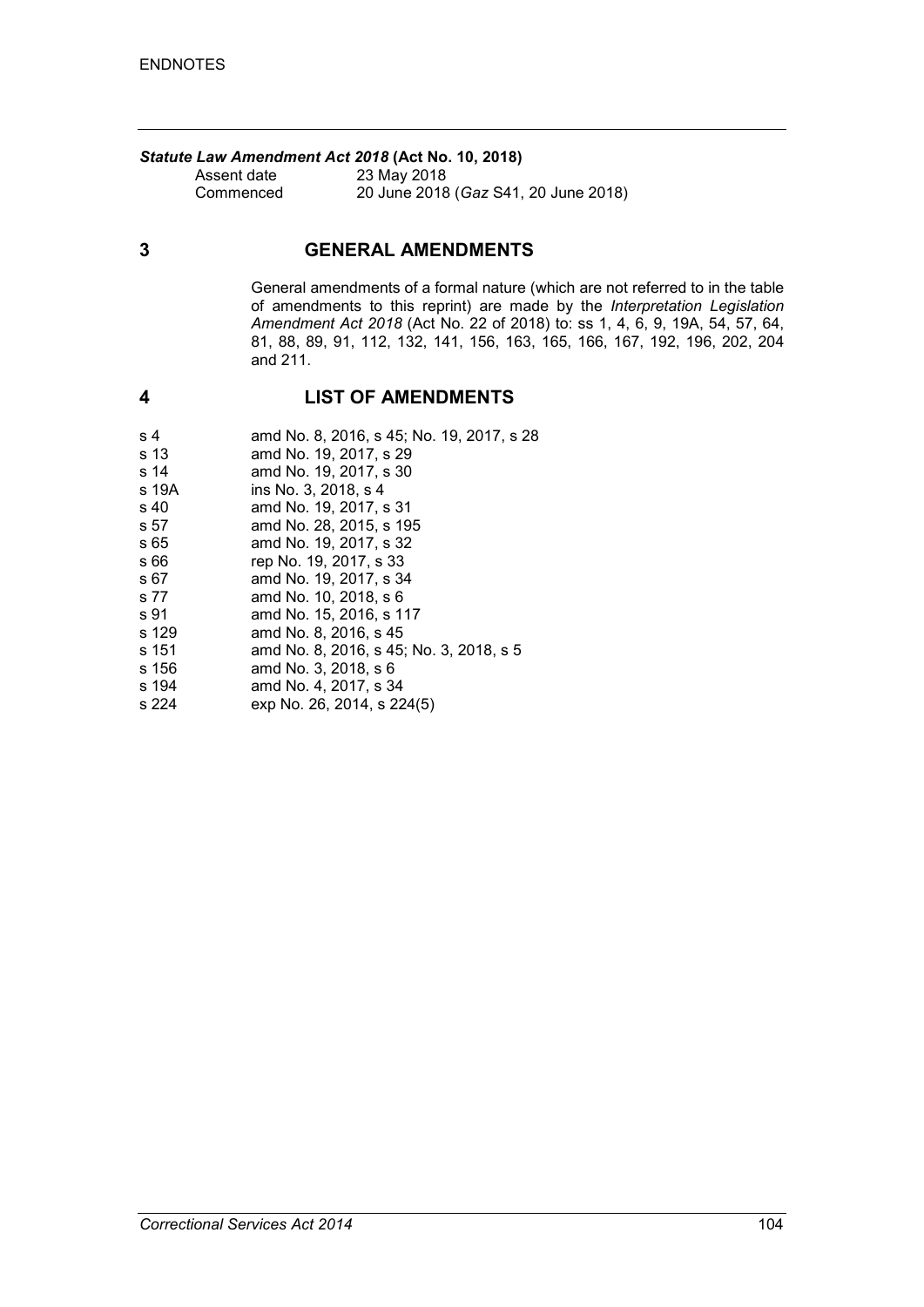***Statute Law Amendment Act 2018* (Act No. 10, 2018)**

| | |
|---|---|
| Assent date | 23 May 2018 |
| Commenced | 20 June 2018 (*Gaz* S41, 20 June 2018) |

## 3 GENERAL AMENDMENTS

General amendments of a formal nature (which are not referred to in the table of amendments to this reprint) are made by the *Interpretation Legislation Amendment Act 2018* (Act No. 22 of 2018) to: ss 1, 4, 6, 9, 19A, 54, 57, 64, 81, 88, 89, 91, 112, 132, 141, 156, 163, 165, 166, 167, 192, 196, 202, 204 and 211.

## 4 LIST OF AMENDMENTS

| | |
|---|---|
| s 4 | amd No. 8, 2016, s 45; No. 19, 2017, s 28 |
| s 13 | amd No. 19, 2017, s 29 |
| s 14 | amd No. 19, 2017, s 30 |
| s 19A | ins No. 3, 2018, s 4 |
| s 40 | amd No. 19, 2017, s 31 |
| s 57 | amd No. 28, 2015, s 195 |
| s 65 | amd No. 19, 2017, s 32 |
| s 66 | rep No. 19, 2017, s 33 |
| s 67 | amd No. 19, 2017, s 34 |
| s 77 | amd No. 10, 2018, s 6 |
| s 91 | amd No. 15, 2016, s 117 |
| s 129 | amd No. 8, 2016, s 45 |
| s 151 | amd No. 8, 2016, s 45; No. 3, 2018, s 5 |
| s 156 | amd No. 3, 2018, s 6 |
| s 194 | amd No. 4, 2017, s 34 |
| s 224 | exp No. 26, 2014, s 224(5) |